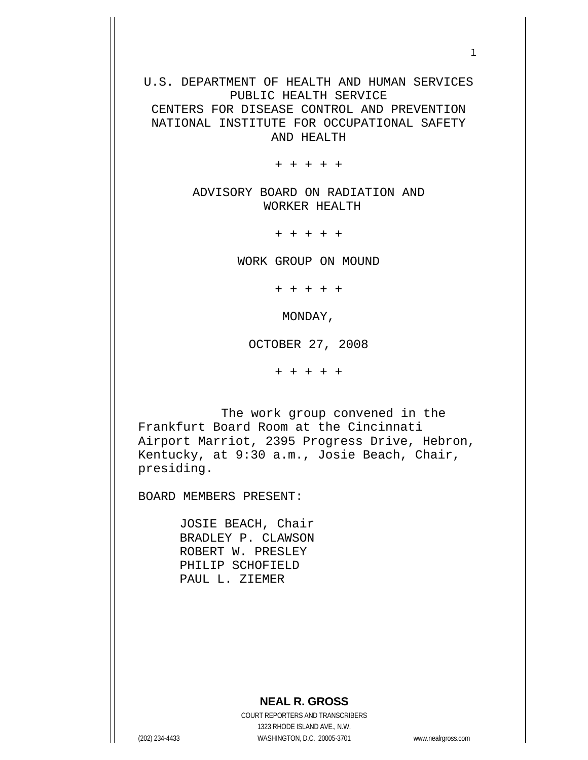U.S. DEPARTMENT OF HEALTH AND HUMAN SERVICES
PUBLIC HEALTH SERVICE
CENTERS FOR DISEASE CONTROL AND PREVENTION
NATIONAL INSTITUTE FOR OCCUPATIONAL SAFETY AND HEALTH

+ + + + +

ADVISORY BOARD ON RADIATION AND WORKER HEALTH

+ + + + +

WORK GROUP ON MOUND

+ + + + +

MONDAY,

OCTOBER 27, 2008

+ + + + +

The work group convened in the Frankfurt Board Room at the Cincinnati Airport Marriot, 2395 Progress Drive, Hebron, Kentucky, at 9:30 a.m., Josie Beach, Chair, presiding.

BOARD MEMBERS PRESENT:

JOSIE BEACH, Chair
BRADLEY P. CLAWSON
ROBERT W. PRESLEY
PHILIP SCHOFIELD
PAUL L. ZIEMER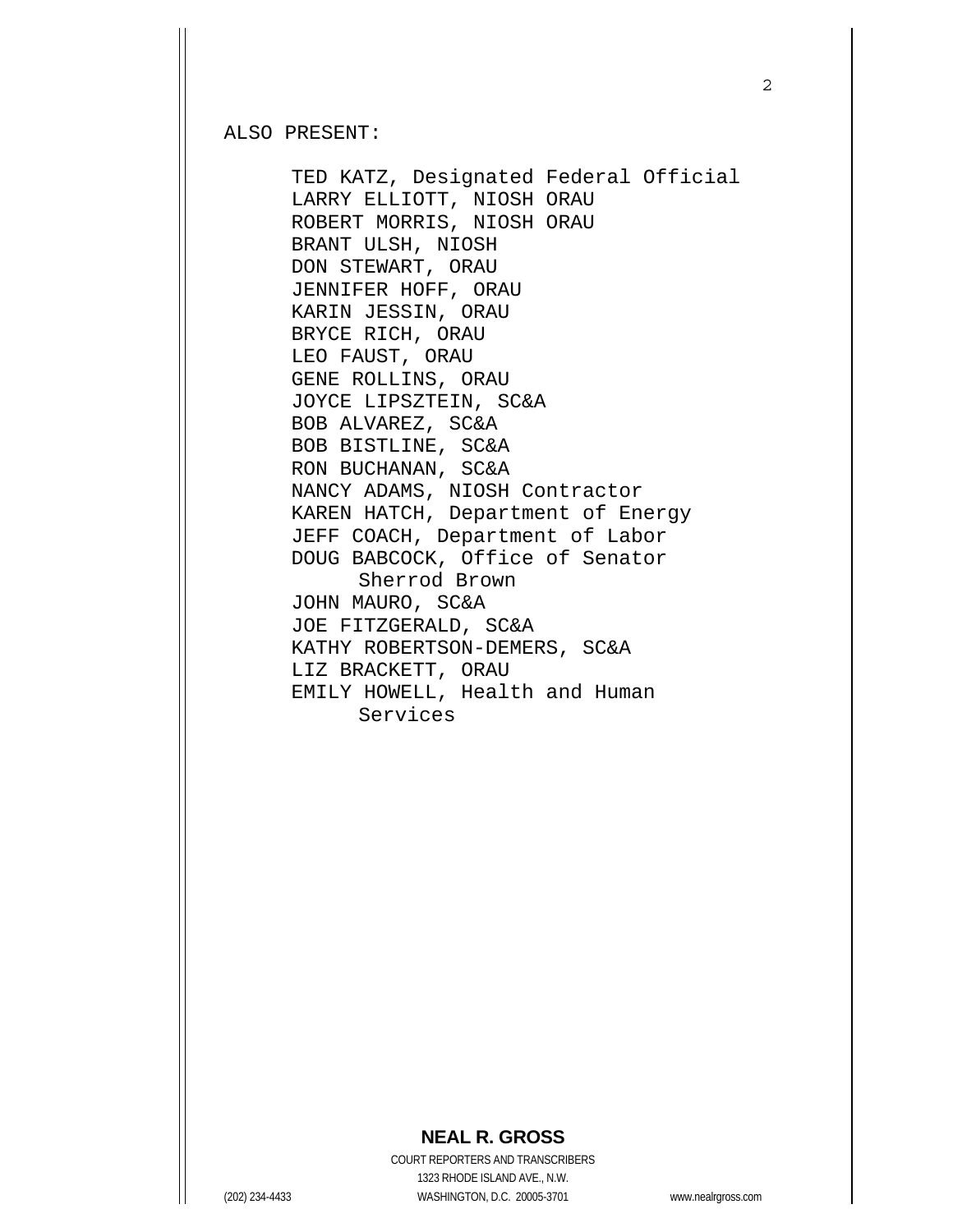ALSO PRESENT:

TED KATZ, Designated Federal Official
LARRY ELLIOTT, NIOSH ORAU
ROBERT MORRIS, NIOSH ORAU
BRANT ULSH, NIOSH
DON STEWART, ORAU
JENNIFER HOFF, ORAU
KARIN JESSIN, ORAU
BRYCE RICH, ORAU
LEO FAUST, ORAU
GENE ROLLINS, ORAU
JOYCE LIPSZTEIN, SC&A
BOB ALVAREZ, SC&A
BOB BISTLINE, SC&A
RON BUCHANAN, SC&A
NANCY ADAMS, NIOSH Contractor
KAREN HATCH, Department of Energy
JEFF COACH, Department of Labor
DOUG BABCOCK, Office of Senator Sherrod Brown
JOHN MAURO, SC&A
JOE FITZGERALD, SC&A
KATHY ROBERTSON-DEMERS, SC&A
LIZ BRACKETT, ORAU
EMILY HOWELL, Health and Human Services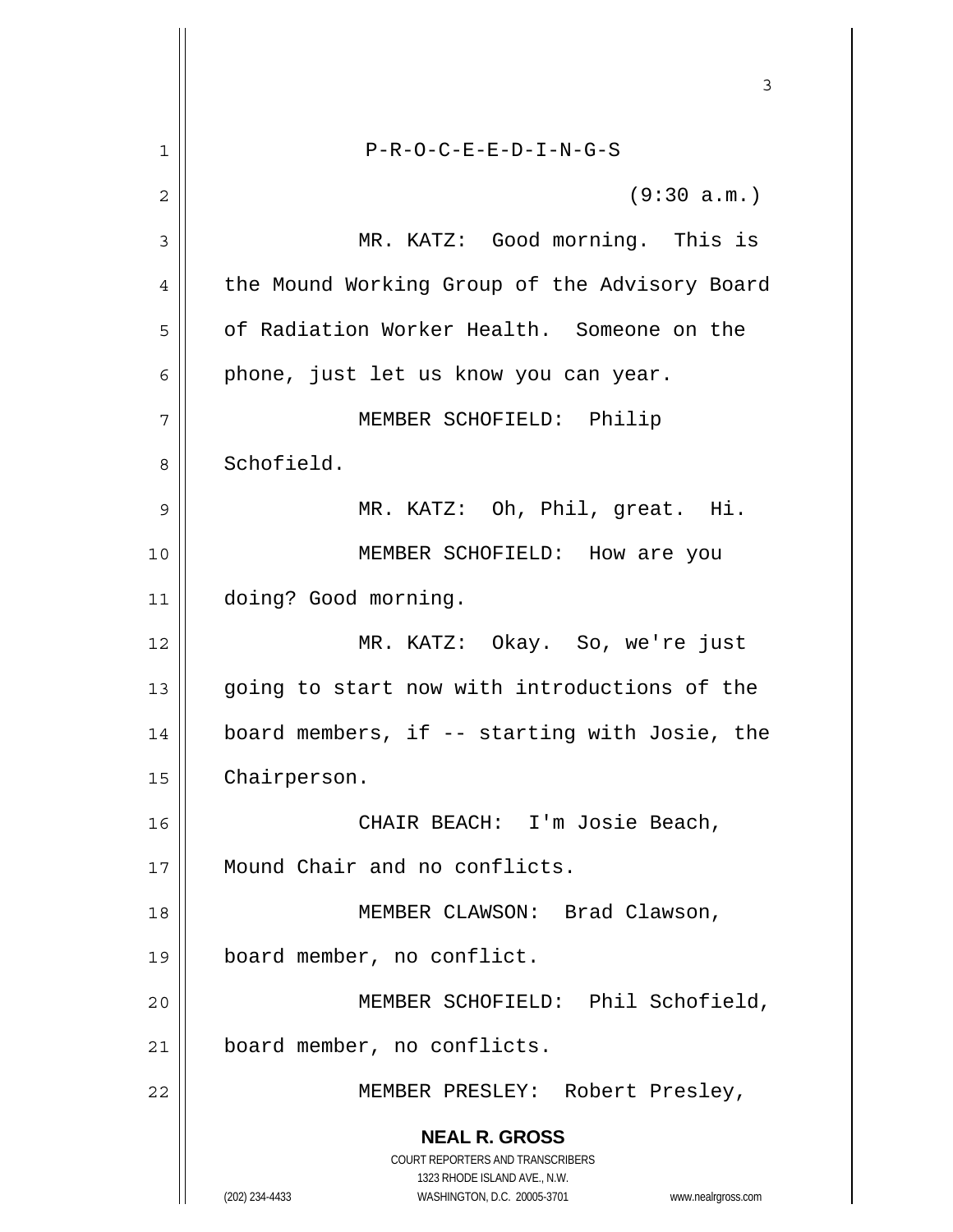P-R-O-C-E-E-D-I-N-G-S

(9:30 a.m.)

MR. KATZ: Good morning. This is the Mound Working Group of the Advisory Board of Radiation Worker Health. Someone on the phone, just let us know you can year.

MEMBER SCHOFIELD: Philip Schofield.

MR. KATZ: Oh, Phil, great. Hi.

MEMBER SCHOFIELD: How are you doing? Good morning.

MR. KATZ: Okay. So, we're just going to start now with introductions of the board members, if -- starting with Josie, the Chairperson.

CHAIR BEACH: I'm Josie Beach, Mound Chair and no conflicts.

MEMBER CLAWSON: Brad Clawson, board member, no conflict.

MEMBER SCHOFIELD: Phil Schofield, board member, no conflicts.

MEMBER PRESLEY: Robert Presley,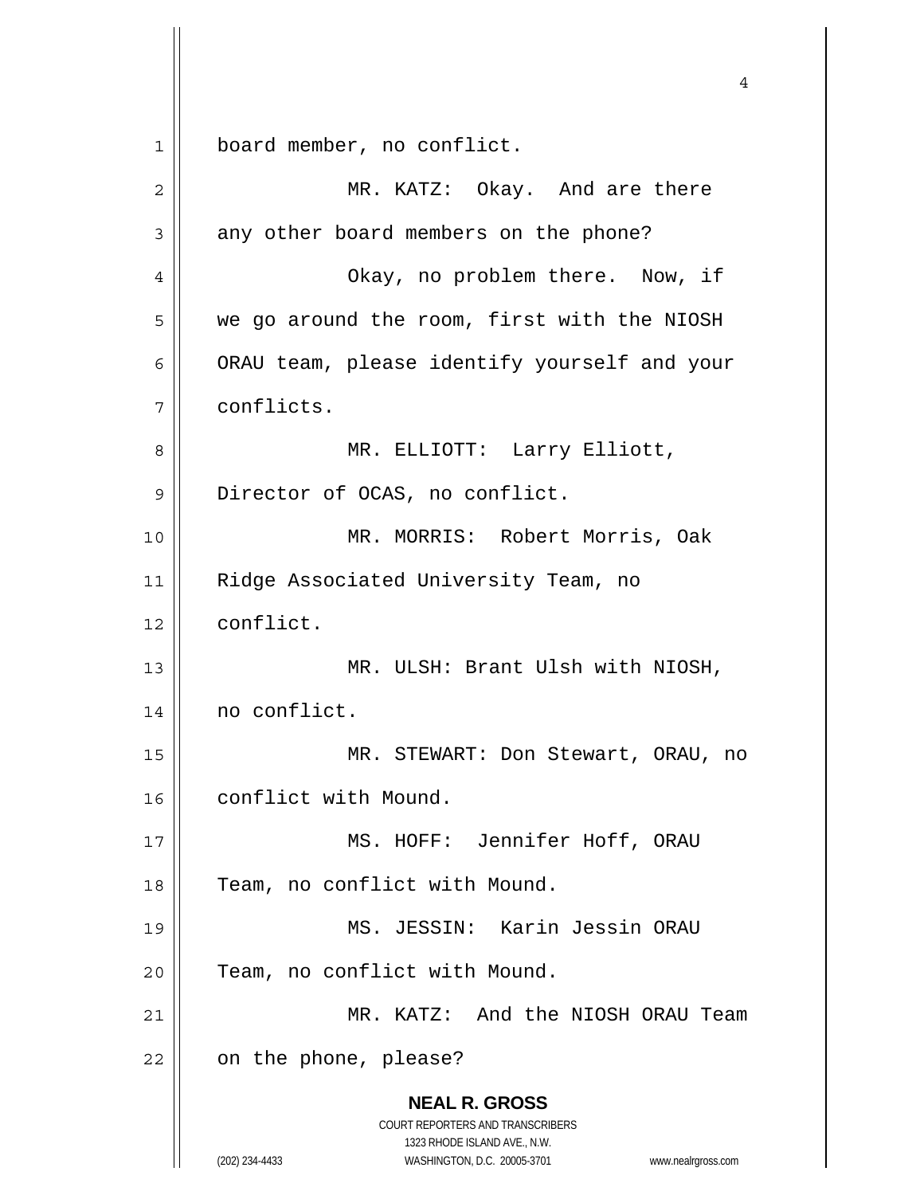board member, no conflict.

MR. KATZ: Okay. And are there any other board members on the phone?

Okay, no problem there. Now, if we go around the room, first with the NIOSH ORAU team, please identify yourself and your conflicts.

MR. ELLIOTT: Larry Elliott, Director of OCAS, no conflict.

MR. MORRIS: Robert Morris, Oak Ridge Associated University Team, no conflict.

MR. ULSH: Brant Ulsh with NIOSH, no conflict.

MR. STEWART: Don Stewart, ORAU, no conflict with Mound.

MS. HOFF: Jennifer Hoff, ORAU Team, no conflict with Mound.

MS. JESSIN: Karin Jessin ORAU Team, no conflict with Mound.

MR. KATZ: And the NIOSH ORAU Team on the phone, please?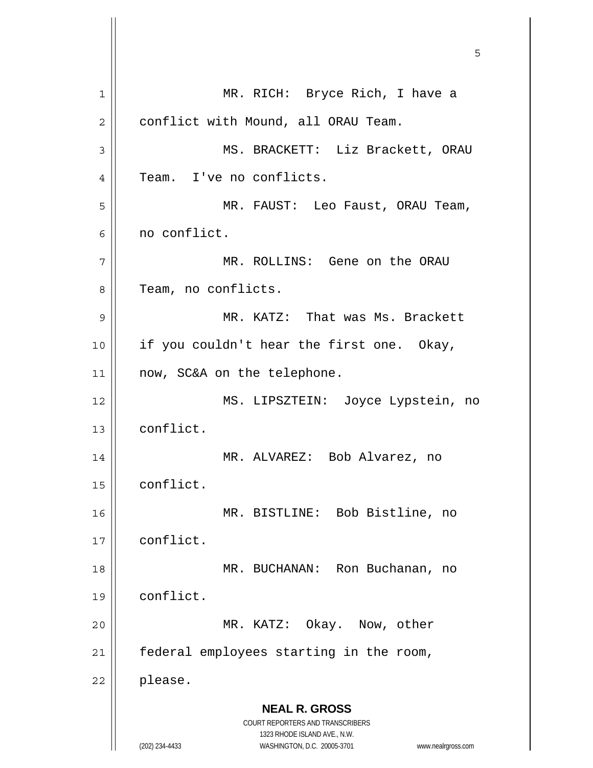MR. RICH: Bryce Rich, I have a conflict with Mound, all ORAU Team.

MS. BRACKETT: Liz Brackett, ORAU Team. I've no conflicts.

MR. FAUST: Leo Faust, ORAU Team, no conflict.

MR. ROLLINS: Gene on the ORAU Team, no conflicts.

MR. KATZ: That was Ms. Brackett if you couldn't hear the first one. Okay, now, SC&A on the telephone.

MS. LIPSZTEIN: Joyce Lypstein, no conflict.

MR. ALVAREZ: Bob Alvarez, no conflict.

MR. BISTLINE: Bob Bistline, no conflict.

MR. BUCHANAN: Ron Buchanan, no conflict.

MR. KATZ: Okay. Now, other federal employees starting in the room, please.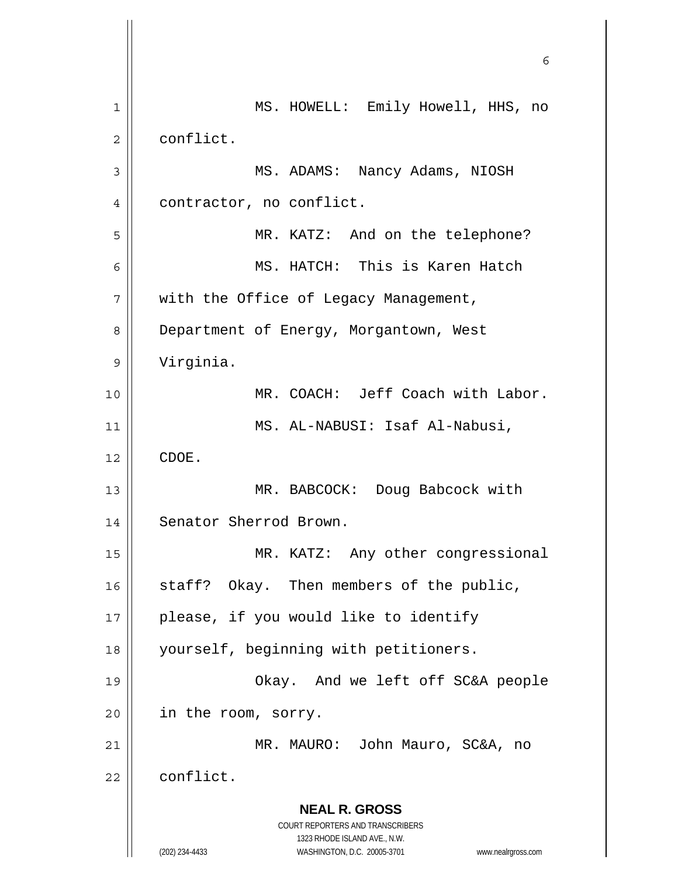MS. HOWELL: Emily Howell, HHS, no conflict.

MS. ADAMS: Nancy Adams, NIOSH contractor, no conflict.

MR. KATZ: And on the telephone?

MS. HATCH: This is Karen Hatch with the Office of Legacy Management, Department of Energy, Morgantown, West Virginia.

MR. COACH: Jeff Coach with Labor.

MS. AL-NABUSI: Isaf Al-Nabusi, CDOE.

MR. BABCOCK: Doug Babcock with Senator Sherrod Brown.

MR. KATZ: Any other congressional staff? Okay. Then members of the public, please, if you would like to identify yourself, beginning with petitioners.

Okay. And we left off SC&A people in the room, sorry.

MR. MAURO: John Mauro, SC&A, no conflict.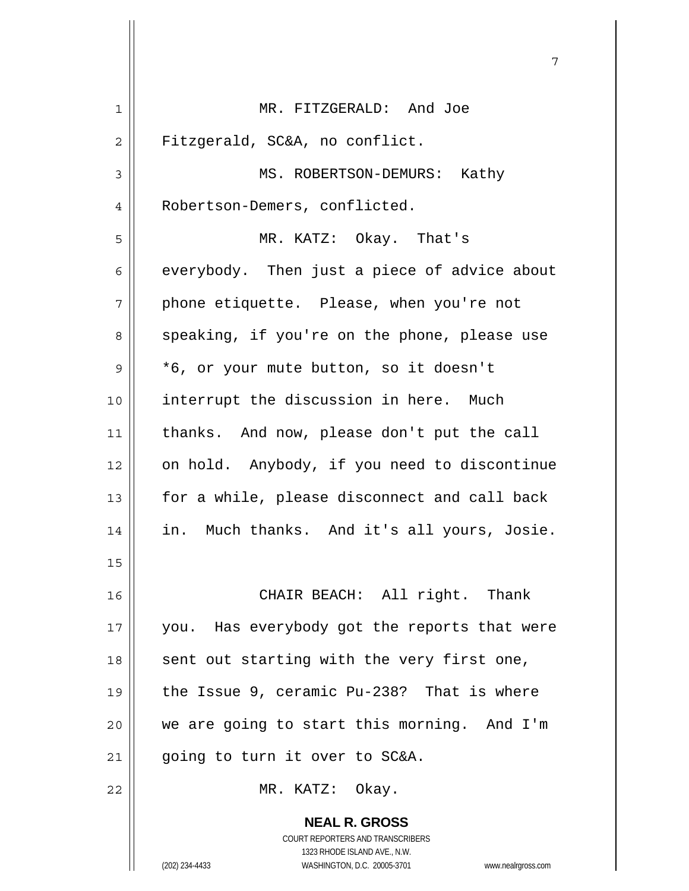MR. FITZGERALD: And Joe Fitzgerald, SC&A, no conflict.

MS. ROBERTSON-DEMURS: Kathy Robertson-Demers, conflicted.

MR. KATZ: Okay. That's everybody. Then just a piece of advice about phone etiquette. Please, when you're not speaking, if you're on the phone, please use *6, or your mute button, so it doesn't interrupt the discussion in here. Much thanks. And now, please don't put the call on hold. Anybody, if you need to discontinue for a while, please disconnect and call back in. Much thanks. And it's all yours, Josie.

CHAIR BEACH: All right. Thank you. Has everybody got the reports that were sent out starting with the very first one, the Issue 9, ceramic Pu-238? That is where we are going to start this morning. And I'm going to turn it over to SC&A.

MR. KATZ: Okay.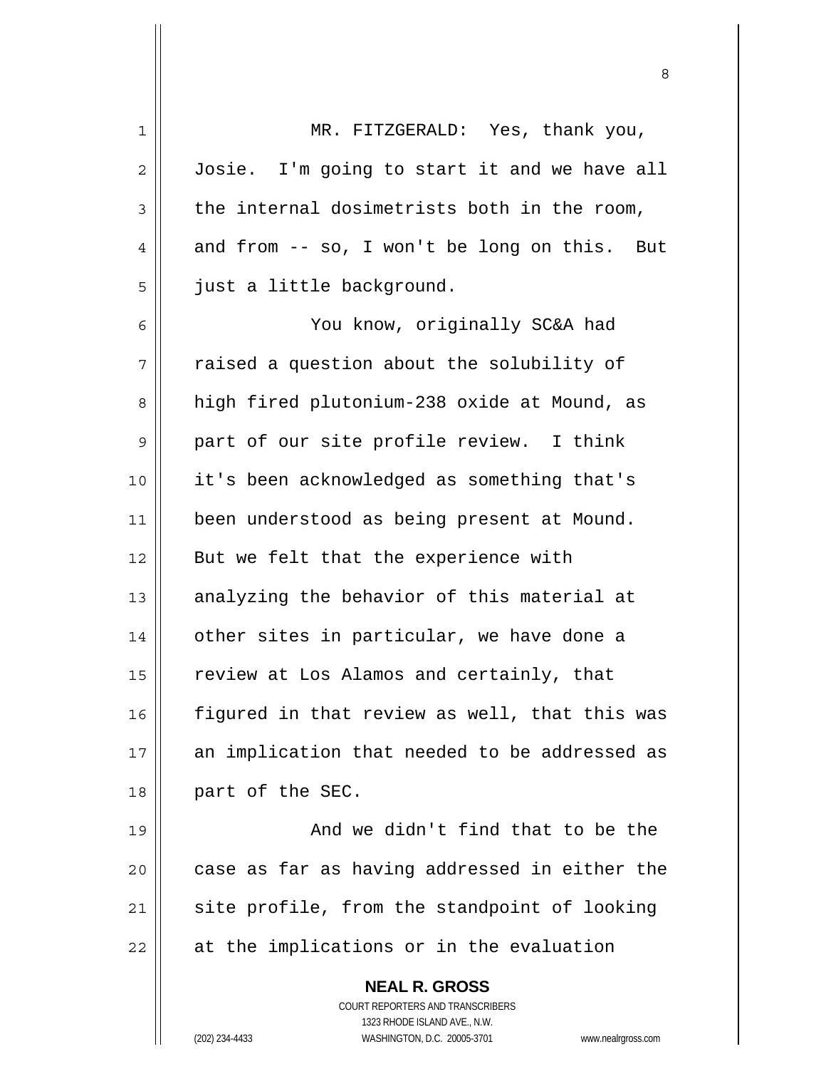MR. FITZGERALD: Yes, thank you, Josie. I'm going to start it and we have all the internal dosimetrists both in the room, and from -- so, I won't be long on this. But just a little background.

You know, originally SC&A had raised a question about the solubility of high fired plutonium-238 oxide at Mound, as part of our site profile review. I think it's been acknowledged as something that's been understood as being present at Mound. But we felt that the experience with analyzing the behavior of this material at other sites in particular, we have done a review at Los Alamos and certainly, that figured in that review as well, that this was an implication that needed to be addressed as part of the SEC.

And we didn't find that to be the case as far as having addressed in either the site profile, from the standpoint of looking at the implications or in the evaluation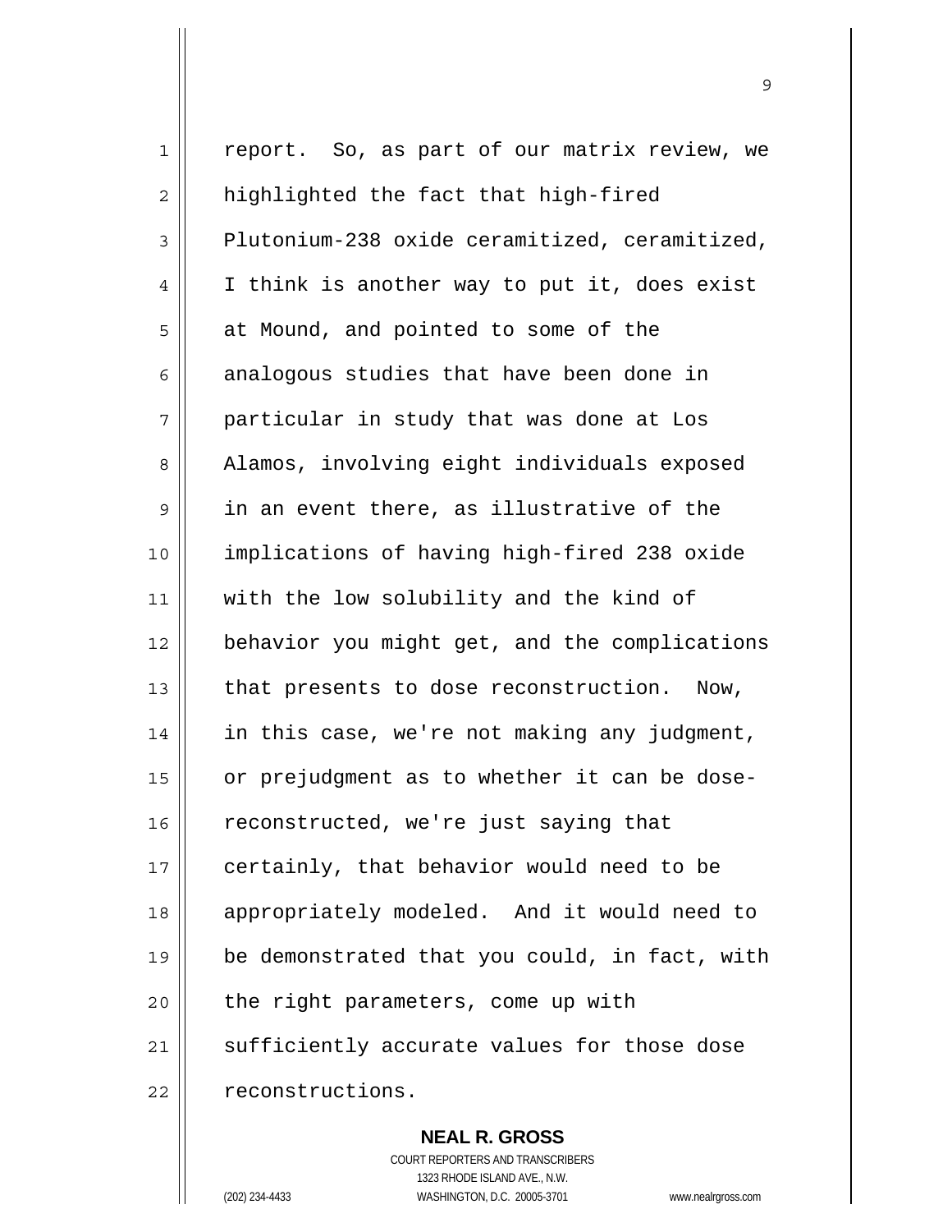report. So, as part of our matrix review, we highlighted the fact that high-fired Plutonium-238 oxide ceramitized, ceramitized, I think is another way to put it, does exist at Mound, and pointed to some of the analogous studies that have been done in particular in study that was done at Los Alamos, involving eight individuals exposed in an event there, as illustrative of the implications of having high-fired 238 oxide with the low solubility and the kind of behavior you might get, and the complications that presents to dose reconstruction. Now, in this case, we're not making any judgment, or prejudgment as to whether it can be dose-reconstructed, we're just saying that certainly, that behavior would need to be appropriately modeled. And it would need to be demonstrated that you could, in fact, with the right parameters, come up with sufficiently accurate values for those dose reconstructions.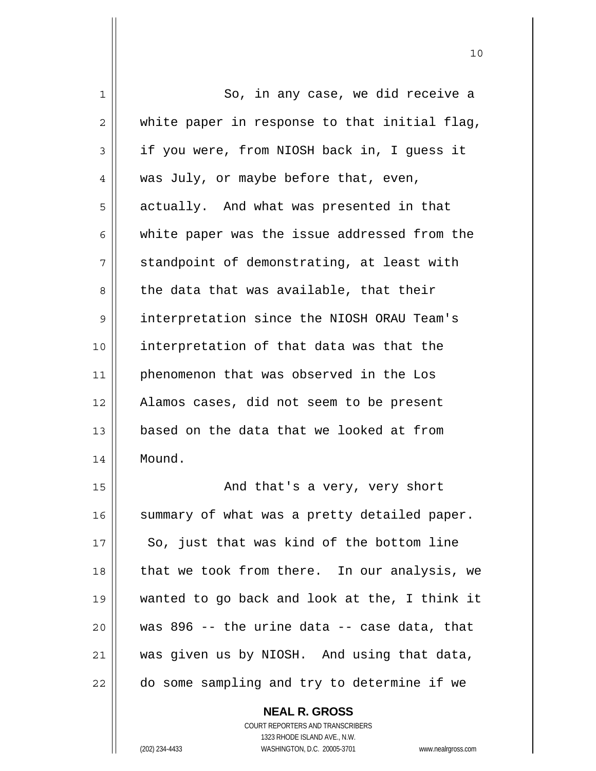So, in any case, we did receive a white paper in response to that initial flag, if you were, from NIOSH back in, I guess it was July, or maybe before that, even, actually. And what was presented in that white paper was the issue addressed from the standpoint of demonstrating, at least with the data that was available, that their interpretation since the NIOSH ORAU Team's interpretation of that data was that the phenomenon that was observed in the Los Alamos cases, did not seem to be present based on the data that we looked at from Mound.

And that's a very, very short summary of what was a pretty detailed paper. So, just that was kind of the bottom line that we took from there. In our analysis, we wanted to go back and look at the, I think it was 896 -- the urine data -- case data, that was given us by NIOSH. And using that data, do some sampling and try to determine if we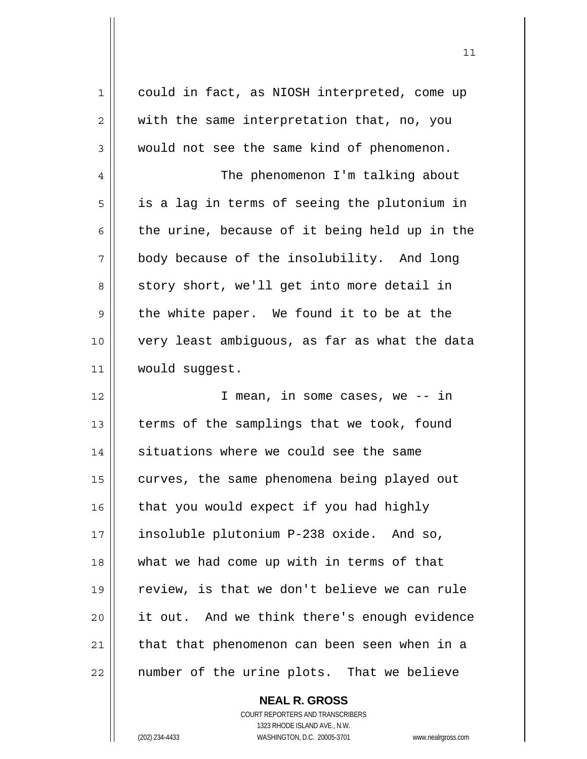could in fact, as NIOSH interpreted, come up with the same interpretation that, no, you would not see the same kind of phenomenon.

The phenomenon I'm talking about is a lag in terms of seeing the plutonium in the urine, because of it being held up in the body because of the insolubility. And long story short, we'll get into more detail in the white paper. We found it to be at the very least ambiguous, as far as what the data would suggest.

I mean, in some cases, we -- in terms of the samplings that we took, found situations where we could see the same curves, the same phenomena being played out that you would expect if you had highly insoluble plutonium P-238 oxide. And so, what we had come up with in terms of that review, is that we don't believe we can rule it out. And we think there's enough evidence that that phenomenon can been seen when in a number of the urine plots. That we believe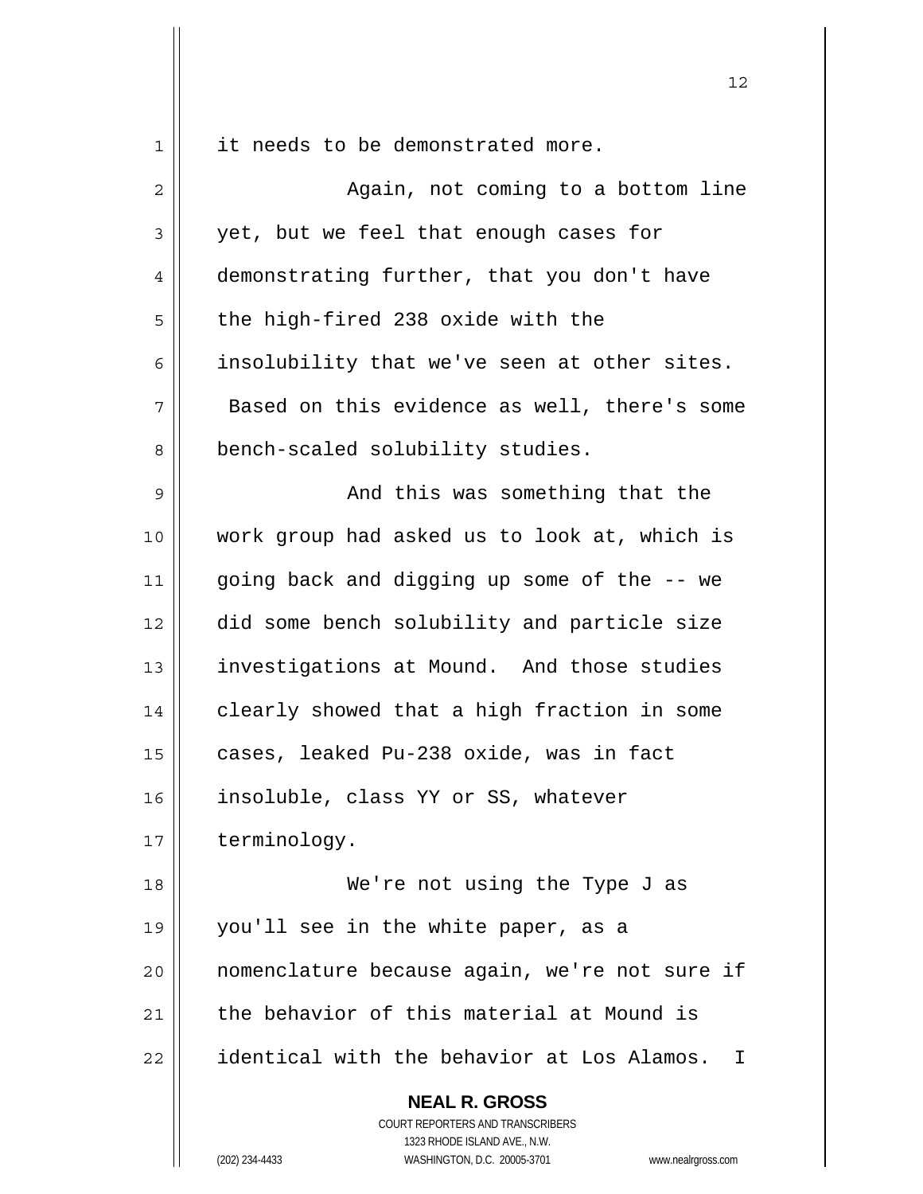it needs to be demonstrated more.

Again, not coming to a bottom line yet, but we feel that enough cases for demonstrating further, that you don't have the high-fired 238 oxide with the insolubility that we've seen at other sites. Based on this evidence as well, there's some bench-scaled solubility studies.

And this was something that the work group had asked us to look at, which is going back and digging up some of the -- we did some bench solubility and particle size investigations at Mound. And those studies clearly showed that a high fraction in some cases, leaked Pu-238 oxide, was in fact insoluble, class YY or SS, whatever terminology.

We're not using the Type J as you'll see in the white paper, as a nomenclature because again, we're not sure if the behavior of this material at Mound is identical with the behavior at Los Alamos. I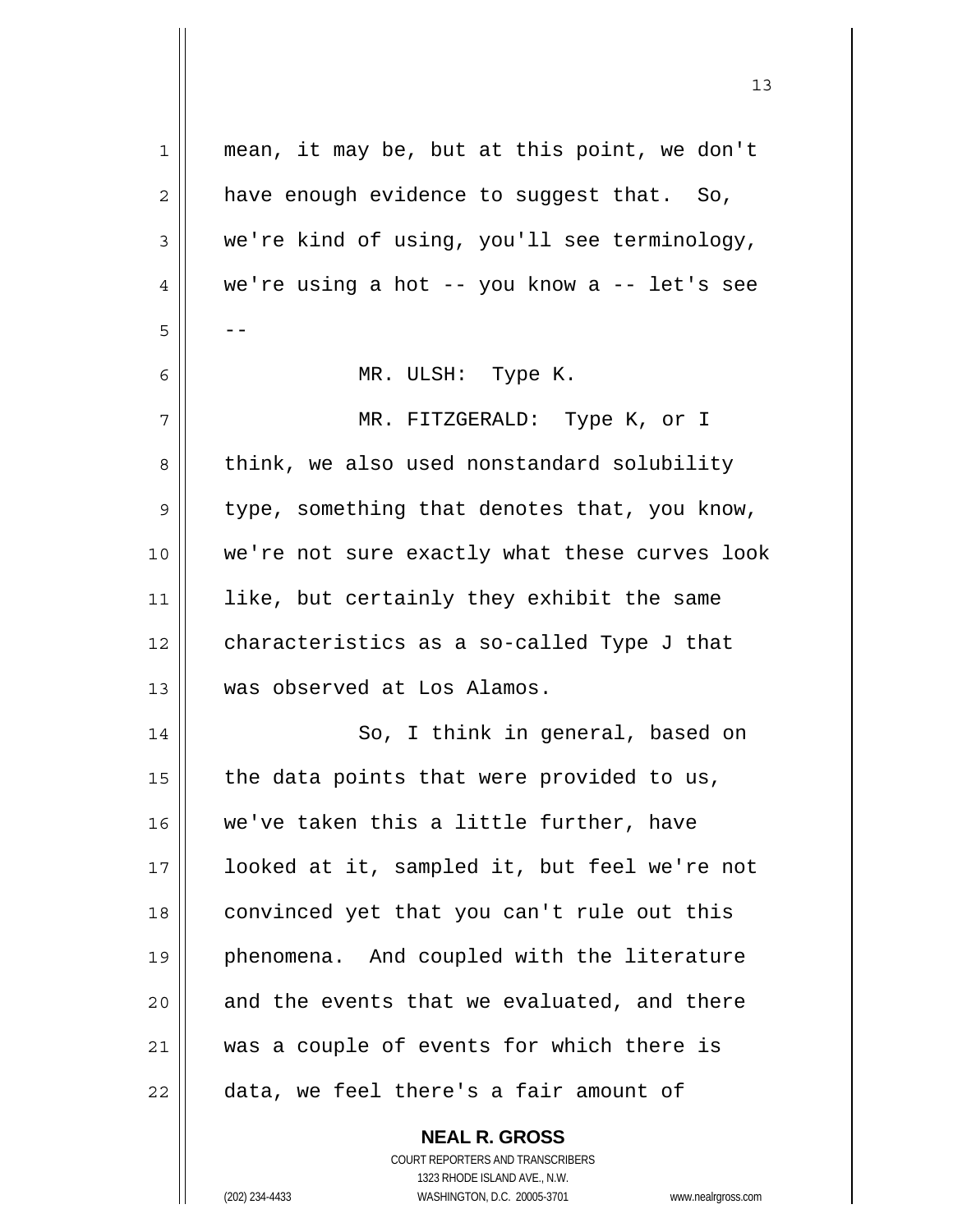mean, it may be, but at this point, we don't have enough evidence to suggest that. So, we're kind of using, you'll see terminology, we're using a hot -- you know a -- let's see --

MR. ULSH: Type K.

MR. FITZGERALD: Type K, or I think, we also used nonstandard solubility type, something that denotes that, you know, we're not sure exactly what these curves look like, but certainly they exhibit the same characteristics as a so-called Type J that was observed at Los Alamos.

So, I think in general, based on the data points that were provided to us, we've taken this a little further, have looked at it, sampled it, but feel we're not convinced yet that you can't rule out this phenomena. And coupled with the literature and the events that we evaluated, and there was a couple of events for which there is data, we feel there's a fair amount of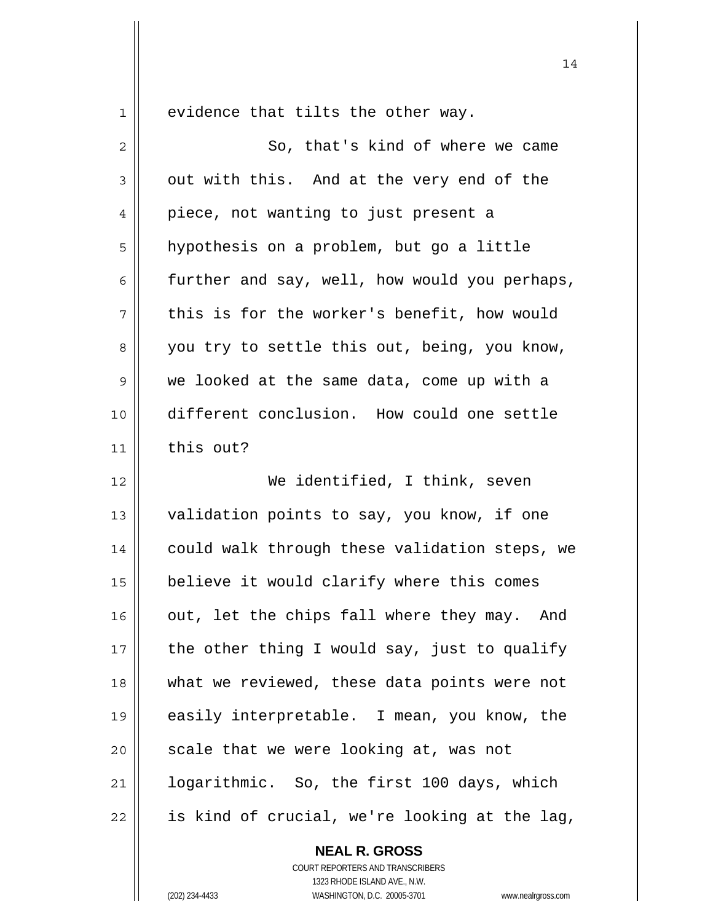evidence that tilts the other way.

So, that's kind of where we came out with this. And at the very end of the piece, not wanting to just present a hypothesis on a problem, but go a little further and say, well, how would you perhaps, this is for the worker's benefit, how would you try to settle this out, being, you know, we looked at the same data, come up with a different conclusion. How could one settle this out?

We identified, I think, seven validation points to say, you know, if one could walk through these validation steps, we believe it would clarify where this comes out, let the chips fall where they may. And the other thing I would say, just to qualify what we reviewed, these data points were not easily interpretable. I mean, you know, the scale that we were looking at, was not logarithmic. So, the first 100 days, which is kind of crucial, we're looking at the lag,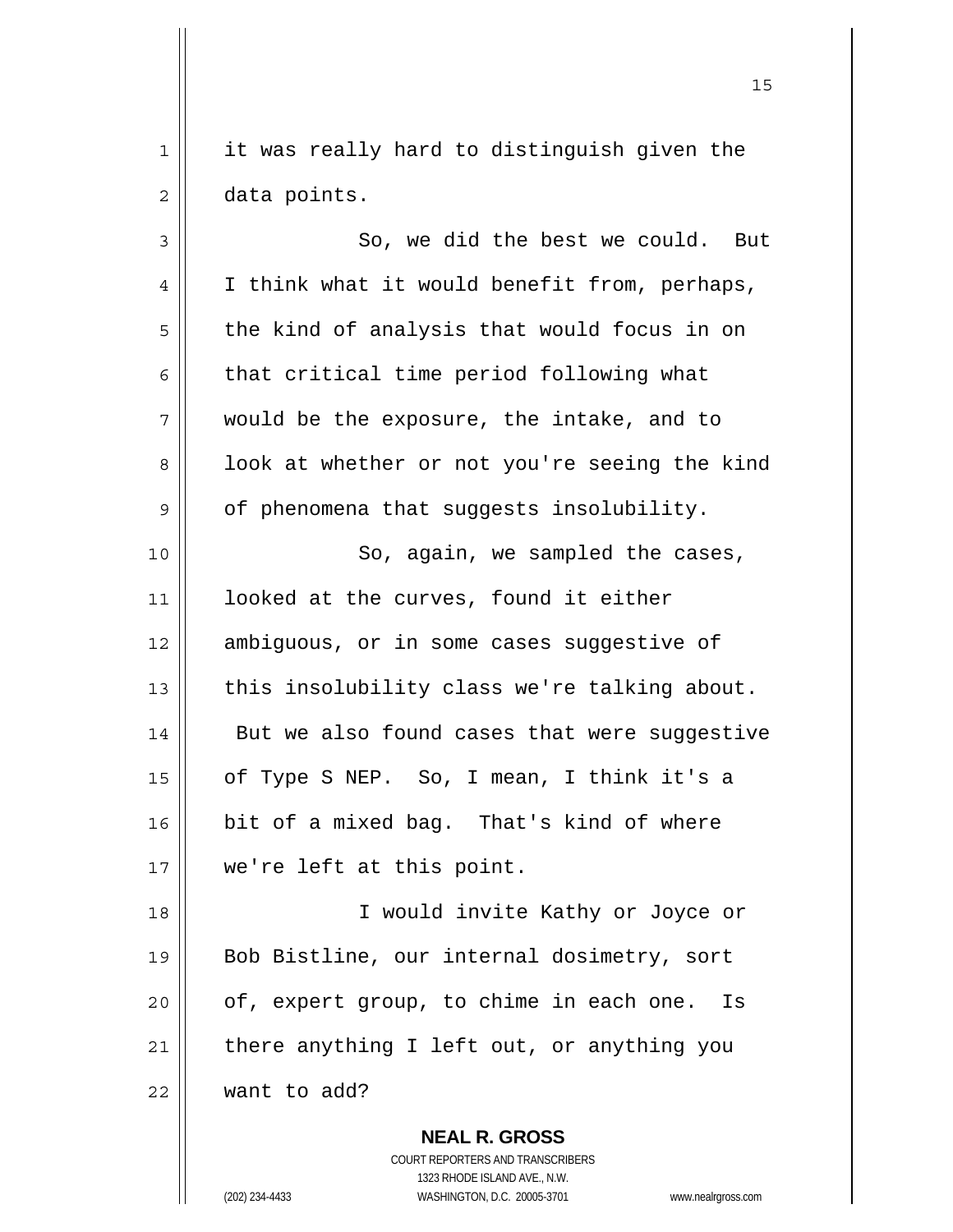it was really hard to distinguish given the data points.

So, we did the best we could. But I think what it would benefit from, perhaps, the kind of analysis that would focus in on that critical time period following what would be the exposure, the intake, and to look at whether or not you're seeing the kind of phenomena that suggests insolubility.

So, again, we sampled the cases, looked at the curves, found it either ambiguous, or in some cases suggestive of this insolubility class we're talking about. But we also found cases that were suggestive of Type S NEP. So, I mean, I think it's a bit of a mixed bag. That's kind of where we're left at this point.

I would invite Kathy or Joyce or Bob Bistline, our internal dosimetry, sort of, expert group, to chime in each one. Is there anything I left out, or anything you want to add?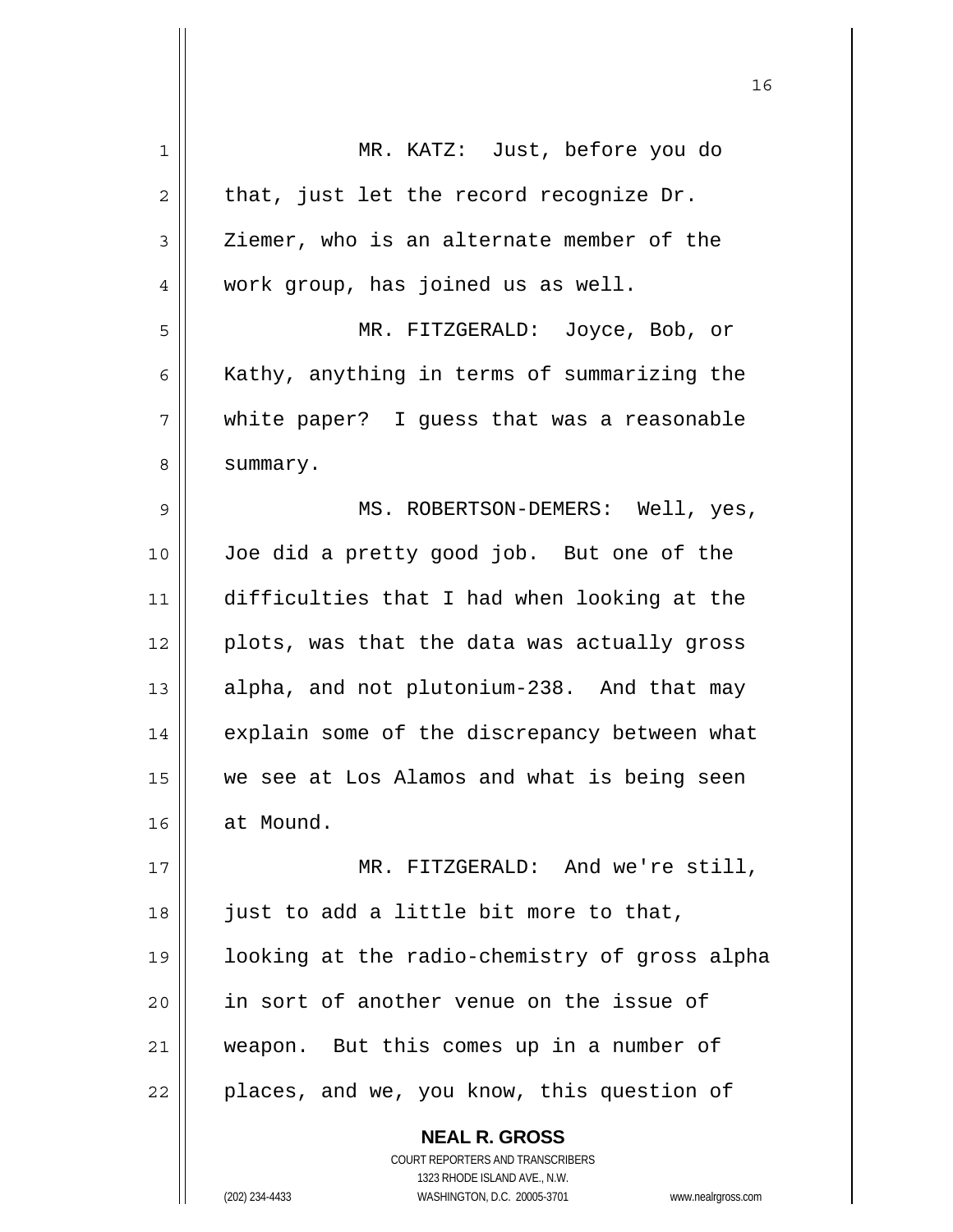MR. KATZ: Just, before you do that, just let the record recognize Dr. Ziemer, who is an alternate member of the work group, has joined us as well.

MR. FITZGERALD: Joyce, Bob, or Kathy, anything in terms of summarizing the white paper? I guess that was a reasonable summary.

MS. ROBERTSON-DEMERS: Well, yes, Joe did a pretty good job. But one of the difficulties that I had when looking at the plots, was that the data was actually gross alpha, and not plutonium-238. And that may explain some of the discrepancy between what we see at Los Alamos and what is being seen at Mound.

MR. FITZGERALD: And we're still, just to add a little bit more to that, looking at the radio-chemistry of gross alpha in sort of another venue on the issue of weapon. But this comes up in a number of places, and we, you know, this question of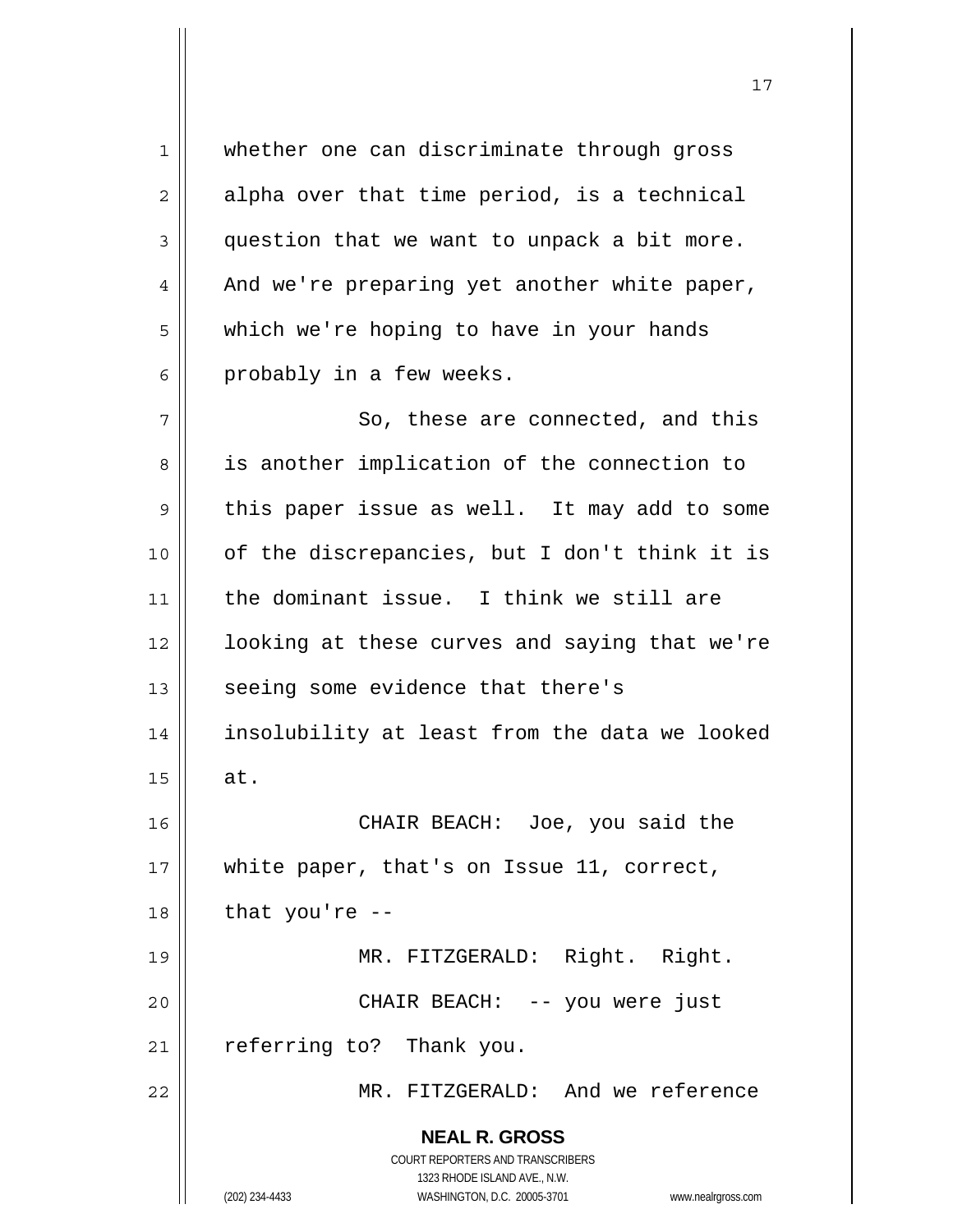whether one can discriminate through gross alpha over that time period, is a technical question that we want to unpack a bit more. And we're preparing yet another white paper, which we're hoping to have in your hands probably in a few weeks.

So, these are connected, and this is another implication of the connection to this paper issue as well. It may add to some of the discrepancies, but I don't think it is the dominant issue. I think we still are looking at these curves and saying that we're seeing some evidence that there's insolubility at least from the data we looked at.

CHAIR BEACH: Joe, you said the white paper, that's on Issue 11, correct, that you're --

MR. FITZGERALD: Right. Right.

CHAIR BEACH: -- you were just referring to? Thank you.

MR. FITZGERALD: And we reference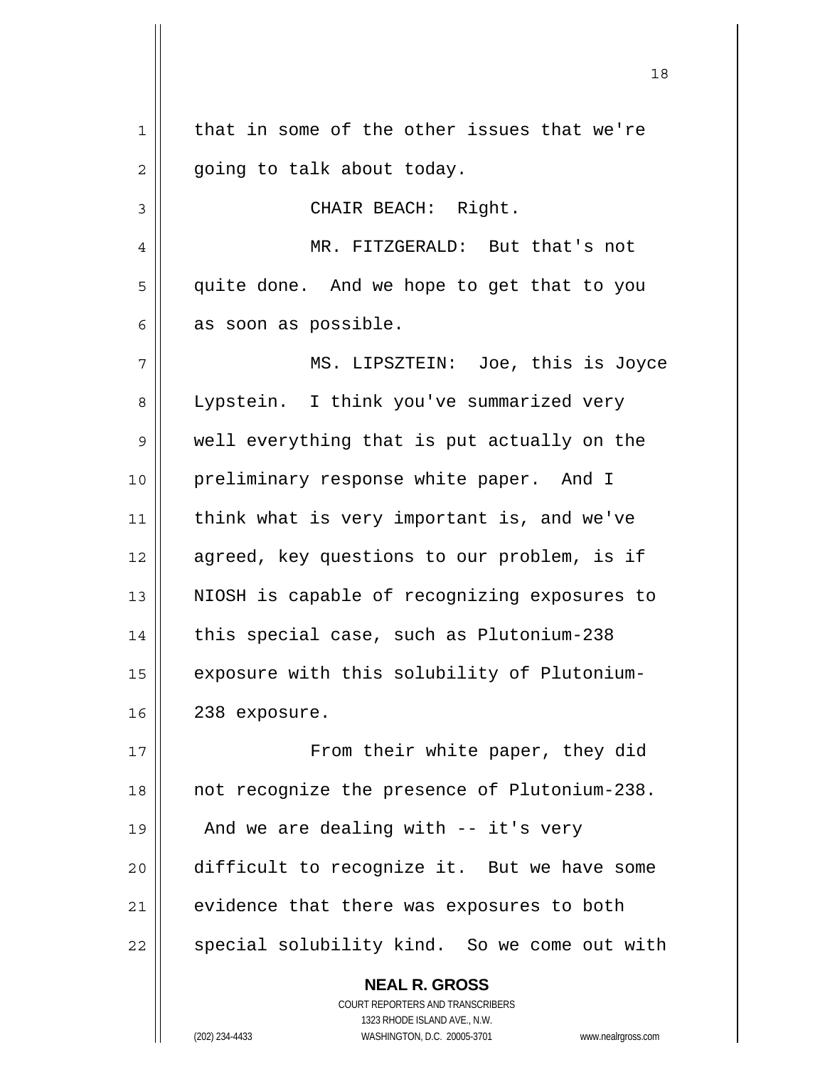that in some of the other issues that we're going to talk about today.

CHAIR BEACH: Right.

MR. FITZGERALD: But that's not quite done. And we hope to get that to you as soon as possible.

MS. LIPSZTEIN: Joe, this is Joyce Lypstein. I think you've summarized very well everything that is put actually on the preliminary response white paper. And I think what is very important is, and we've agreed, key questions to our problem, is if NIOSH is capable of recognizing exposures to this special case, such as Plutonium-238 exposure with this solubility of Plutonium-238 exposure.

From their white paper, they did not recognize the presence of Plutonium-238. And we are dealing with -- it's very difficult to recognize it. But we have some evidence that there was exposures to both special solubility kind. So we come out with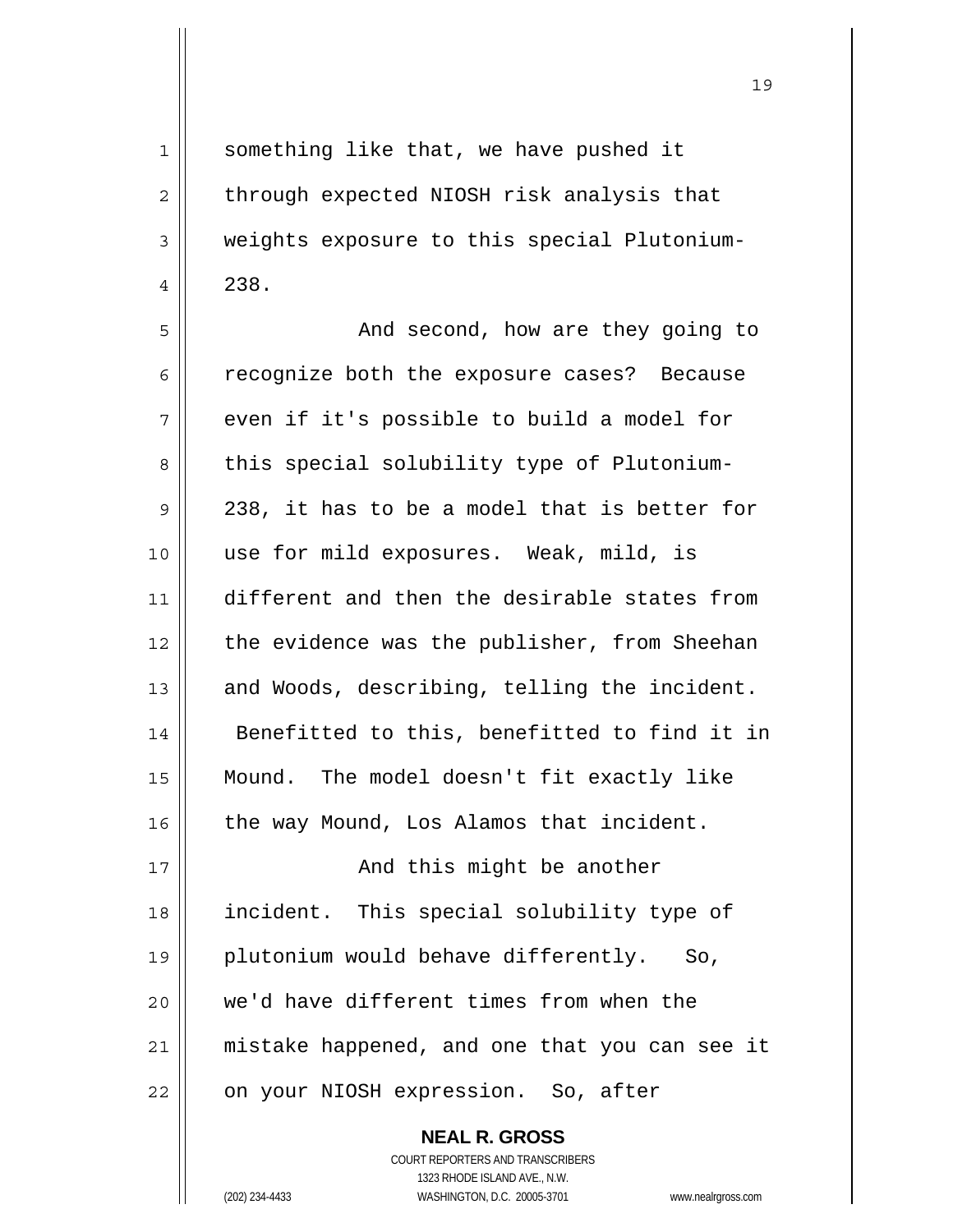something like that, we have pushed it through expected NIOSH risk analysis that weights exposure to this special Plutonium-238.

And second, how are they going to recognize both the exposure cases? Because even if it's possible to build a model for this special solubility type of Plutonium-238, it has to be a model that is better for use for mild exposures. Weak, mild, is different and then the desirable states from the evidence was the publisher, from Sheehan and Woods, describing, telling the incident. Benefitted to this, benefitted to find it in Mound. The model doesn't fit exactly like the way Mound, Los Alamos that incident.

And this might be another incident. This special solubility type of plutonium would behave differently. So, we'd have different times from when the mistake happened, and one that you can see it on your NIOSH expression. So, after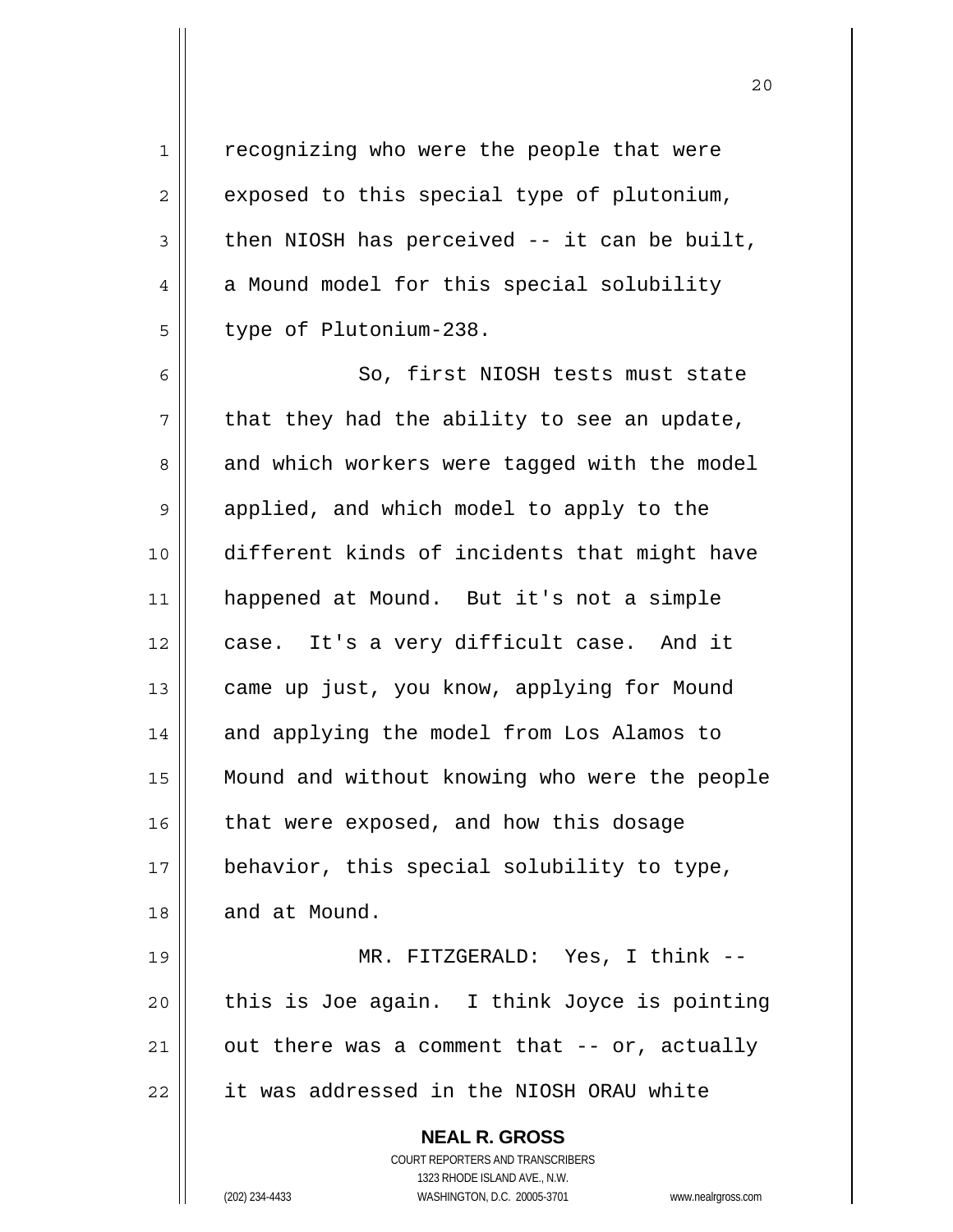recognizing who were the people that were exposed to this special type of plutonium, then NIOSH has perceived -- it can be built, a Mound model for this special solubility type of Plutonium-238.

So, first NIOSH tests must state that they had the ability to see an update, and which workers were tagged with the model applied, and which model to apply to the different kinds of incidents that might have happened at Mound. But it's not a simple case. It's a very difficult case. And it came up just, you know, applying for Mound and applying the model from Los Alamos to Mound and without knowing who were the people that were exposed, and how this dosage behavior, this special solubility to type, and at Mound.

MR. FITZGERALD: Yes, I think -- this is Joe again. I think Joyce is pointing out there was a comment that -- or, actually it was addressed in the NIOSH ORAU white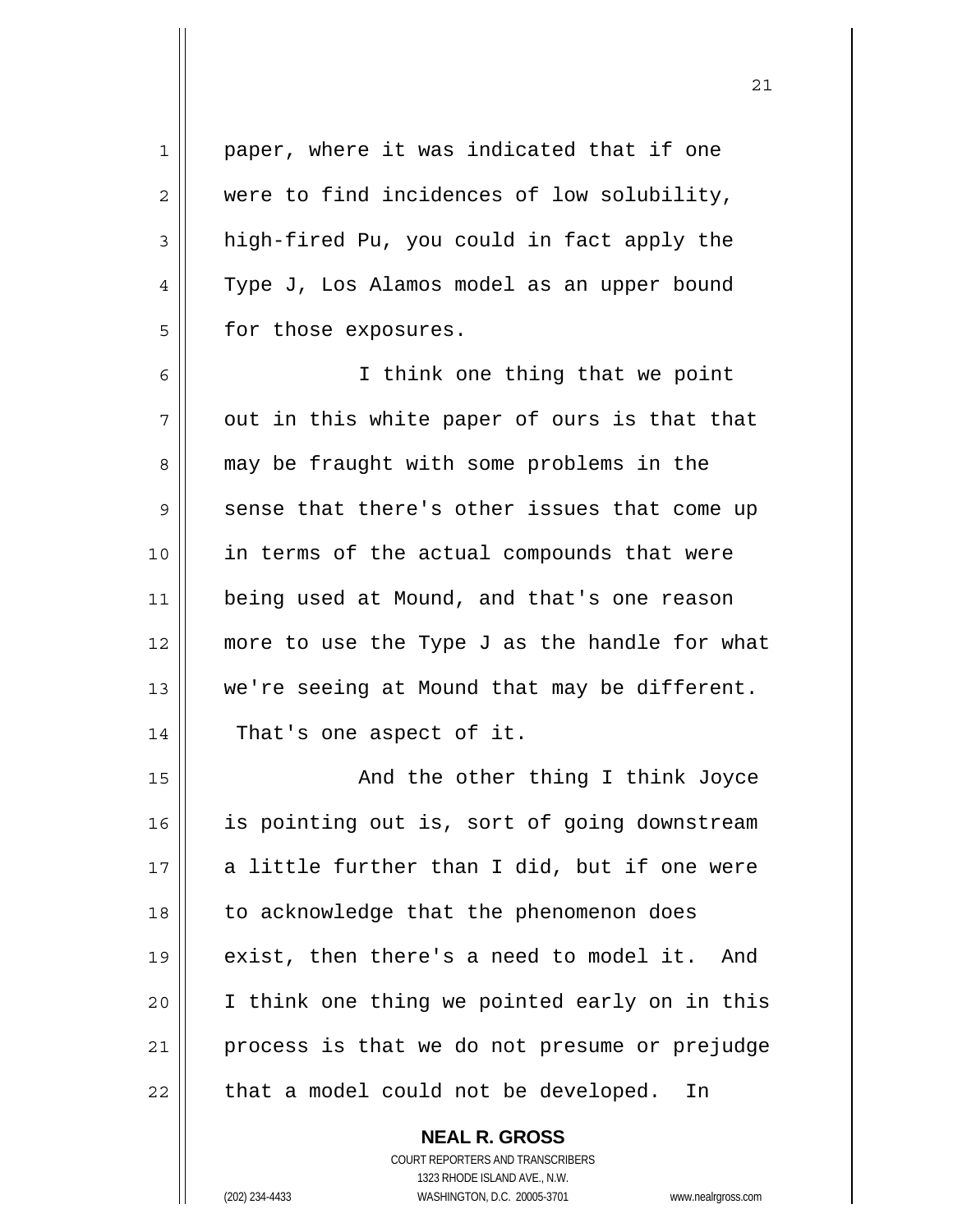paper, where it was indicated that if one were to find incidences of low solubility, high-fired Pu, you could in fact apply the Type J, Los Alamos model as an upper bound for those exposures.

I think one thing that we point out in this white paper of ours is that that may be fraught with some problems in the sense that there's other issues that come up in terms of the actual compounds that were being used at Mound, and that's one reason more to use the Type J as the handle for what we're seeing at Mound that may be different. That's one aspect of it.

And the other thing I think Joyce is pointing out is, sort of going downstream a little further than I did, but if one were to acknowledge that the phenomenon does exist, then there's a need to model it. And I think one thing we pointed early on in this process is that we do not presume or prejudge that a model could not be developed. In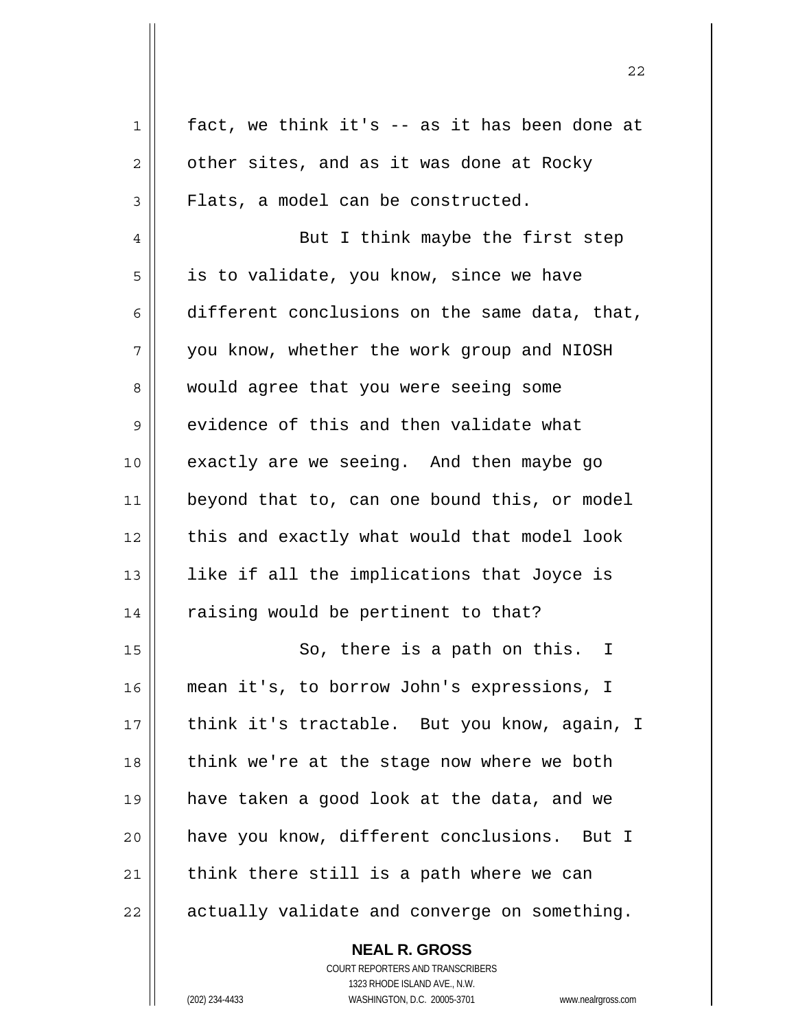fact, we think it's -- as it has been done at other sites, and as it was done at Rocky Flats, a model can be constructed.

But I think maybe the first step is to validate, you know, since we have different conclusions on the same data, that, you know, whether the work group and NIOSH would agree that you were seeing some evidence of this and then validate what exactly are we seeing. And then maybe go beyond that to, can one bound this, or model this and exactly what would that model look like if all the implications that Joyce is raising would be pertinent to that?

So, there is a path on this. I mean it's, to borrow John's expressions, I think it's tractable. But you know, again, I think we're at the stage now where we both have taken a good look at the data, and we have you know, different conclusions. But I think there still is a path where we can actually validate and converge on something.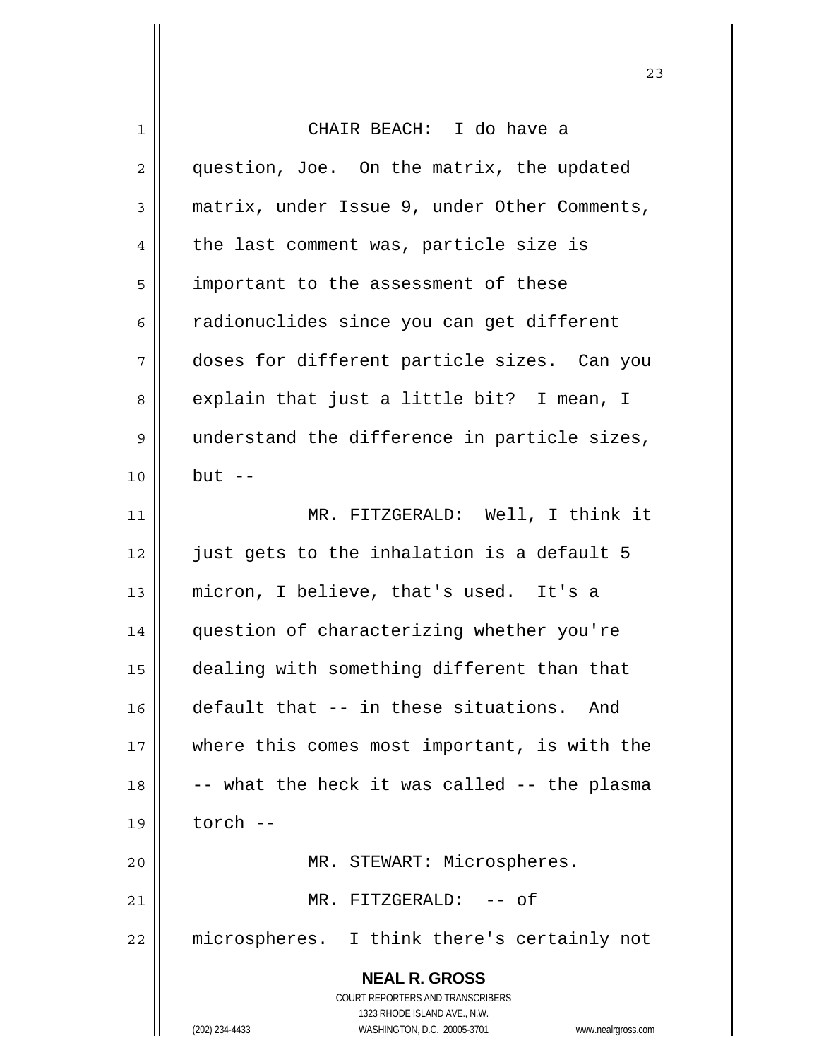CHAIR BEACH: I do have a question, Joe. On the matrix, the updated matrix, under Issue 9, under Other Comments, the last comment was, particle size is important to the assessment of these radionuclides since you can get different doses for different particle sizes. Can you explain that just a little bit? I mean, I understand the difference in particle sizes, but --

MR. FITZGERALD: Well, I think it just gets to the inhalation is a default 5 micron, I believe, that's used. It's a question of characterizing whether you're dealing with something different than that default that -- in these situations. And where this comes most important, is with the -- what the heck it was called -- the plasma torch --

MR. STEWART: Microspheres.

MR. FITZGERALD: -- of microspheres. I think there's certainly not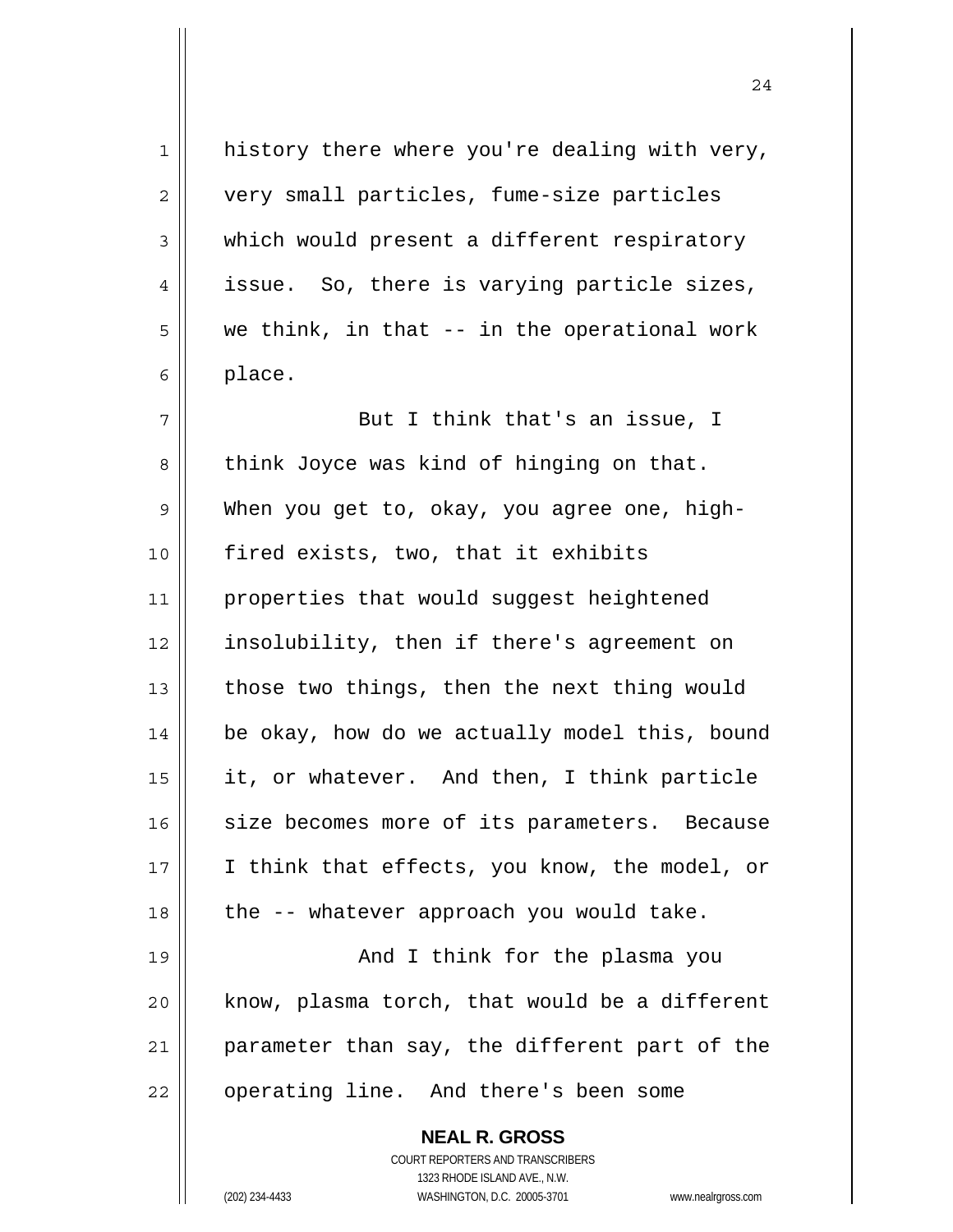history there where you're dealing with very, very small particles, fume-size particles which would present a different respiratory issue. So, there is varying particle sizes, we think, in that -- in the operational work place.

But I think that's an issue, I think Joyce was kind of hinging on that. When you get to, okay, you agree one, high-fired exists, two, that it exhibits properties that would suggest heightened insolubility, then if there's agreement on those two things, then the next thing would be okay, how do we actually model this, bound it, or whatever. And then, I think particle size becomes more of its parameters. Because I think that effects, you know, the model, or the -- whatever approach you would take.

And I think for the plasma you know, plasma torch, that would be a different parameter than say, the different part of the operating line. And there's been some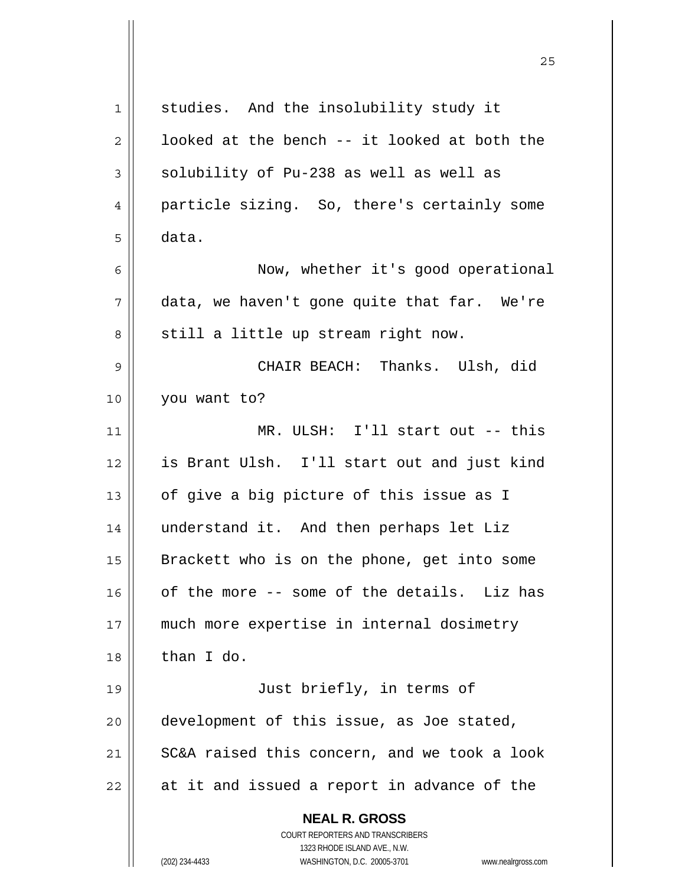studies. And the insolubility study it looked at the bench -- it looked at both the solubility of Pu-238 as well as well as particle sizing. So, there's certainly some data.

Now, whether it's good operational data, we haven't gone quite that far. We're still a little up stream right now.

CHAIR BEACH: Thanks. Ulsh, did you want to?

MR. ULSH: I'll start out -- this is Brant Ulsh. I'll start out and just kind of give a big picture of this issue as I understand it. And then perhaps let Liz Brackett who is on the phone, get into some of the more -- some of the details. Liz has much more expertise in internal dosimetry than I do.

Just briefly, in terms of development of this issue, as Joe stated, SC&A raised this concern, and we took a look at it and issued a report in advance of the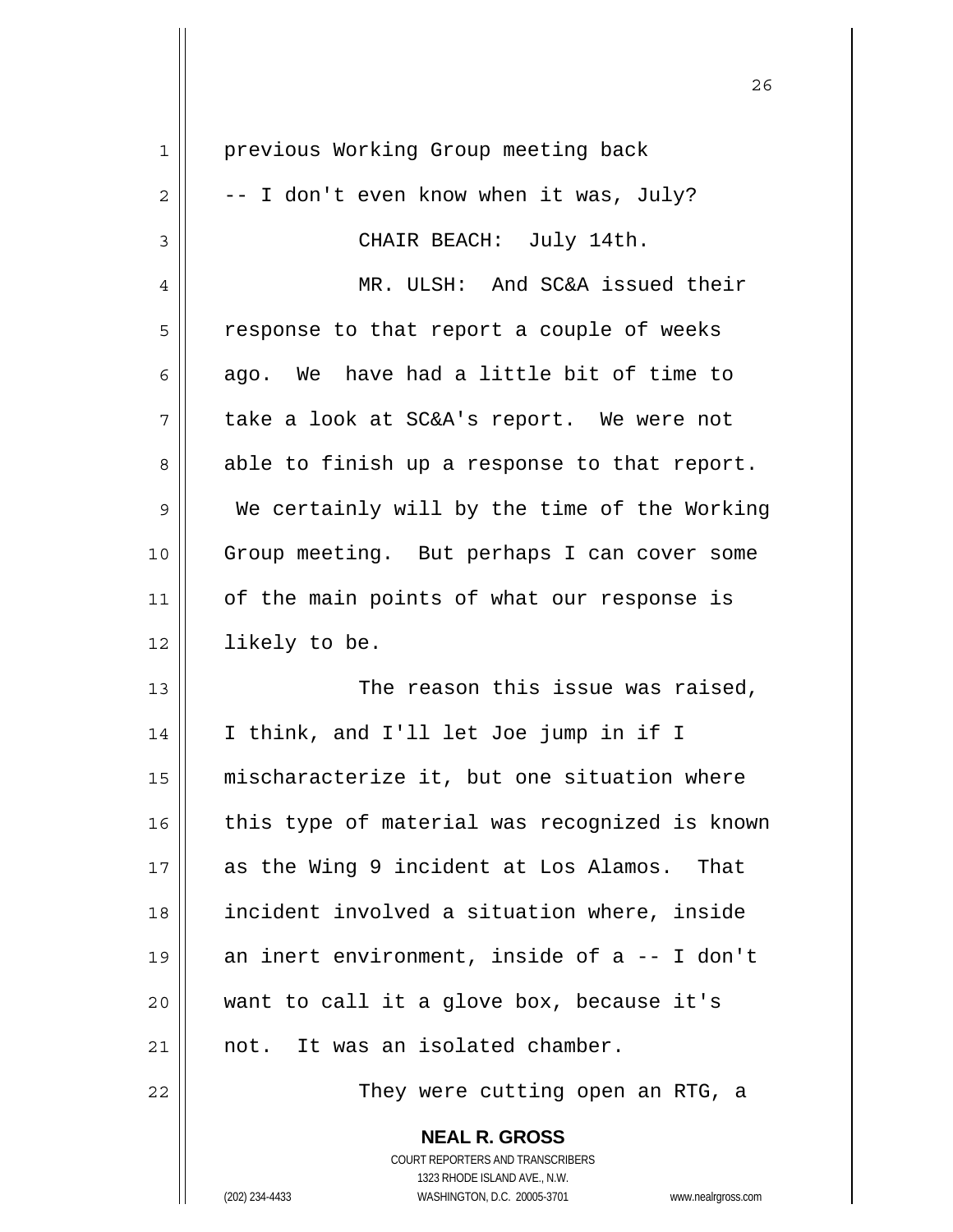previous Working Group meeting back -- I don't even know when it was, July?

CHAIR BEACH: July 14th.

MR. ULSH: And SC&A issued their response to that report a couple of weeks ago. We have had a little bit of time to take a look at SC&A's report. We were not able to finish up a response to that report. We certainly will by the time of the Working Group meeting. But perhaps I can cover some of the main points of what our response is likely to be.

The reason this issue was raised, I think, and I'll let Joe jump in if I mischaracterize it, but one situation where this type of material was recognized is known as the Wing 9 incident at Los Alamos. That incident involved a situation where, inside an inert environment, inside of a -- I don't want to call it a glove box, because it's not. It was an isolated chamber.

They were cutting open an RTG, a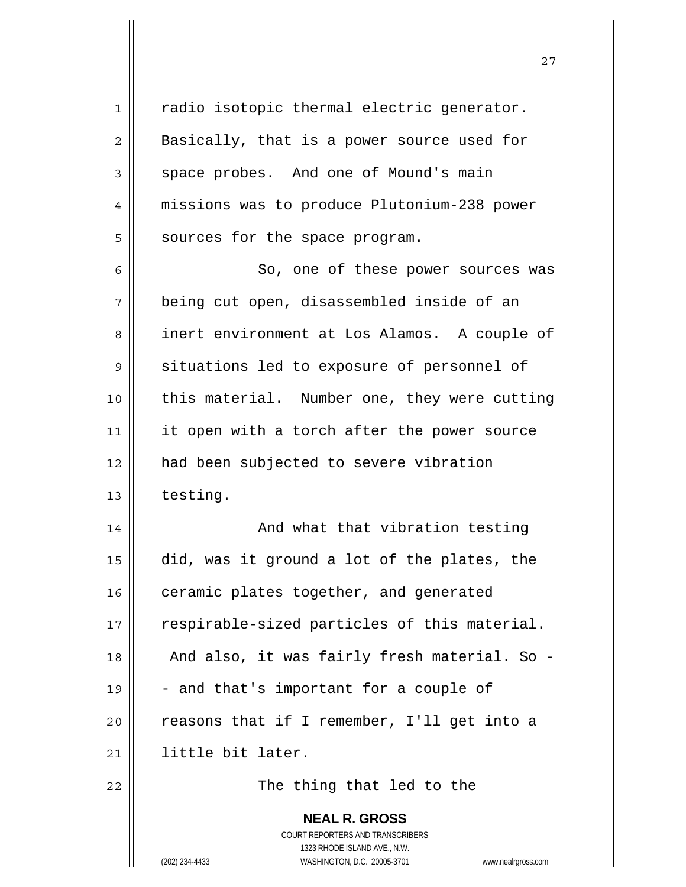radio isotopic thermal electric generator. Basically, that is a power source used for space probes. And one of Mound's main missions was to produce Plutonium-238 power sources for the space program.

So, one of these power sources was being cut open, disassembled inside of an inert environment at Los Alamos. A couple of situations led to exposure of personnel of this material. Number one, they were cutting it open with a torch after the power source had been subjected to severe vibration testing.

And what that vibration testing did, was it ground a lot of the plates, the ceramic plates together, and generated respirable-sized particles of this material. And also, it was fairly fresh material. So -- and that's important for a couple of reasons that if I remember, I'll get into a little bit later.

The thing that led to the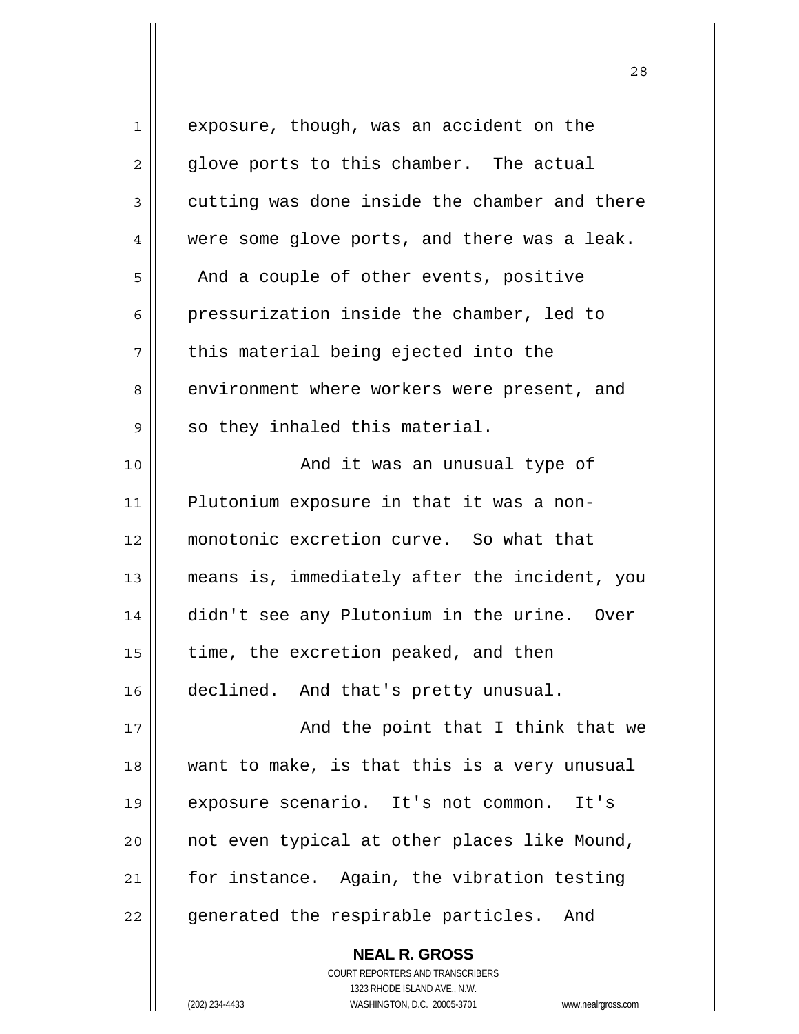exposure, though, was an accident on the glove ports to this chamber. The actual cutting was done inside the chamber and there were some glove ports, and there was a leak. And a couple of other events, positive pressurization inside the chamber, led to this material being ejected into the environment where workers were present, and so they inhaled this material.

And it was an unusual type of Plutonium exposure in that it was a non-monotonic excretion curve. So what that means is, immediately after the incident, you didn't see any Plutonium in the urine. Over time, the excretion peaked, and then declined. And that's pretty unusual.

And the point that I think that we want to make, is that this is a very unusual exposure scenario. It's not common. It's not even typical at other places like Mound, for instance. Again, the vibration testing generated the respirable particles. And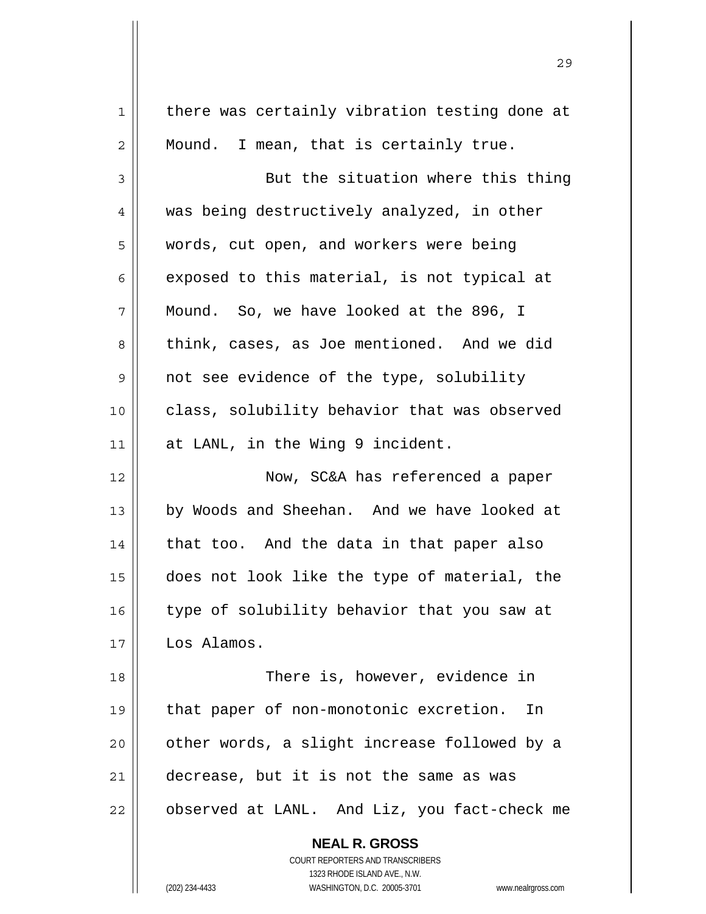there was certainly vibration testing done at Mound. I mean, that is certainly true.

But the situation where this thing was being destructively analyzed, in other words, cut open, and workers were being exposed to this material, is not typical at Mound. So, we have looked at the 896, I think, cases, as Joe mentioned. And we did not see evidence of the type, solubility class, solubility behavior that was observed at LANL, in the Wing 9 incident.

Now, SC&A has referenced a paper by Woods and Sheehan. And we have looked at that too. And the data in that paper also does not look like the type of material, the type of solubility behavior that you saw at Los Alamos.

There is, however, evidence in that paper of non-monotonic excretion. In other words, a slight increase followed by a decrease, but it is not the same as was observed at LANL. And Liz, you fact-check me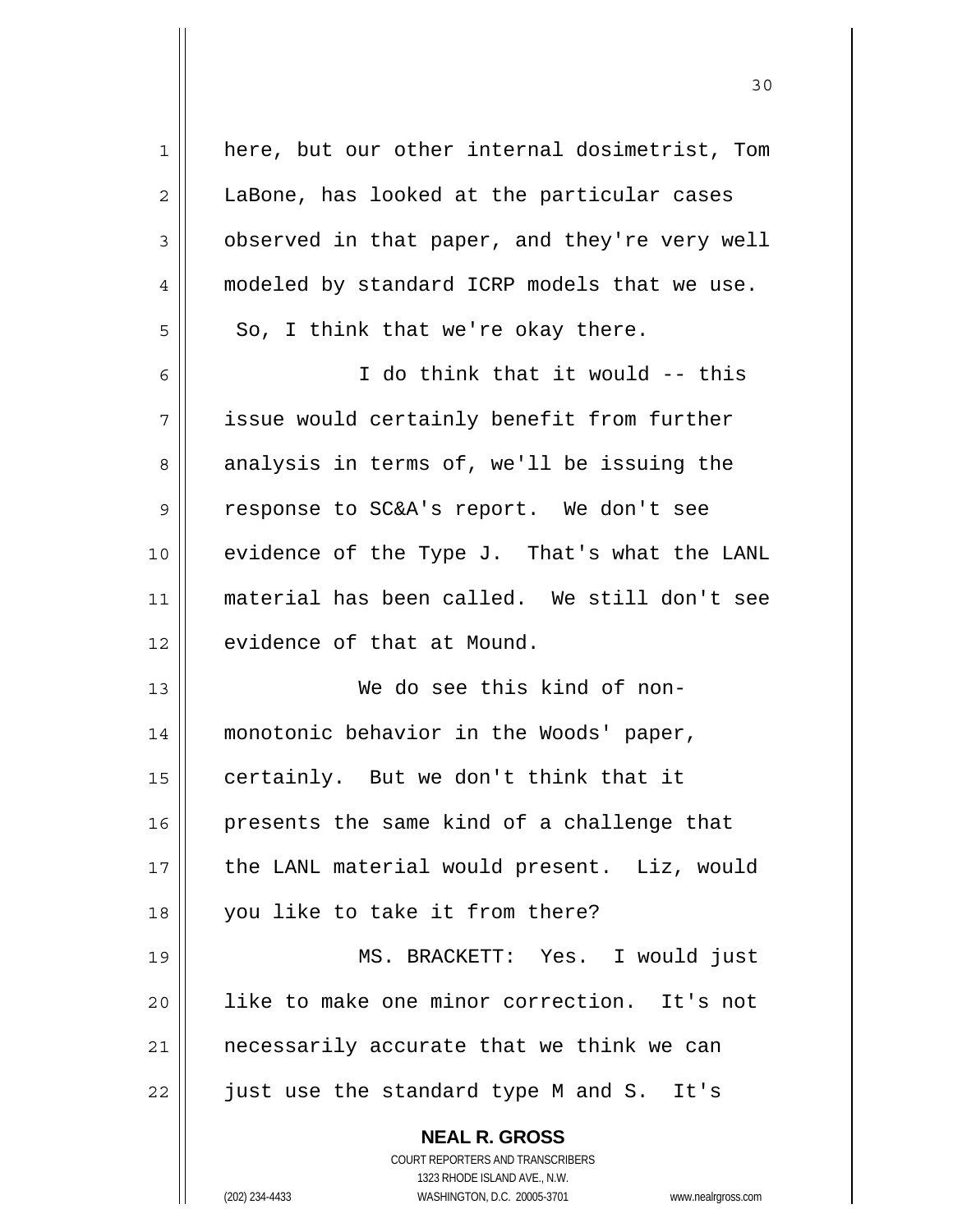here, but our other internal dosimetrist, Tom LaBone, has looked at the particular cases observed in that paper, and they're very well modeled by standard ICRP models that we use. So, I think that we're okay there.

I do think that it would -- this issue would certainly benefit from further analysis in terms of, we'll be issuing the response to SC&A's report. We don't see evidence of the Type J. That's what the LANL material has been called. We still don't see evidence of that at Mound.

We do see this kind of non-monotonic behavior in the Woods' paper, certainly. But we don't think that it presents the same kind of a challenge that the LANL material would present. Liz, would you like to take it from there?

MS. BRACKETT: Yes. I would just like to make one minor correction. It's not necessarily accurate that we think we can just use the standard type M and S. It's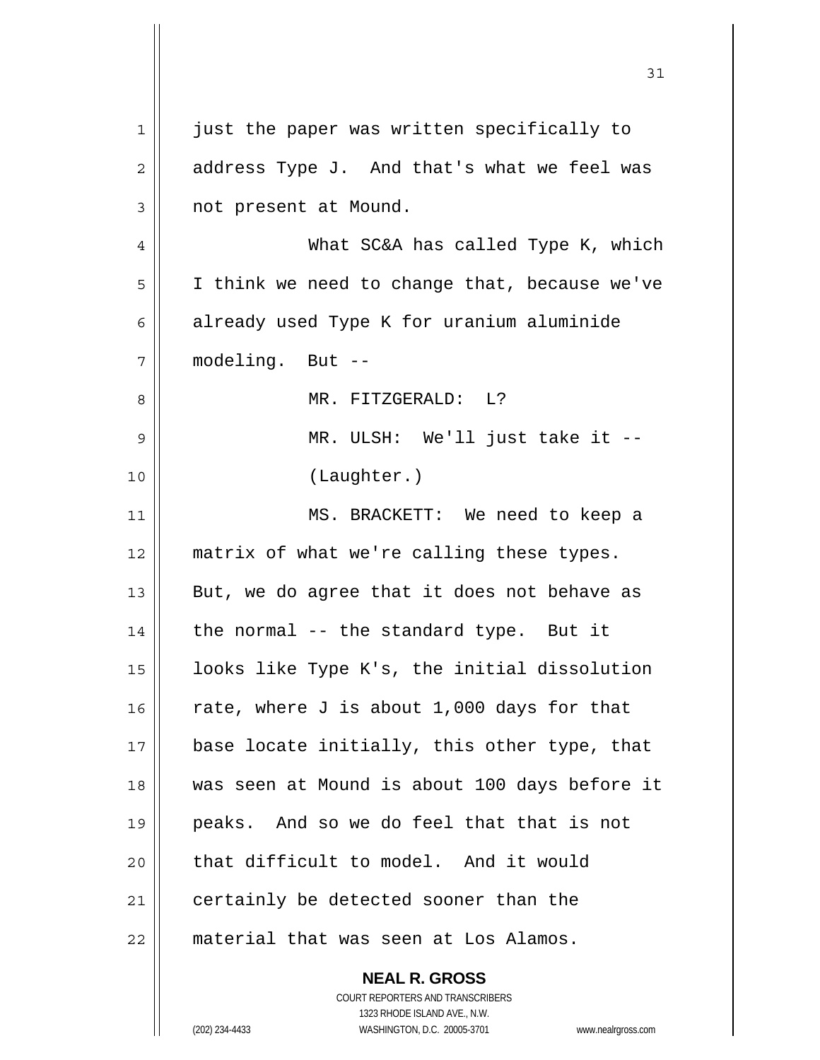just the paper was written specifically to address Type J. And that's what we feel was not present at Mound.

What SC&A has called Type K, which I think we need to change that, because we've already used Type K for uranium aluminide modeling. But --

MR. FITZGERALD: L?

MR. ULSH: We'll just take it --

(Laughter.)

MS. BRACKETT: We need to keep a matrix of what we're calling these types. But, we do agree that it does not behave as the normal -- the standard type. But it looks like Type K's, the initial dissolution rate, where J is about 1,000 days for that base locate initially, this other type, that was seen at Mound is about 100 days before it peaks. And so we do feel that that is not that difficult to model. And it would certainly be detected sooner than the material that was seen at Los Alamos.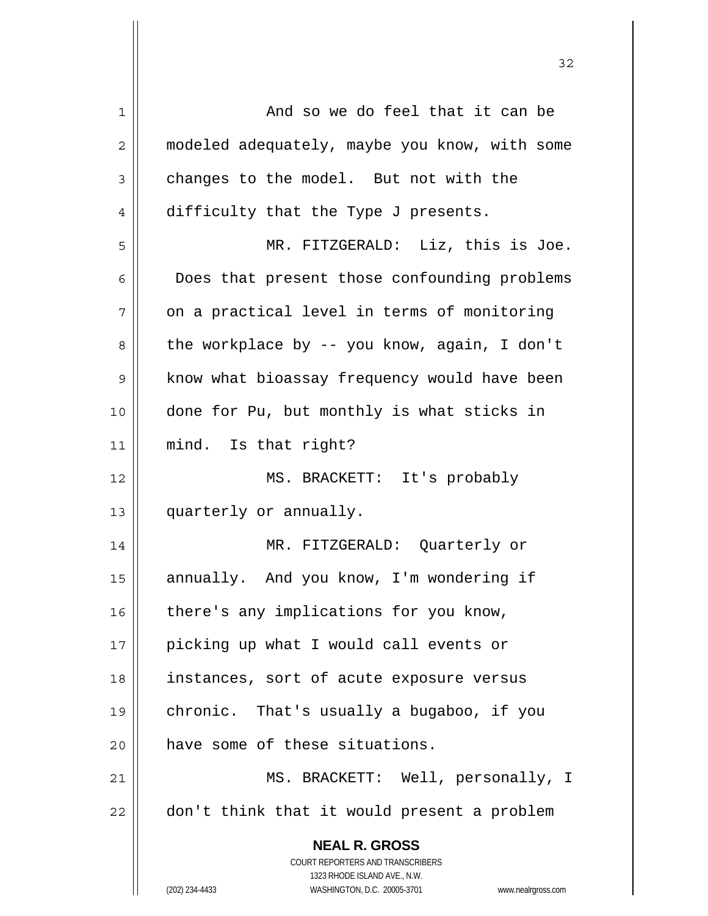And so we do feel that it can be modeled adequately, maybe you know, with some changes to the model. But not with the difficulty that the Type J presents.

MR. FITZGERALD: Liz, this is Joe. Does that present those confounding problems on a practical level in terms of monitoring the workplace by -- you know, again, I don't know what bioassay frequency would have been done for Pu, but monthly is what sticks in mind. Is that right?

MS. BRACKETT: It's probably quarterly or annually.

MR. FITZGERALD: Quarterly or annually. And you know, I'm wondering if there's any implications for you know, picking up what I would call events or instances, sort of acute exposure versus chronic. That's usually a bugaboo, if you have some of these situations.

MS. BRACKETT: Well, personally, I don't think that it would present a problem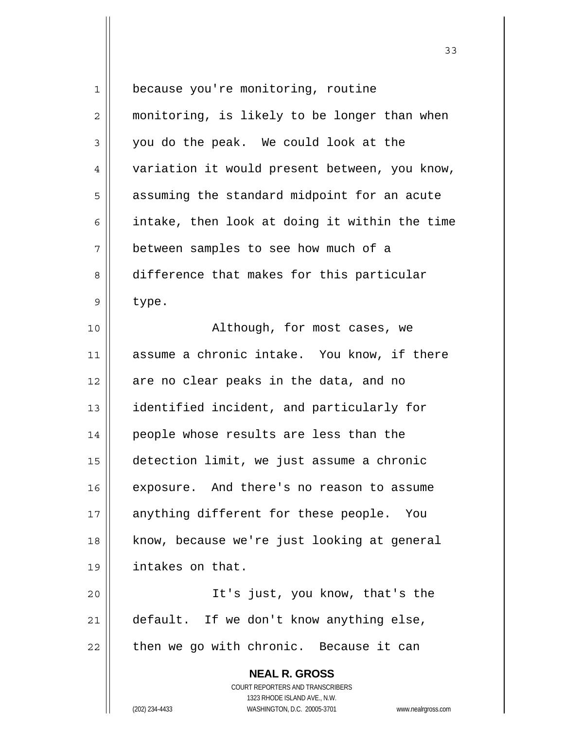because you're monitoring, routine monitoring, is likely to be longer than when you do the peak. We could look at the variation it would present between, you know, assuming the standard midpoint for an acute intake, then look at doing it within the time between samples to see how much of a difference that makes for this particular type.

Although, for most cases, we assume a chronic intake. You know, if there are no clear peaks in the data, and no identified incident, and particularly for people whose results are less than the detection limit, we just assume a chronic exposure. And there's no reason to assume anything different for these people. You know, because we're just looking at general intakes on that.

It's just, you know, that's the default. If we don't know anything else, then we go with chronic. Because it can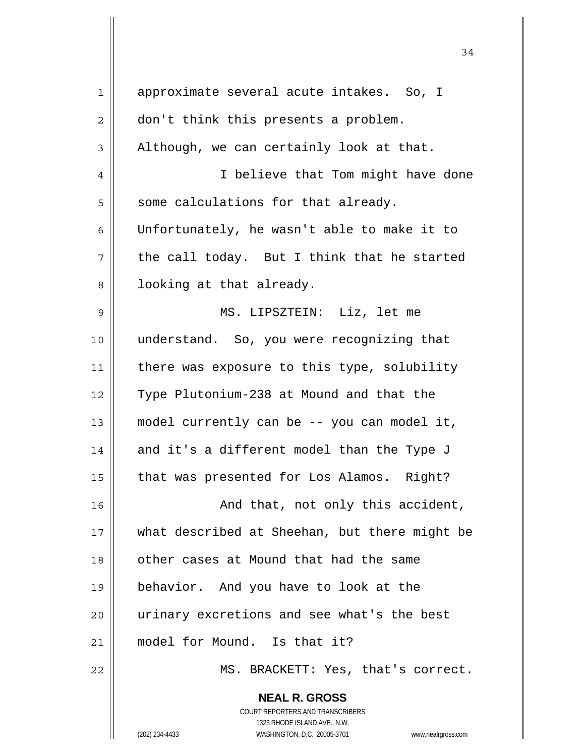approximate several acute intakes. So, I don't think this presents a problem. Although, we can certainly look at that.

I believe that Tom might have done some calculations for that already. Unfortunately, he wasn't able to make it to the call today. But I think that he started looking at that already.

MS. LIPSZTEIN: Liz, let me understand. So, you were recognizing that there was exposure to this type, solubility Type Plutonium-238 at Mound and that the model currently can be -- you can model it, and it's a different model than the Type J that was presented for Los Alamos. Right?

And that, not only this accident, what described at Sheehan, but there might be other cases at Mound that had the same behavior. And you have to look at the urinary excretions and see what's the best model for Mound. Is that it?

MS. BRACKETT: Yes, that's correct.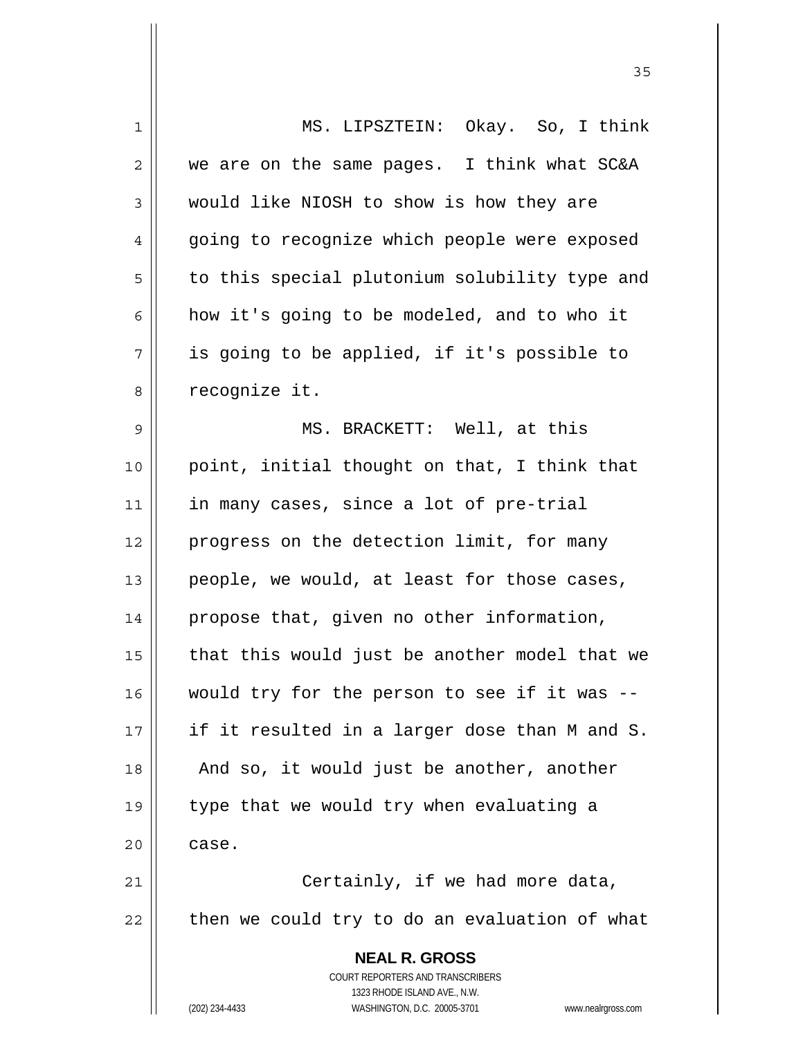MS. LIPSZTEIN: Okay. So, I think we are on the same pages. I think what SC&A would like NIOSH to show is how they are going to recognize which people were exposed to this special plutonium solubility type and how it's going to be modeled, and to who it is going to be applied, if it's possible to recognize it.

MS. BRACKETT: Well, at this point, initial thought on that, I think that in many cases, since a lot of pre-trial progress on the detection limit, for many people, we would, at least for those cases, propose that, given no other information, that this would just be another model that we would try for the person to see if it was -- if it resulted in a larger dose than M and S. And so, it would just be another, another type that we would try when evaluating a case.

Certainly, if we had more data, then we could try to do an evaluation of what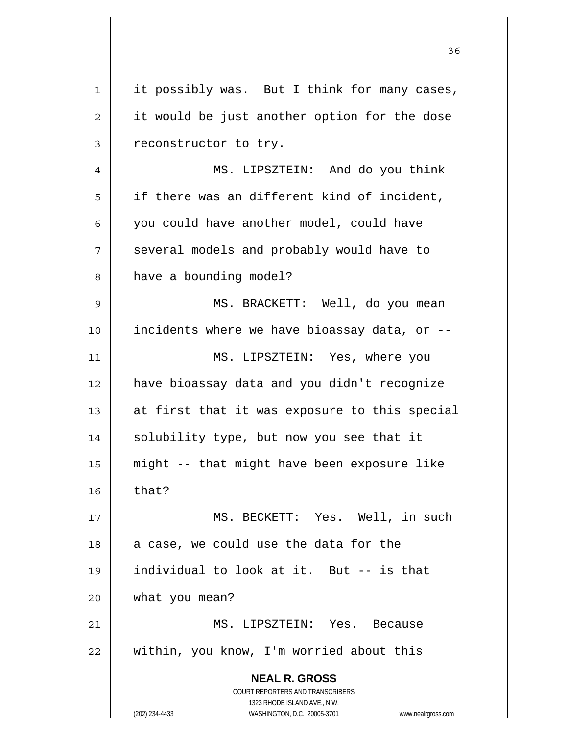it possibly was. But I think for many cases, it would be just another option for the dose reconstructor to try.

MS. LIPSZTEIN: And do you think if there was an different kind of incident, you could have another model, could have several models and probably would have to have a bounding model?

MS. BRACKETT: Well, do you mean incidents where we have bioassay data, or --

MS. LIPSZTEIN: Yes, where you have bioassay data and you didn't recognize at first that it was exposure to this special solubility type, but now you see that it might -- that might have been exposure like that?

MS. BECKETT: Yes. Well, in such a case, we could use the data for the individual to look at it. But -- is that what you mean?

MS. LIPSZTEIN: Yes. Because within, you know, I'm worried about this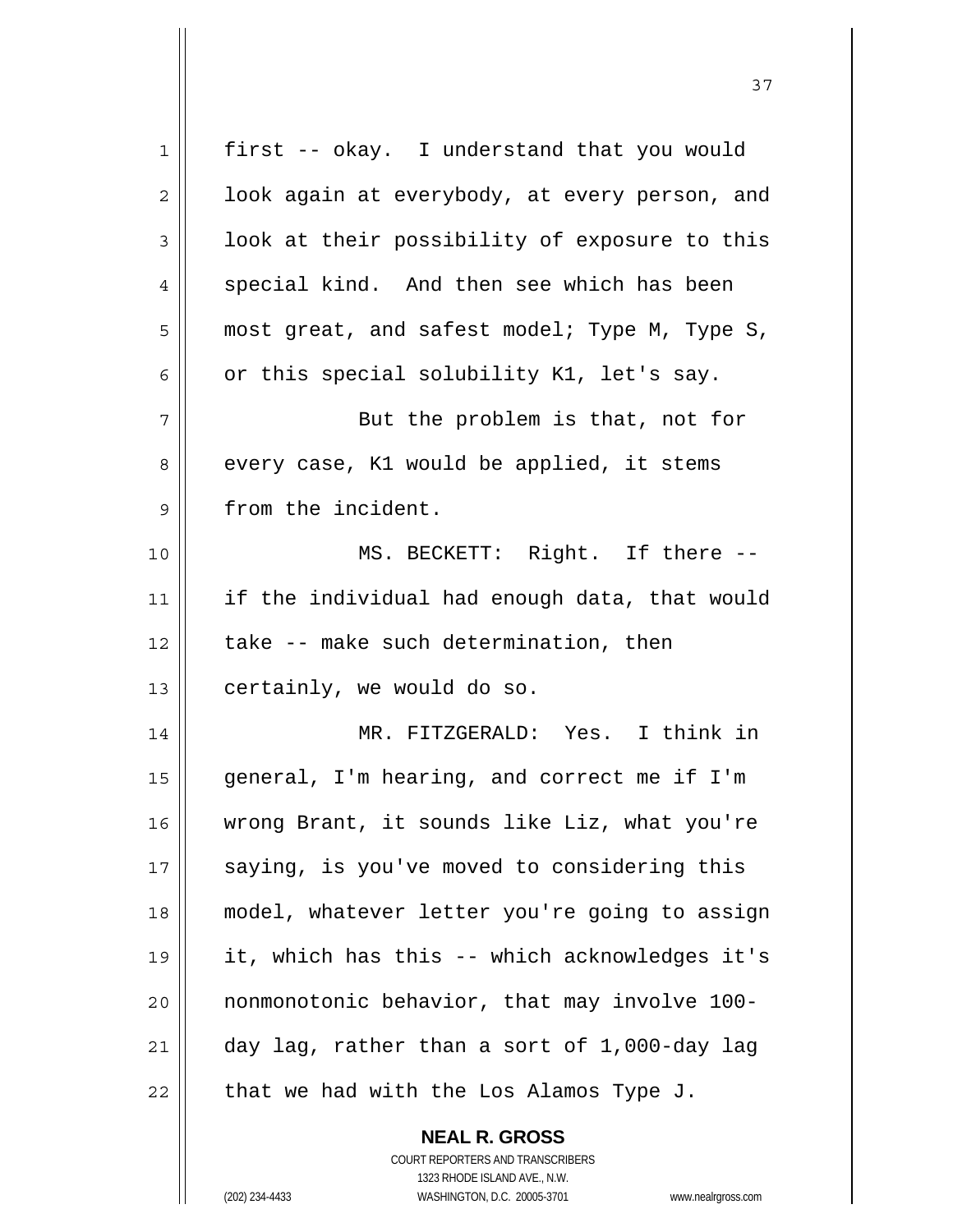first -- okay. I understand that you would look again at everybody, at every person, and look at their possibility of exposure to this special kind. And then see which has been most great, and safest model; Type M, Type S, or this special solubility K1, let's say.

But the problem is that, not for every case, K1 would be applied, it stems from the incident.

MS. BECKETT: Right. If there -- if the individual had enough data, that would take -- make such determination, then certainly, we would do so.

MR. FITZGERALD: Yes. I think in general, I'm hearing, and correct me if I'm wrong Brant, it sounds like Liz, what you're saying, is you've moved to considering this model, whatever letter you're going to assign it, which has this -- which acknowledges it's nonmonotonic behavior, that may involve 100-day lag, rather than a sort of 1,000-day lag that we had with the Los Alamos Type J.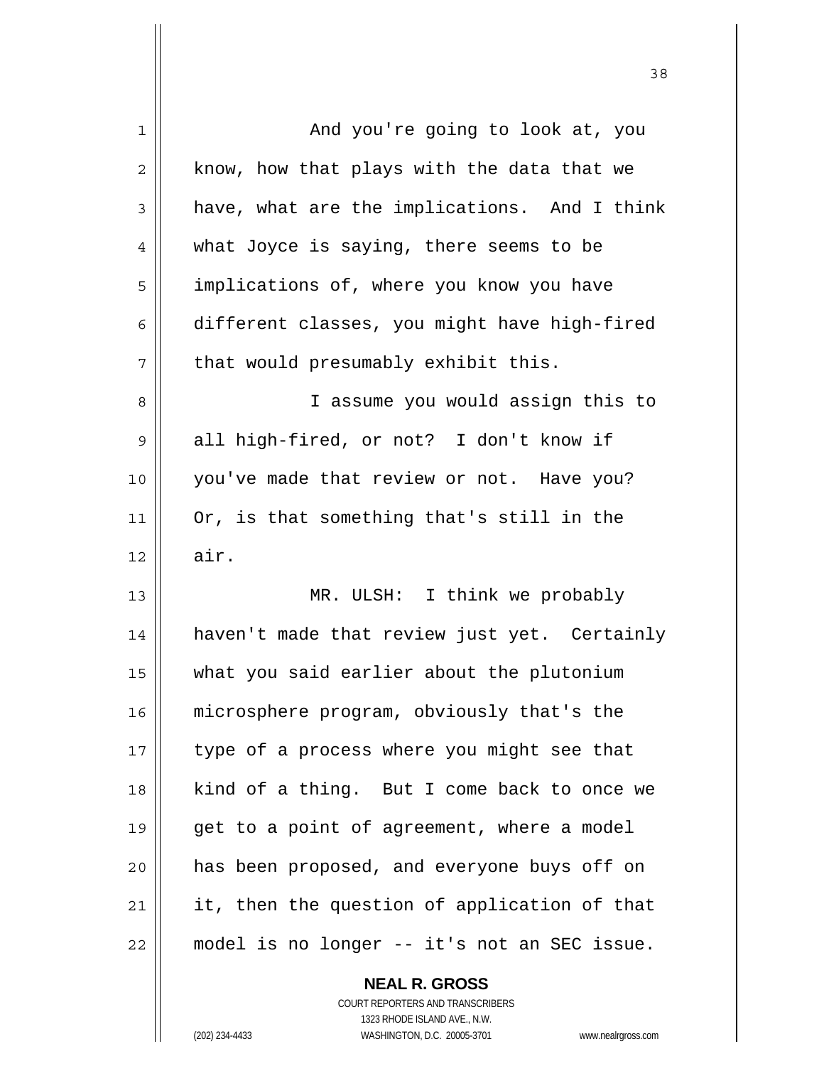And you're going to look at, you know, how that plays with the data that we have, what are the implications. And I think what Joyce is saying, there seems to be implications of, where you know you have different classes, you might have high-fired that would presumably exhibit this.

I assume you would assign this to all high-fired, or not? I don't know if you've made that review or not. Have you? Or, is that something that's still in the air.

MR. ULSH: I think we probably haven't made that review just yet. Certainly what you said earlier about the plutonium microsphere program, obviously that's the type of a process where you might see that kind of a thing. But I come back to once we get to a point of agreement, where a model has been proposed, and everyone buys off on it, then the question of application of that model is no longer -- it's not an SEC issue.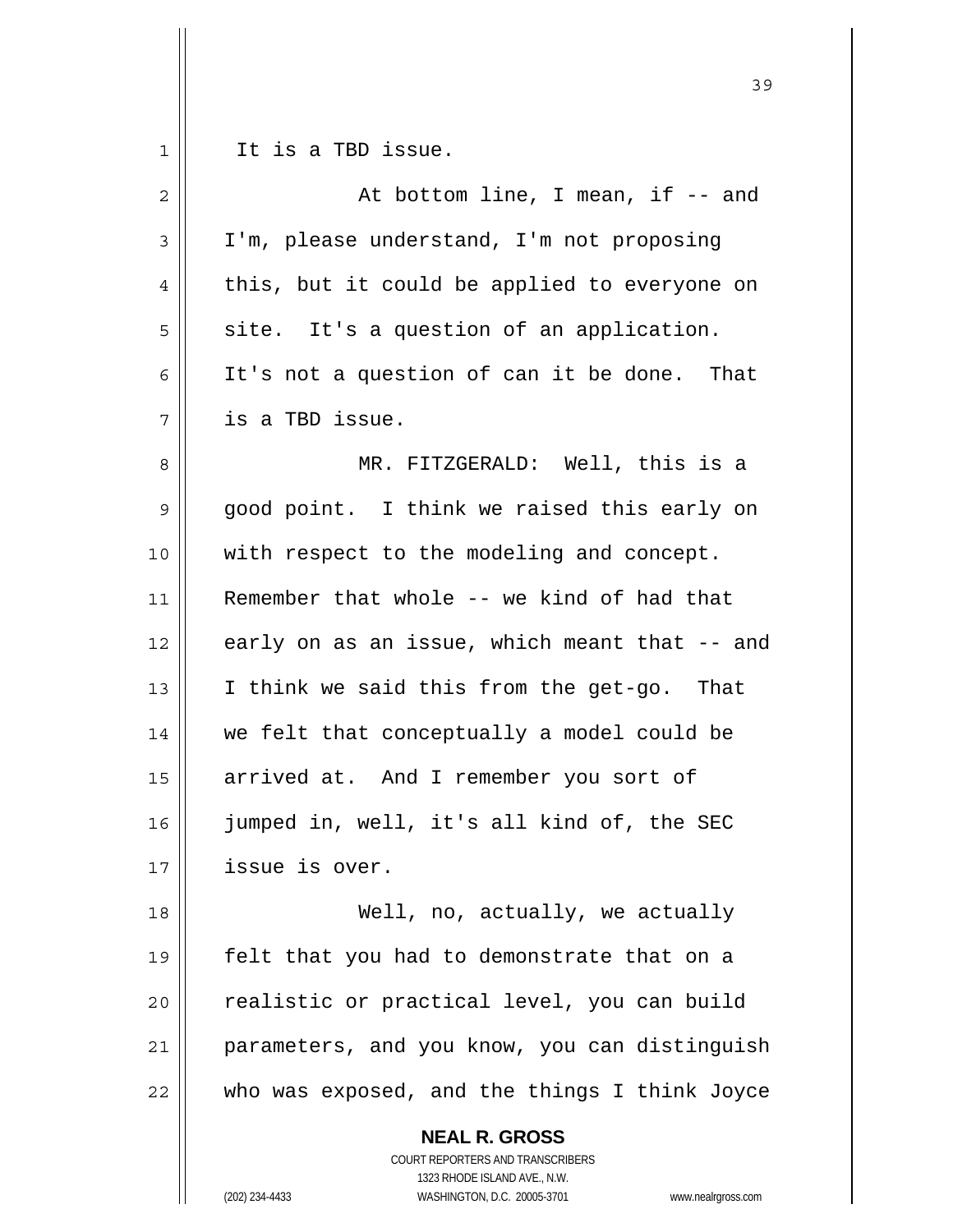It is a TBD issue.

At bottom line, I mean, if -- and I'm, please understand, I'm not proposing this, but it could be applied to everyone on site. It's a question of an application. It's not a question of can it be done. That is a TBD issue.

MR. FITZGERALD: Well, this is a good point. I think we raised this early on with respect to the modeling and concept. Remember that whole -- we kind of had that early on as an issue, which meant that -- and I think we said this from the get-go. That we felt that conceptually a model could be arrived at. And I remember you sort of jumped in, well, it's all kind of, the SEC issue is over.

Well, no, actually, we actually felt that you had to demonstrate that on a realistic or practical level, you can build parameters, and you know, you can distinguish who was exposed, and the things I think Joyce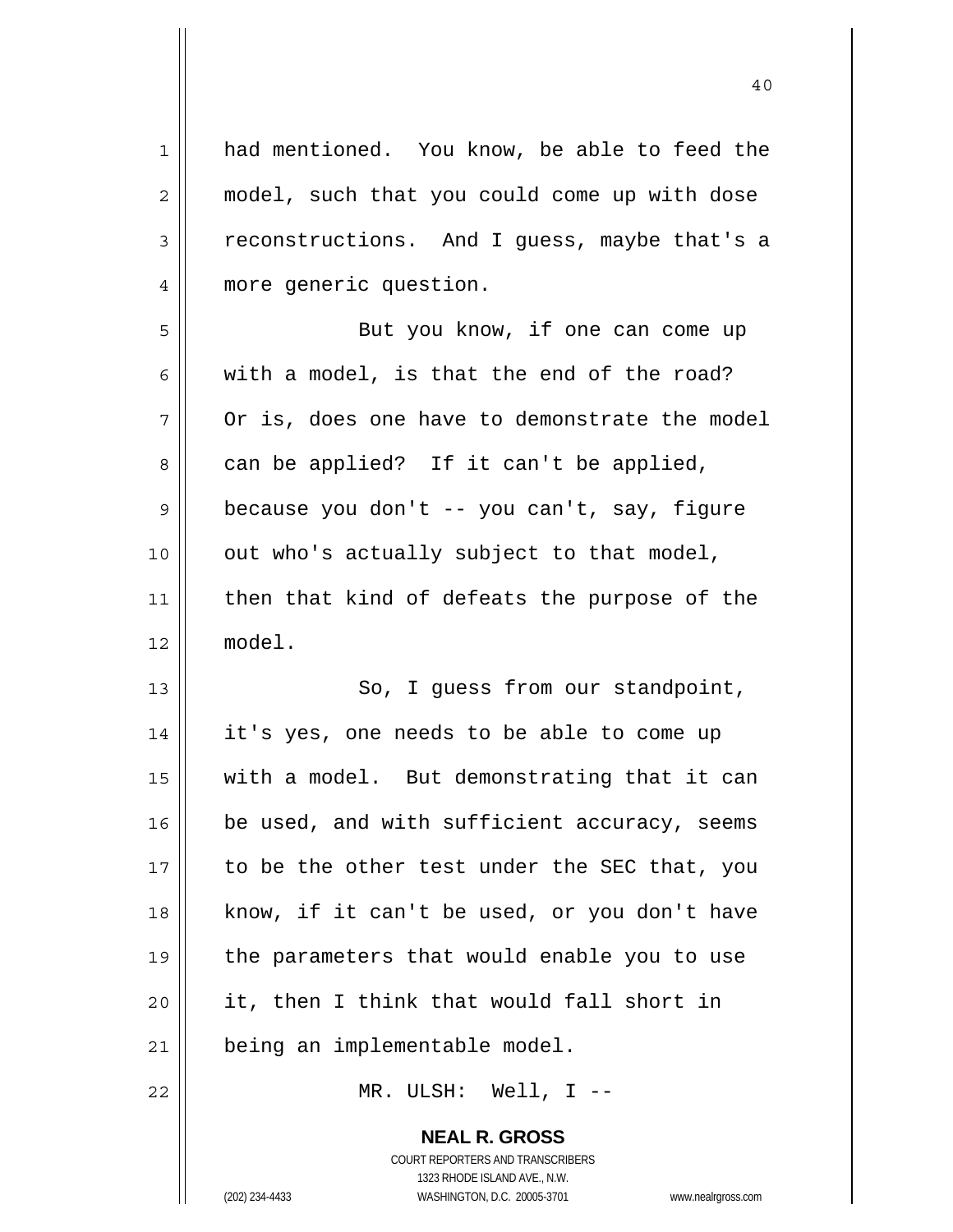had mentioned. You know, be able to feed the model, such that you could come up with dose reconstructions. And I guess, maybe that's a more generic question.

But you know, if one can come up with a model, is that the end of the road? Or is, does one have to demonstrate the model can be applied? If it can't be applied, because you don't -- you can't, say, figure out who's actually subject to that model, then that kind of defeats the purpose of the model.

So, I guess from our standpoint, it's yes, one needs to be able to come up with a model. But demonstrating that it can be used, and with sufficient accuracy, seems to be the other test under the SEC that, you know, if it can't be used, or you don't have the parameters that would enable you to use it, then I think that would fall short in being an implementable model.

MR. ULSH: Well, I --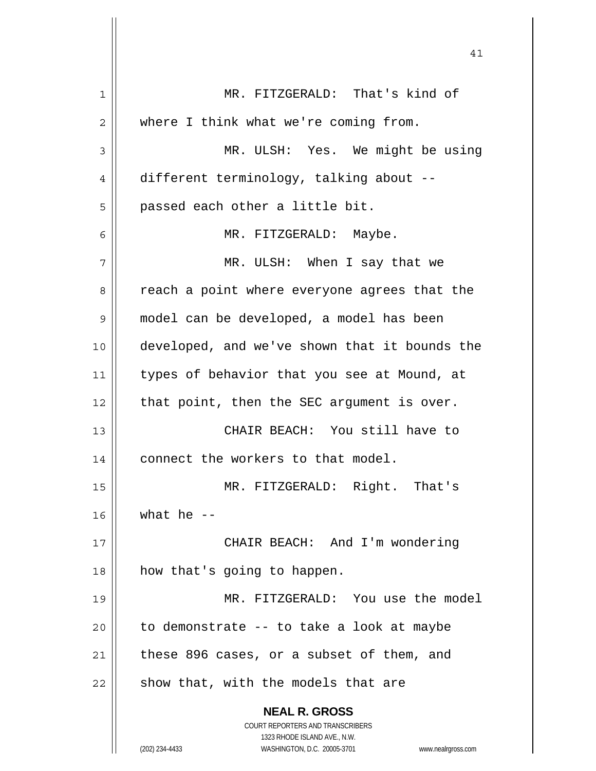MR. FITZGERALD: That's kind of where I think what we're coming from.

MR. ULSH: Yes. We might be using different terminology, talking about -- passed each other a little bit.

MR. FITZGERALD: Maybe.

MR. ULSH: When I say that we reach a point where everyone agrees that the model can be developed, a model has been developed, and we've shown that it bounds the types of behavior that you see at Mound, at that point, then the SEC argument is over.

CHAIR BEACH: You still have to connect the workers to that model.

MR. FITZGERALD: Right. That's what he --

CHAIR BEACH: And I'm wondering how that's going to happen.

MR. FITZGERALD: You use the model to demonstrate -- to take a look at maybe these 896 cases, or a subset of them, and show that, with the models that are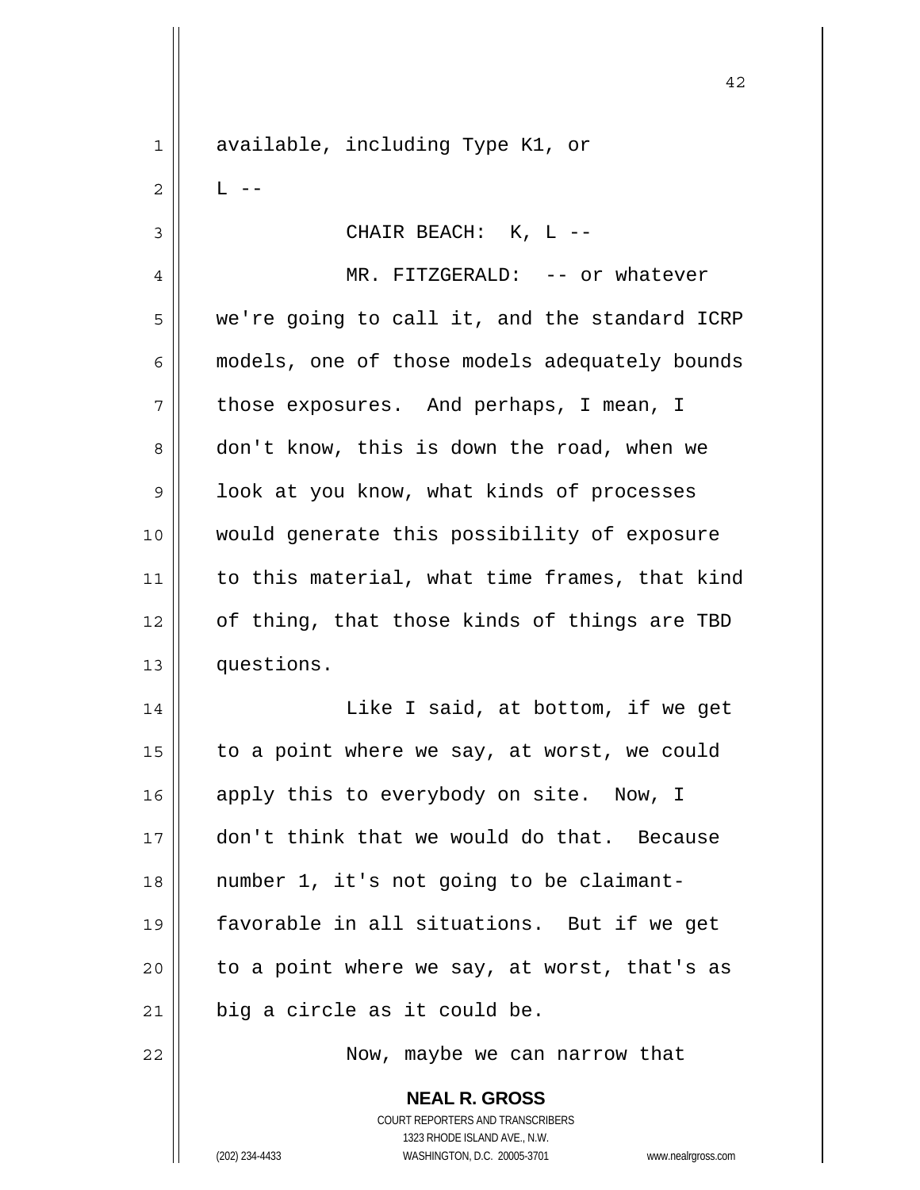available, including Type K1, or L --

CHAIR BEACH: K, L --

MR. FITZGERALD: -- or whatever we're going to call it, and the standard ICRP models, one of those models adequately bounds those exposures. And perhaps, I mean, I don't know, this is down the road, when we look at you know, what kinds of processes would generate this possibility of exposure to this material, what time frames, that kind of thing, that those kinds of things are TBD questions.

Like I said, at bottom, if we get to a point where we say, at worst, we could apply this to everybody on site. Now, I don't think that we would do that. Because number 1, it's not going to be claimant-favorable in all situations. But if we get to a point where we say, at worst, that's as big a circle as it could be.

Now, maybe we can narrow that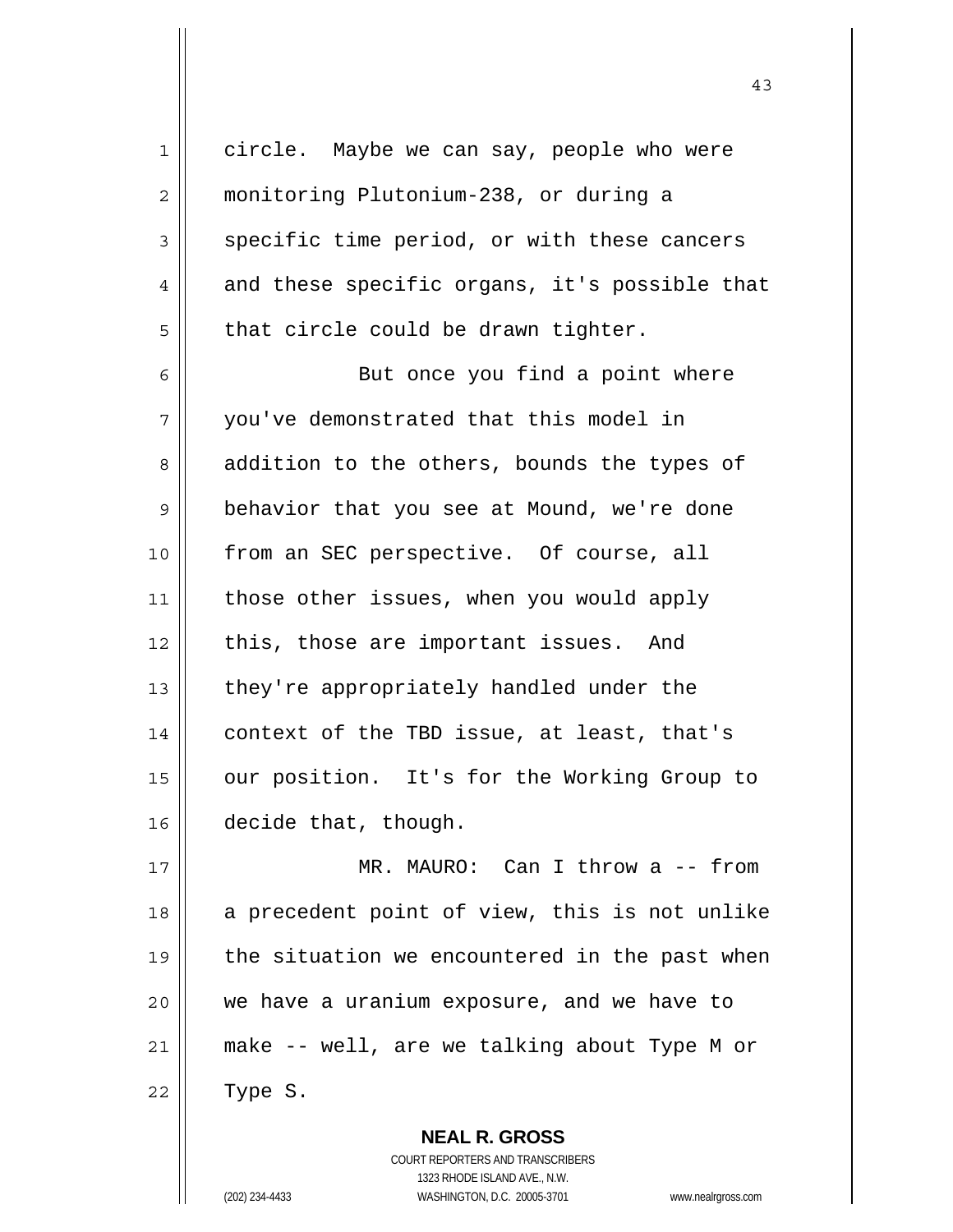circle. Maybe we can say, people who were monitoring Plutonium-238, or during a specific time period, or with these cancers and these specific organs, it's possible that that circle could be drawn tighter.

But once you find a point where you've demonstrated that this model in addition to the others, bounds the types of behavior that you see at Mound, we're done from an SEC perspective. Of course, all those other issues, when you would apply this, those are important issues. And they're appropriately handled under the context of the TBD issue, at least, that's our position. It's for the Working Group to decide that, though.

MR. MAURO: Can I throw a -- from a precedent point of view, this is not unlike the situation we encountered in the past when we have a uranium exposure, and we have to make -- well, are we talking about Type M or Type S.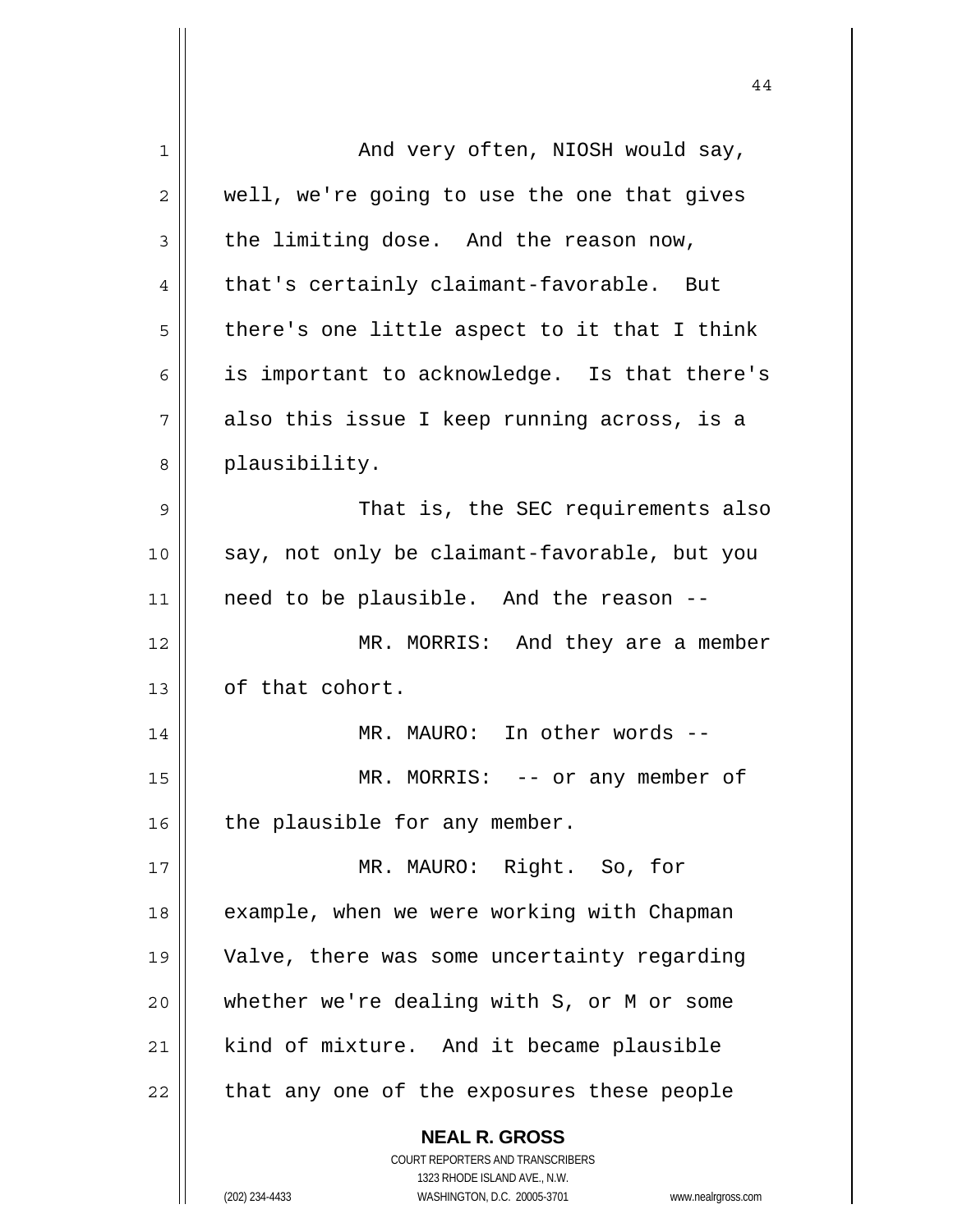And very often, NIOSH would say, well, we're going to use the one that gives the limiting dose. And the reason now, that's certainly claimant-favorable. But there's one little aspect to it that I think is important to acknowledge. Is that there's also this issue I keep running across, is a plausibility.

That is, the SEC requirements also say, not only be claimant-favorable, but you need to be plausible. And the reason --

MR. MORRIS: And they are a member of that cohort.

MR. MAURO: In other words --

MR. MORRIS: -- or any member of the plausible for any member.

MR. MAURO: Right. So, for example, when we were working with Chapman Valve, there was some uncertainty regarding whether we're dealing with S, or M or some kind of mixture. And it became plausible that any one of the exposures these people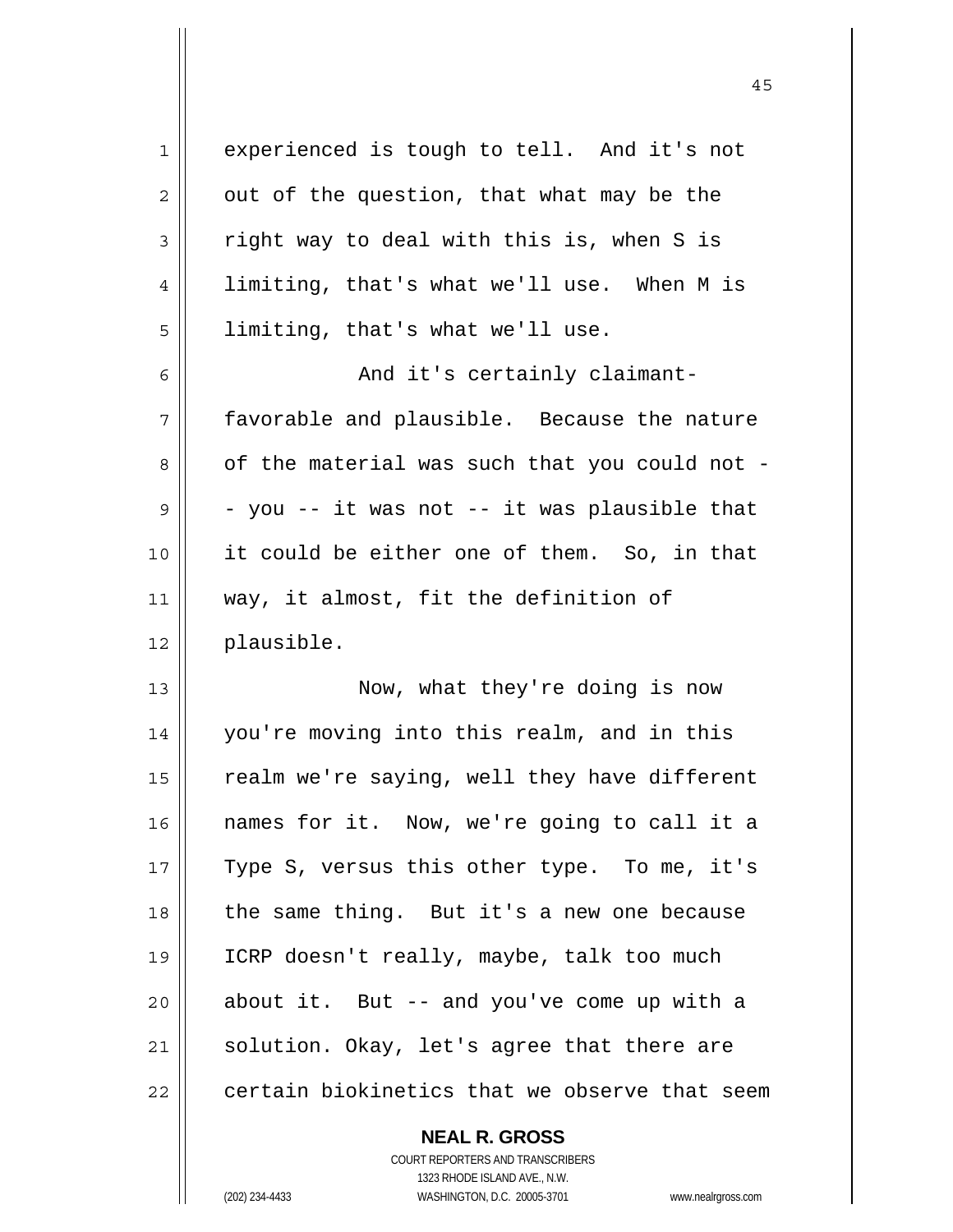experienced is tough to tell. And it's not out of the question, that what may be the right way to deal with this is, when S is limiting, that's what we'll use. When M is limiting, that's what we'll use.

And it's certainly claimant-favorable and plausible. Because the nature of the material was such that you could not -- you -- it was not -- it was plausible that it could be either one of them. So, in that way, it almost, fit the definition of plausible.

Now, what they're doing is now you're moving into this realm, and in this realm we're saying, well they have different names for it. Now, we're going to call it a Type S, versus this other type. To me, it's the same thing. But it's a new one because ICRP doesn't really, maybe, talk too much about it. But -- and you've come up with a solution. Okay, let's agree that there are certain biokinetics that we observe that seem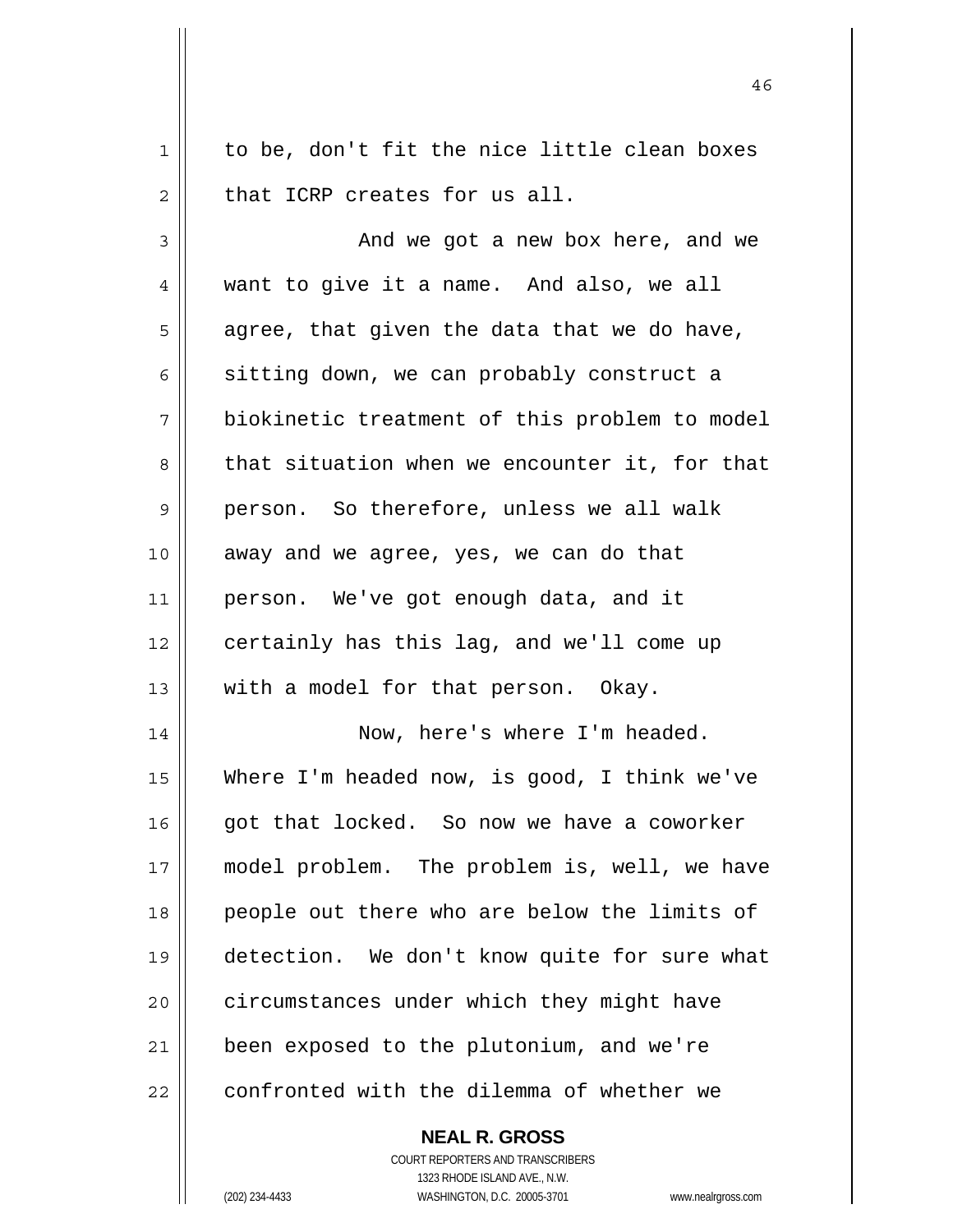to be, don't fit the nice little clean boxes that ICRP creates for us all.

And we got a new box here, and we want to give it a name. And also, we all agree, that given the data that we do have, sitting down, we can probably construct a biokinetic treatment of this problem to model that situation when we encounter it, for that person. So therefore, unless we all walk away and we agree, yes, we can do that person. We've got enough data, and it certainly has this lag, and we'll come up with a model for that person. Okay.

Now, here's where I'm headed. Where I'm headed now, is good, I think we've got that locked. So now we have a coworker model problem. The problem is, well, we have people out there who are below the limits of detection. We don't know quite for sure what circumstances under which they might have been exposed to the plutonium, and we're confronted with the dilemma of whether we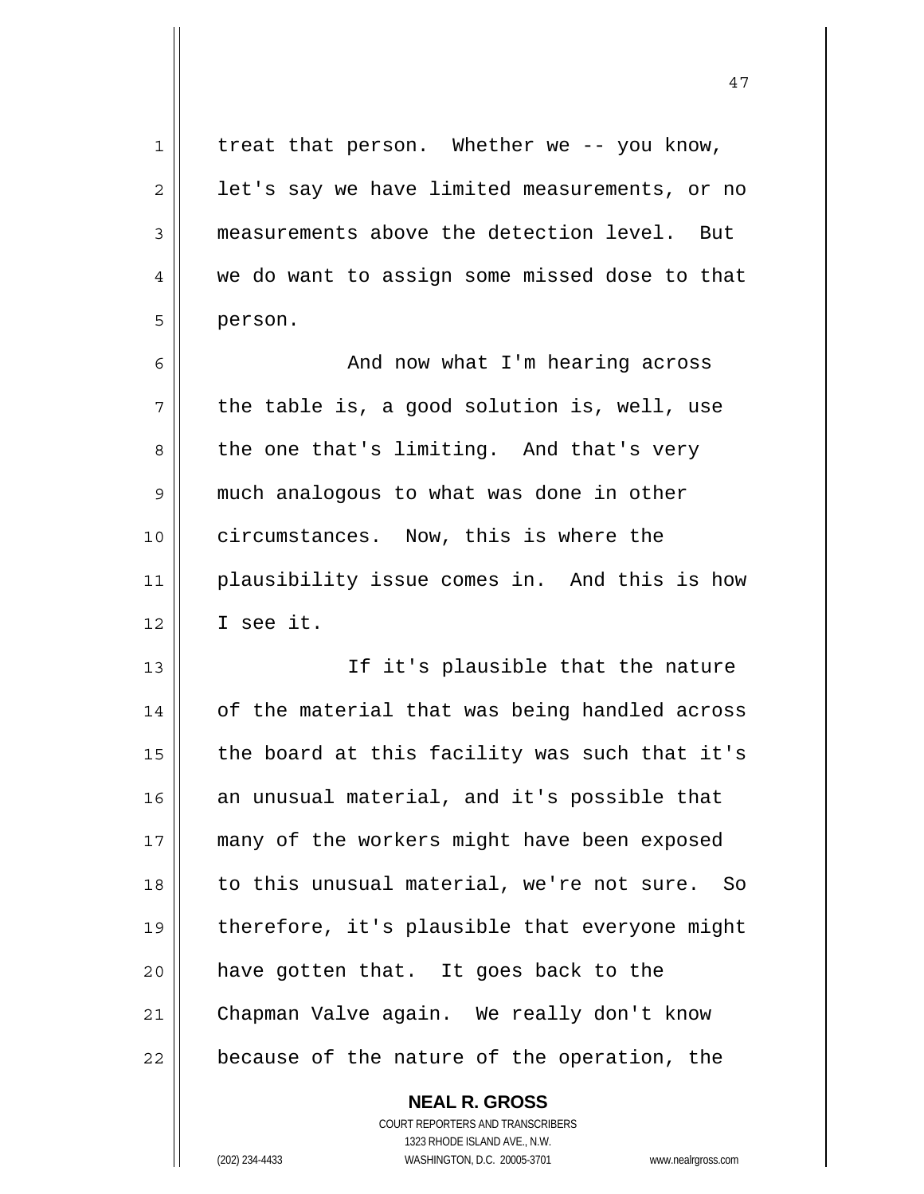treat that person. Whether we -- you know, let's say we have limited measurements, or no measurements above the detection level. But we do want to assign some missed dose to that person.

And now what I'm hearing across the table is, a good solution is, well, use the one that's limiting. And that's very much analogous to what was done in other circumstances. Now, this is where the plausibility issue comes in. And this is how I see it.

If it's plausible that the nature of the material that was being handled across the board at this facility was such that it's an unusual material, and it's possible that many of the workers might have been exposed to this unusual material, we're not sure. So therefore, it's plausible that everyone might have gotten that. It goes back to the Chapman Valve again. We really don't know because of the nature of the operation, the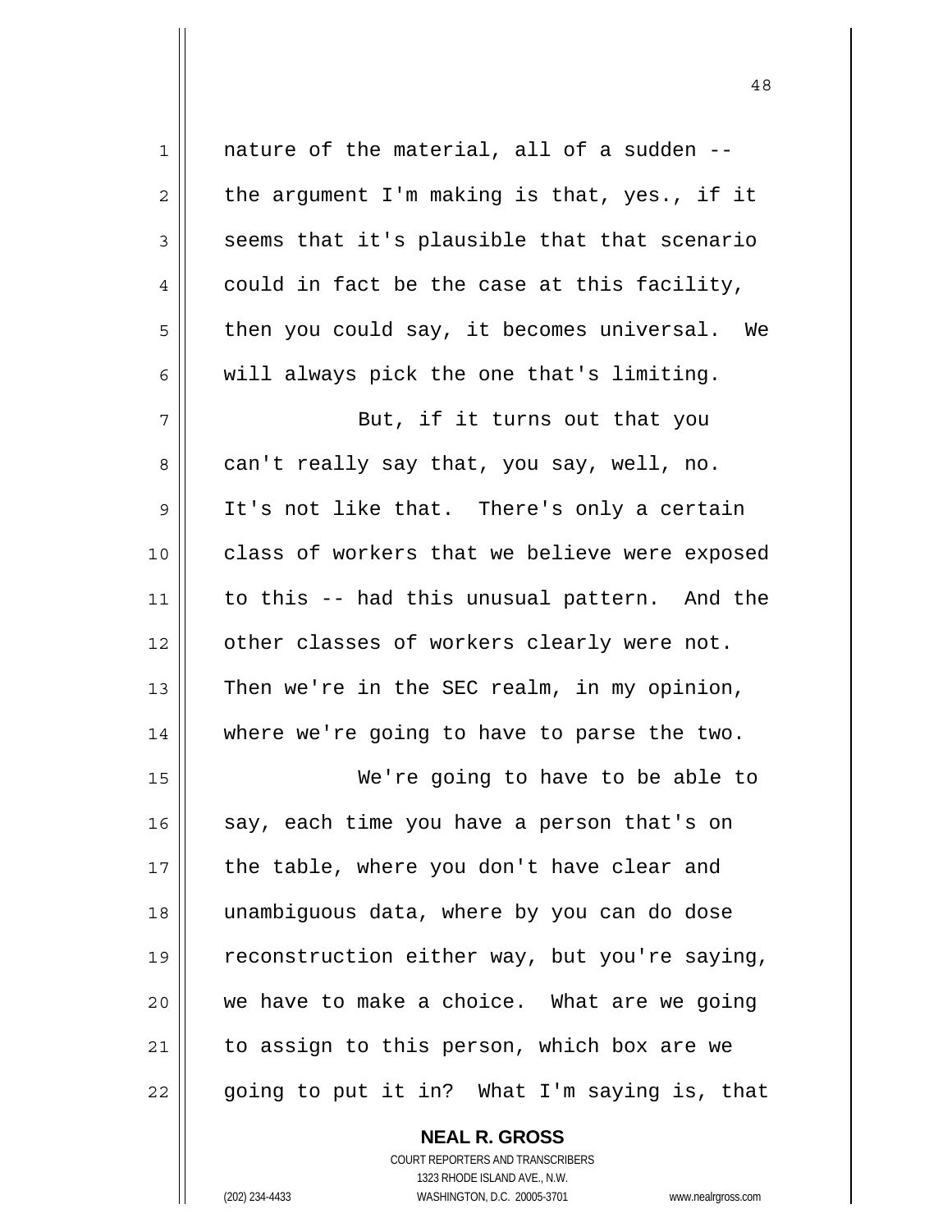nature of the material, all of a sudden -- the argument I'm making is that, yes., if it seems that it's plausible that that scenario could in fact be the case at this facility, then you could say, it becomes universal. We will always pick the one that's limiting.

But, if it turns out that you can't really say that, you say, well, no. It's not like that. There's only a certain class of workers that we believe were exposed to this -- had this unusual pattern. And the other classes of workers clearly were not. Then we're in the SEC realm, in my opinion, where we're going to have to parse the two.

We're going to have to be able to say, each time you have a person that's on the table, where you don't have clear and unambiguous data, where by you can do dose reconstruction either way, but you're saying, we have to make a choice. What are we going to assign to this person, which box are we going to put it in? What I'm saying is, that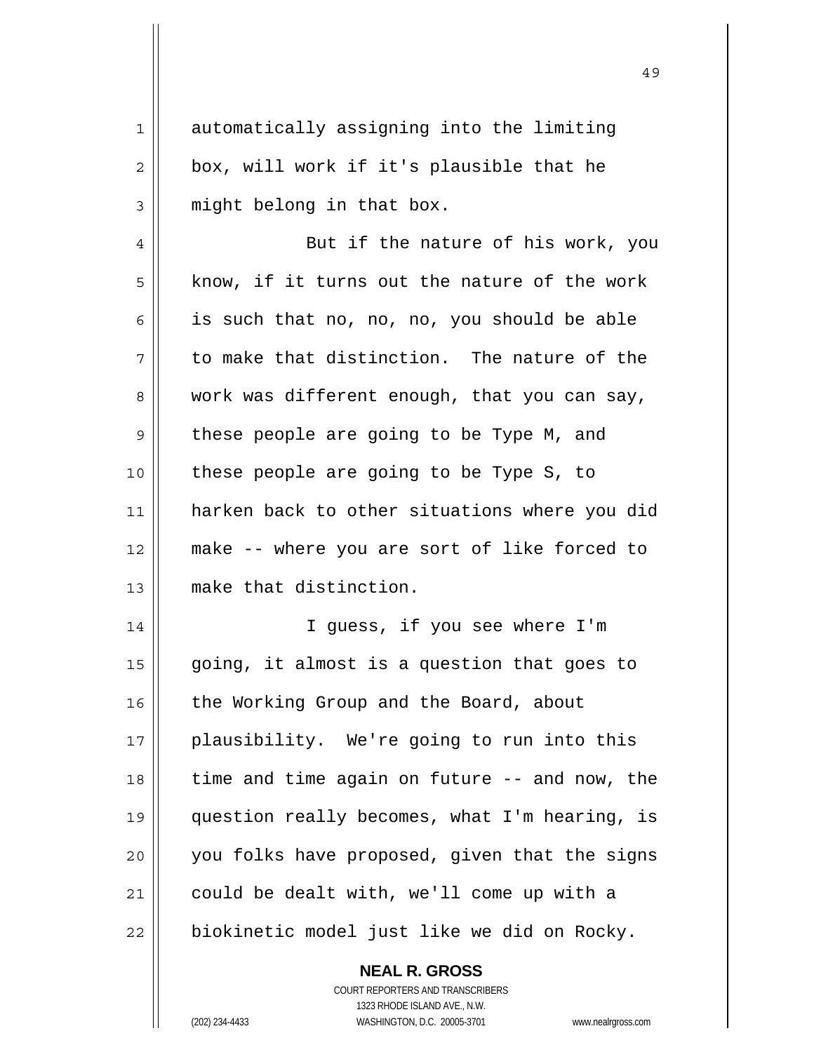automatically assigning into the limiting box, will work if it's plausible that he might belong in that box.

But if the nature of his work, you know, if it turns out the nature of the work is such that no, no, no, you should be able to make that distinction. The nature of the work was different enough, that you can say, these people are going to be Type M, and these people are going to be Type S, to harken back to other situations where you did make -- where you are sort of like forced to make that distinction.

I guess, if you see where I'm going, it almost is a question that goes to the Working Group and the Board, about plausibility. We're going to run into this time and time again on future -- and now, the question really becomes, what I'm hearing, is you folks have proposed, given that the signs could be dealt with, we'll come up with a biokinetic model just like we did on Rocky.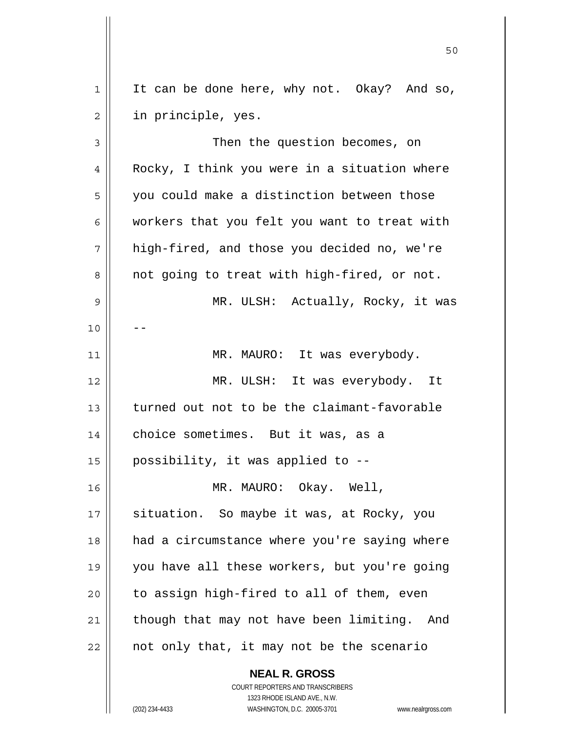It can be done here, why not. Okay? And so, in principle, yes.

Then the question becomes, on Rocky, I think you were in a situation where you could make a distinction between those workers that you felt you want to treat with high-fired, and those you decided no, we're not going to treat with high-fired, or not.

MR. ULSH: Actually, Rocky, it was --

MR. MAURO: It was everybody.

MR. ULSH: It was everybody. It turned out not to be the claimant-favorable choice sometimes. But it was, as a possibility, it was applied to --

MR. MAURO: Okay. Well, situation. So maybe it was, at Rocky, you had a circumstance where you're saying where you have all these workers, but you're going to assign high-fired to all of them, even though that may not have been limiting. And not only that, it may not be the scenario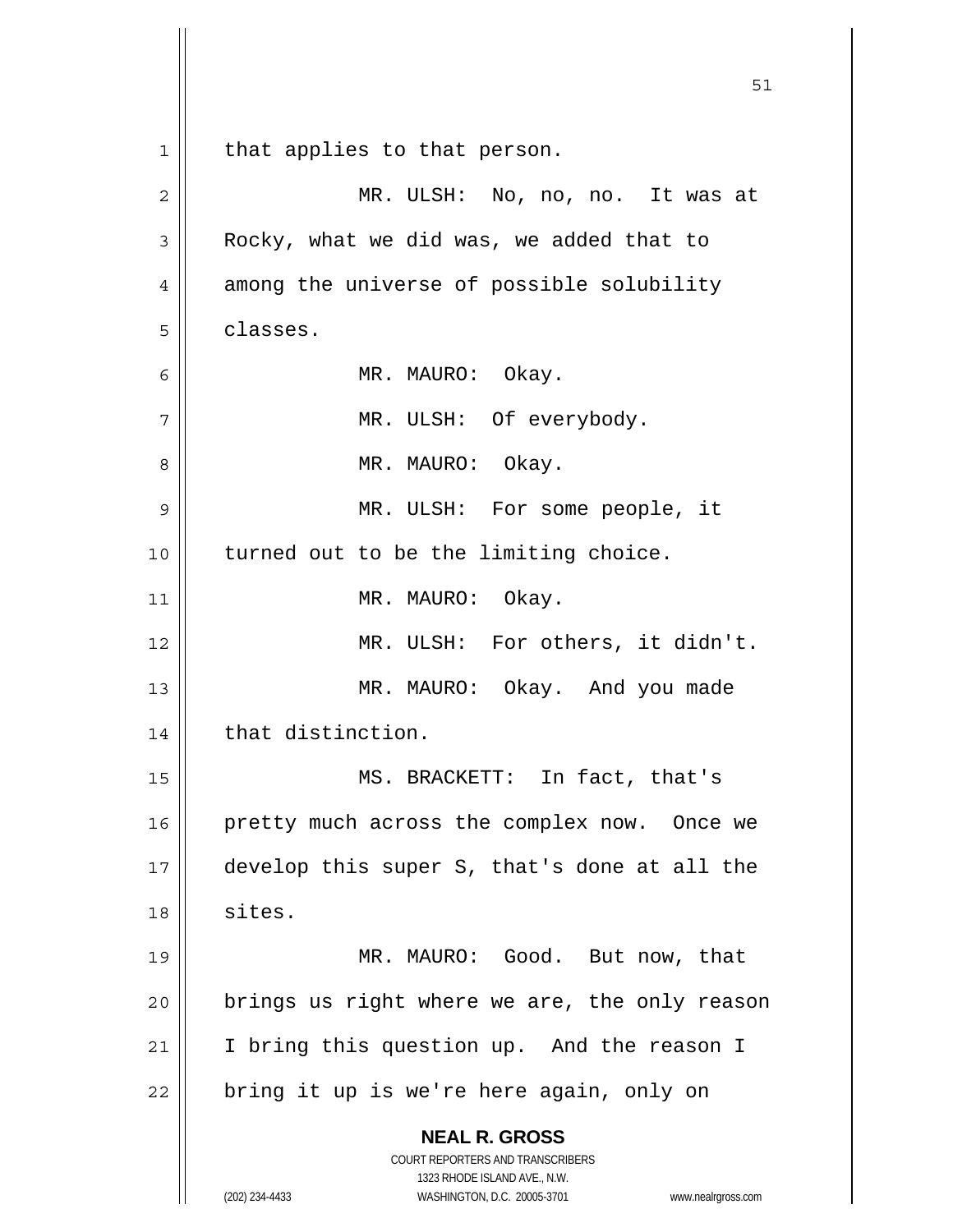that applies to that person.

MR. ULSH: No, no, no. It was at Rocky, what we did was, we added that to among the universe of possible solubility classes.

MR. MAURO: Okay.

MR. ULSH: Of everybody.

MR. MAURO: Okay.

MR. ULSH: For some people, it turned out to be the limiting choice.

MR. MAURO: Okay.

MR. ULSH: For others, it didn't.

MR. MAURO: Okay. And you made that distinction.

MS. BRACKETT: In fact, that's pretty much across the complex now. Once we develop this super S, that's done at all the sites.

MR. MAURO: Good. But now, that brings us right where we are, the only reason I bring this question up. And the reason I bring it up is we're here again, only on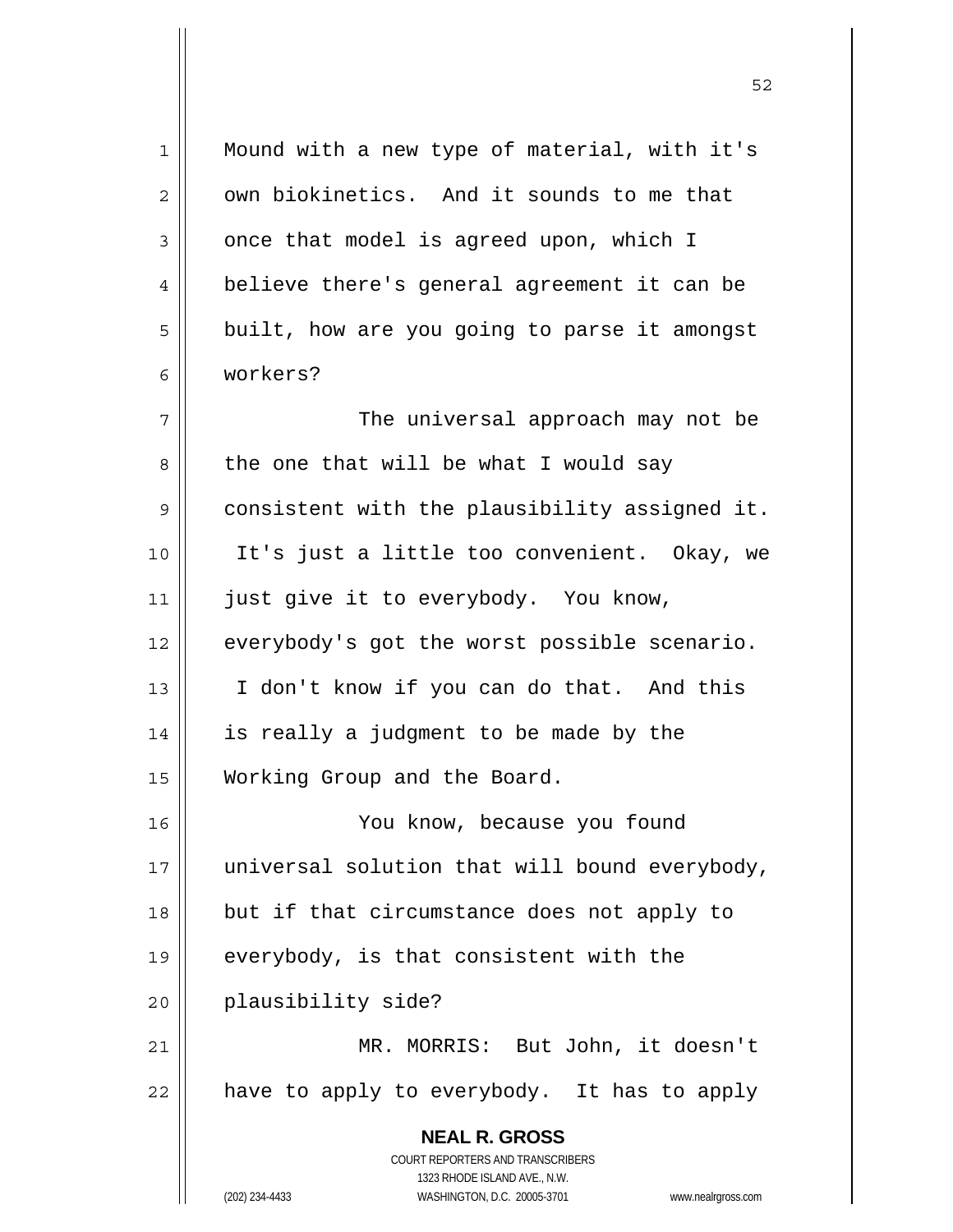Mound with a new type of material, with it's own biokinetics. And it sounds to me that once that model is agreed upon, which I believe there's general agreement it can be built, how are you going to parse it amongst workers?

The universal approach may not be the one that will be what I would say consistent with the plausibility assigned it. It's just a little too convenient. Okay, we just give it to everybody. You know, everybody's got the worst possible scenario. I don't know if you can do that. And this is really a judgment to be made by the Working Group and the Board.

You know, because you found universal solution that will bound everybody, but if that circumstance does not apply to everybody, is that consistent with the plausibility side?

MR. MORRIS: But John, it doesn't have to apply to everybody. It has to apply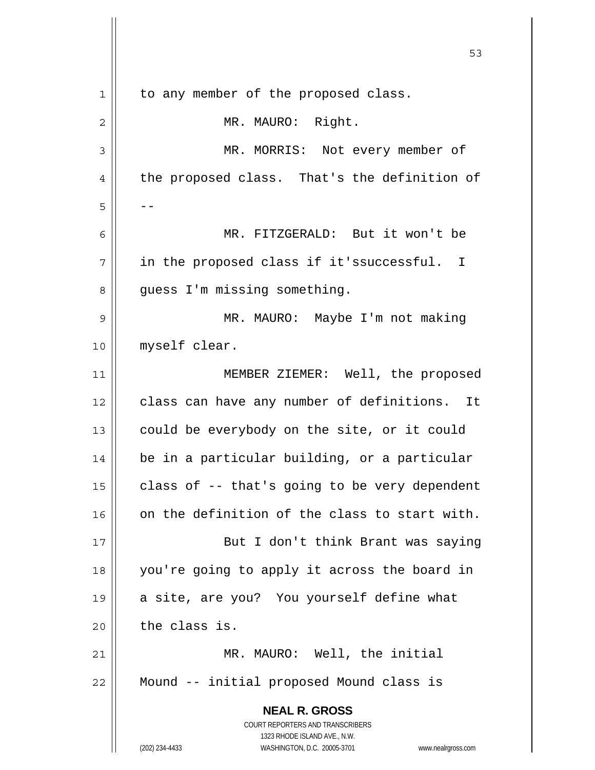to any member of the proposed class.

MR. MAURO: Right.

MR. MORRIS: Not every member of the proposed class. That's the definition of --

MR. FITZGERALD: But it won't be in the proposed class if it'ssuccessful. I guess I'm missing something.

MR. MAURO: Maybe I'm not making myself clear.

MEMBER ZIEMER: Well, the proposed class can have any number of definitions. It could be everybody on the site, or it could be in a particular building, or a particular class of -- that's going to be very dependent on the definition of the class to start with.

But I don't think Brant was saying you're going to apply it across the board in a site, are you? You yourself define what the class is.

MR. MAURO: Well, the initial Mound -- initial proposed Mound class is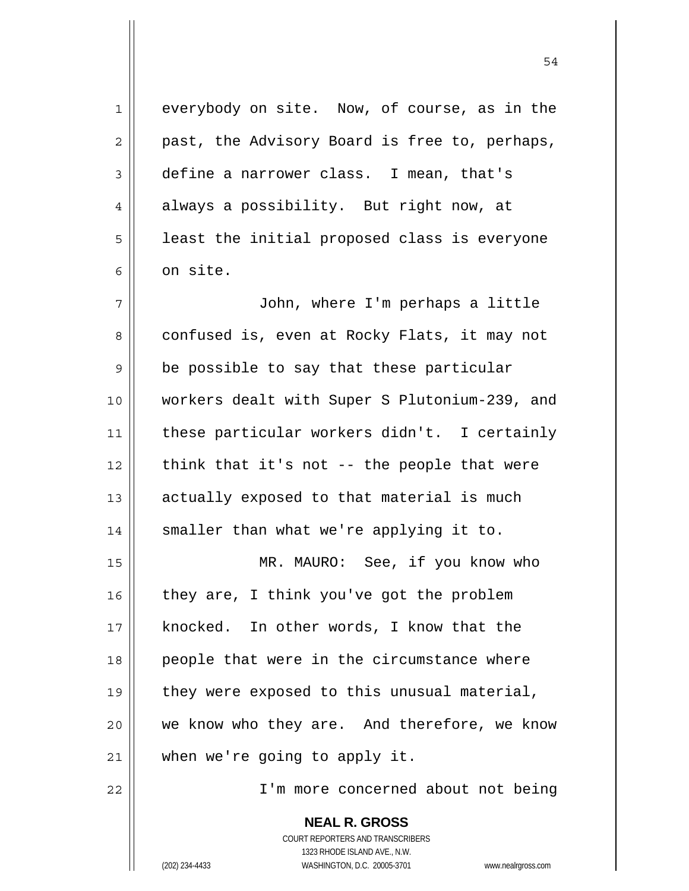everybody on site. Now, of course, as in the past, the Advisory Board is free to, perhaps, define a narrower class. I mean, that's always a possibility. But right now, at least the initial proposed class is everyone on site.

John, where I'm perhaps a little confused is, even at Rocky Flats, it may not be possible to say that these particular workers dealt with Super S Plutonium-239, and these particular workers didn't. I certainly think that it's not -- the people that were actually exposed to that material is much smaller than what we're applying it to.

MR. MAURO: See, if you know who they are, I think you've got the problem knocked. In other words, I know that the people that were in the circumstance where they were exposed to this unusual material, we know who they are. And therefore, we know when we're going to apply it.

I'm more concerned about not being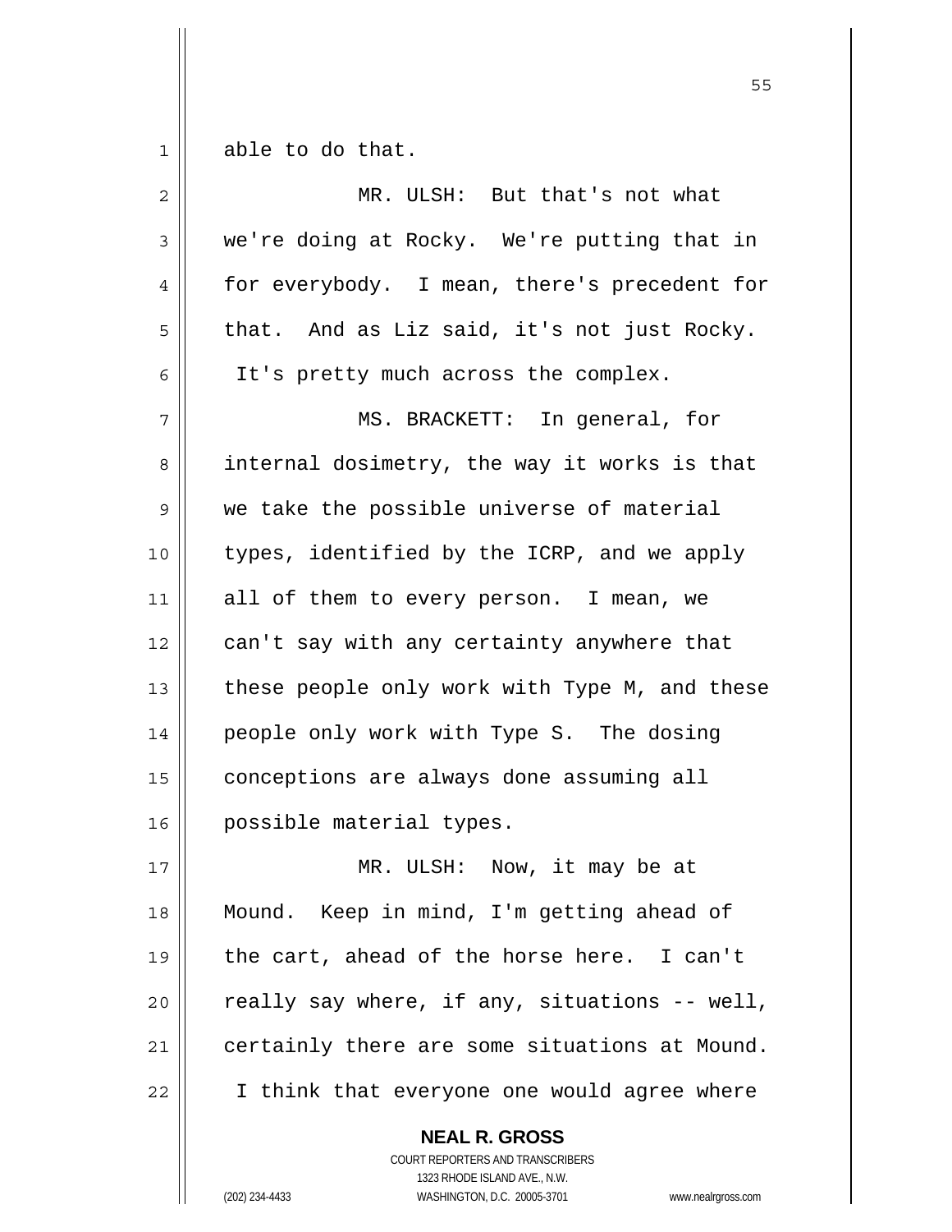able to do that.

MR. ULSH: But that's not what we're doing at Rocky. We're putting that in for everybody. I mean, there's precedent for that. And as Liz said, it's not just Rocky. It's pretty much across the complex.

MS. BRACKETT: In general, for internal dosimetry, the way it works is that we take the possible universe of material types, identified by the ICRP, and we apply all of them to every person. I mean, we can't say with any certainty anywhere that these people only work with Type M, and these people only work with Type S. The dosing conceptions are always done assuming all possible material types.

MR. ULSH: Now, it may be at Mound. Keep in mind, I'm getting ahead of the cart, ahead of the horse here. I can't really say where, if any, situations -- well, certainly there are some situations at Mound. I think that everyone one would agree where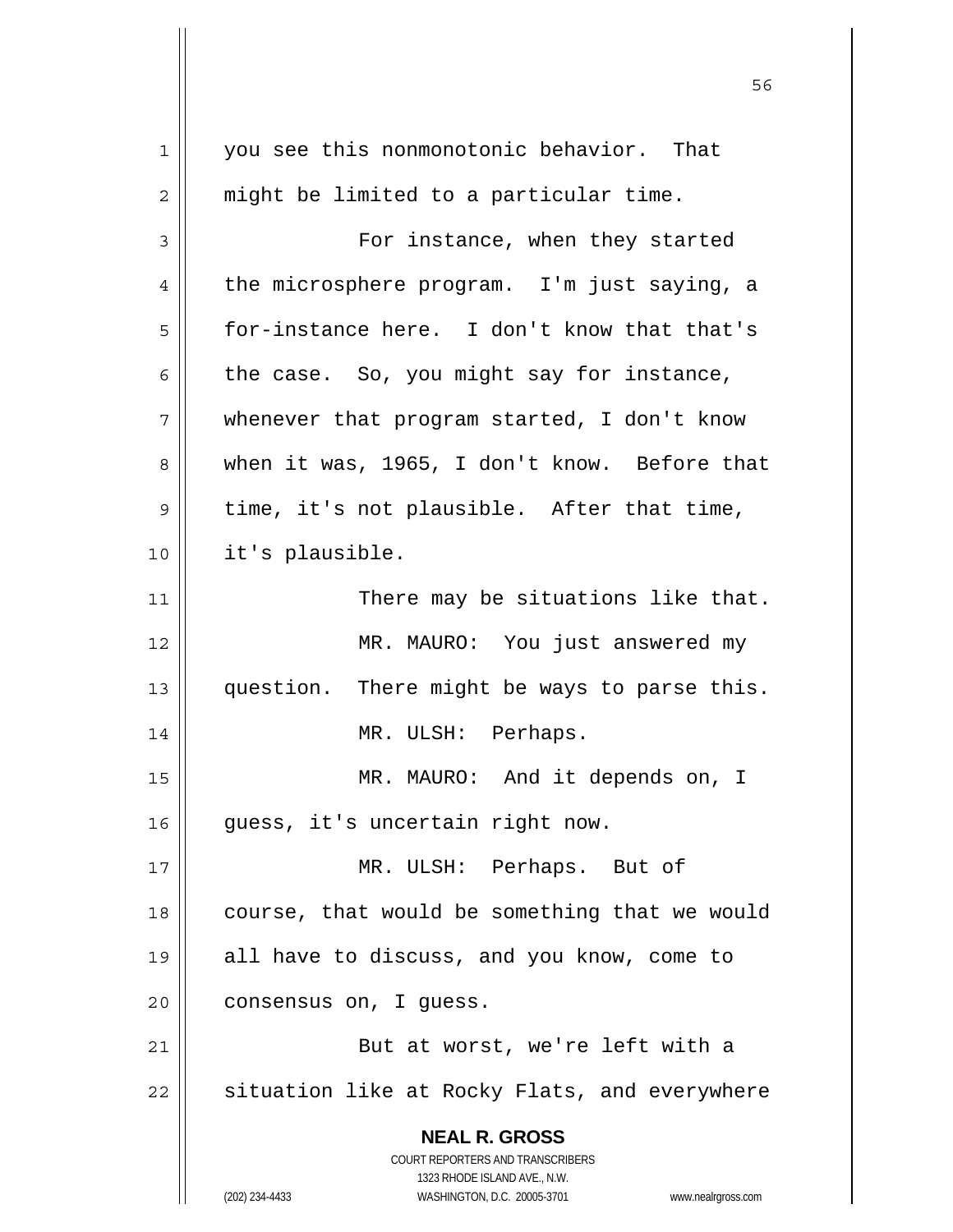you see this nonmonotonic behavior. That might be limited to a particular time.

For instance, when they started the microsphere program. I'm just saying, a for-instance here. I don't know that that's the case. So, you might say for instance, whenever that program started, I don't know when it was, 1965, I don't know. Before that time, it's not plausible. After that time, it's plausible.

There may be situations like that.

MR. MAURO: You just answered my question. There might be ways to parse this.

MR. ULSH: Perhaps.

MR. MAURO: And it depends on, I guess, it's uncertain right now.

MR. ULSH: Perhaps. But of course, that would be something that we would all have to discuss, and you know, come to consensus on, I guess.

But at worst, we're left with a situation like at Rocky Flats, and everywhere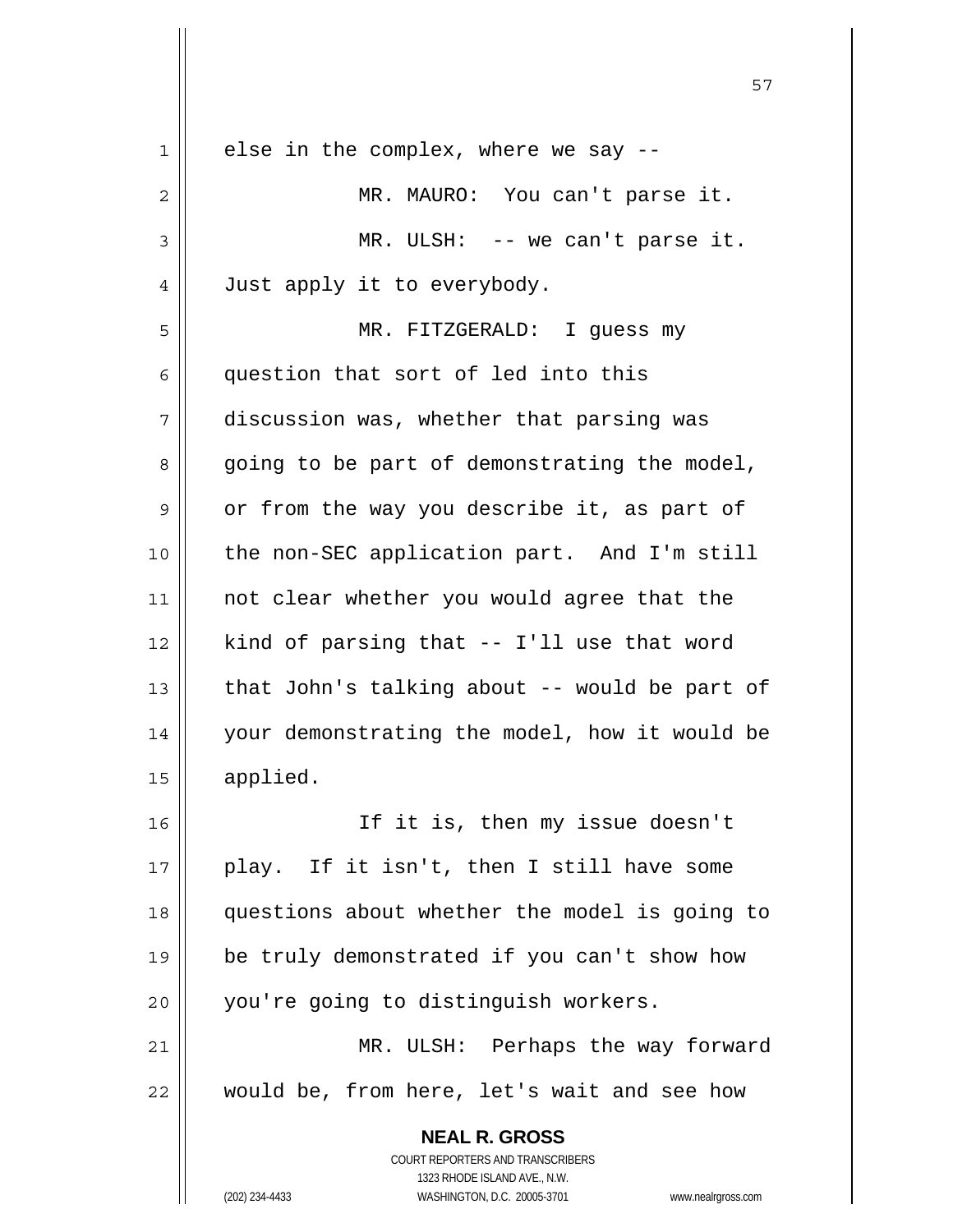else in the complex, where we say --

MR. MAURO: You can't parse it.

MR. ULSH: -- we can't parse it. Just apply it to everybody.

MR. FITZGERALD: I guess my question that sort of led into this discussion was, whether that parsing was going to be part of demonstrating the model, or from the way you describe it, as part of the non-SEC application part. And I'm still not clear whether you would agree that the kind of parsing that -- I'll use that word that John's talking about -- would be part of your demonstrating the model, how it would be applied.

If it is, then my issue doesn't play. If it isn't, then I still have some questions about whether the model is going to be truly demonstrated if you can't show how you're going to distinguish workers.

MR. ULSH: Perhaps the way forward would be, from here, let's wait and see how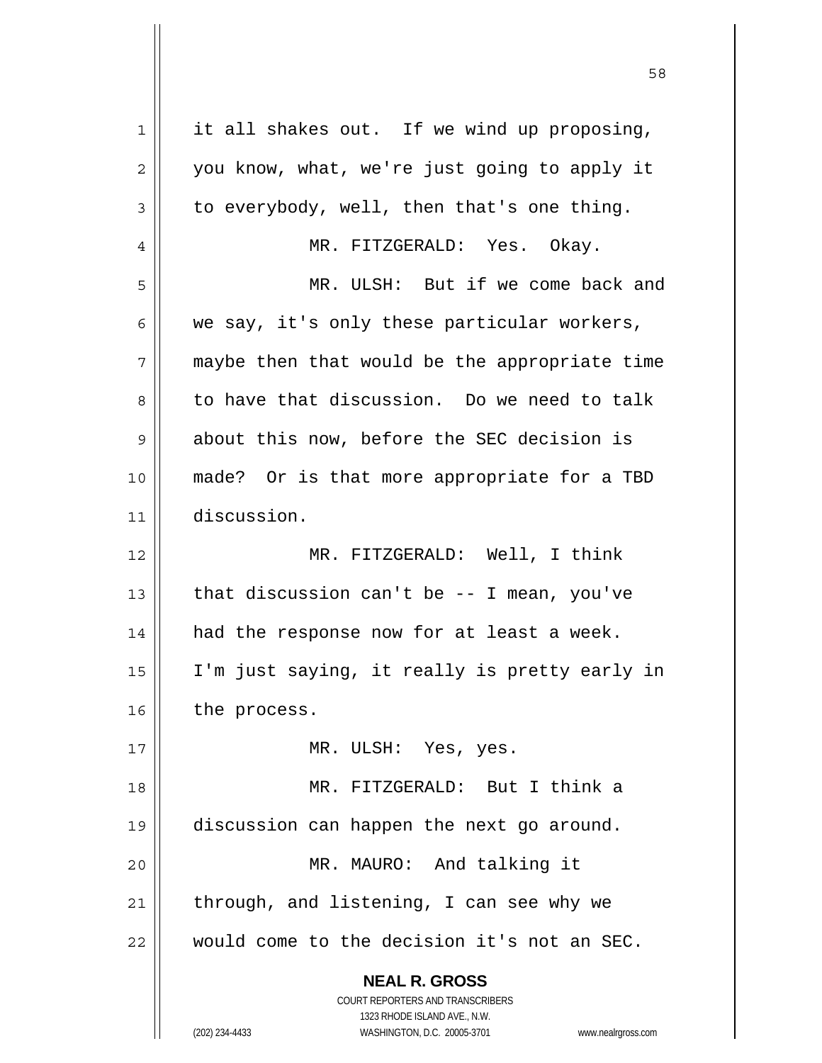it all shakes out. If we wind up proposing, you know, what, we're just going to apply it to everybody, well, then that's one thing.

MR. FITZGERALD: Yes. Okay.

MR. ULSH: But if we come back and we say, it's only these particular workers, maybe then that would be the appropriate time to have that discussion. Do we need to talk about this now, before the SEC decision is made? Or is that more appropriate for a TBD discussion.

MR. FITZGERALD: Well, I think that discussion can't be -- I mean, you've had the response now for at least a week. I'm just saying, it really is pretty early in the process.

MR. ULSH: Yes, yes.

MR. FITZGERALD: But I think a discussion can happen the next go around.

MR. MAURO: And talking it through, and listening, I can see why we would come to the decision it's not an SEC.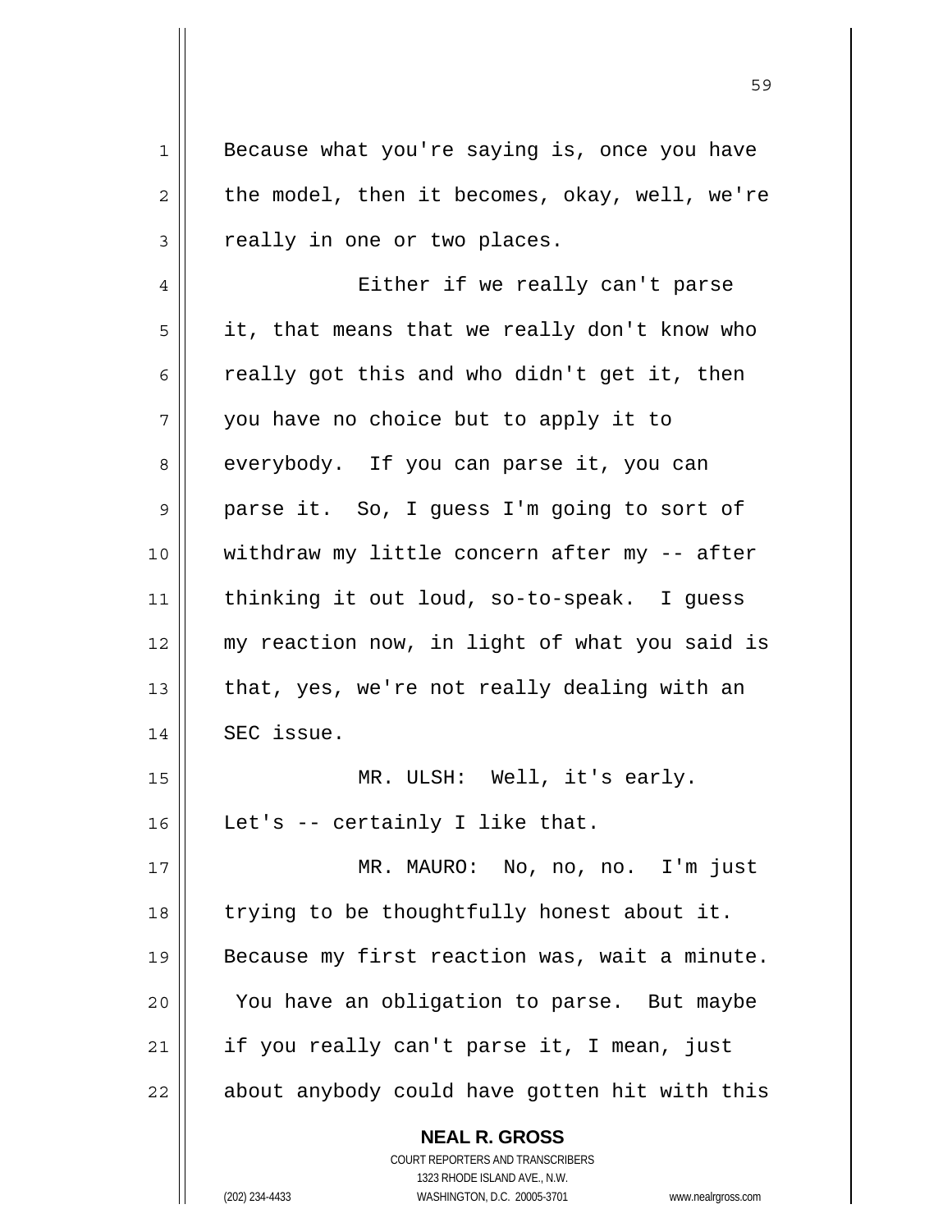Because what you're saying is, once you have the model, then it becomes, okay, well, we're really in one or two places.

Either if we really can't parse it, that means that we really don't know who really got this and who didn't get it, then you have no choice but to apply it to everybody. If you can parse it, you can parse it. So, I guess I'm going to sort of withdraw my little concern after my -- after thinking it out loud, so-to-speak. I guess my reaction now, in light of what you said is that, yes, we're not really dealing with an SEC issue.

MR. ULSH: Well, it's early. Let's -- certainly I like that.

MR. MAURO: No, no, no. I'm just trying to be thoughtfully honest about it. Because my first reaction was, wait a minute. You have an obligation to parse. But maybe if you really can't parse it, I mean, just about anybody could have gotten hit with this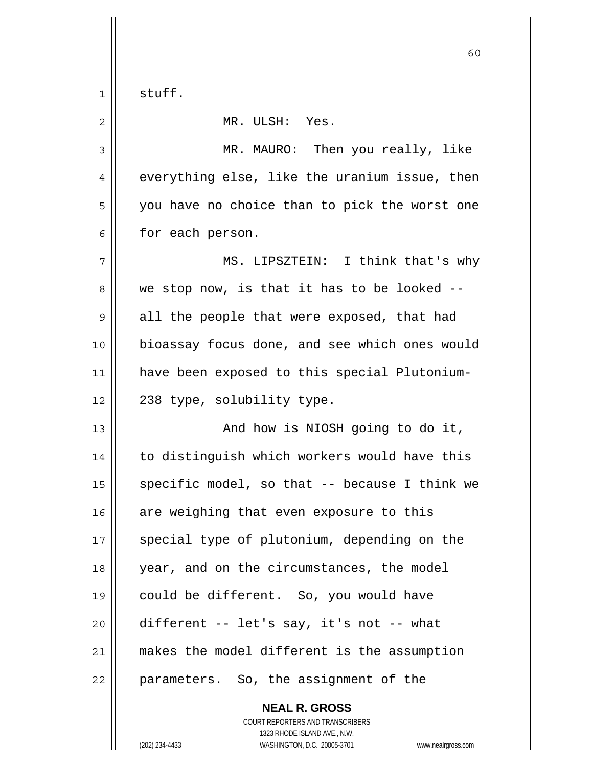stuff.

MR. ULSH: Yes.

MR. MAURO: Then you really, like everything else, like the uranium issue, then you have no choice than to pick the worst one for each person.

MS. LIPSZTEIN: I think that's why we stop now, is that it has to be looked -- all the people that were exposed, that had bioassay focus done, and see which ones would have been exposed to this special Plutonium-238 type, solubility type.

And how is NIOSH going to do it, to distinguish which workers would have this specific model, so that -- because I think we are weighing that even exposure to this special type of plutonium, depending on the year, and on the circumstances, the model could be different. So, you would have different -- let's say, it's not -- what makes the model different is the assumption parameters. So, the assignment of the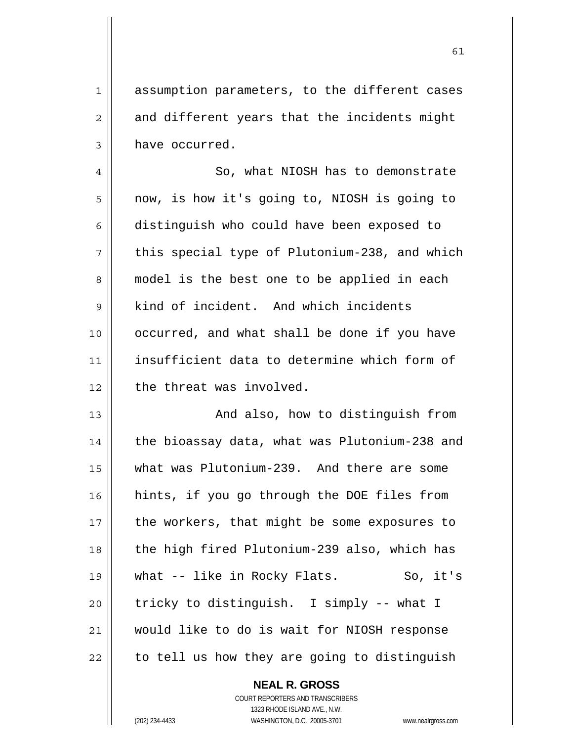assumption parameters, to the different cases and different years that the incidents might have occurred.

So, what NIOSH has to demonstrate now, is how it's going to, NIOSH is going to distinguish who could have been exposed to this special type of Plutonium-238, and which model is the best one to be applied in each kind of incident. And which incidents occurred, and what shall be done if you have insufficient data to determine which form of the threat was involved.

And also, how to distinguish from the bioassay data, what was Plutonium-238 and what was Plutonium-239. And there are some hints, if you go through the DOE files from the workers, that might be some exposures to the high fired Plutonium-239 also, which has what -- like in Rocky Flats. So, it's tricky to distinguish. I simply -- what I would like to do is wait for NIOSH response to tell us how they are going to distinguish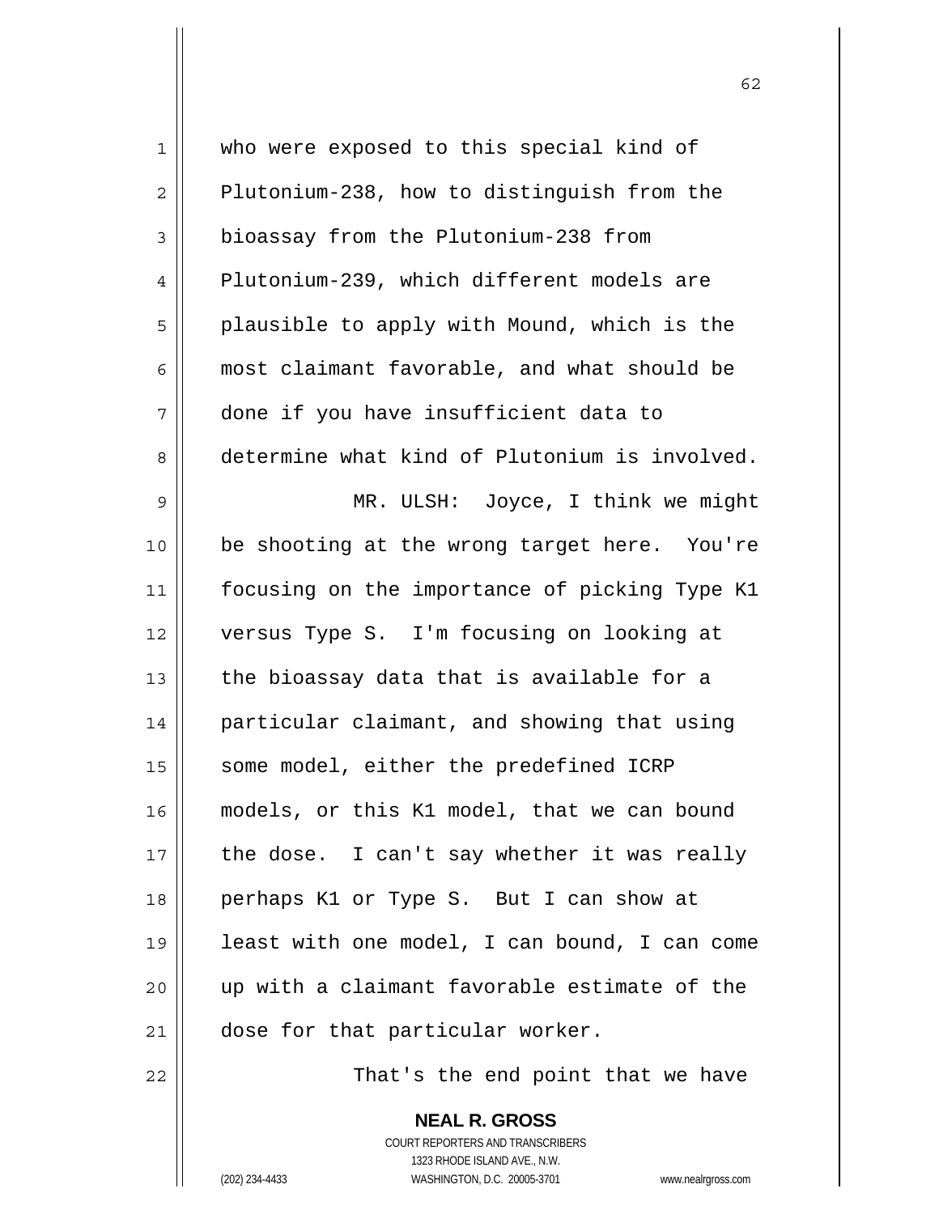who were exposed to this special kind of Plutonium-238, how to distinguish from the bioassay from the Plutonium-238 from Plutonium-239, which different models are plausible to apply with Mound, which is the most claimant favorable, and what should be done if you have insufficient data to determine what kind of Plutonium is involved.

MR. ULSH: Joyce, I think we might be shooting at the wrong target here. You're focusing on the importance of picking Type K1 versus Type S. I'm focusing on looking at the bioassay data that is available for a particular claimant, and showing that using some model, either the predefined ICRP models, or this K1 model, that we can bound the dose. I can't say whether it was really perhaps K1 or Type S. But I can show at least with one model, I can bound, I can come up with a claimant favorable estimate of the dose for that particular worker.

That's the end point that we have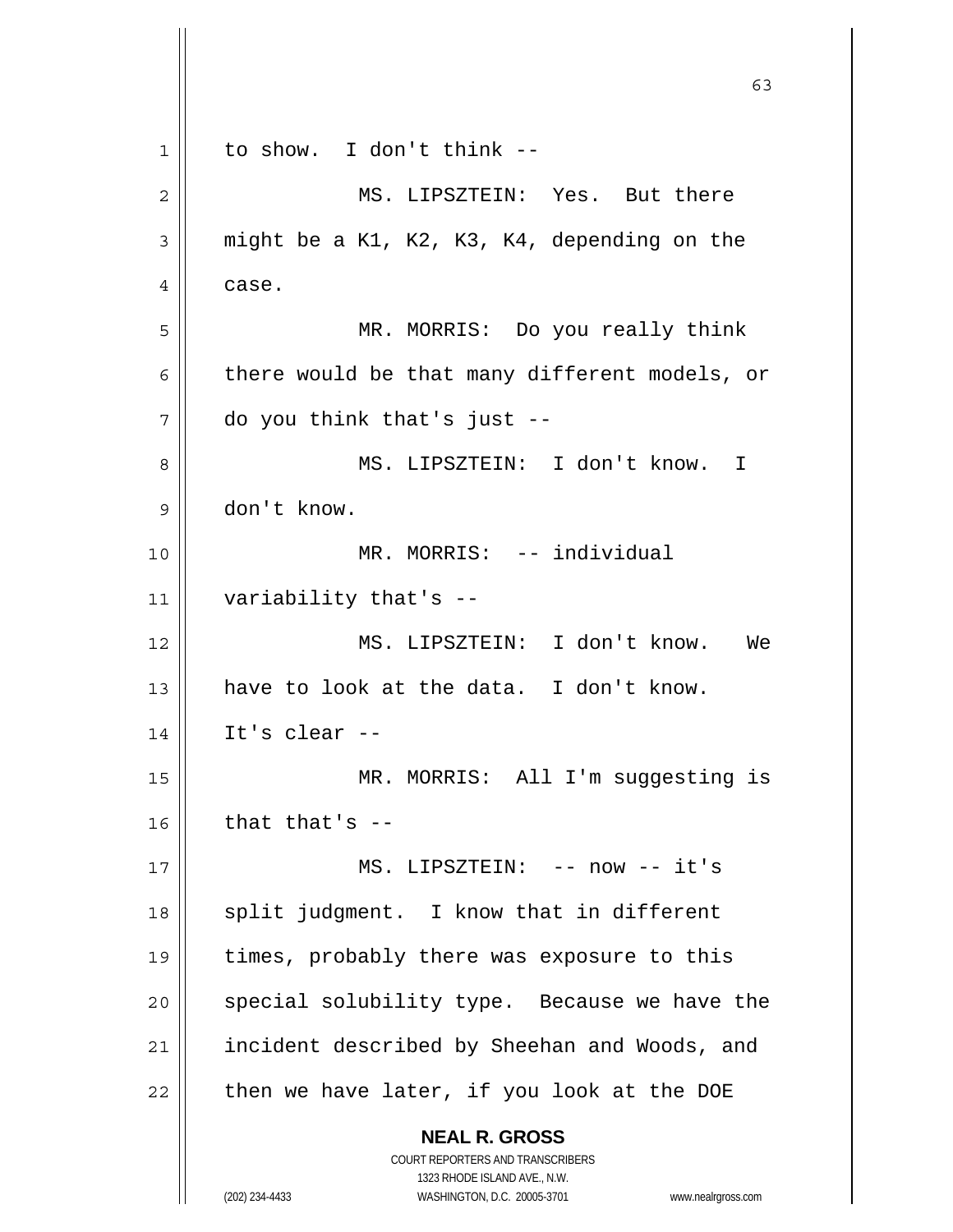to show. I don't think --

MS. LIPSZTEIN: Yes. But there might be a K1, K2, K3, K4, depending on the case.

MR. MORRIS: Do you really think there would be that many different models, or do you think that's just --

MS. LIPSZTEIN: I don't know. I don't know.

MR. MORRIS: -- individual variability that's --

MS. LIPSZTEIN: I don't know. We have to look at the data. I don't know. It's clear --

MR. MORRIS: All I'm suggesting is that that's --

MS. LIPSZTEIN: -- now -- it's split judgment. I know that in different times, probably there was exposure to this special solubility type. Because we have the incident described by Sheehan and Woods, and then we have later, if you look at the DOE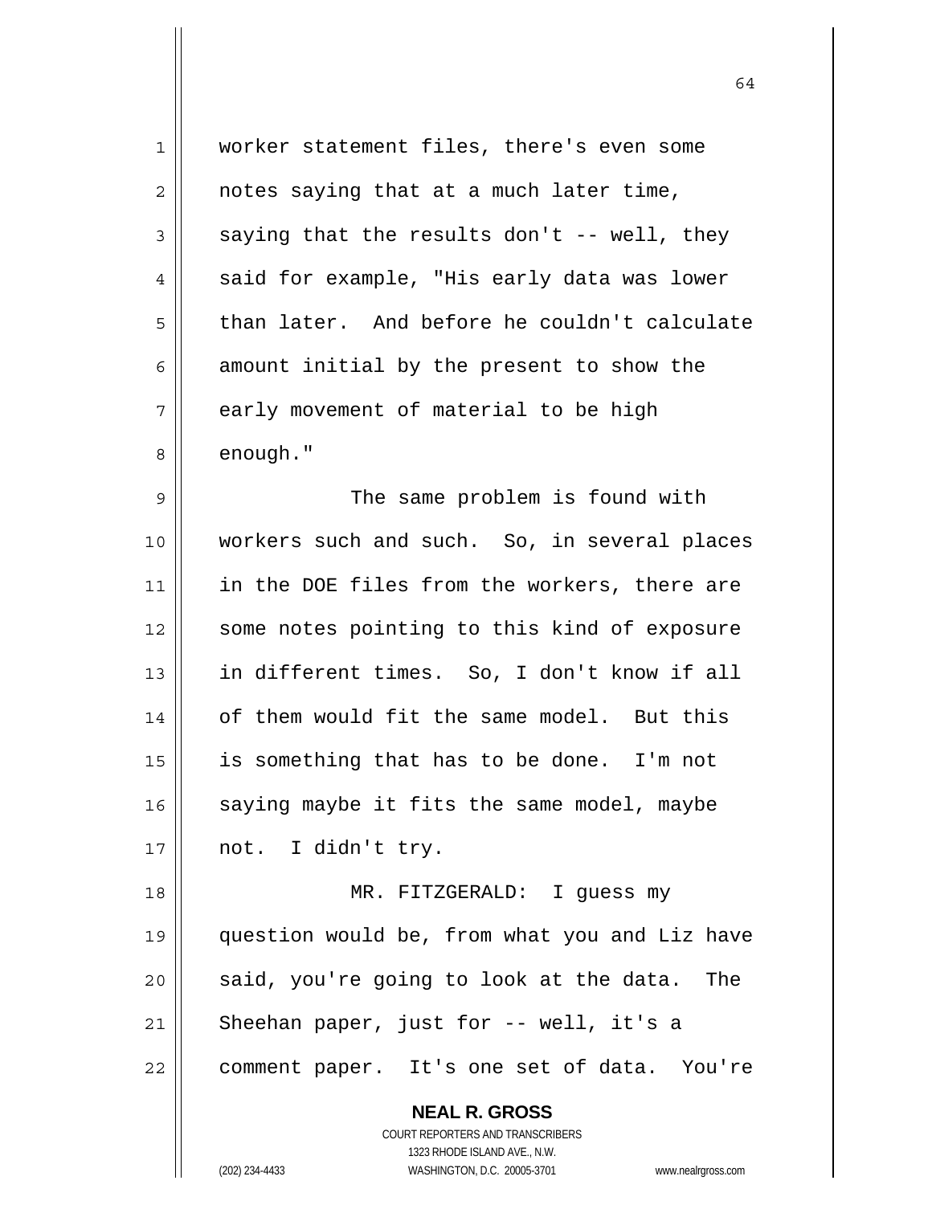worker statement files, there's even some notes saying that at a much later time, saying that the results don't -- well, they said for example, "His early data was lower than later. And before he couldn't calculate amount initial by the present to show the early movement of material to be high enough."

The same problem is found with workers such and such. So, in several places in the DOE files from the workers, there are some notes pointing to this kind of exposure in different times. So, I don't know if all of them would fit the same model. But this is something that has to be done. I'm not saying maybe it fits the same model, maybe not. I didn't try.

MR. FITZGERALD: I guess my question would be, from what you and Liz have said, you're going to look at the data. The Sheehan paper, just for -- well, it's a comment paper. It's one set of data. You're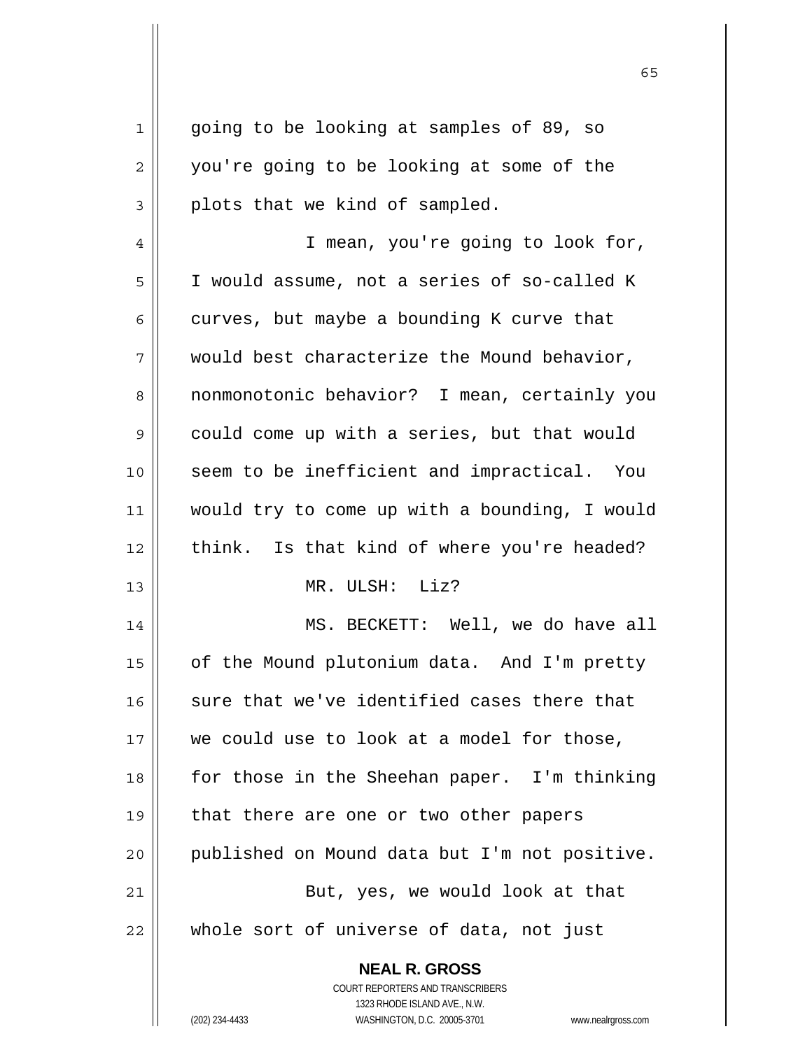going to be looking at samples of 89, so you're going to be looking at some of the plots that we kind of sampled.

I mean, you're going to look for, I would assume, not a series of so-called K curves, but maybe a bounding K curve that would best characterize the Mound behavior, nonmonotonic behavior? I mean, certainly you could come up with a series, but that would seem to be inefficient and impractical. You would try to come up with a bounding, I would think. Is that kind of where you're headed?

MR. ULSH: Liz?

MS. BECKETT: Well, we do have all of the Mound plutonium data. And I'm pretty sure that we've identified cases there that we could use to look at a model for those, for those in the Sheehan paper. I'm thinking that there are one or two other papers published on Mound data but I'm not positive.

But, yes, we would look at that whole sort of universe of data, not just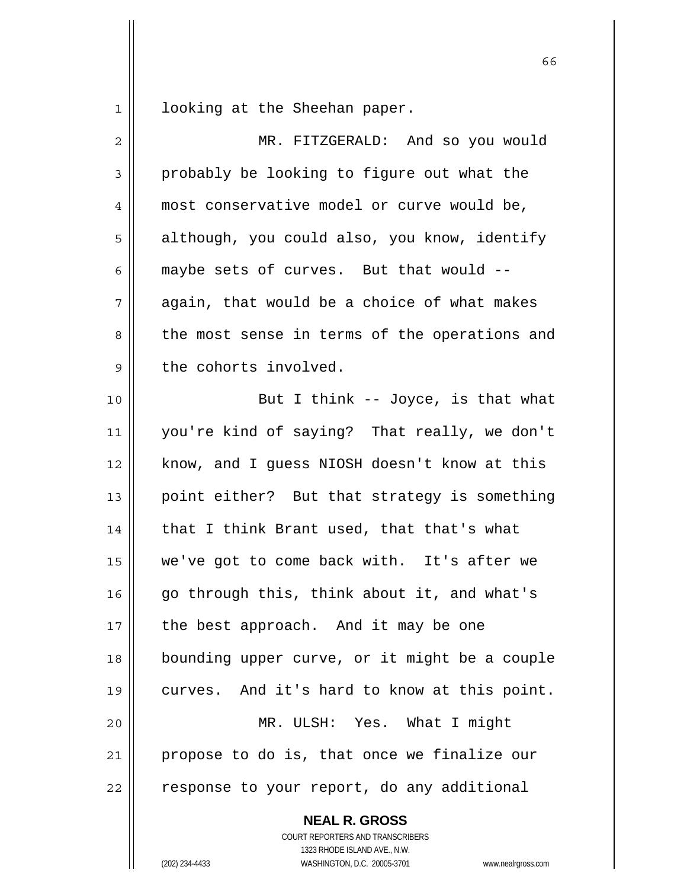looking at the Sheehan paper.

MR. FITZGERALD: And so you would probably be looking to figure out what the most conservative model or curve would be, although, you could also, you know, identify maybe sets of curves. But that would -- again, that would be a choice of what makes the most sense in terms of the operations and the cohorts involved.

But I think -- Joyce, is that what you're kind of saying? That really, we don't know, and I guess NIOSH doesn't know at this point either? But that strategy is something that I think Brant used, that that's what we've got to come back with. It's after we go through this, think about it, and what's the best approach. And it may be one bounding upper curve, or it might be a couple curves. And it's hard to know at this point.

MR. ULSH: Yes. What I might propose to do is, that once we finalize our response to your report, do any additional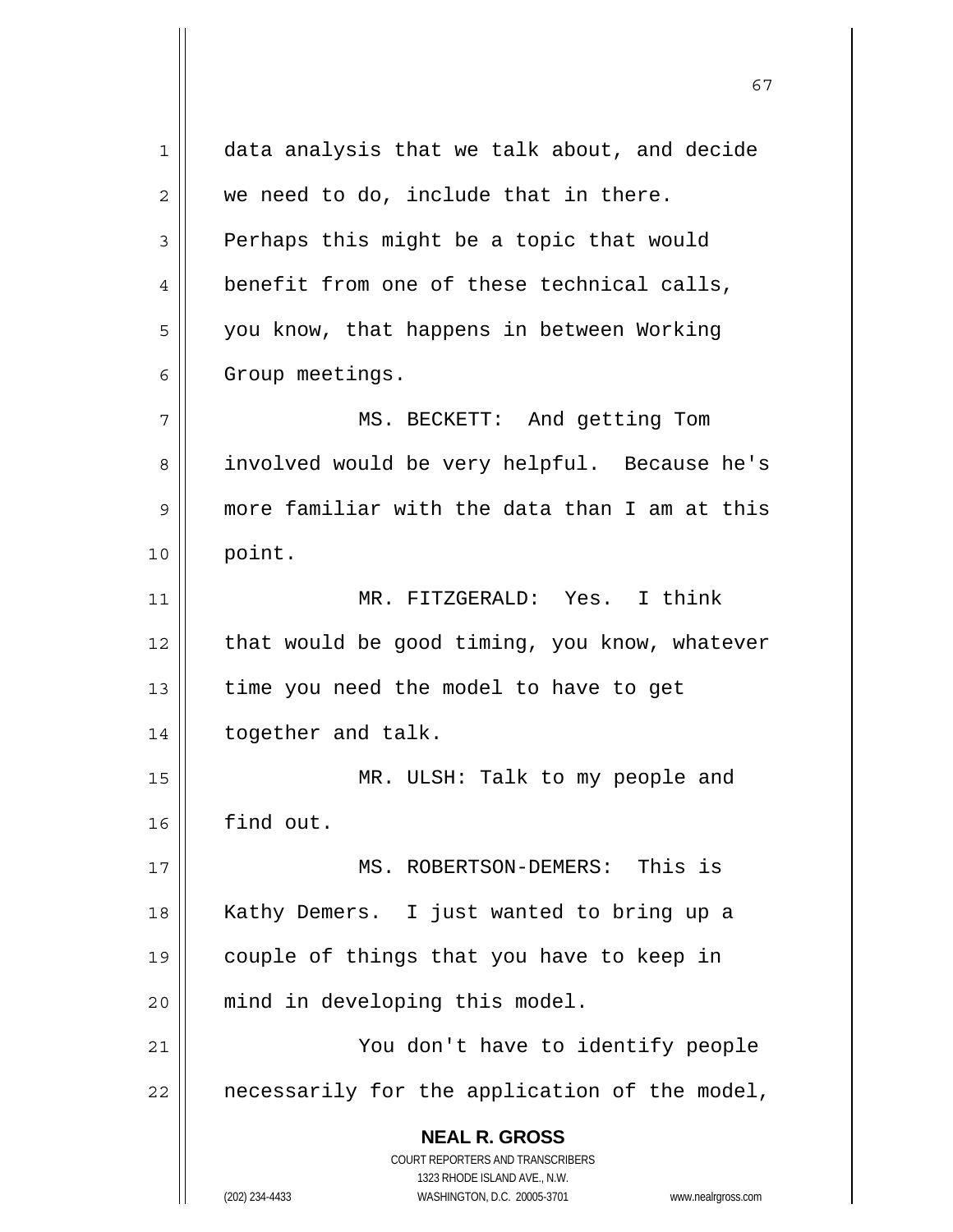data analysis that we talk about, and decide we need to do, include that in there. Perhaps this might be a topic that would benefit from one of these technical calls, you know, that happens in between Working Group meetings.

MS. BECKETT: And getting Tom involved would be very helpful. Because he's more familiar with the data than I am at this point.

MR. FITZGERALD: Yes. I think that would be good timing, you know, whatever time you need the model to have to get together and talk.

MR. ULSH: Talk to my people and find out.

MS. ROBERTSON-DEMERS: This is Kathy Demers. I just wanted to bring up a couple of things that you have to keep in mind in developing this model.

You don't have to identify people necessarily for the application of the model,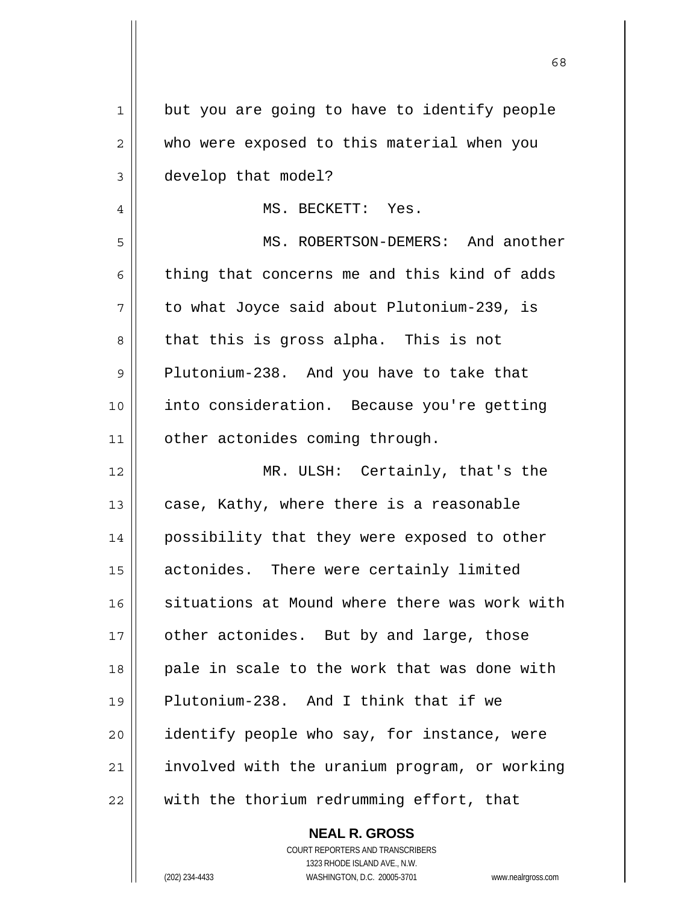but you are going to have to identify people who were exposed to this material when you develop that model?

MS. BECKETT: Yes.

MS. ROBERTSON-DEMERS: And another thing that concerns me and this kind of adds to what Joyce said about Plutonium-239, is that this is gross alpha. This is not Plutonium-238. And you have to take that into consideration. Because you're getting other actonides coming through.

MR. ULSH: Certainly, that's the case, Kathy, where there is a reasonable possibility that they were exposed to other actonides. There were certainly limited situations at Mound where there was work with other actonides. But by and large, those pale in scale to the work that was done with Plutonium-238. And I think that if we identify people who say, for instance, were involved with the uranium program, or working with the thorium redrumming effort, that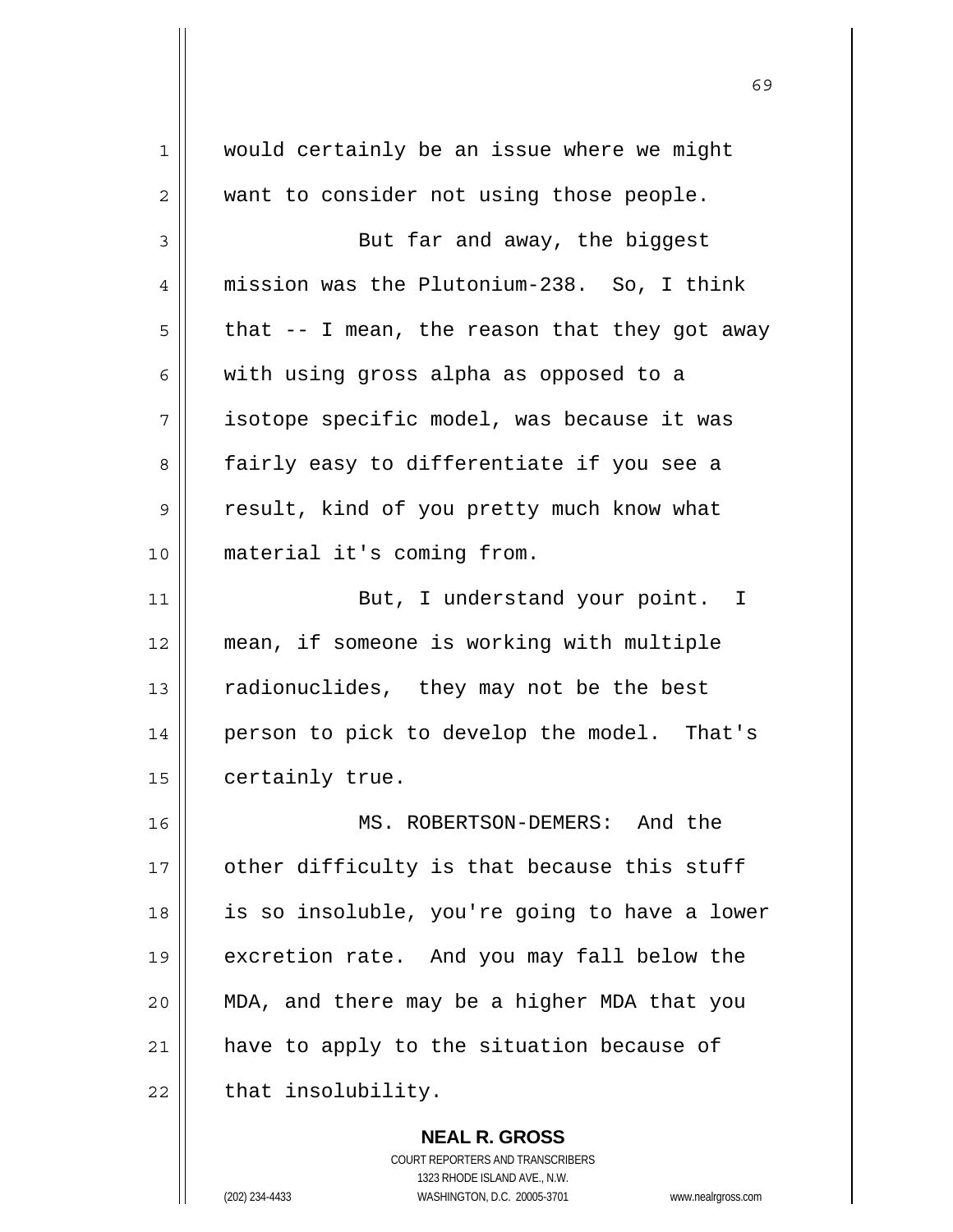would certainly be an issue where we might want to consider not using those people.

But far and away, the biggest mission was the Plutonium-238. So, I think that -- I mean, the reason that they got away with using gross alpha as opposed to a isotope specific model, was because it was fairly easy to differentiate if you see a result, kind of you pretty much know what material it's coming from.

But, I understand your point. I mean, if someone is working with multiple radionuclides, they may not be the best person to pick to develop the model. That's certainly true.

MS. ROBERTSON-DEMERS: And the other difficulty is that because this stuff is so insoluble, you're going to have a lower excretion rate. And you may fall below the MDA, and there may be a higher MDA that you have to apply to the situation because of that insolubility.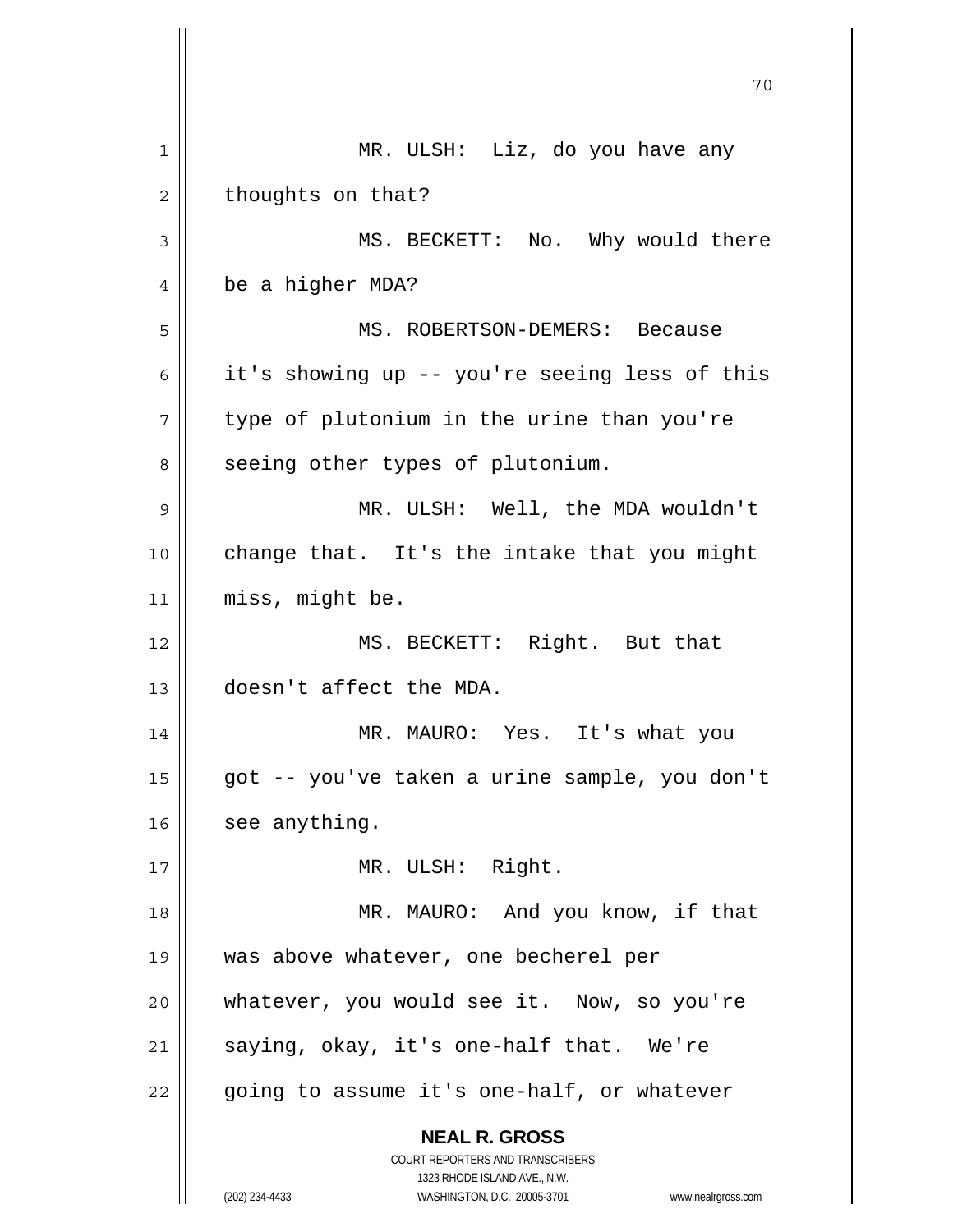MR. ULSH: Liz, do you have any thoughts on that?

MS. BECKETT: No. Why would there be a higher MDA?

MS. ROBERTSON-DEMERS: Because it's showing up -- you're seeing less of this type of plutonium in the urine than you're seeing other types of plutonium.

MR. ULSH: Well, the MDA wouldn't change that. It's the intake that you might miss, might be.

MS. BECKETT: Right. But that doesn't affect the MDA.

MR. MAURO: Yes. It's what you got -- you've taken a urine sample, you don't see anything.

MR. ULSH: Right.

MR. MAURO: And you know, if that was above whatever, one becherel per whatever, you would see it. Now, so you're saying, okay, it's one-half that. We're going to assume it's one-half, or whatever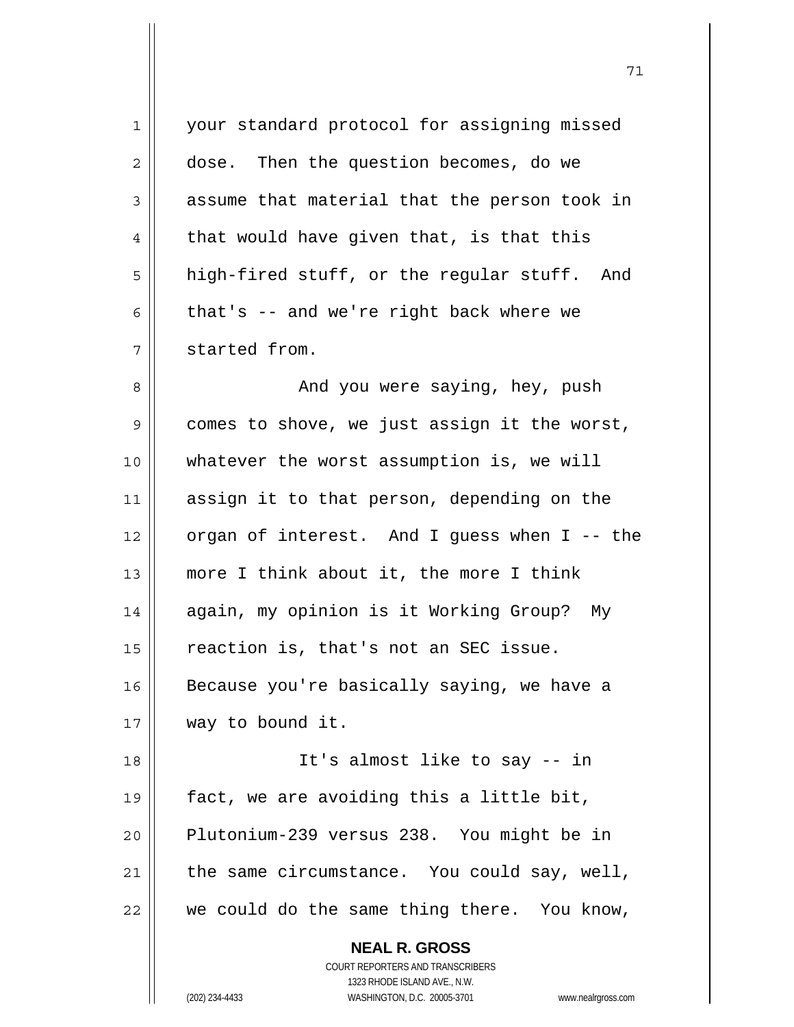your standard protocol for assigning missed dose. Then the question becomes, do we assume that material that the person took in that would have given that, is that this high-fired stuff, or the regular stuff. And that's -- and we're right back where we started from.

And you were saying, hey, push comes to shove, we just assign it the worst, whatever the worst assumption is, we will assign it to that person, depending on the organ of interest. And I guess when I -- the more I think about it, the more I think again, my opinion is it Working Group? My reaction is, that's not an SEC issue. Because you're basically saying, we have a way to bound it.

It's almost like to say -- in fact, we are avoiding this a little bit, Plutonium-239 versus 238. You might be in the same circumstance. You could say, well, we could do the same thing there. You know,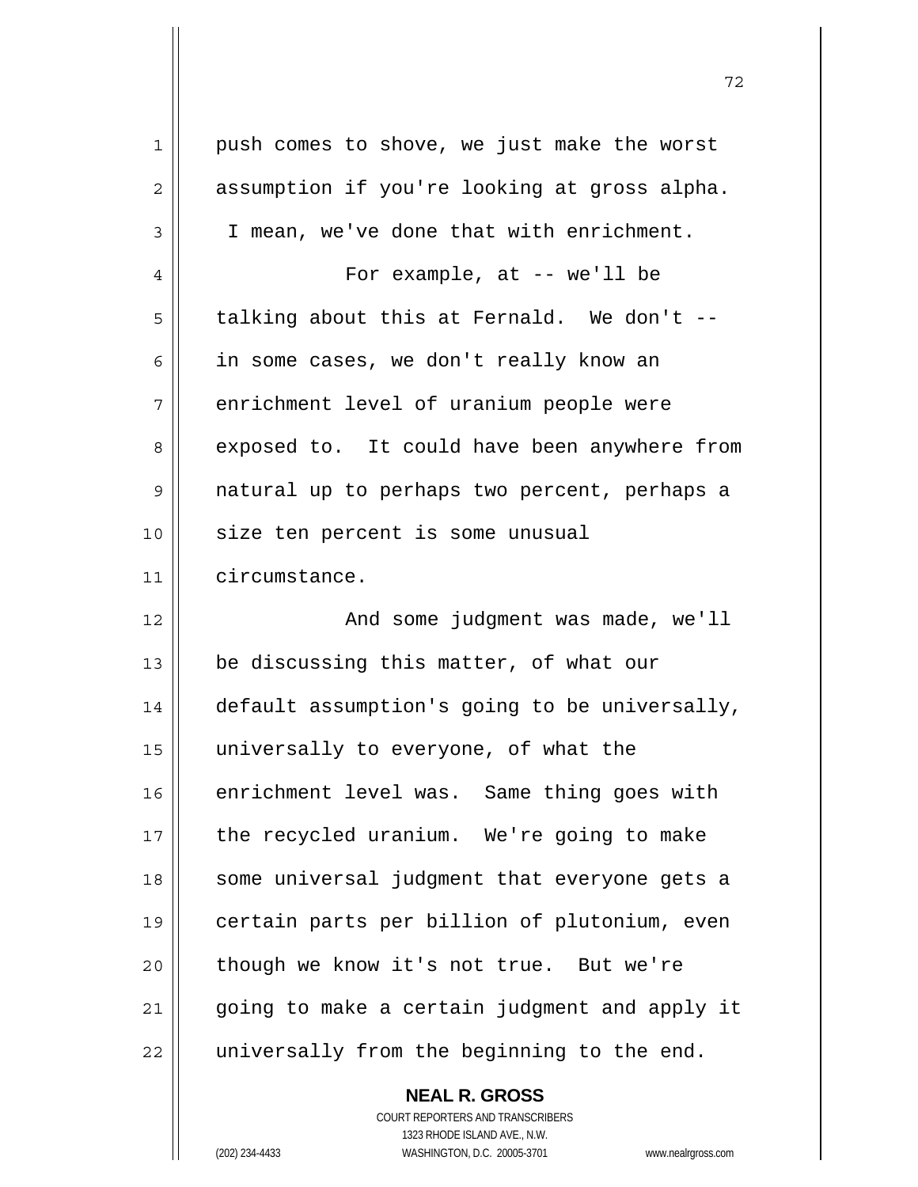push comes to shove, we just make the worst assumption if you're looking at gross alpha. I mean, we've done that with enrichment.

For example, at -- we'll be talking about this at Fernald. We don't -- in some cases, we don't really know an enrichment level of uranium people were exposed to. It could have been anywhere from natural up to perhaps two percent, perhaps a size ten percent is some unusual circumstance.

And some judgment was made, we'll be discussing this matter, of what our default assumption's going to be universally, universally to everyone, of what the enrichment level was. Same thing goes with the recycled uranium. We're going to make some universal judgment that everyone gets a certain parts per billion of plutonium, even though we know it's not true. But we're going to make a certain judgment and apply it universally from the beginning to the end.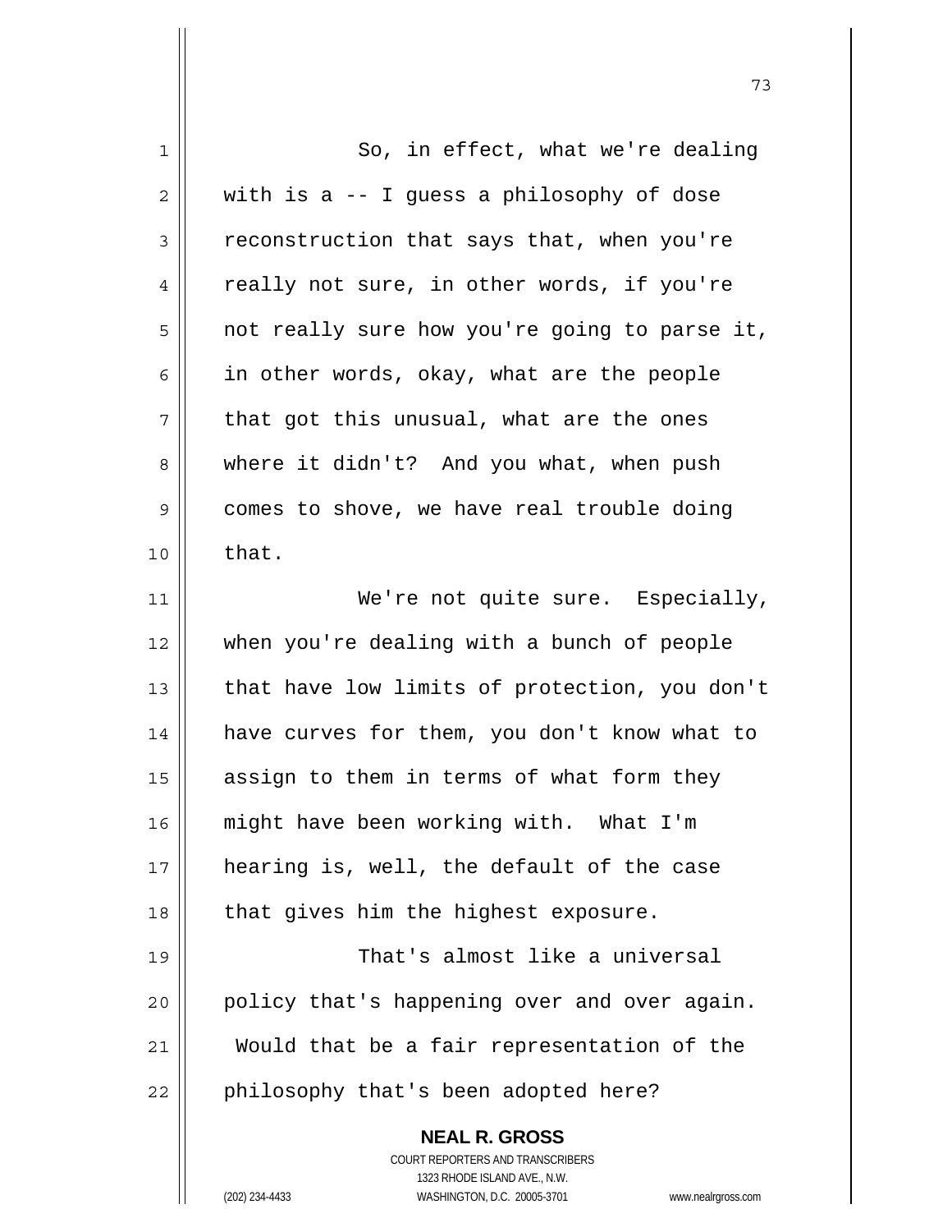So, in effect, what we're dealing with is a -- I guess a philosophy of dose reconstruction that says that, when you're really not sure, in other words, if you're not really sure how you're going to parse it, in other words, okay, what are the people that got this unusual, what are the ones where it didn't? And you what, when push comes to shove, we have real trouble doing that.

We're not quite sure. Especially, when you're dealing with a bunch of people that have low limits of protection, you don't have curves for them, you don't know what to assign to them in terms of what form they might have been working with. What I'm hearing is, well, the default of the case that gives him the highest exposure.

That's almost like a universal policy that's happening over and over again. Would that be a fair representation of the philosophy that's been adopted here?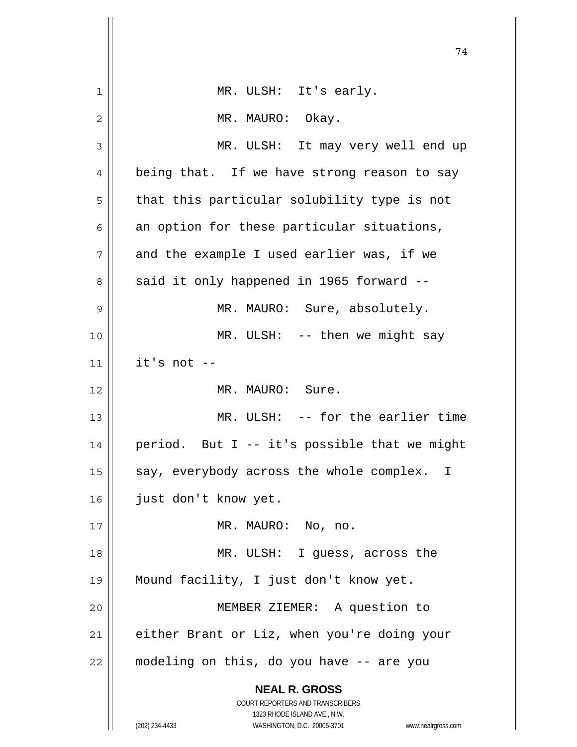MR. ULSH: It's early.

MR. MAURO: Okay.

MR. ULSH: It may very well end up being that. If we have strong reason to say that this particular solubility type is not an option for these particular situations, and the example I used earlier was, if we said it only happened in 1965 forward --

MR. MAURO: Sure, absolutely.

MR. ULSH: -- then we might say it's not --

MR. MAURO: Sure.

MR. ULSH: -- for the earlier time period. But I -- it's possible that we might say, everybody across the whole complex. I just don't know yet.

MR. MAURO: No, no.

MR. ULSH: I guess, across the Mound facility, I just don't know yet.

MEMBER ZIEMER: A question to either Brant or Liz, when you're doing your modeling on this, do you have -- are you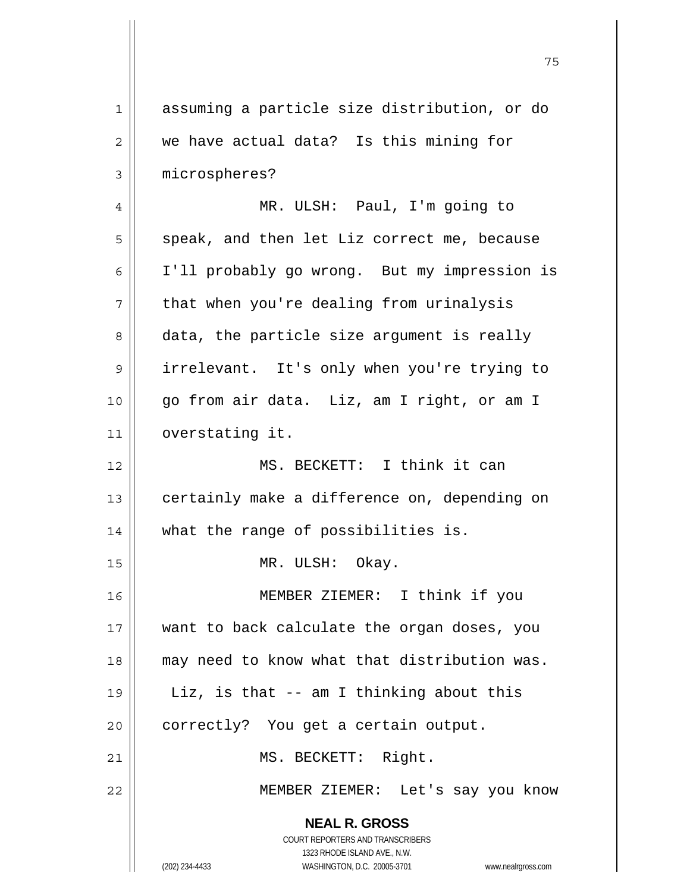assuming a particle size distribution, or do we have actual data? Is this mining for microspheres?

MR. ULSH: Paul, I'm going to speak, and then let Liz correct me, because I'll probably go wrong. But my impression is that when you're dealing from urinalysis data, the particle size argument is really irrelevant. It's only when you're trying to go from air data. Liz, am I right, or am I overstating it.

MS. BECKETT: I think it can certainly make a difference on, depending on what the range of possibilities is.

MR. ULSH: Okay.

MEMBER ZIEMER: I think if you want to back calculate the organ doses, you may need to know what that distribution was. Liz, is that -- am I thinking about this correctly? You get a certain output.

MS. BECKETT: Right.

MEMBER ZIEMER: Let's say you know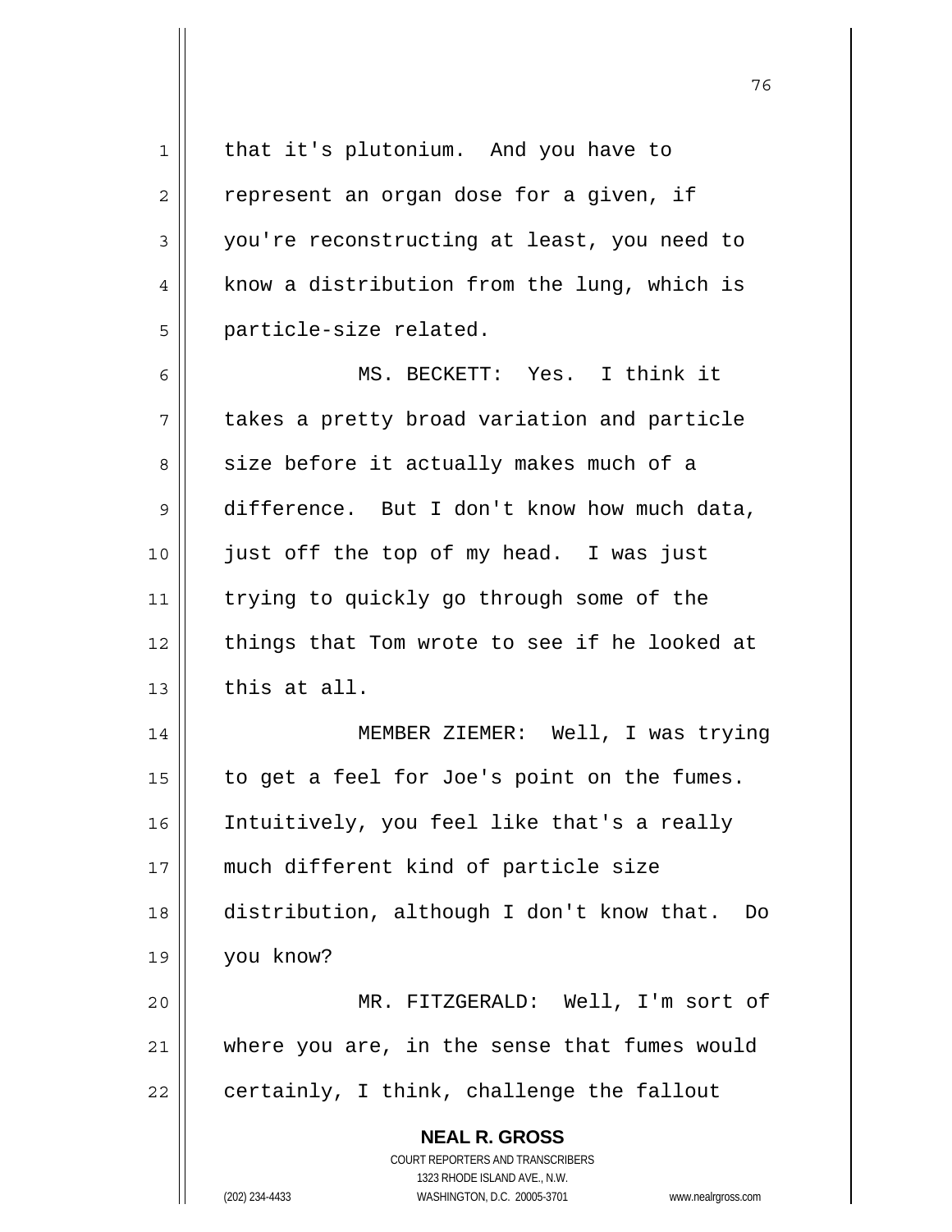that it's plutonium. And you have to represent an organ dose for a given, if you're reconstructing at least, you need to know a distribution from the lung, which is particle-size related.

MS. BECKETT: Yes. I think it takes a pretty broad variation and particle size before it actually makes much of a difference. But I don't know how much data, just off the top of my head. I was just trying to quickly go through some of the things that Tom wrote to see if he looked at this at all.

MEMBER ZIEMER: Well, I was trying to get a feel for Joe's point on the fumes. Intuitively, you feel like that's a really much different kind of particle size distribution, although I don't know that. Do you know?

MR. FITZGERALD: Well, I'm sort of where you are, in the sense that fumes would certainly, I think, challenge the fallout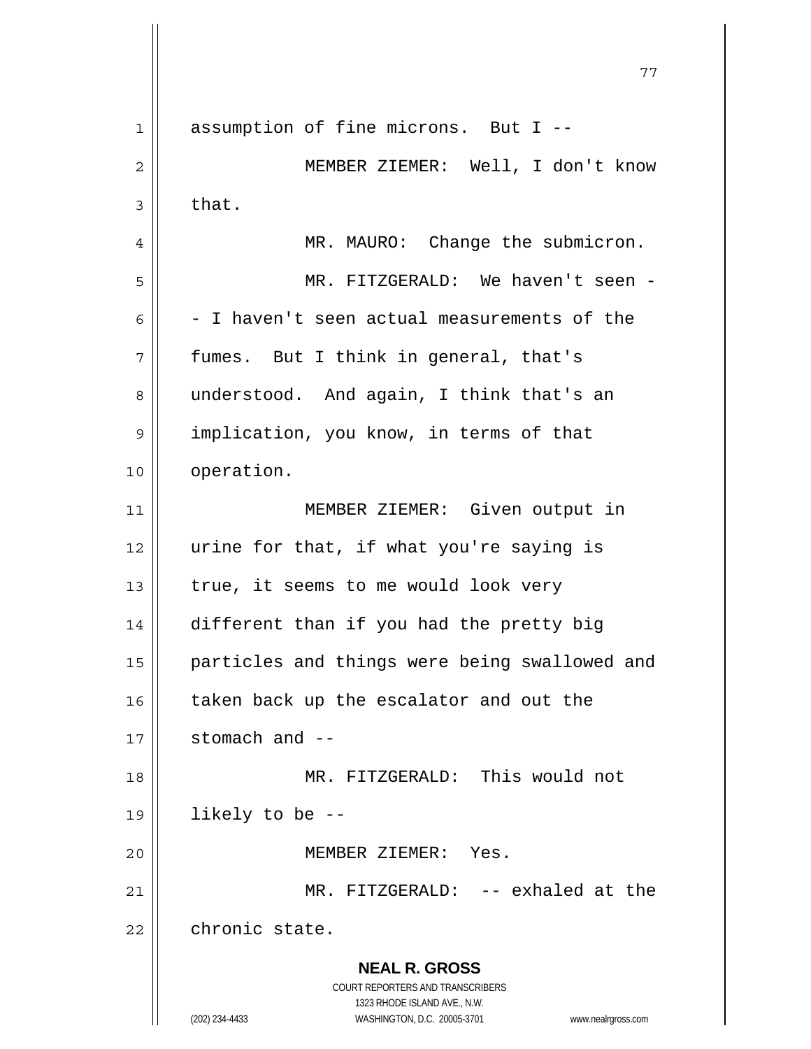assumption of fine microns. But I --

MEMBER ZIEMER: Well, I don't know that.

MR. MAURO: Change the submicron.

MR. FITZGERALD: We haven't seen -- I haven't seen actual measurements of the fumes. But I think in general, that's understood. And again, I think that's an implication, you know, in terms of that operation.

MEMBER ZIEMER: Given output in urine for that, if what you're saying is true, it seems to me would look very different than if you had the pretty big particles and things were being swallowed and taken back up the escalator and out the stomach and --

MR. FITZGERALD: This would not likely to be --

MEMBER ZIEMER: Yes.

MR. FITZGERALD: -- exhaled at the chronic state.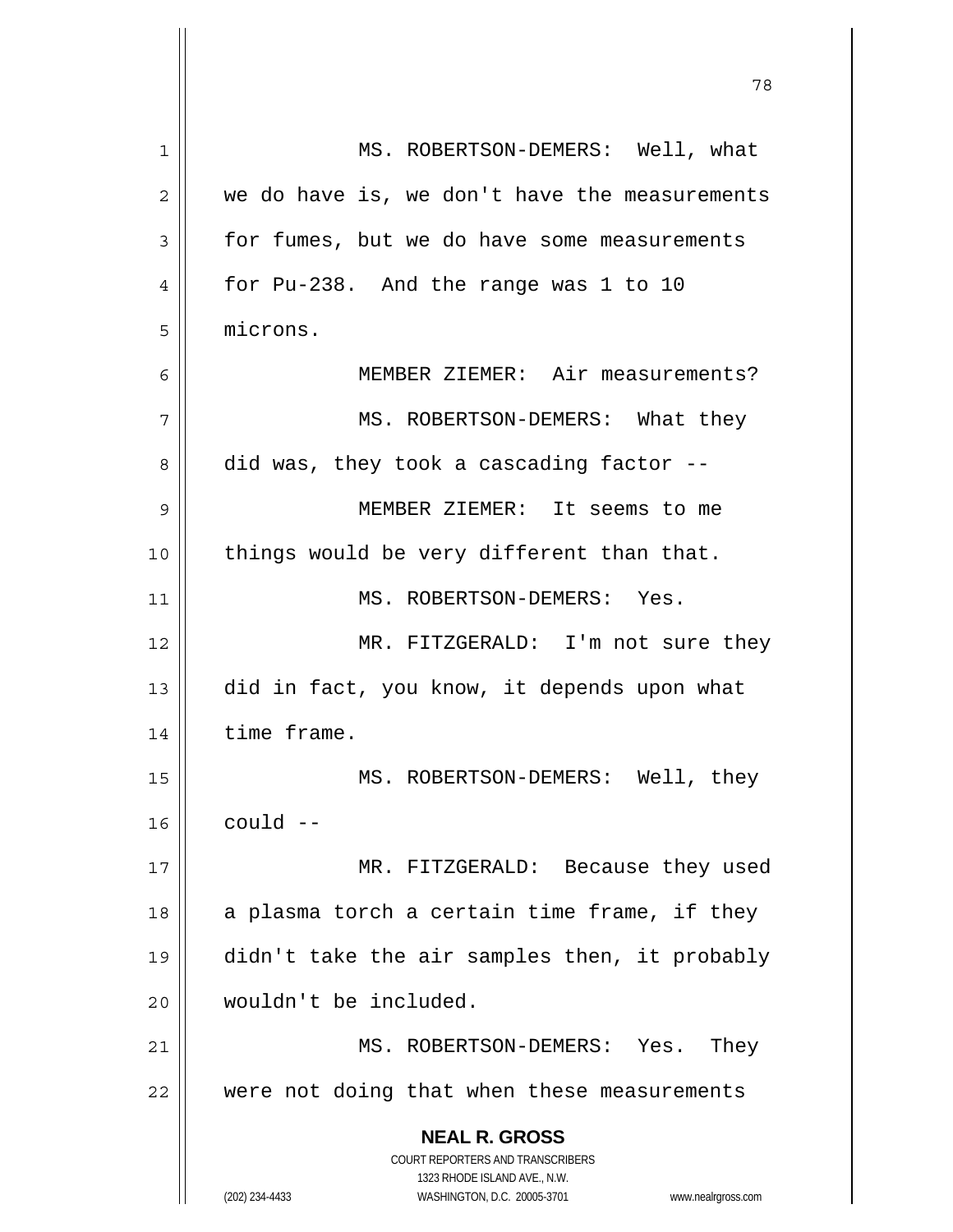MS. ROBERTSON-DEMERS: Well, what we do have is, we don't have the measurements for fumes, but we do have some measurements for Pu-238. And the range was 1 to 10 microns.

MEMBER ZIEMER: Air measurements?

MS. ROBERTSON-DEMERS: What they did was, they took a cascading factor --

MEMBER ZIEMER: It seems to me things would be very different than that.

MS. ROBERTSON-DEMERS: Yes.

MR. FITZGERALD: I'm not sure they did in fact, you know, it depends upon what time frame.

MS. ROBERTSON-DEMERS: Well, they could --

MR. FITZGERALD: Because they used a plasma torch a certain time frame, if they didn't take the air samples then, it probably wouldn't be included.

MS. ROBERTSON-DEMERS: Yes. They were not doing that when these measurements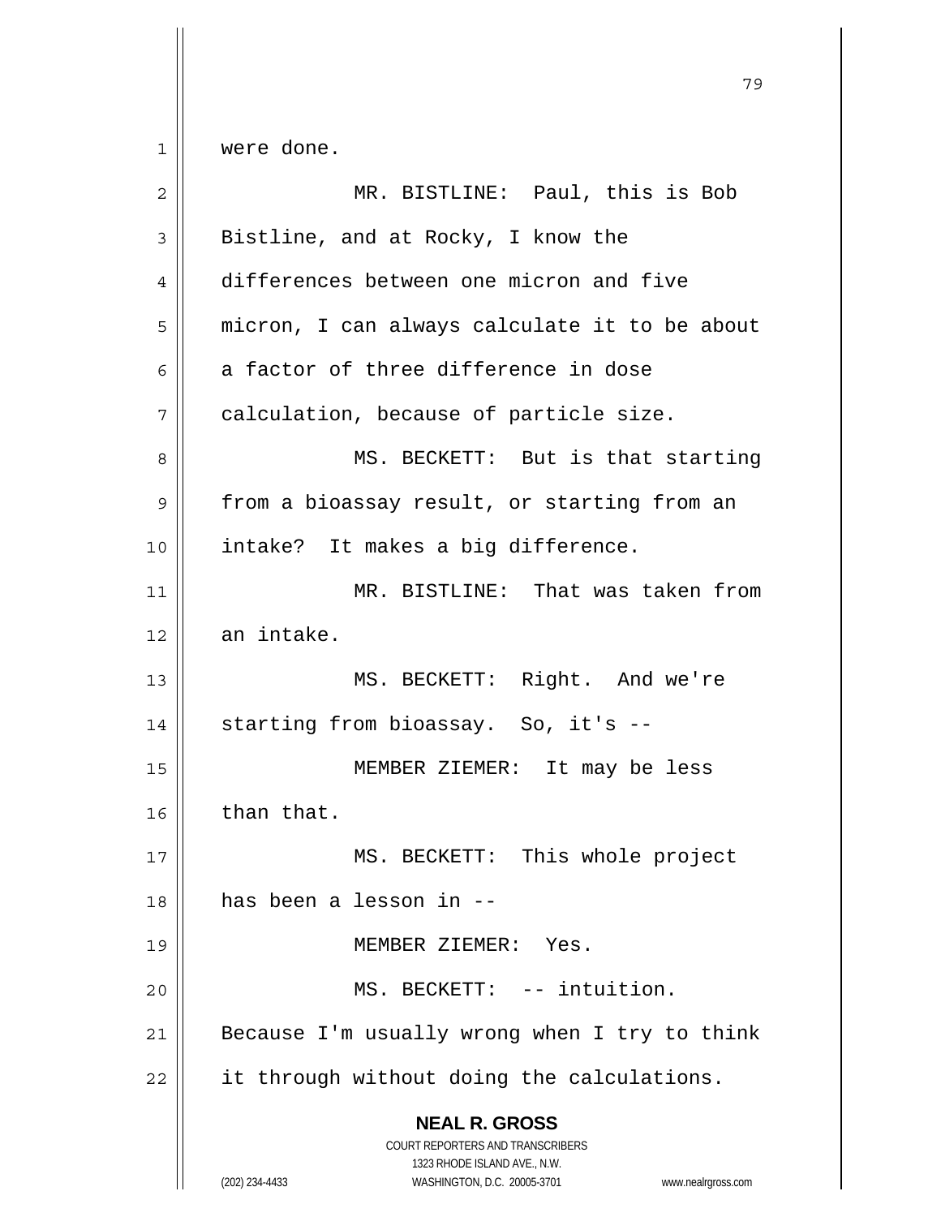were done.

MR. BISTLINE: Paul, this is Bob Bistline, and at Rocky, I know the differences between one micron and five micron, I can always calculate it to be about a factor of three difference in dose calculation, because of particle size.

MS. BECKETT: But is that starting from a bioassay result, or starting from an intake? It makes a big difference.

MR. BISTLINE: That was taken from an intake.

MS. BECKETT: Right. And we're starting from bioassay. So, it's --

MEMBER ZIEMER: It may be less than that.

MS. BECKETT: This whole project has been a lesson in --

MEMBER ZIEMER: Yes.

MS. BECKETT: -- intuition. Because I'm usually wrong when I try to think it through without doing the calculations.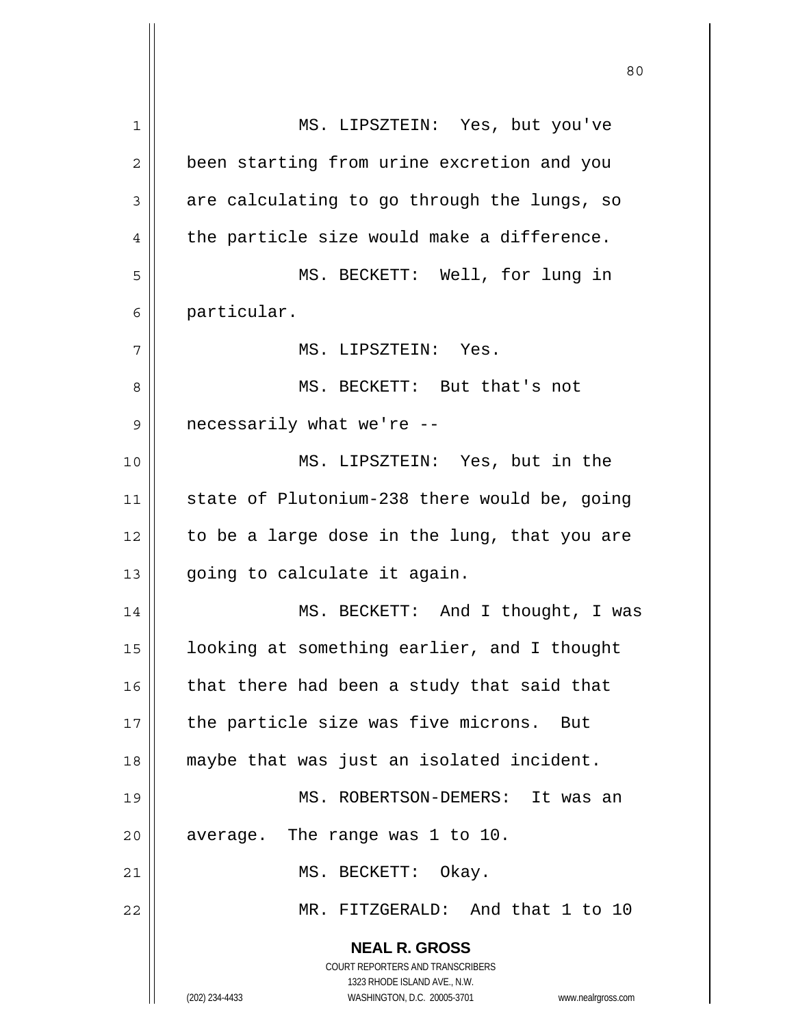MS. LIPSZTEIN: Yes, but you've been starting from urine excretion and you are calculating to go through the lungs, so the particle size would make a difference.

MS. BECKETT: Well, for lung in particular.

MS. LIPSZTEIN: Yes.

MS. BECKETT: But that's not necessarily what we're --

MS. LIPSZTEIN: Yes, but in the state of Plutonium-238 there would be, going to be a large dose in the lung, that you are going to calculate it again.

MS. BECKETT: And I thought, I was looking at something earlier, and I thought that there had been a study that said that the particle size was five microns. But maybe that was just an isolated incident.

MS. ROBERTSON-DEMERS: It was an average. The range was 1 to 10.

MS. BECKETT: Okay.

MR. FITZGERALD: And that 1 to 10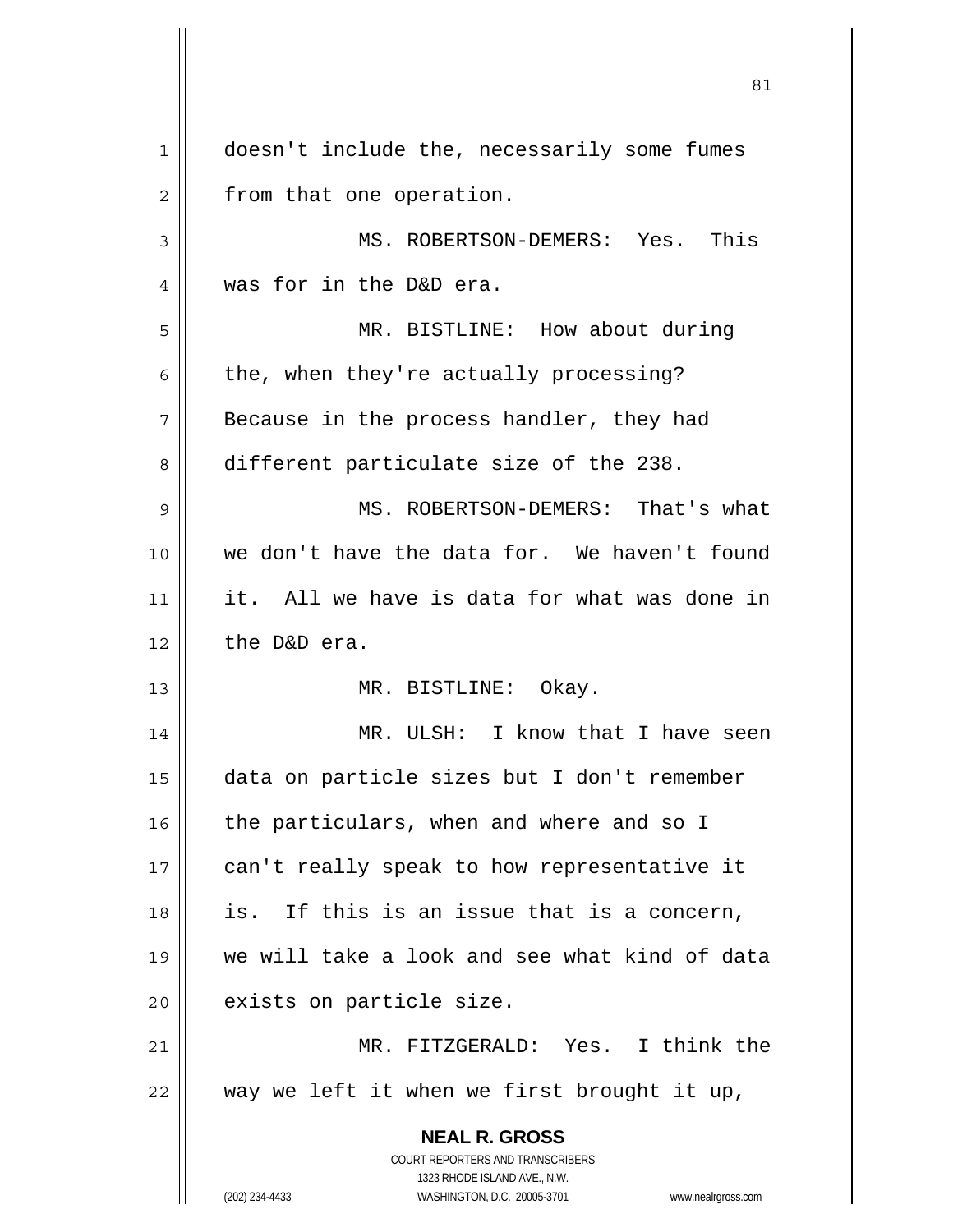doesn't include the, necessarily some fumes from that one operation.

MS. ROBERTSON-DEMERS: Yes. This was for in the D&D era.

MR. BISTLINE: How about during the, when they're actually processing? Because in the process handler, they had different particulate size of the 238.

MS. ROBERTSON-DEMERS: That's what we don't have the data for. We haven't found it. All we have is data for what was done in the D&D era.

MR. BISTLINE: Okay.

MR. ULSH: I know that I have seen data on particle sizes but I don't remember the particulars, when and where and so I can't really speak to how representative it is. If this is an issue that is a concern, we will take a look and see what kind of data exists on particle size.

MR. FITZGERALD: Yes. I think the way we left it when we first brought it up,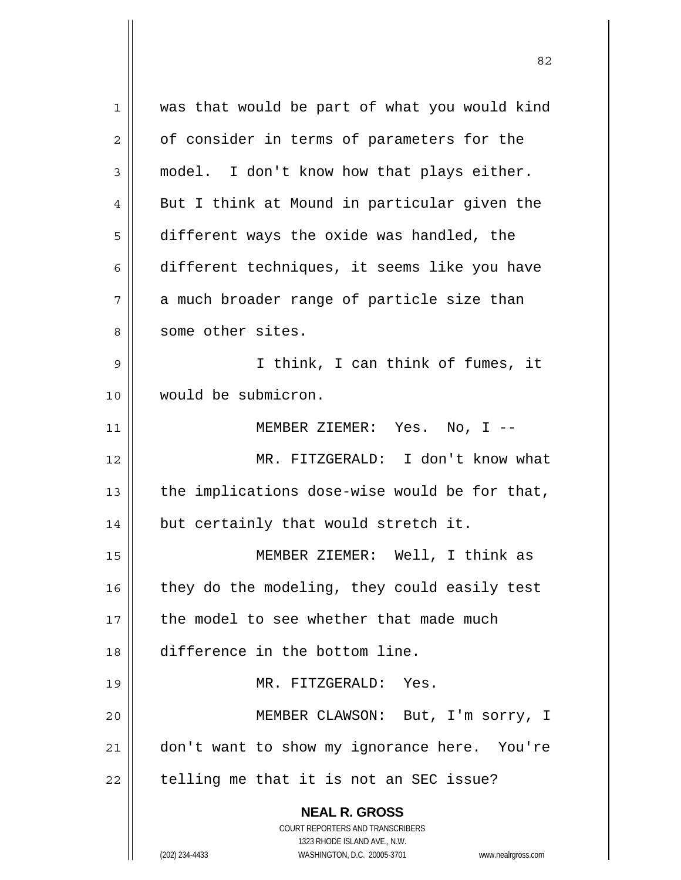was that would be part of what you would kind of consider in terms of parameters for the model. I don't know how that plays either. But I think at Mound in particular given the different ways the oxide was handled, the different techniques, it seems like you have a much broader range of particle size than some other sites.

I think, I can think of fumes, it would be submicron.

MEMBER ZIEMER: Yes. No, I --

MR. FITZGERALD: I don't know what the implications dose-wise would be for that, but certainly that would stretch it.

MEMBER ZIEMER: Well, I think as they do the modeling, they could easily test the model to see whether that made much difference in the bottom line.

MR. FITZGERALD: Yes.

MEMBER CLAWSON: But, I'm sorry, I don't want to show my ignorance here. You're telling me that it is not an SEC issue?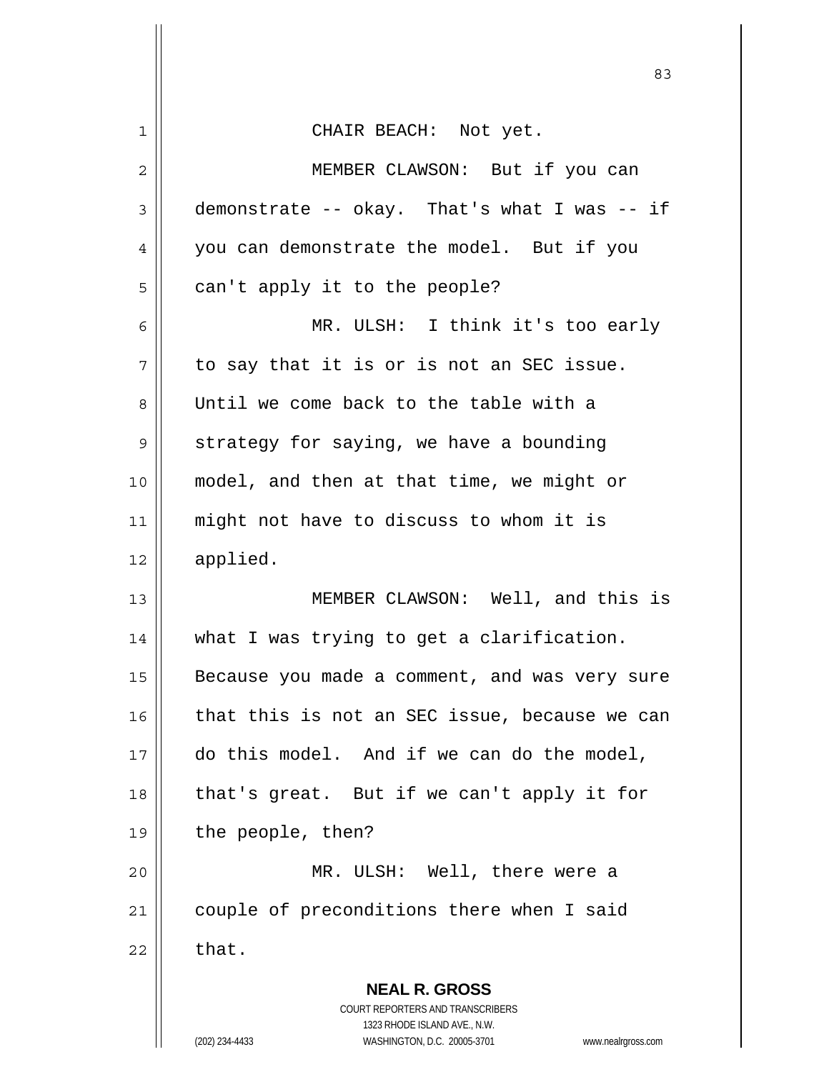CHAIR BEACH: Not yet.

MEMBER CLAWSON: But if you can demonstrate -- okay. That's what I was -- if you can demonstrate the model. But if you can't apply it to the people?

MR. ULSH: I think it's too early to say that it is or is not an SEC issue. Until we come back to the table with a strategy for saying, we have a bounding model, and then at that time, we might or might not have to discuss to whom it is applied.

MEMBER CLAWSON: Well, and this is what I was trying to get a clarification. Because you made a comment, and was very sure that this is not an SEC issue, because we can do this model. And if we can do the model, that's great. But if we can't apply it for the people, then?

MR. ULSH: Well, there were a couple of preconditions there when I said that.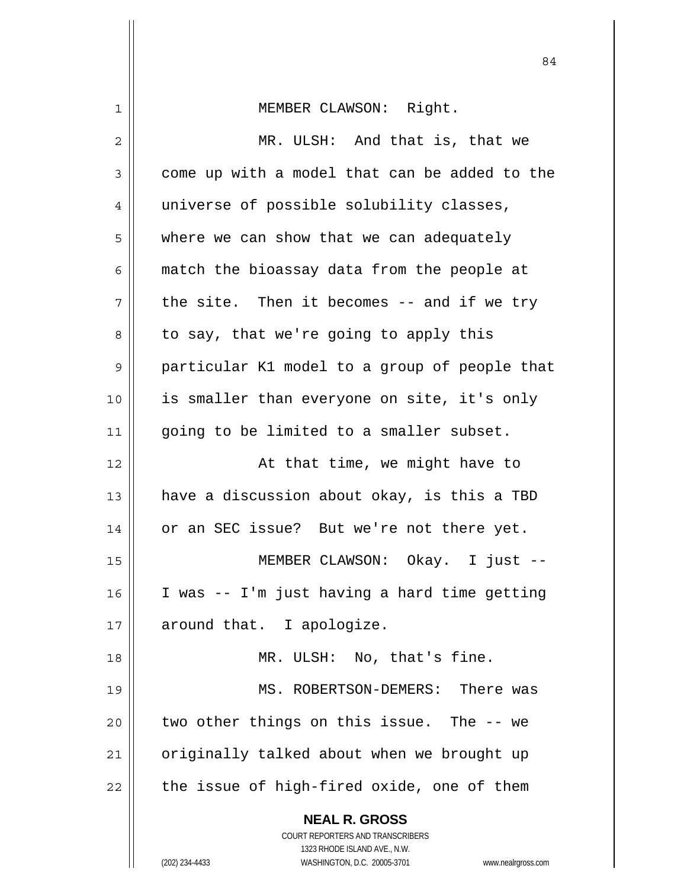MEMBER CLAWSON: Right.

MR. ULSH: And that is, that we come up with a model that can be added to the universe of possible solubility classes, where we can show that we can adequately match the bioassay data from the people at the site. Then it becomes -- and if we try to say, that we're going to apply this particular K1 model to a group of people that is smaller than everyone on site, it's only going to be limited to a smaller subset.

At that time, we might have to have a discussion about okay, is this a TBD or an SEC issue? But we're not there yet.

MEMBER CLAWSON: Okay. I just -- I was -- I'm just having a hard time getting around that. I apologize.

MR. ULSH: No, that's fine.

MS. ROBERTSON-DEMERS: There was two other things on this issue. The -- we originally talked about when we brought up the issue of high-fired oxide, one of them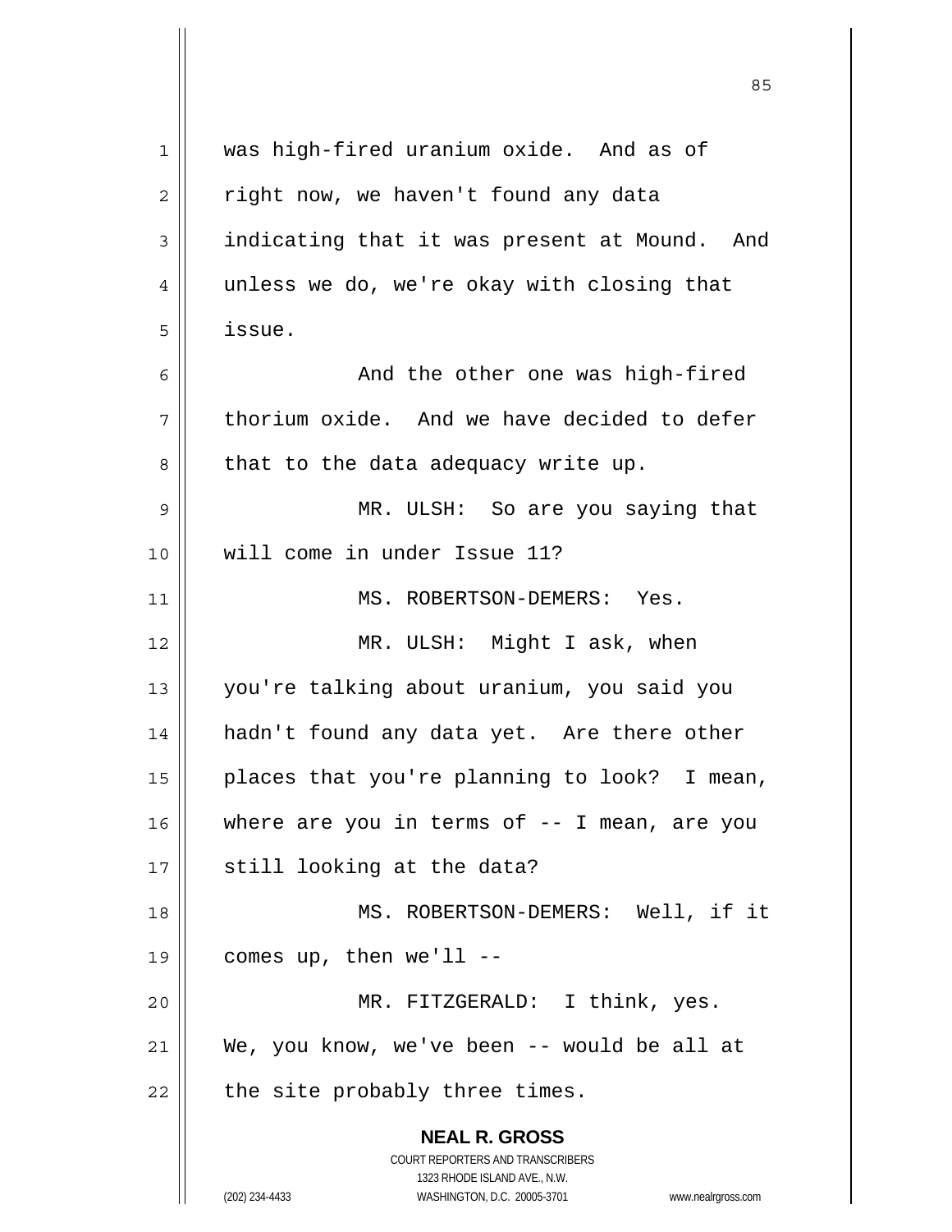was high-fired uranium oxide. And as of right now, we haven't found any data indicating that it was present at Mound. And unless we do, we're okay with closing that issue.

And the other one was high-fired thorium oxide. And we have decided to defer that to the data adequacy write up.

MR. ULSH: So are you saying that will come in under Issue 11?

MS. ROBERTSON-DEMERS: Yes.

MR. ULSH: Might I ask, when you're talking about uranium, you said you hadn't found any data yet. Are there other places that you're planning to look? I mean, where are you in terms of -- I mean, are you still looking at the data?

MS. ROBERTSON-DEMERS: Well, if it comes up, then we'll --

MR. FITZGERALD: I think, yes. We, you know, we've been -- would be all at the site probably three times.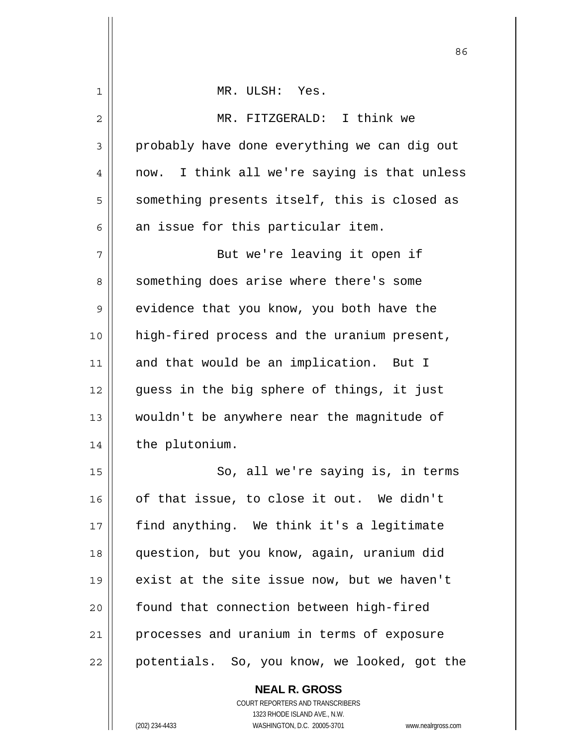MR. ULSH: Yes.

MR. FITZGERALD: I think we probably have done everything we can dig out now. I think all we're saying is that unless something presents itself, this is closed as an issue for this particular item.

But we're leaving it open if something does arise where there's some evidence that you know, you both have the high-fired process and the uranium present, and that would be an implication. But I guess in the big sphere of things, it just wouldn't be anywhere near the magnitude of the plutonium.

So, all we're saying is, in terms of that issue, to close it out. We didn't find anything. We think it's a legitimate question, but you know, again, uranium did exist at the site issue now, but we haven't found that connection between high-fired processes and uranium in terms of exposure potentials. So, you know, we looked, got the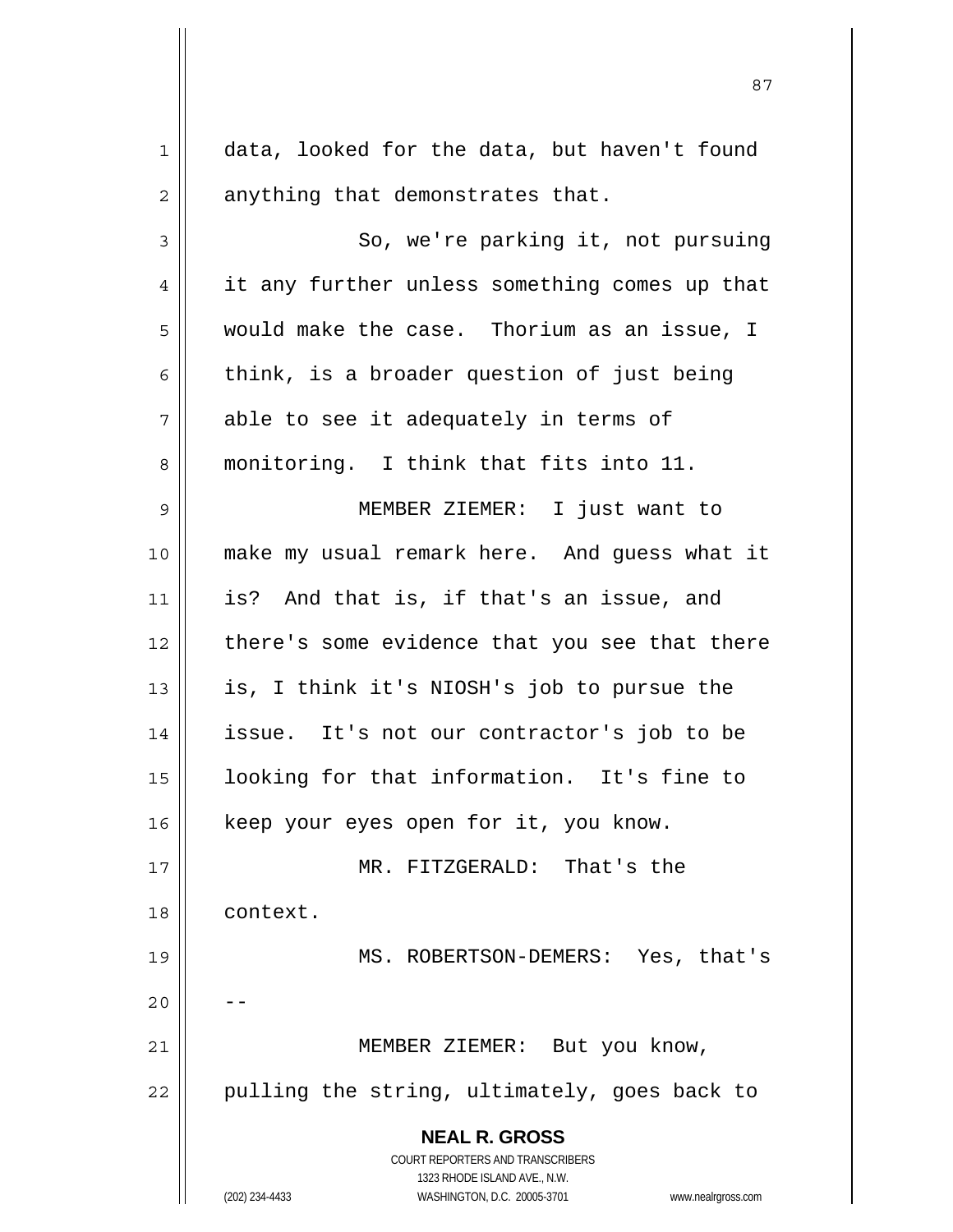data, looked for the data, but haven't found anything that demonstrates that.

So, we're parking it, not pursuing it any further unless something comes up that would make the case. Thorium as an issue, I think, is a broader question of just being able to see it adequately in terms of monitoring. I think that fits into 11.

MEMBER ZIEMER: I just want to make my usual remark here. And guess what it is? And that is, if that's an issue, and there's some evidence that you see that there is, I think it's NIOSH's job to pursue the issue. It's not our contractor's job to be looking for that information. It's fine to keep your eyes open for it, you know.

MR. FITZGERALD: That's the context.

MS. ROBERTSON-DEMERS: Yes, that's --

MEMBER ZIEMER: But you know, pulling the string, ultimately, goes back to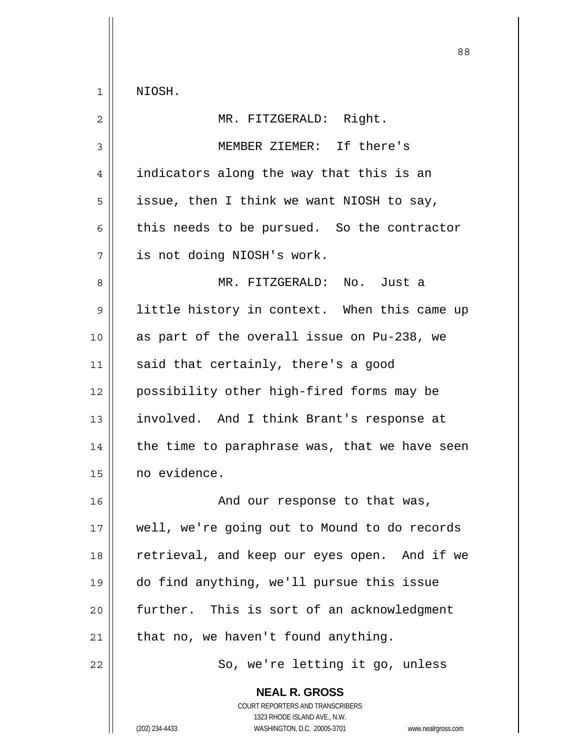NIOSH.

MR. FITZGERALD: Right.

MEMBER ZIEMER: If there's indicators along the way that this is an issue, then I think we want NIOSH to say, this needs to be pursued. So the contractor is not doing NIOSH's work.

MR. FITZGERALD: No. Just a little history in context. When this came up as part of the overall issue on Pu-238, we said that certainly, there's a good possibility other high-fired forms may be involved. And I think Brant's response at the time to paraphrase was, that we have seen no evidence.

And our response to that was, well, we're going out to Mound to do records retrieval, and keep our eyes open. And if we do find anything, we'll pursue this issue further. This is sort of an acknowledgment that no, we haven't found anything.

So, we're letting it go, unless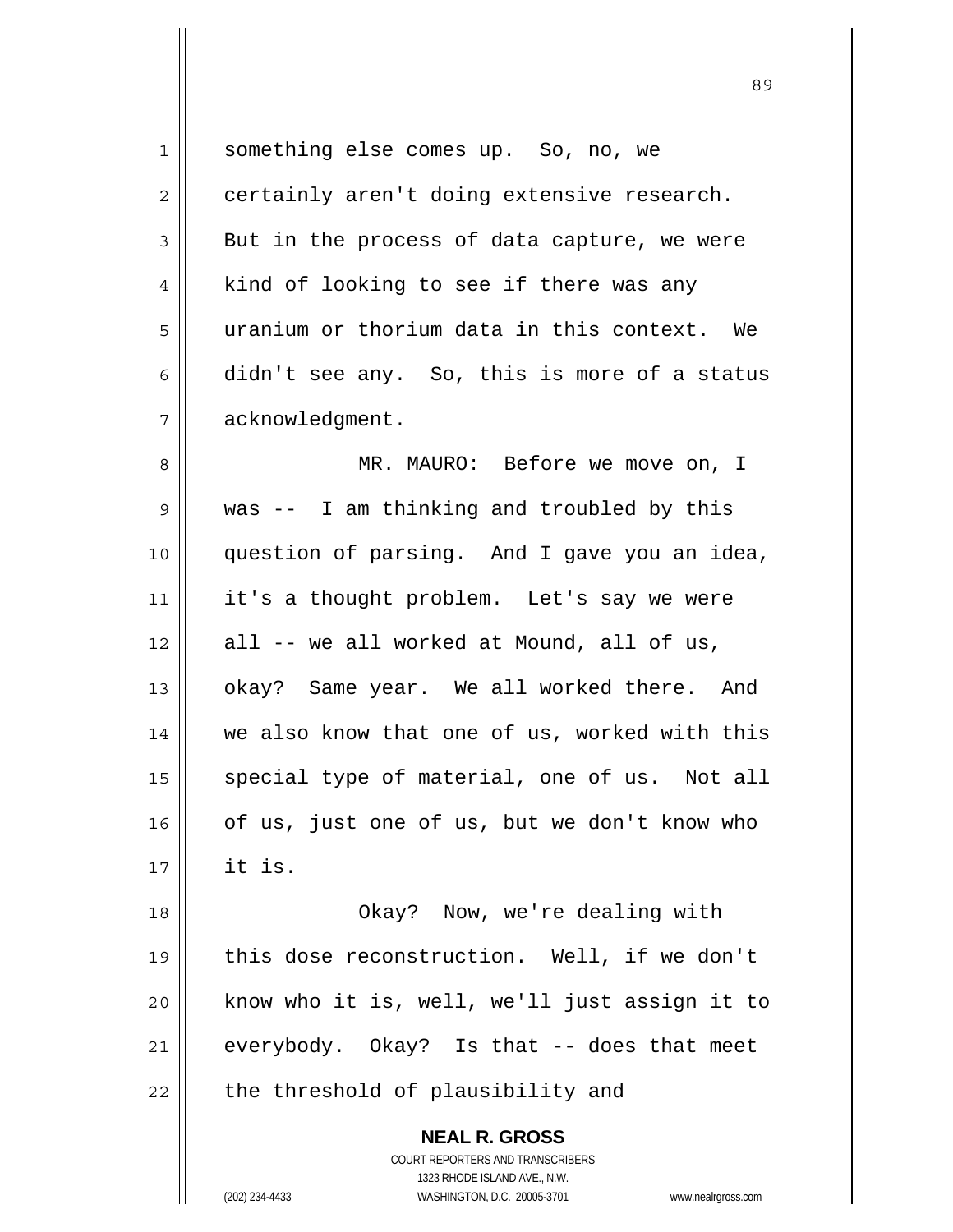something else comes up. So, no, we certainly aren't doing extensive research. But in the process of data capture, we were kind of looking to see if there was any uranium or thorium data in this context. We didn't see any. So, this is more of a status acknowledgment.

MR. MAURO: Before we move on, I was -- I am thinking and troubled by this question of parsing. And I gave you an idea, it's a thought problem. Let's say we were all -- we all worked at Mound, all of us, okay? Same year. We all worked there. And we also know that one of us, worked with this special type of material, one of us. Not all of us, just one of us, but we don't know who it is.

Okay? Now, we're dealing with this dose reconstruction. Well, if we don't know who it is, well, we'll just assign it to everybody. Okay? Is that -- does that meet the threshold of plausibility and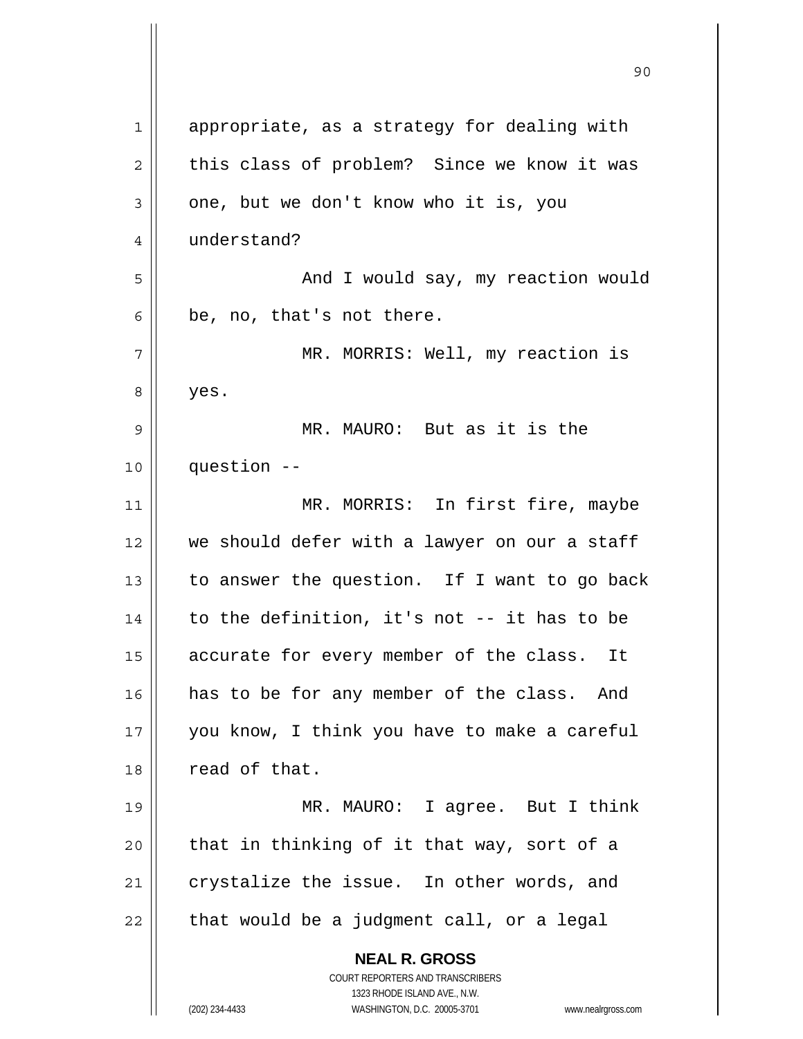appropriate, as a strategy for dealing with this class of problem? Since we know it was one, but we don't know who it is, you understand?

And I would say, my reaction would be, no, that's not there.

MR. MORRIS: Well, my reaction is yes.

MR. MAURO: But as it is the question --

MR. MORRIS: In first fire, maybe we should defer with a lawyer on our a staff to answer the question. If I want to go back to the definition, it's not -- it has to be accurate for every member of the class. It has to be for any member of the class. And you know, I think you have to make a careful read of that.

MR. MAURO: I agree. But I think that in thinking of it that way, sort of a crystalize the issue. In other words, and that would be a judgment call, or a legal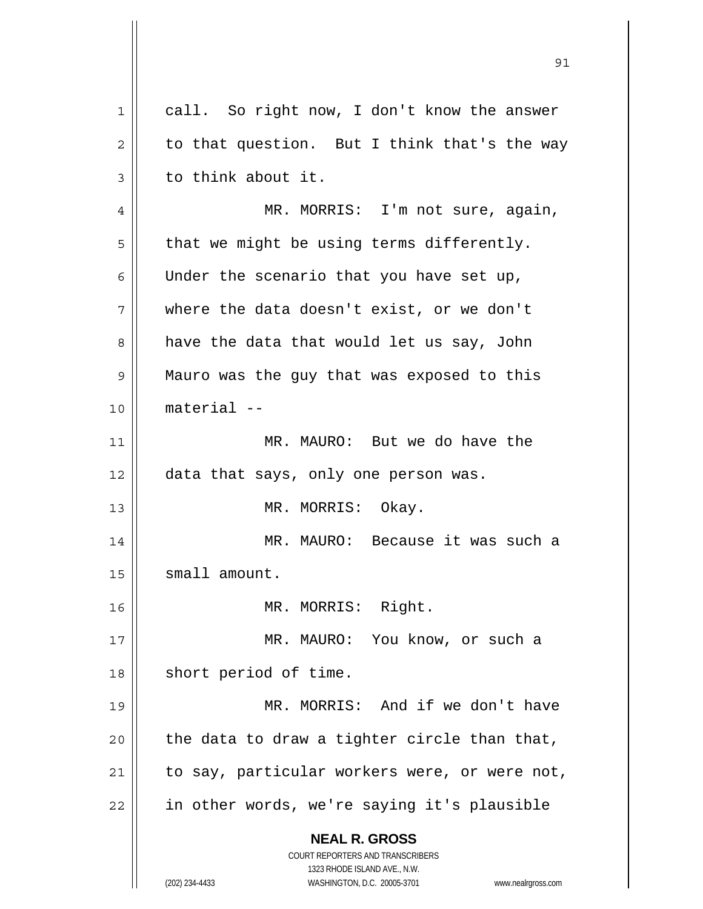call. So right now, I don't know the answer to that question. But I think that's the way to think about it.

MR. MORRIS: I'm not sure, again, that we might be using terms differently. Under the scenario that you have set up, where the data doesn't exist, or we don't have the data that would let us say, John Mauro was the guy that was exposed to this material --

MR. MAURO: But we do have the data that says, only one person was.

MR. MORRIS: Okay.

MR. MAURO: Because it was such a small amount.

MR. MORRIS: Right.

MR. MAURO: You know, or such a short period of time.

MR. MORRIS: And if we don't have the data to draw a tighter circle than that, to say, particular workers were, or were not, in other words, we're saying it's plausible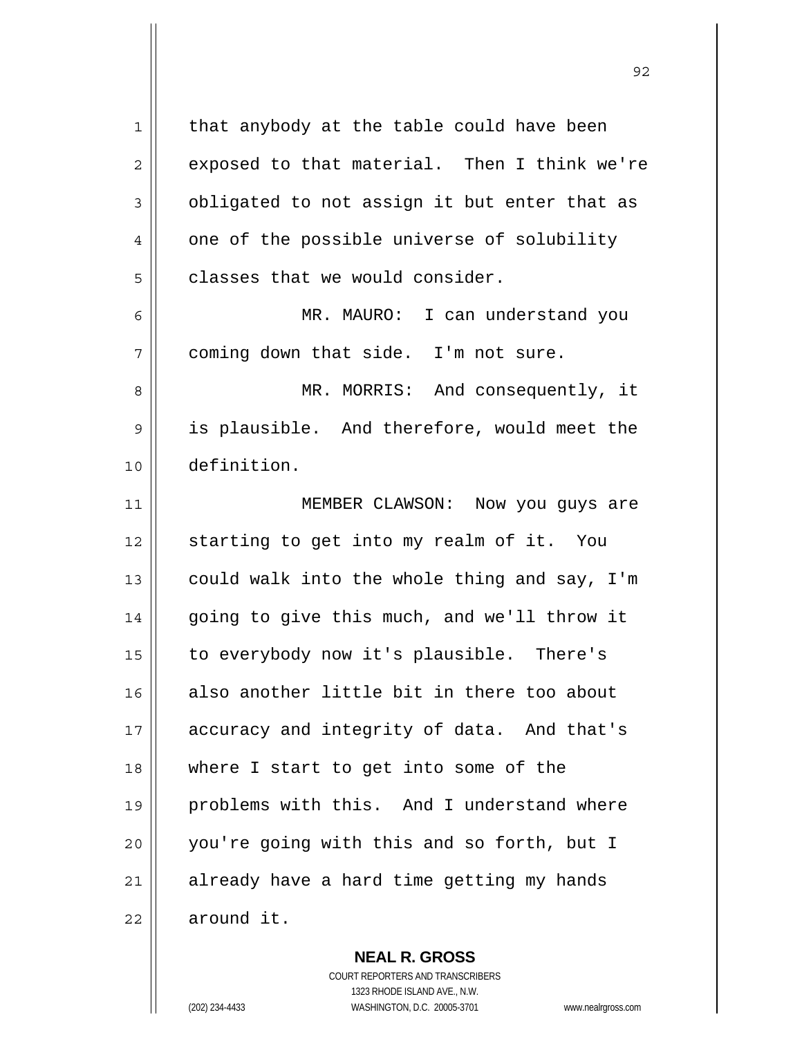that anybody at the table could have been exposed to that material. Then I think we're obligated to not assign it but enter that as one of the possible universe of solubility classes that we would consider.

MR. MAURO: I can understand you coming down that side. I'm not sure.

MR. MORRIS: And consequently, it is plausible. And therefore, would meet the definition.

MEMBER CLAWSON: Now you guys are starting to get into my realm of it. You could walk into the whole thing and say, I'm going to give this much, and we'll throw it to everybody now it's plausible. There's also another little bit in there too about accuracy and integrity of data. And that's where I start to get into some of the problems with this. And I understand where you're going with this and so forth, but I already have a hard time getting my hands around it.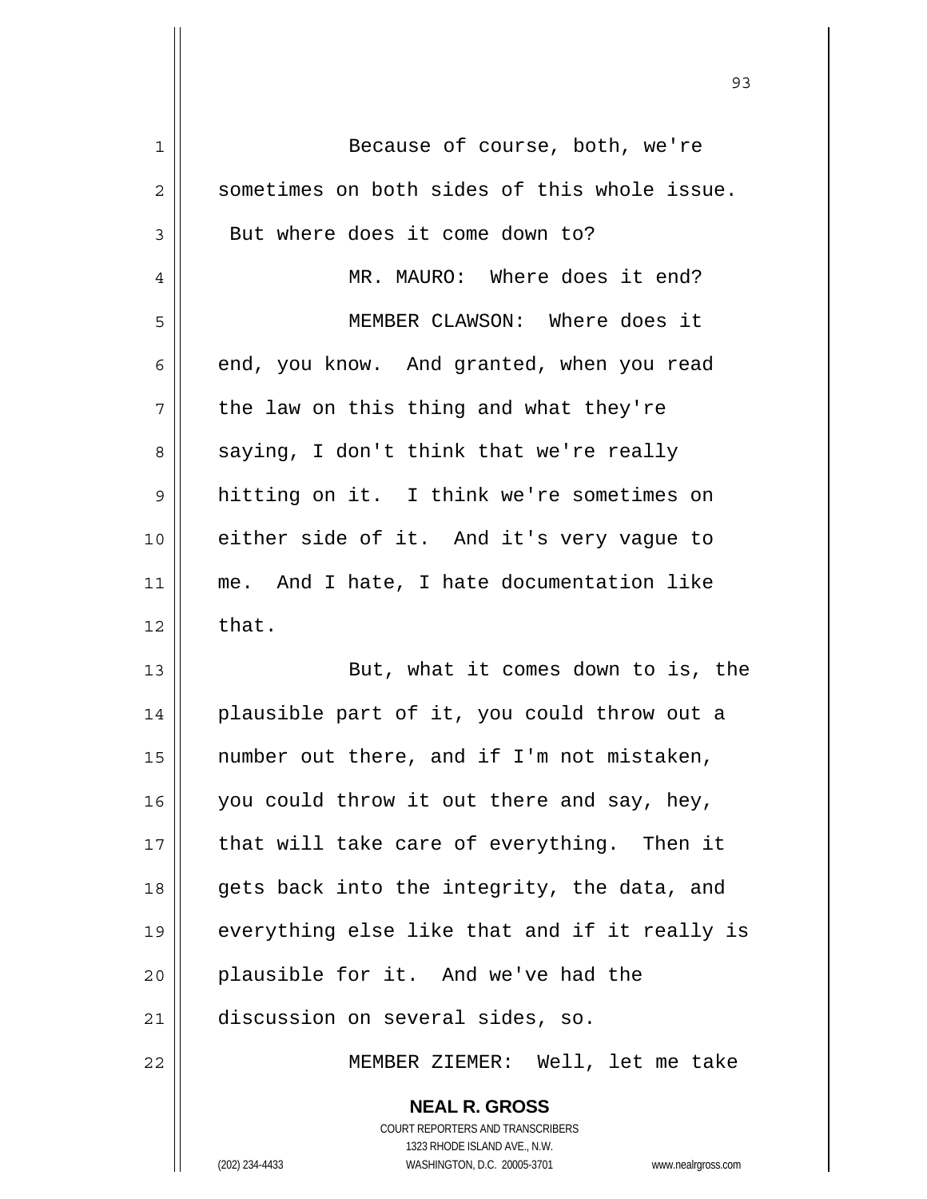Because of course, both, we're sometimes on both sides of this whole issue. But where does it come down to?

MR. MAURO: Where does it end?

MEMBER CLAWSON: Where does it end, you know. And granted, when you read the law on this thing and what they're saying, I don't think that we're really hitting on it. I think we're sometimes on either side of it. And it's very vague to me. And I hate, I hate documentation like that.

But, what it comes down to is, the plausible part of it, you could throw out a number out there, and if I'm not mistaken, you could throw it out there and say, hey, that will take care of everything. Then it gets back into the integrity, the data, and everything else like that and if it really is plausible for it. And we've had the discussion on several sides, so.

MEMBER ZIEMER: Well, let me take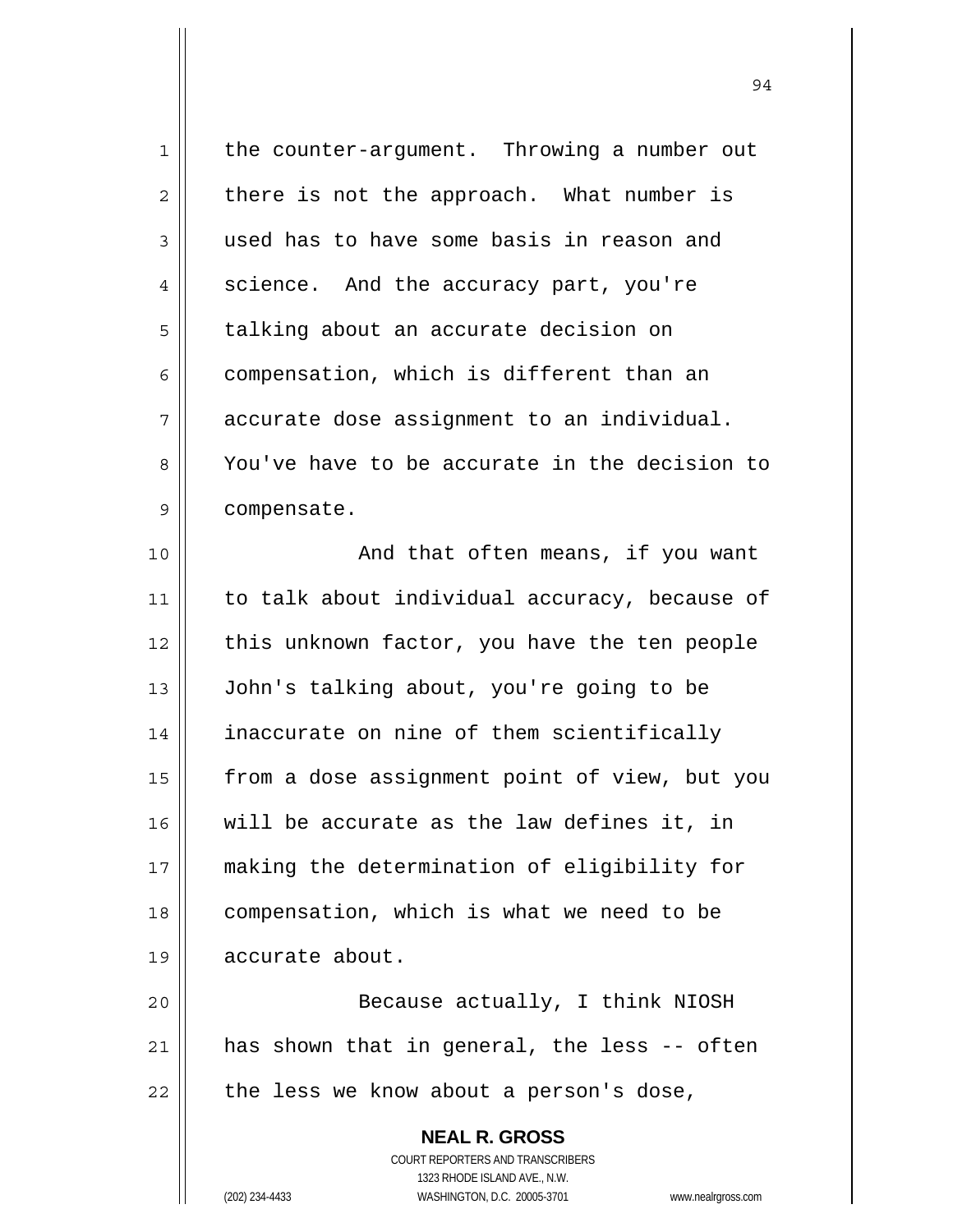the counter-argument. Throwing a number out there is not the approach. What number is used has to have some basis in reason and science. And the accuracy part, you're talking about an accurate decision on compensation, which is different than an accurate dose assignment to an individual. You've have to be accurate in the decision to compensate.

And that often means, if you want to talk about individual accuracy, because of this unknown factor, you have the ten people John's talking about, you're going to be inaccurate on nine of them scientifically from a dose assignment point of view, but you will be accurate as the law defines it, in making the determination of eligibility for compensation, which is what we need to be accurate about.

Because actually, I think NIOSH has shown that in general, the less -- often the less we know about a person's dose,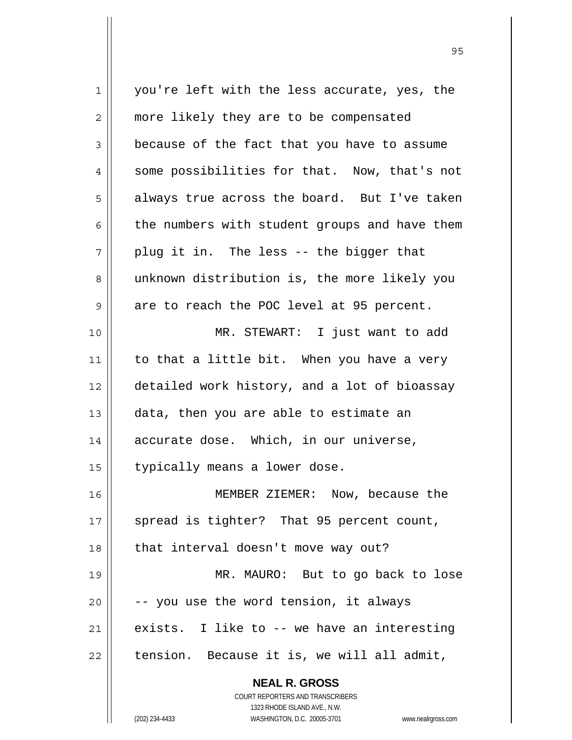you're left with the less accurate, yes, the more likely they are to be compensated because of the fact that you have to assume some possibilities for that. Now, that's not always true across the board. But I've taken the numbers with student groups and have them plug it in. The less -- the bigger that unknown distribution is, the more likely you are to reach the POC level at 95 percent.

MR. STEWART: I just want to add to that a little bit. When you have a very detailed work history, and a lot of bioassay data, then you are able to estimate an accurate dose. Which, in our universe, typically means a lower dose.

MEMBER ZIEMER: Now, because the spread is tighter? That 95 percent count, that interval doesn't move way out?

MR. MAURO: But to go back to lose -- you use the word tension, it always exists. I like to -- we have an interesting tension. Because it is, we will all admit,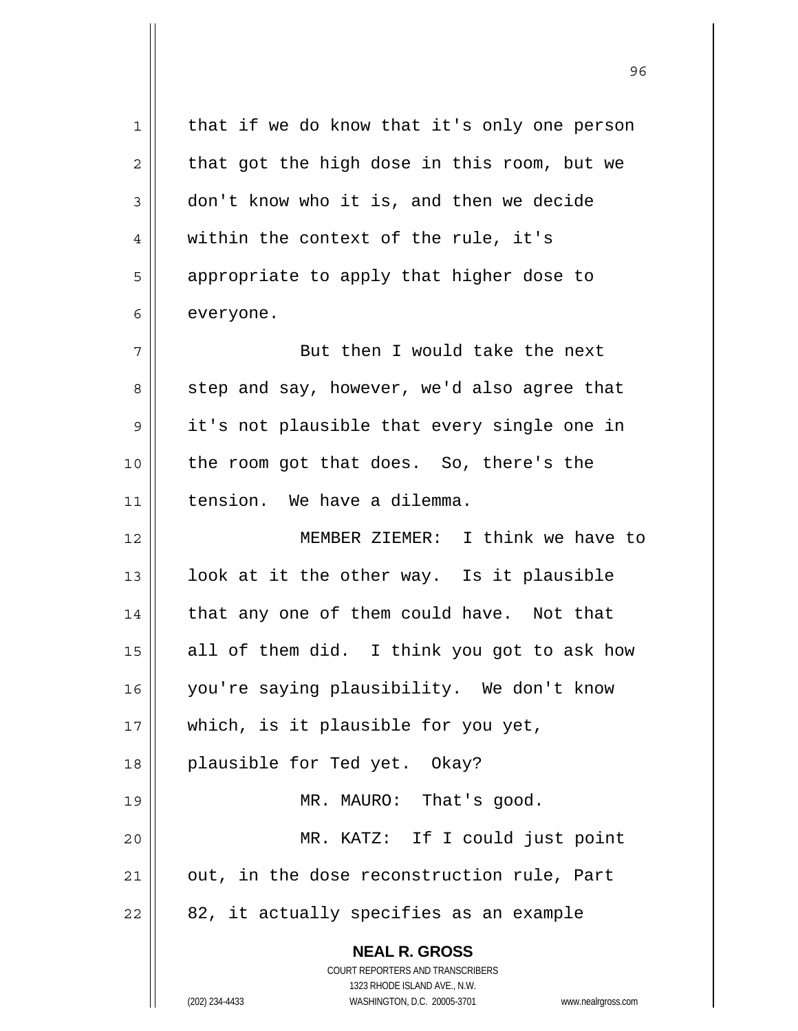that if we do know that it's only one person that got the high dose in this room, but we don't know who it is, and then we decide within the context of the rule, it's appropriate to apply that higher dose to everyone.

But then I would take the next step and say, however, we'd also agree that it's not plausible that every single one in the room got that does. So, there's the tension. We have a dilemma.

MEMBER ZIEMER: I think we have to look at it the other way. Is it plausible that any one of them could have. Not that all of them did. I think you got to ask how you're saying plausibility. We don't know which, is it plausible for you yet, plausible for Ted yet. Okay?

MR. MAURO: That's good.

MR. KATZ: If I could just point out, in the dose reconstruction rule, Part 82, it actually specifies as an example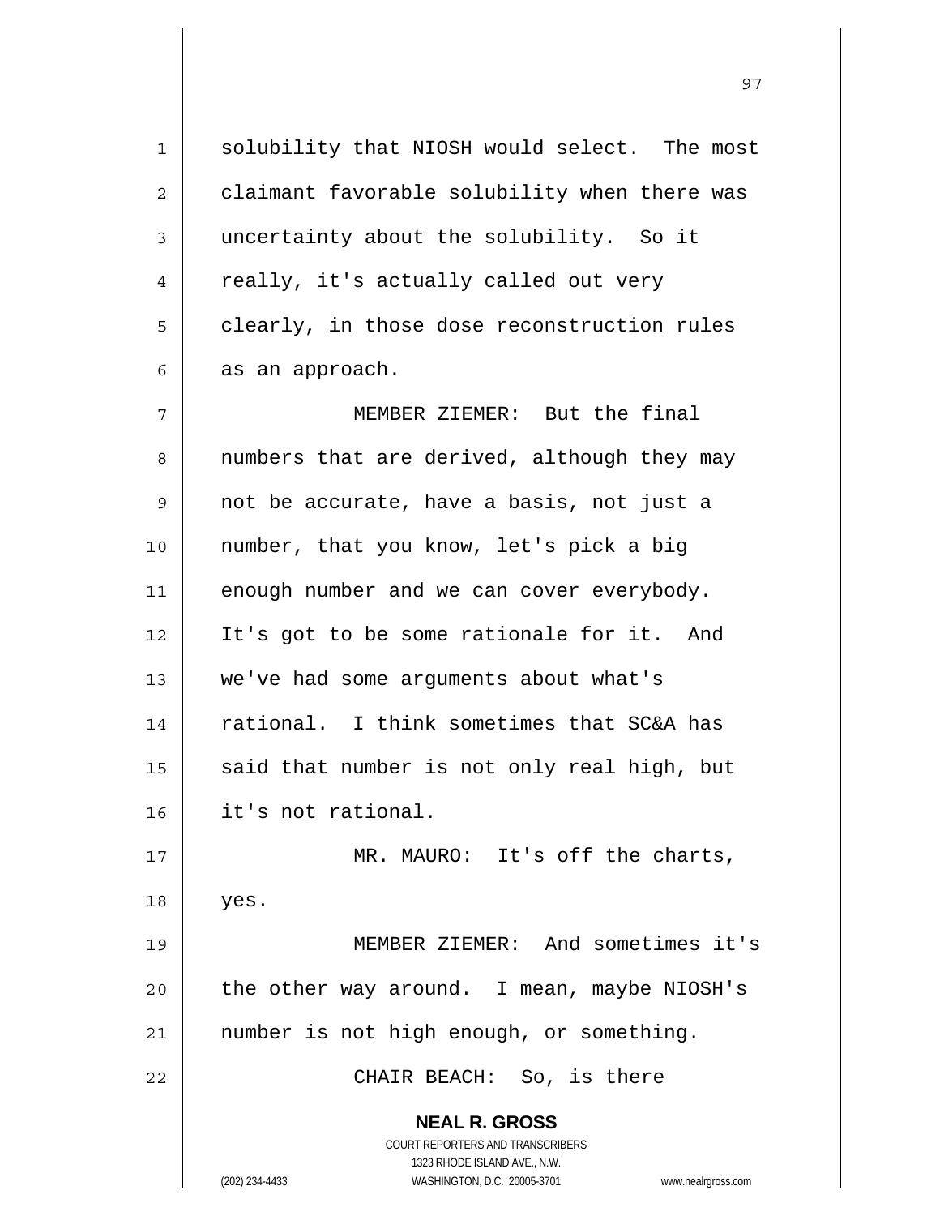solubility that NIOSH would select. The most claimant favorable solubility when there was uncertainty about the solubility. So it really, it's actually called out very clearly, in those dose reconstruction rules as an approach.

MEMBER ZIEMER: But the final numbers that are derived, although they may not be accurate, have a basis, not just a number, that you know, let's pick a big enough number and we can cover everybody. It's got to be some rationale for it. And we've had some arguments about what's rational. I think sometimes that SC&A has said that number is not only real high, but it's not rational.

MR. MAURO: It's off the charts, yes.

MEMBER ZIEMER: And sometimes it's the other way around. I mean, maybe NIOSH's number is not high enough, or something.

CHAIR BEACH: So, is there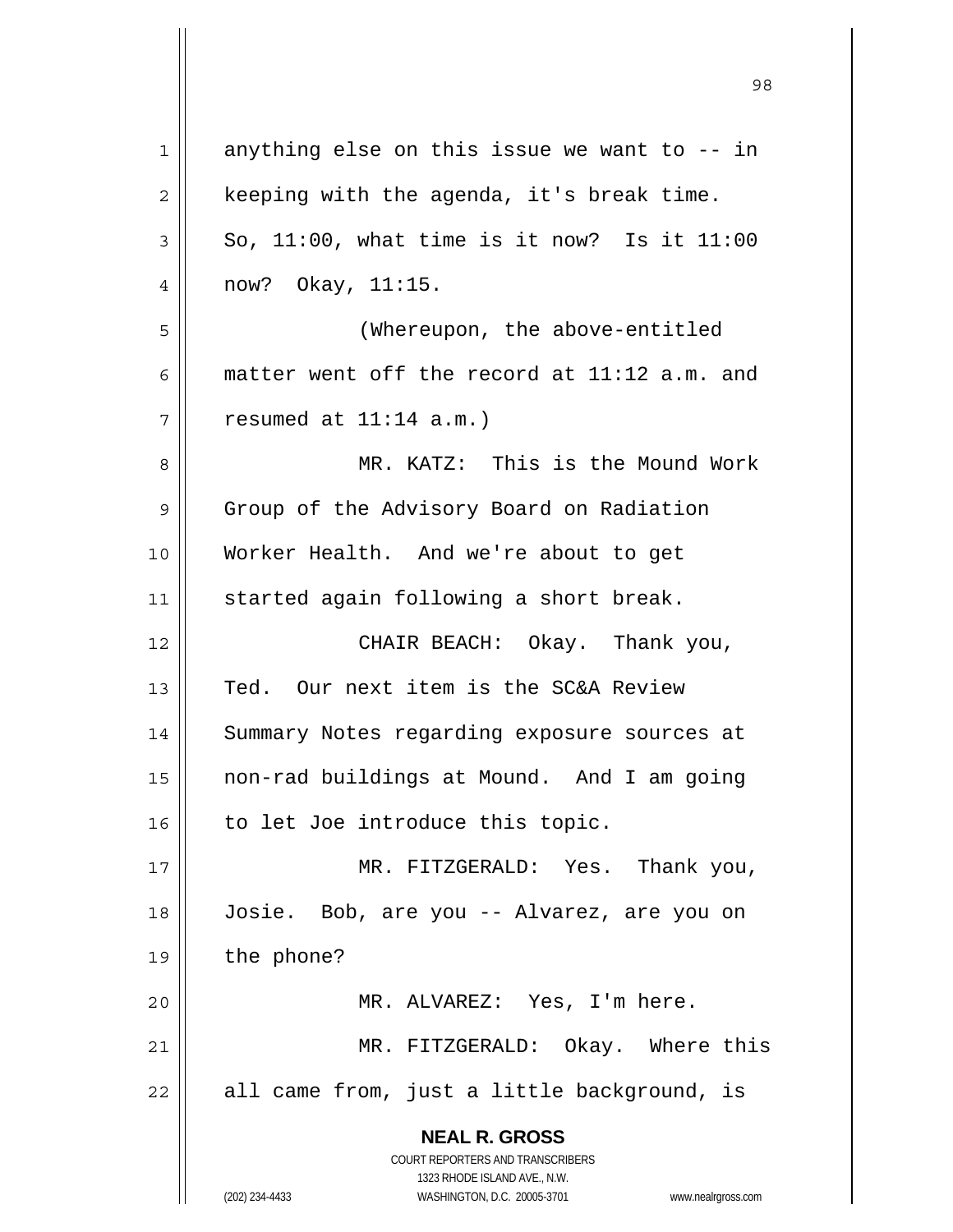anything else on this issue we want to -- in keeping with the agenda, it's break time. So, 11:00, what time is it now? Is it 11:00 now? Okay, 11:15.

(Whereupon, the above-entitled matter went off the record at 11:12 a.m. and resumed at 11:14 a.m.)

MR. KATZ: This is the Mound Work Group of the Advisory Board on Radiation Worker Health. And we're about to get started again following a short break.

CHAIR BEACH: Okay. Thank you, Ted. Our next item is the SC&A Review Summary Notes regarding exposure sources at non-rad buildings at Mound. And I am going to let Joe introduce this topic.

MR. FITZGERALD: Yes. Thank you, Josie. Bob, are you -- Alvarez, are you on the phone?

MR. ALVAREZ: Yes, I'm here.

MR. FITZGERALD: Okay. Where this all came from, just a little background, is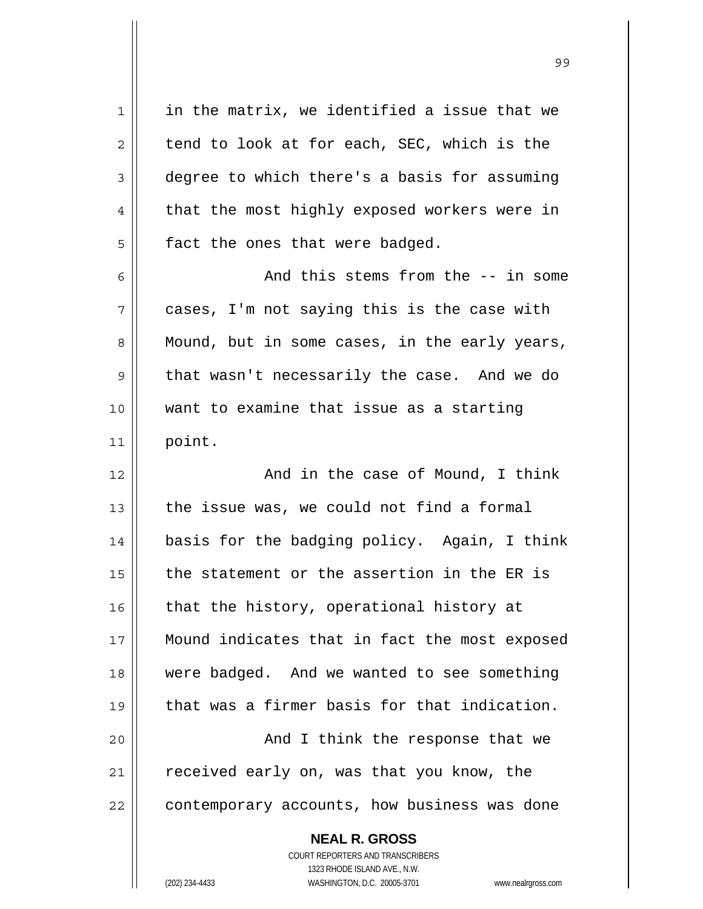in the matrix, we identified a issue that we tend to look at for each, SEC, which is the degree to which there's a basis for assuming that the most highly exposed workers were in fact the ones that were badged.

And this stems from the -- in some cases, I'm not saying this is the case with Mound, but in some cases, in the early years, that wasn't necessarily the case. And we do want to examine that issue as a starting point.

And in the case of Mound, I think the issue was, we could not find a formal basis for the badging policy. Again, I think the statement or the assertion in the ER is that the history, operational history at Mound indicates that in fact the most exposed were badged. And we wanted to see something that was a firmer basis for that indication.

And I think the response that we received early on, was that you know, the contemporary accounts, how business was done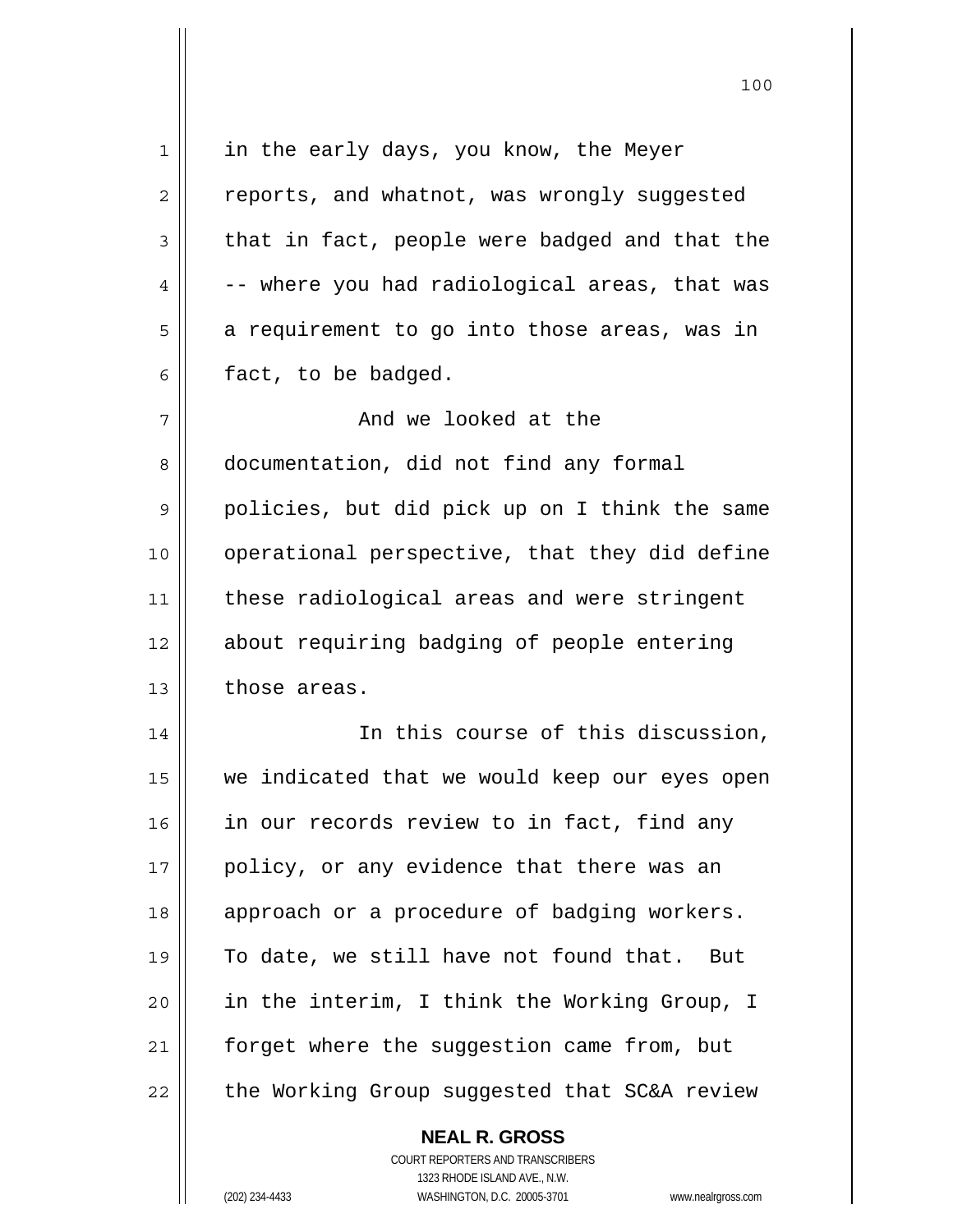in the early days, you know, the Meyer reports, and whatnot, was wrongly suggested that in fact, people were badged and that the -- where you had radiological areas, that was a requirement to go into those areas, was in fact, to be badged.

And we looked at the documentation, did not find any formal policies, but did pick up on I think the same operational perspective, that they did define these radiological areas and were stringent about requiring badging of people entering those areas.

In this course of this discussion, we indicated that we would keep our eyes open in our records review to in fact, find any policy, or any evidence that there was an approach or a procedure of badging workers. To date, we still have not found that. But in the interim, I think the Working Group, I forget where the suggestion came from, but the Working Group suggested that SC&A review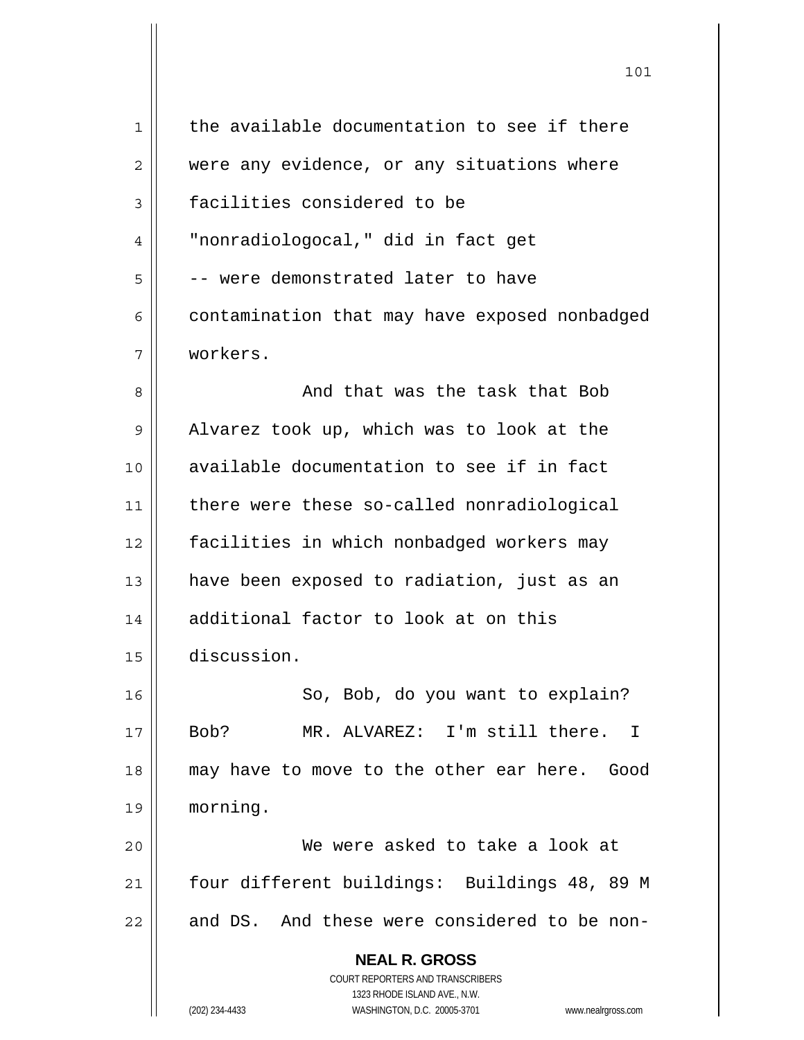the available documentation to see if there were any evidence, or any situations where facilities considered to be "nonradiologocal," did in fact get -- were demonstrated later to have contamination that may have exposed nonbadged workers.

And that was the task that Bob Alvarez took up, which was to look at the available documentation to see if in fact there were these so-called nonradiological facilities in which nonbadged workers may have been exposed to radiation, just as an additional factor to look at on this discussion.

So, Bob, do you want to explain? Bob?

MR. ALVAREZ: I'm still there. I may have to move to the other ear here. Good morning.

We were asked to take a look at four different buildings: Buildings 48, 89 M and DS. And these were considered to be non-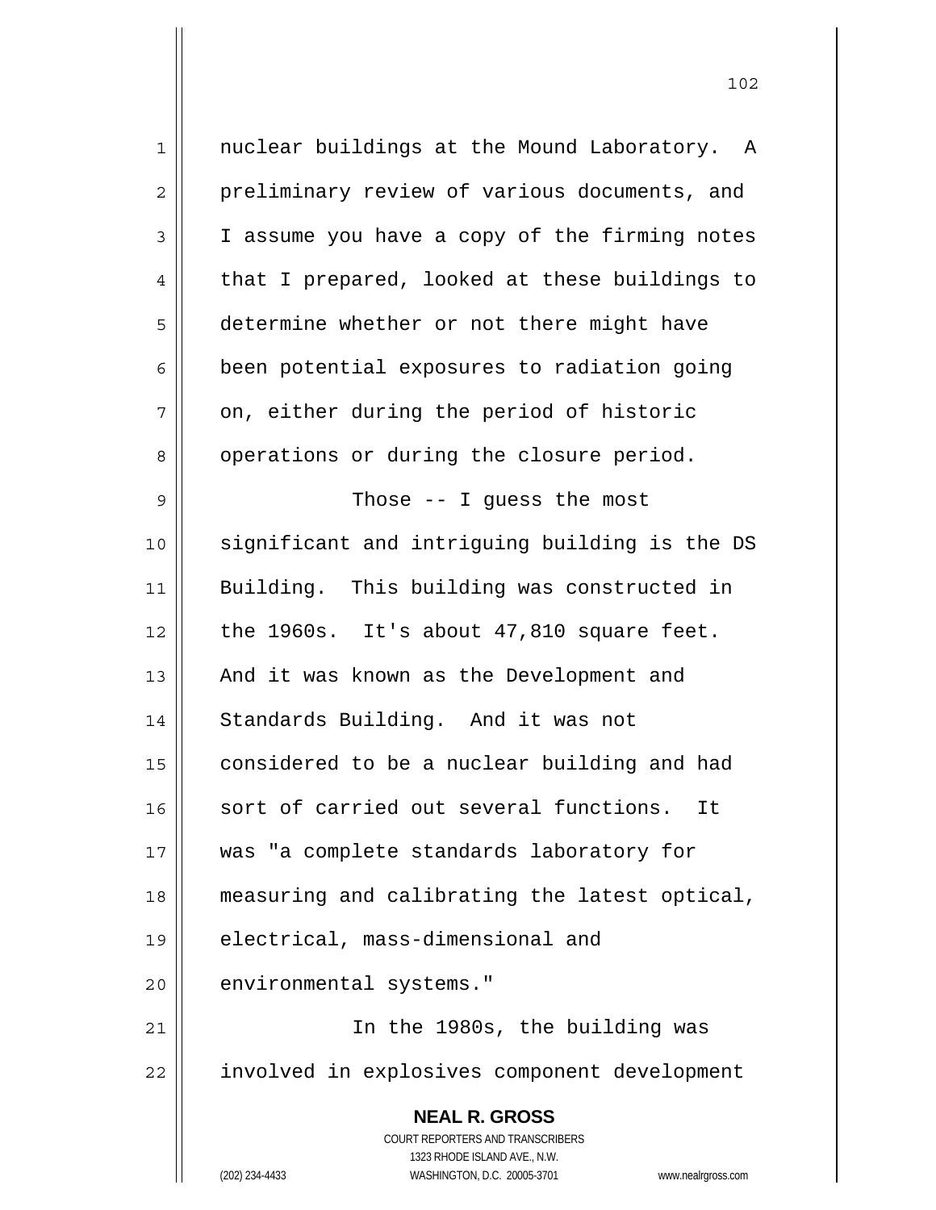nuclear buildings at the Mound Laboratory. A preliminary review of various documents, and I assume you have a copy of the firming notes that I prepared, looked at these buildings to determine whether or not there might have been potential exposures to radiation going on, either during the period of historic operations or during the closure period.

Those -- I guess the most significant and intriguing building is the DS Building. This building was constructed in the 1960s. It's about 47,810 square feet. And it was known as the Development and Standards Building. And it was not considered to be a nuclear building and had sort of carried out several functions. It was "a complete standards laboratory for measuring and calibrating the latest optical, electrical, mass-dimensional and environmental systems."

In the 1980s, the building was involved in explosives component development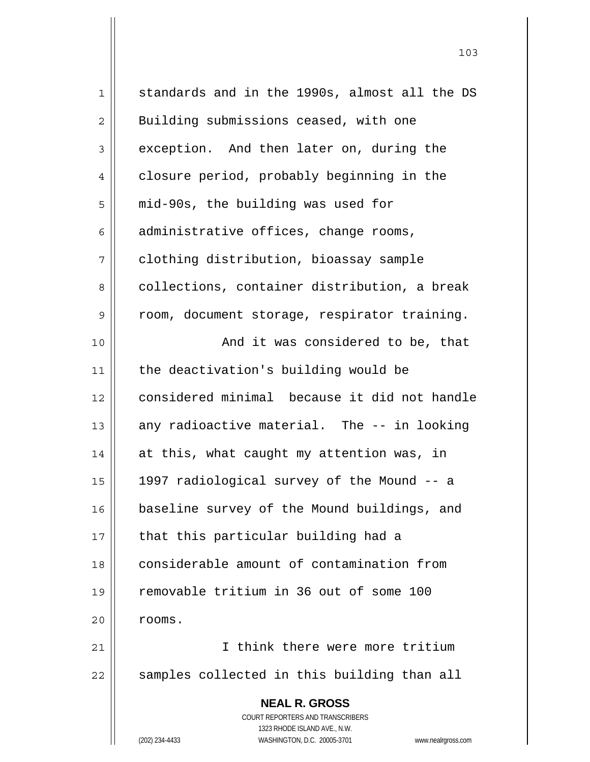standards and in the 1990s, almost all the DS Building submissions ceased, with one exception. And then later on, during the closure period, probably beginning in the mid-90s, the building was used for administrative offices, change rooms, clothing distribution, bioassay sample collections, container distribution, a break room, document storage, respirator training.

And it was considered to be, that the deactivation's building would be considered minimal because it did not handle any radioactive material. The -- in looking at this, what caught my attention was, in 1997 radiological survey of the Mound -- a baseline survey of the Mound buildings, and that this particular building had a considerable amount of contamination from removable tritium in 36 out of some 100 rooms.

I think there were more tritium samples collected in this building than all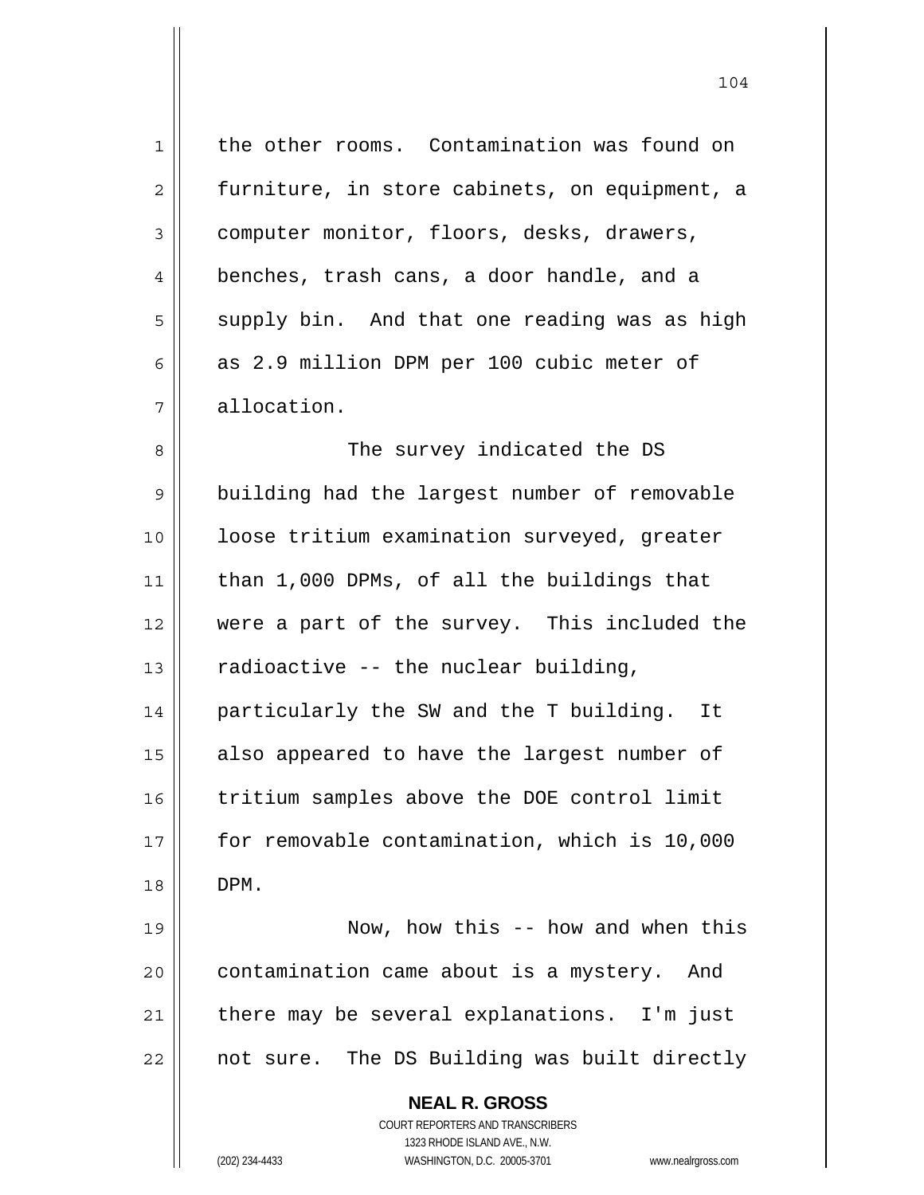the other rooms. Contamination was found on furniture, in store cabinets, on equipment, a computer monitor, floors, desks, drawers, benches, trash cans, a door handle, and a supply bin. And that one reading was as high as 2.9 million DPM per 100 cubic meter of allocation.

The survey indicated the DS building had the largest number of removable loose tritium examination surveyed, greater than 1,000 DPMs, of all the buildings that were a part of the survey. This included the radioactive -- the nuclear building, particularly the SW and the T building. It also appeared to have the largest number of tritium samples above the DOE control limit for removable contamination, which is 10,000 DPM.

Now, how this -- how and when this contamination came about is a mystery. And there may be several explanations. I'm just not sure. The DS Building was built directly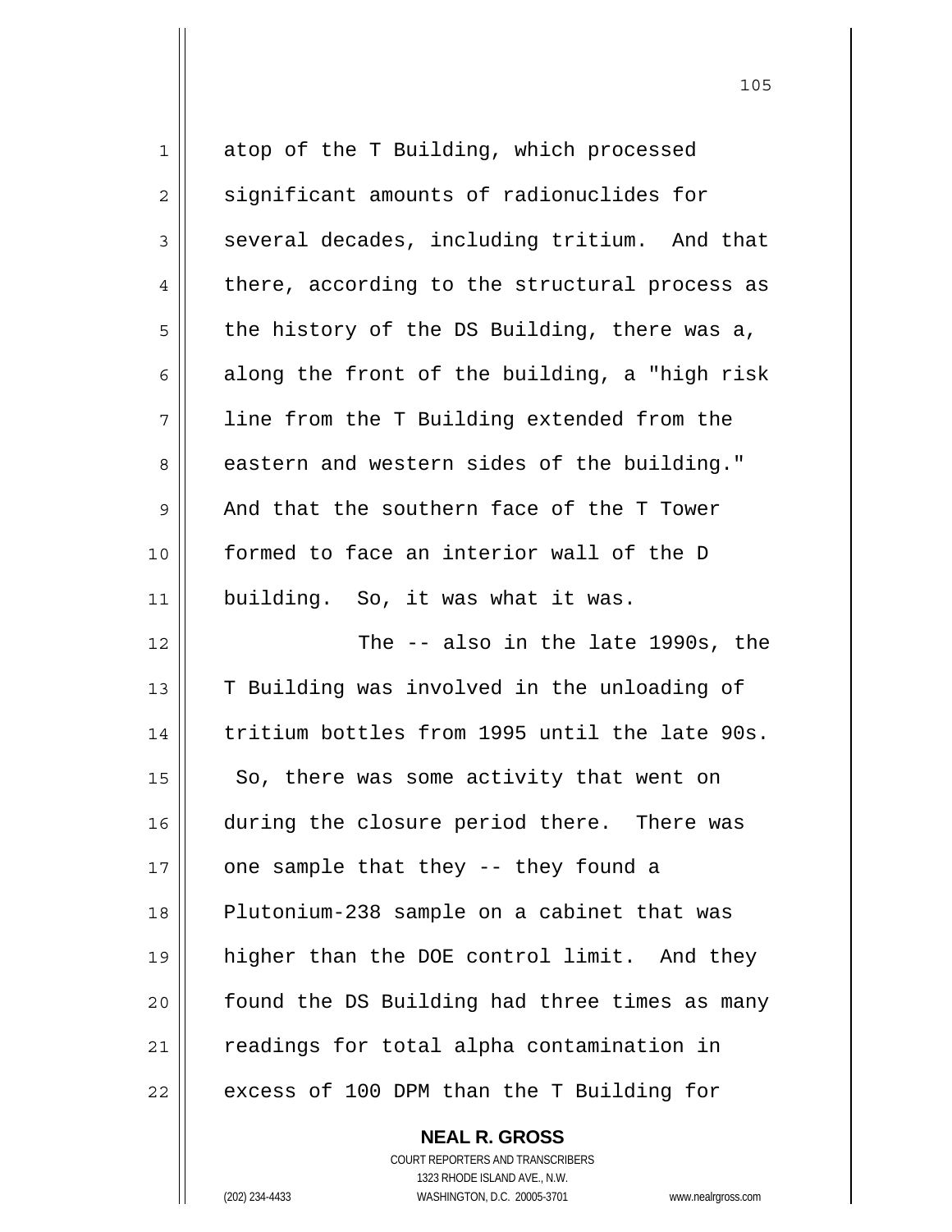atop of the T Building, which processed significant amounts of radionuclides for several decades, including tritium. And that there, according to the structural process as the history of the DS Building, there was a, along the front of the building, a "high risk line from the T Building extended from the eastern and western sides of the building." And that the southern face of the T Tower formed to face an interior wall of the D building. So, it was what it was.

The -- also in the late 1990s, the T Building was involved in the unloading of tritium bottles from 1995 until the late 90s. So, there was some activity that went on during the closure period there. There was one sample that they -- they found a Plutonium-238 sample on a cabinet that was higher than the DOE control limit. And they found the DS Building had three times as many readings for total alpha contamination in excess of 100 DPM than the T Building for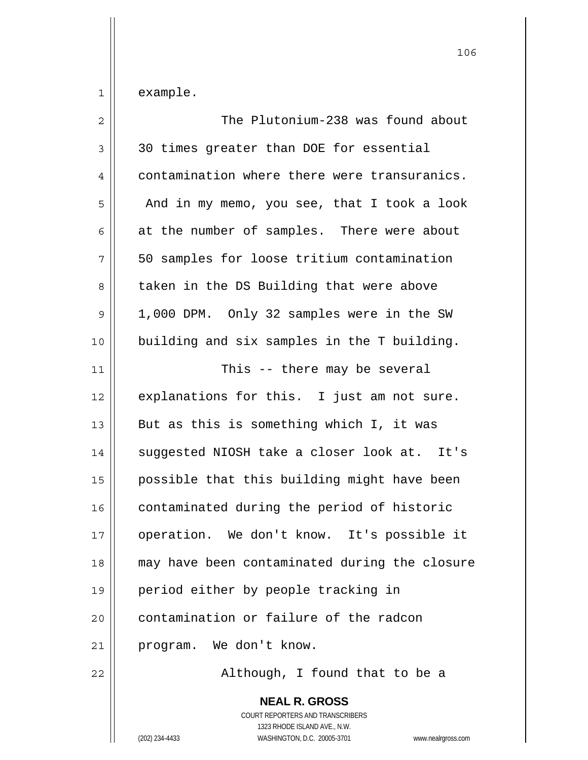example.

The Plutonium-238 was found about 30 times greater than DOE for essential contamination where there were transuranics. And in my memo, you see, that I took a look at the number of samples. There were about 50 samples for loose tritium contamination taken in the DS Building that were above 1,000 DPM. Only 32 samples were in the SW building and six samples in the T building.

This -- there may be several explanations for this. I just am not sure. But as this is something which I, it was suggested NIOSH take a closer look at. It's possible that this building might have been contaminated during the period of historic operation. We don't know. It's possible it may have been contaminated during the closure period either by people tracking in contamination or failure of the radcon program. We don't know.

Although, I found that to be a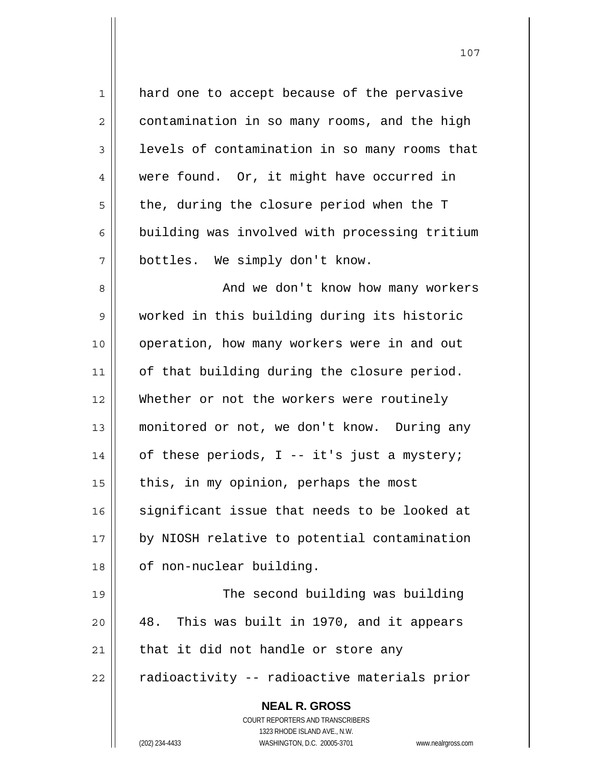hard one to accept because of the pervasive contamination in so many rooms, and the high levels of contamination in so many rooms that were found. Or, it might have occurred in the, during the closure period when the T building was involved with processing tritium bottles. We simply don't know.

And we don't know how many workers worked in this building during its historic operation, how many workers were in and out of that building during the closure period. Whether or not the workers were routinely monitored or not, we don't know. During any of these periods, I -- it's just a mystery; this, in my opinion, perhaps the most significant issue that needs to be looked at by NIOSH relative to potential contamination of non-nuclear building.

The second building was building 48. This was built in 1970, and it appears that it did not handle or store any radioactivity -- radioactive materials prior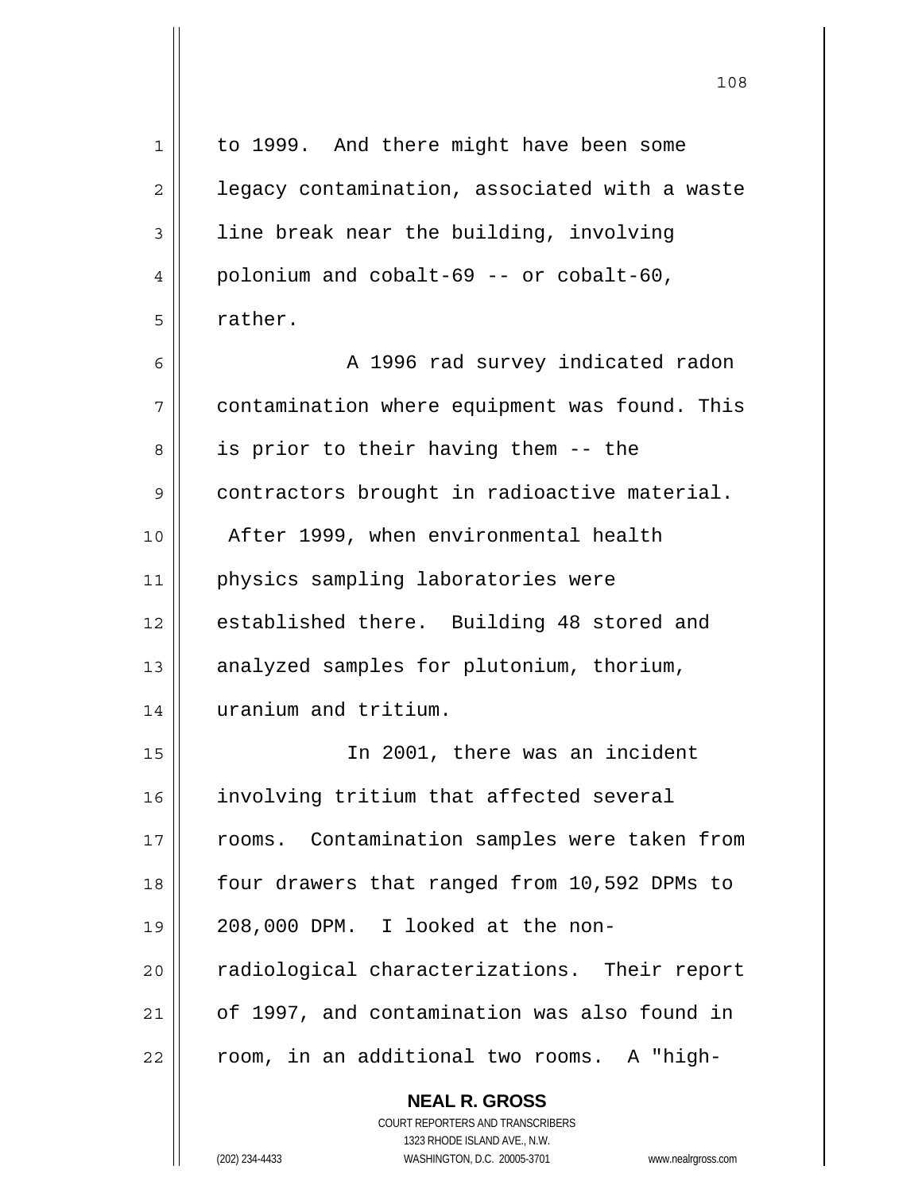to 1999. And there might have been some legacy contamination, associated with a waste line break near the building, involving polonium and cobalt-69 -- or cobalt-60, rather.

A 1996 rad survey indicated radon contamination where equipment was found. This is prior to their having them -- the contractors brought in radioactive material. After 1999, when environmental health physics sampling laboratories were established there. Building 48 stored and analyzed samples for plutonium, thorium, uranium and tritium.

In 2001, there was an incident involving tritium that affected several rooms. Contamination samples were taken from four drawers that ranged from 10,592 DPMs to 208,000 DPM. I looked at the non-radiological characterizations. Their report of 1997, and contamination was also found in room, in an additional two rooms. A "high-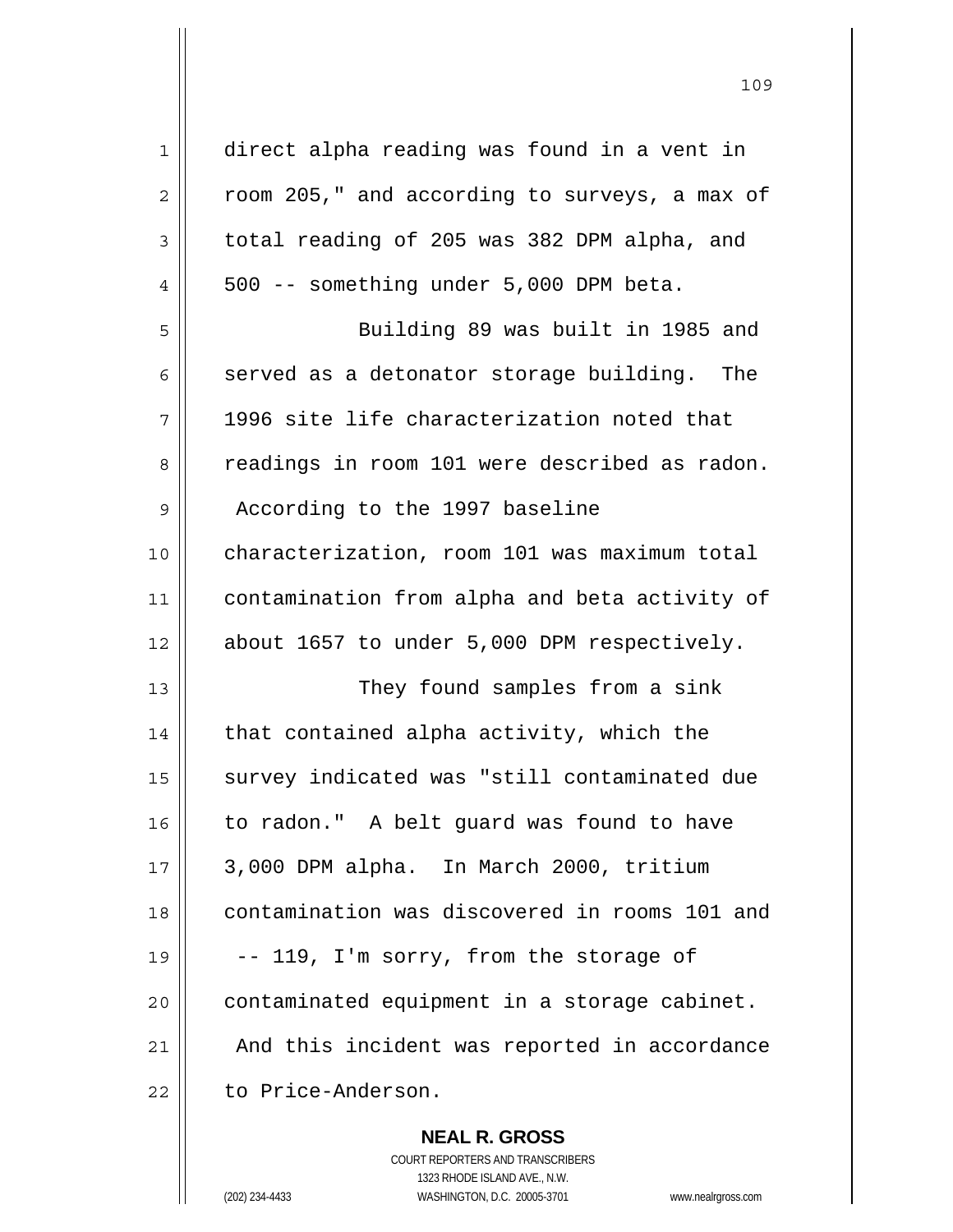direct alpha reading was found in a vent in room 205," and according to surveys, a max of total reading of 205 was 382 DPM alpha, and 500 -- something under 5,000 DPM beta.

Building 89 was built in 1985 and served as a detonator storage building. The 1996 site life characterization noted that readings in room 101 were described as radon. According to the 1997 baseline characterization, room 101 was maximum total contamination from alpha and beta activity of about 1657 to under 5,000 DPM respectively.

They found samples from a sink that contained alpha activity, which the survey indicated was "still contaminated due to radon." A belt guard was found to have 3,000 DPM alpha. In March 2000, tritium contamination was discovered in rooms 101 and -- 119, I'm sorry, from the storage of contaminated equipment in a storage cabinet. And this incident was reported in accordance to Price-Anderson.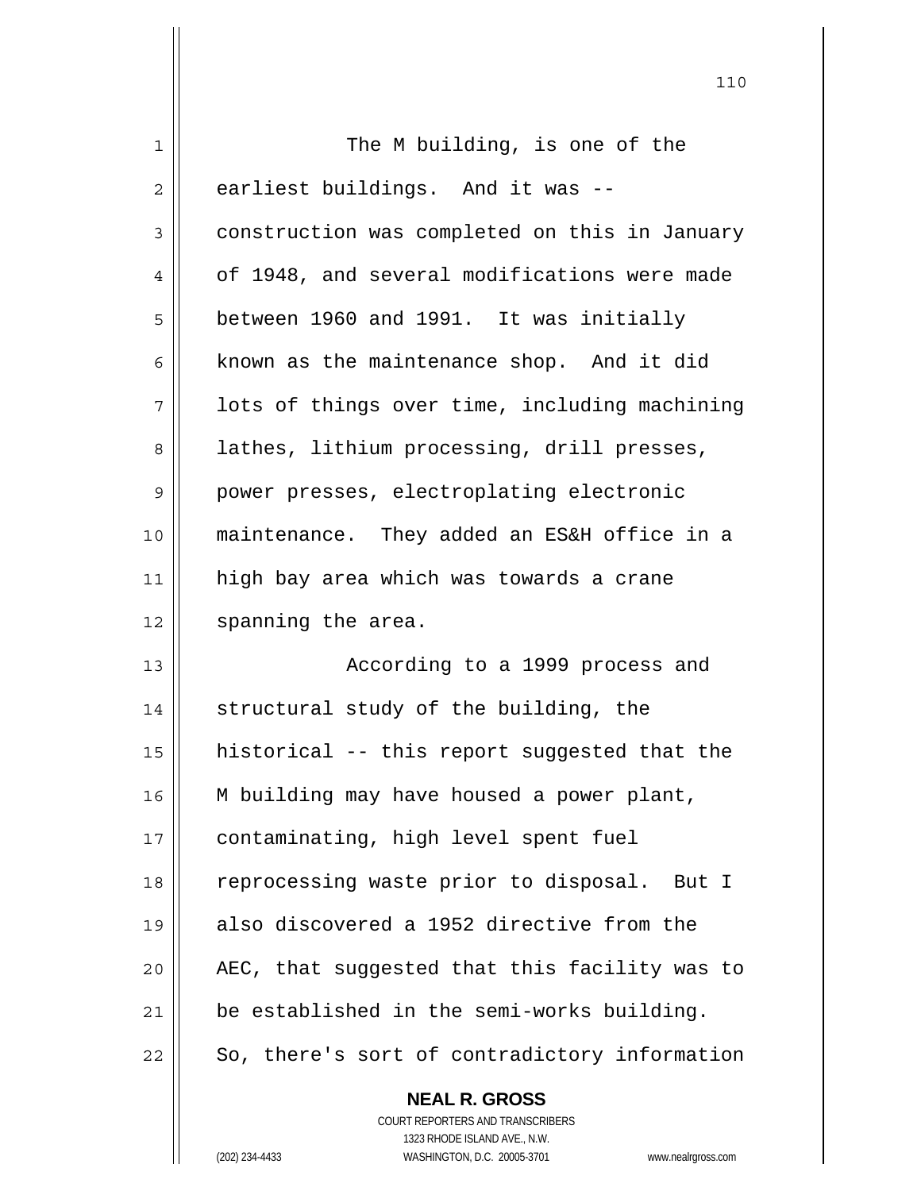The M building, is one of the earliest buildings. And it was -- construction was completed on this in January of 1948, and several modifications were made between 1960 and 1991. It was initially known as the maintenance shop. And it did lots of things over time, including machining lathes, lithium processing, drill presses, power presses, electroplating electronic maintenance. They added an ES&H office in a high bay area which was towards a crane spanning the area.

According to a 1999 process and structural study of the building, the historical -- this report suggested that the M building may have housed a power plant, contaminating, high level spent fuel reprocessing waste prior to disposal. But I also discovered a 1952 directive from the AEC, that suggested that this facility was to be established in the semi-works building. So, there's sort of contradictory information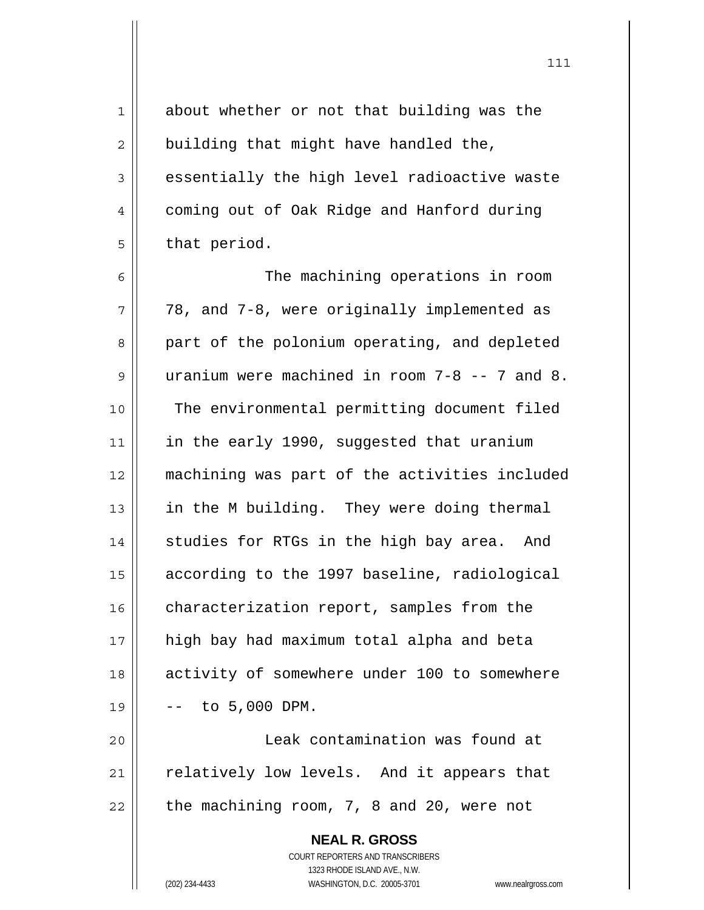about whether or not that building was the building that might have handled the, essentially the high level radioactive waste coming out of Oak Ridge and Hanford during that period.

The machining operations in room 78, and 7-8, were originally implemented as part of the polonium operating, and depleted uranium were machined in room 7-8 -- 7 and 8. The environmental permitting document filed in the early 1990, suggested that uranium machining was part of the activities included in the M building. They were doing thermal studies for RTGs in the high bay area. And according to the 1997 baseline, radiological characterization report, samples from the high bay had maximum total alpha and beta activity of somewhere under 100 to somewhere -- to 5,000 DPM.

Leak contamination was found at relatively low levels. And it appears that the machining room, 7, 8 and 20, were not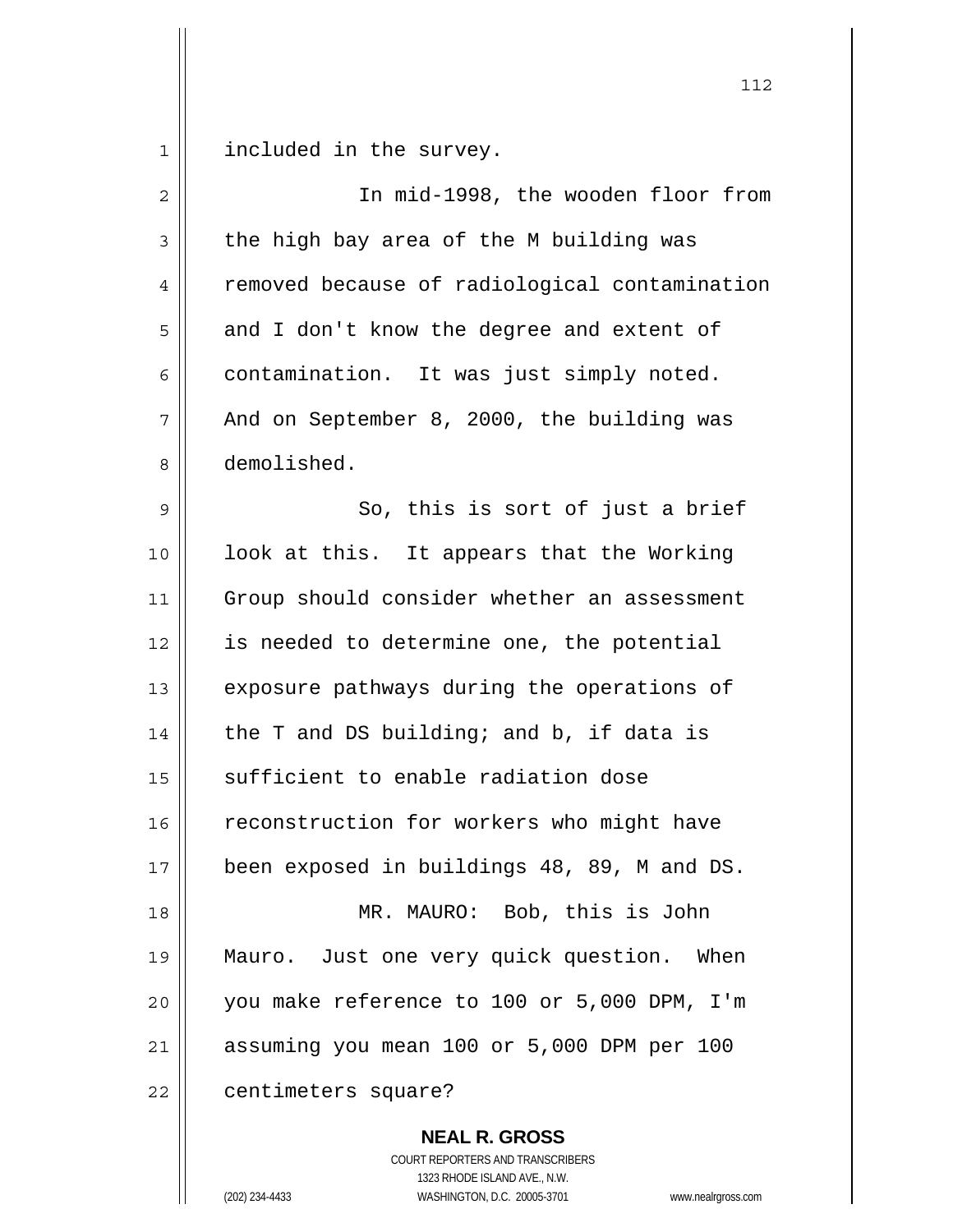included in the survey.

In mid-1998, the wooden floor from the high bay area of the M building was removed because of radiological contamination and I don't know the degree and extent of contamination. It was just simply noted. And on September 8, 2000, the building was demolished.

So, this is sort of just a brief look at this. It appears that the Working Group should consider whether an assessment is needed to determine one, the potential exposure pathways during the operations of the T and DS building; and b, if data is sufficient to enable radiation dose reconstruction for workers who might have been exposed in buildings 48, 89, M and DS.

MR. MAURO: Bob, this is John Mauro. Just one very quick question. When you make reference to 100 or 5,000 DPM, I'm assuming you mean 100 or 5,000 DPM per 100 centimeters square?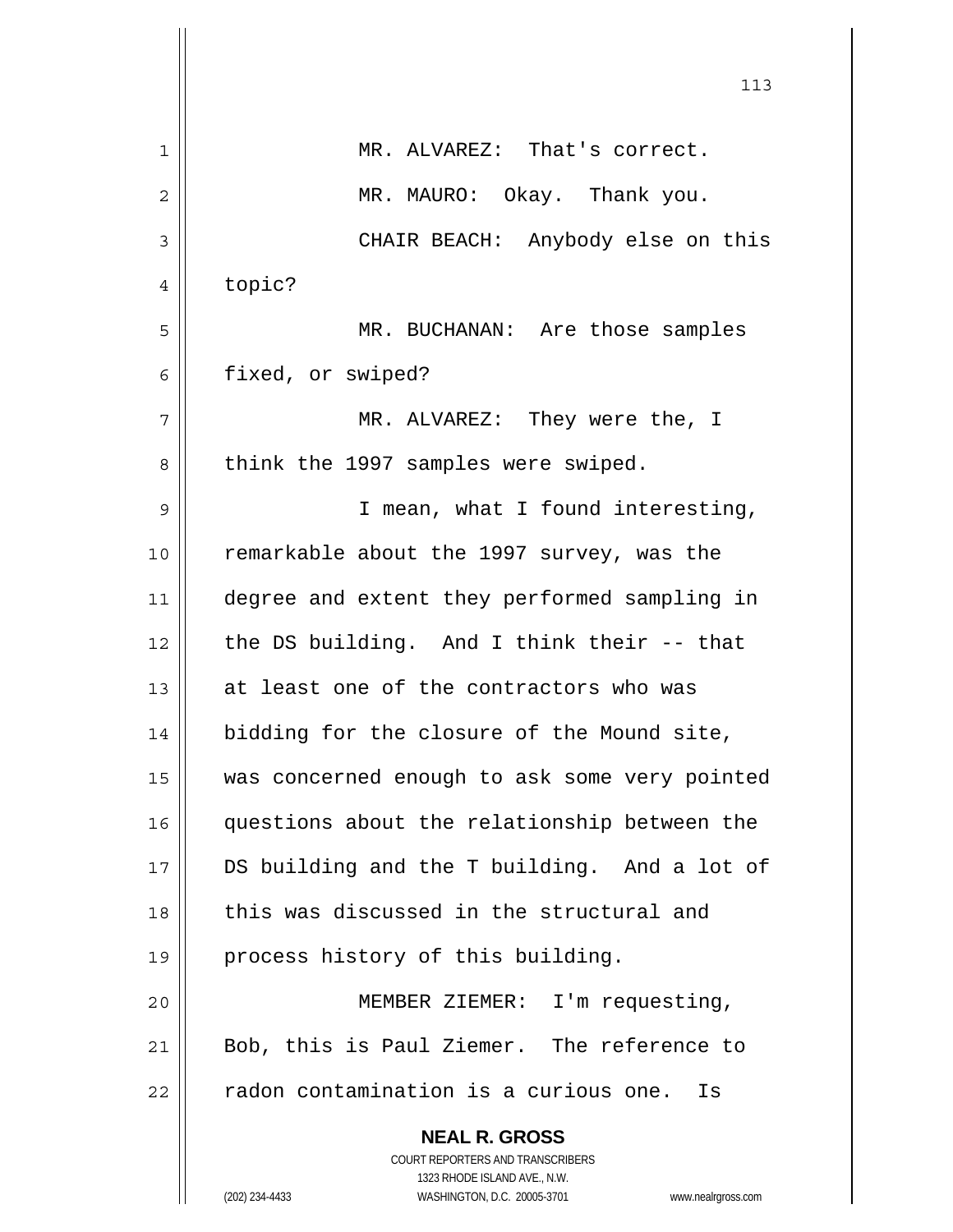MR. ALVAREZ: That's correct.

MR. MAURO: Okay. Thank you.

CHAIR BEACH: Anybody else on this topic?

MR. BUCHANAN: Are those samples fixed, or swiped?

MR. ALVAREZ: They were the, I think the 1997 samples were swiped.

I mean, what I found interesting, remarkable about the 1997 survey, was the degree and extent they performed sampling in the DS building. And I think their -- that at least one of the contractors who was bidding for the closure of the Mound site, was concerned enough to ask some very pointed questions about the relationship between the DS building and the T building. And a lot of this was discussed in the structural and process history of this building.

MEMBER ZIEMER: I'm requesting, Bob, this is Paul Ziemer. The reference to radon contamination is a curious one. Is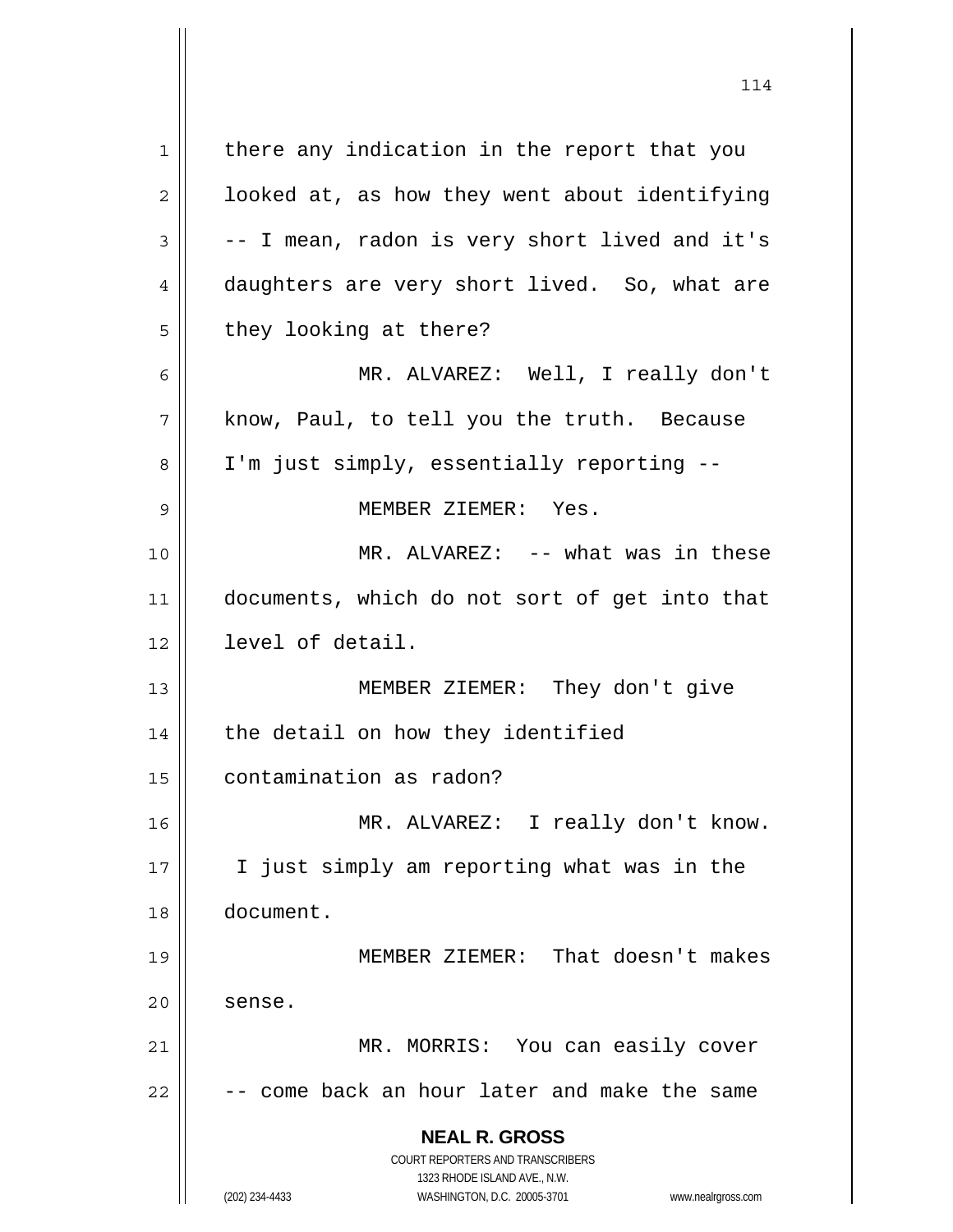there any indication in the report that you looked at, as how they went about identifying -- I mean, radon is very short lived and it's daughters are very short lived. So, what are they looking at there?

MR. ALVAREZ: Well, I really don't know, Paul, to tell you the truth. Because I'm just simply, essentially reporting --

MEMBER ZIEMER: Yes.

MR. ALVAREZ: -- what was in these documents, which do not sort of get into that level of detail.

MEMBER ZIEMER: They don't give the detail on how they identified contamination as radon?

MR. ALVAREZ: I really don't know. I just simply am reporting what was in the document.

MEMBER ZIEMER: That doesn't makes sense.

MR. MORRIS: You can easily cover -- come back an hour later and make the same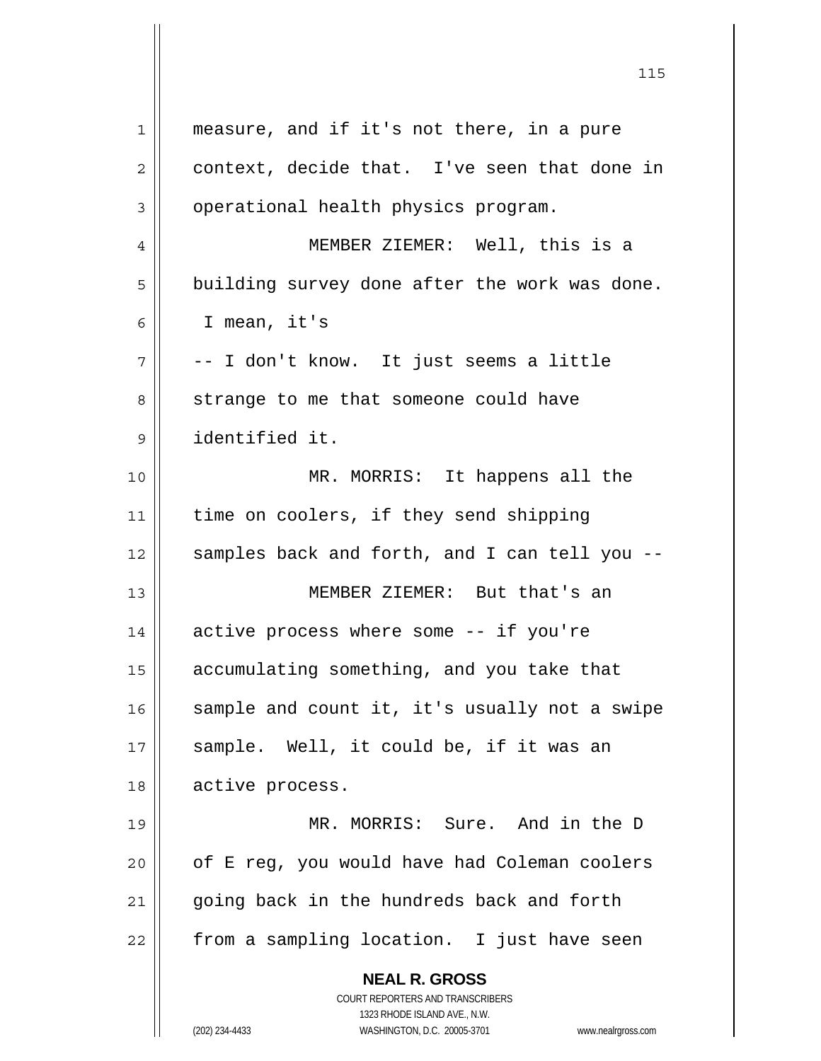measure, and if it's not there, in a pure context, decide that. I've seen that done in operational health physics program.

MEMBER ZIEMER: Well, this is a building survey done after the work was done. I mean, it's -- I don't know. It just seems a little strange to me that someone could have identified it.

MR. MORRIS: It happens all the time on coolers, if they send shipping samples back and forth, and I can tell you --

MEMBER ZIEMER: But that's an active process where some -- if you're accumulating something, and you take that sample and count it, it's usually not a swipe sample. Well, it could be, if it was an active process.

MR. MORRIS: Sure. And in the D of E reg, you would have had Coleman coolers going back in the hundreds back and forth from a sampling location. I just have seen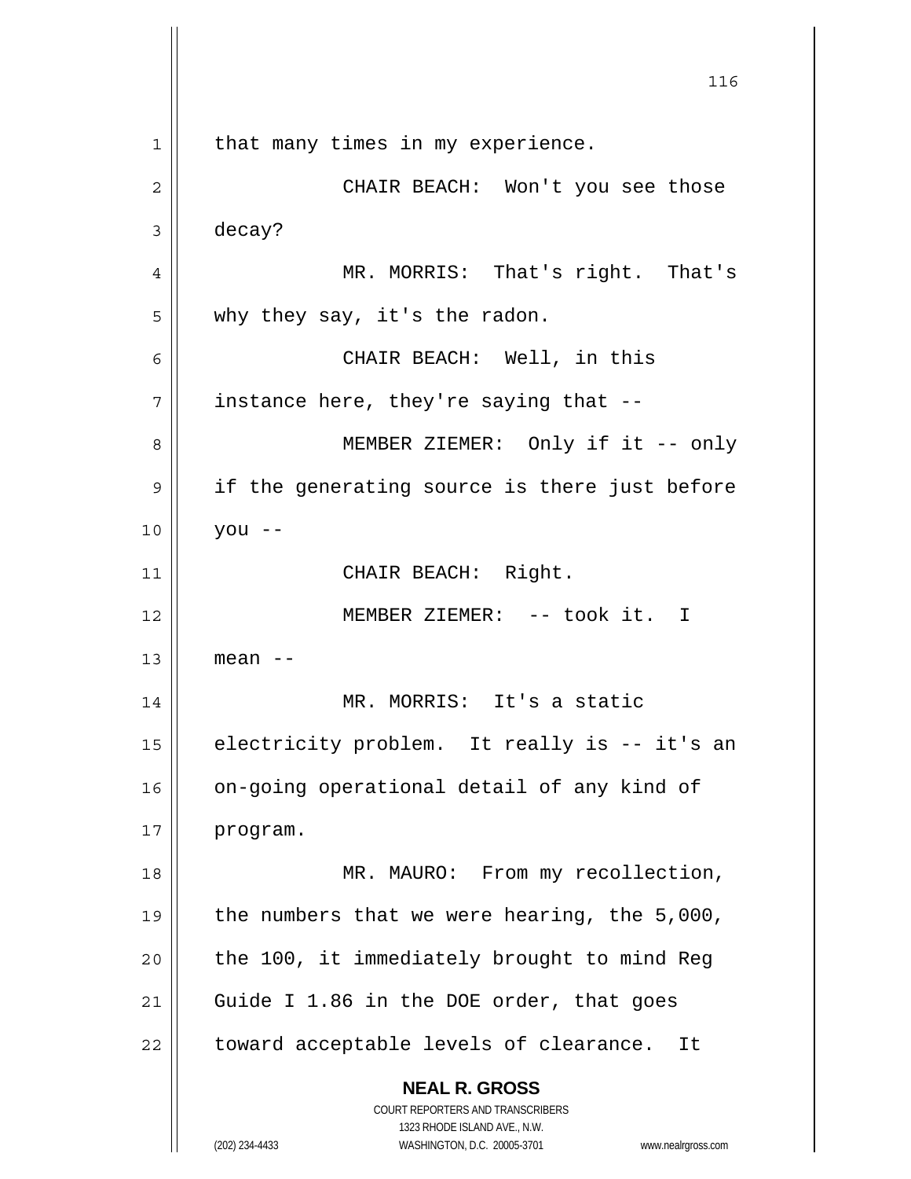that many times in my experience.

CHAIR BEACH: Won't you see those decay?

MR. MORRIS: That's right. That's why they say, it's the radon.

CHAIR BEACH: Well, in this instance here, they're saying that --

MEMBER ZIEMER: Only if it -- only if the generating source is there just before you --

CHAIR BEACH: Right.

MEMBER ZIEMER: -- took it. I mean --

MR. MORRIS: It's a static electricity problem. It really is -- it's an on-going operational detail of any kind of program.

MR. MAURO: From my recollection, the numbers that we were hearing, the 5,000, the 100, it immediately brought to mind Reg Guide I 1.86 in the DOE order, that goes toward acceptable levels of clearance. It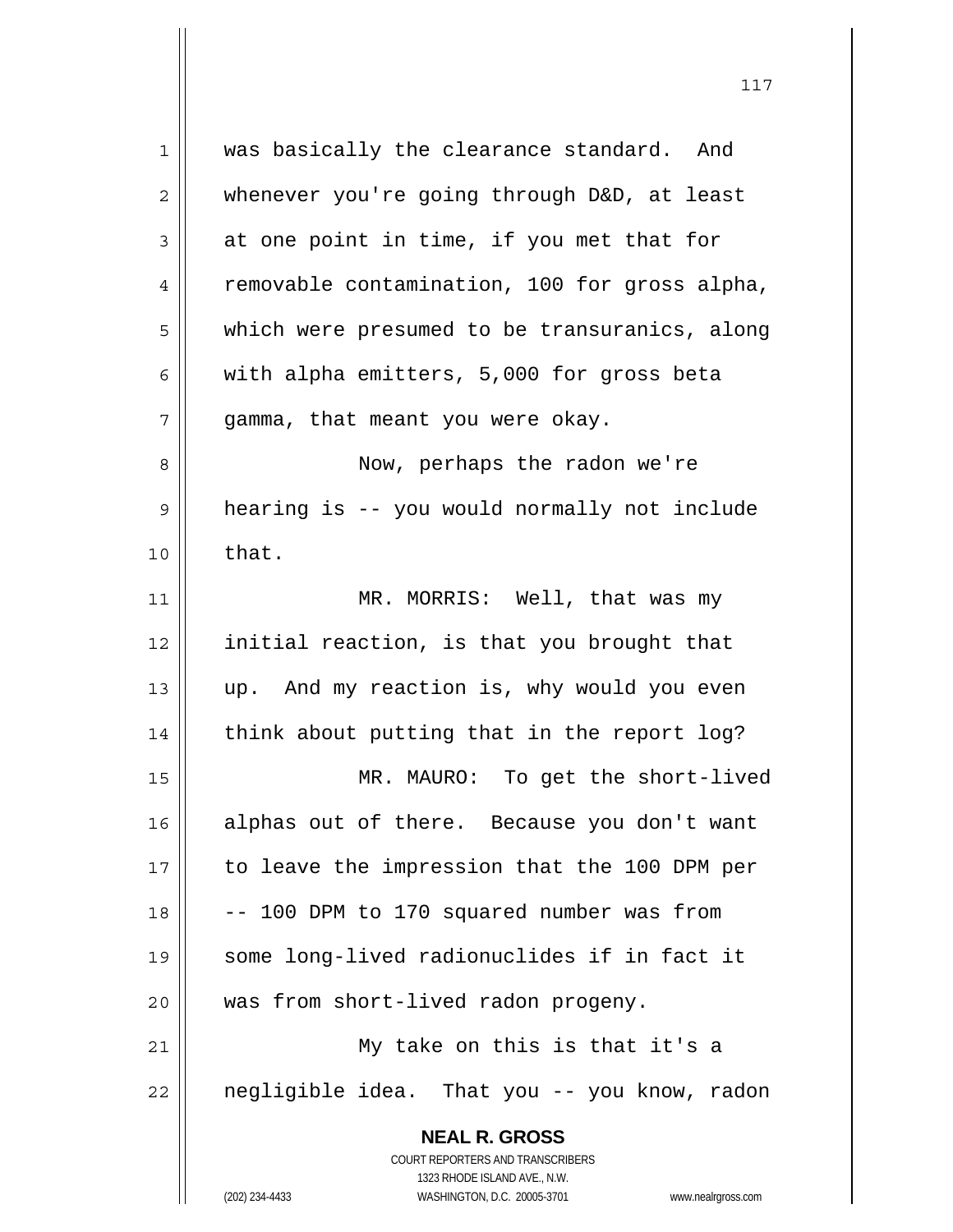was basically the clearance standard. And whenever you're going through D&D, at least at one point in time, if you met that for removable contamination, 100 for gross alpha, which were presumed to be transuranics, along with alpha emitters, 5,000 for gross beta gamma, that meant you were okay.

Now, perhaps the radon we're hearing is -- you would normally not include that.

MR. MORRIS: Well, that was my initial reaction, is that you brought that up. And my reaction is, why would you even think about putting that in the report log?

MR. MAURO: To get the short-lived alphas out of there. Because you don't want to leave the impression that the 100 DPM per -- 100 DPM to 170 squared number was from some long-lived radionuclides if in fact it was from short-lived radon progeny.

My take on this is that it's a negligible idea. That you -- you know, radon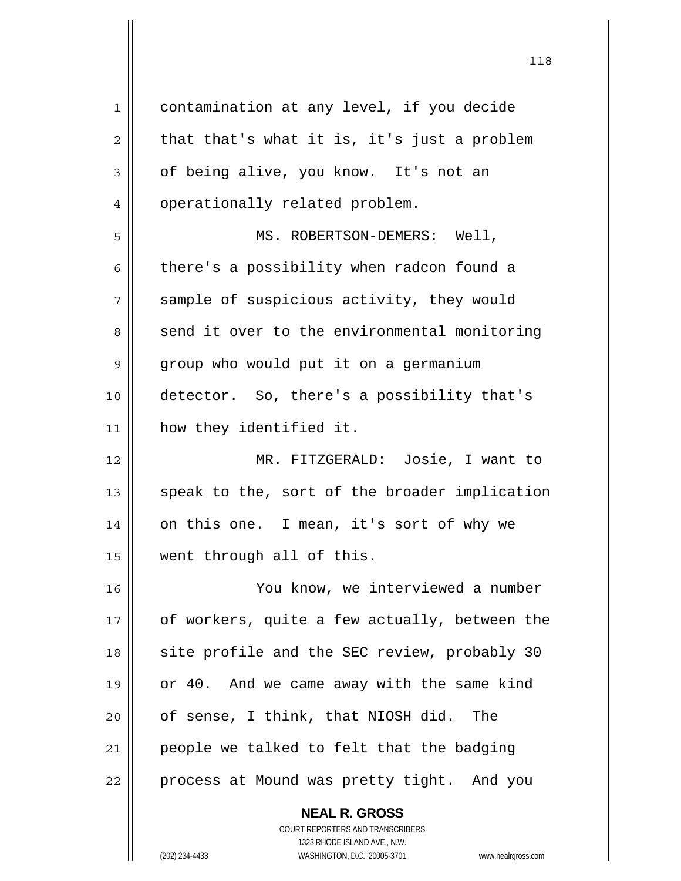contamination at any level, if you decide that that's what it is, it's just a problem of being alive, you know. It's not an operationally related problem.

MS. ROBERTSON-DEMERS: Well, there's a possibility when radcon found a sample of suspicious activity, they would send it over to the environmental monitoring group who would put it on a germanium detector. So, there's a possibility that's how they identified it.

MR. FITZGERALD: Josie, I want to speak to the, sort of the broader implication on this one. I mean, it's sort of why we went through all of this.

You know, we interviewed a number of workers, quite a few actually, between the site profile and the SEC review, probably 30 or 40. And we came away with the same kind of sense, I think, that NIOSH did. The people we talked to felt that the badging process at Mound was pretty tight. And you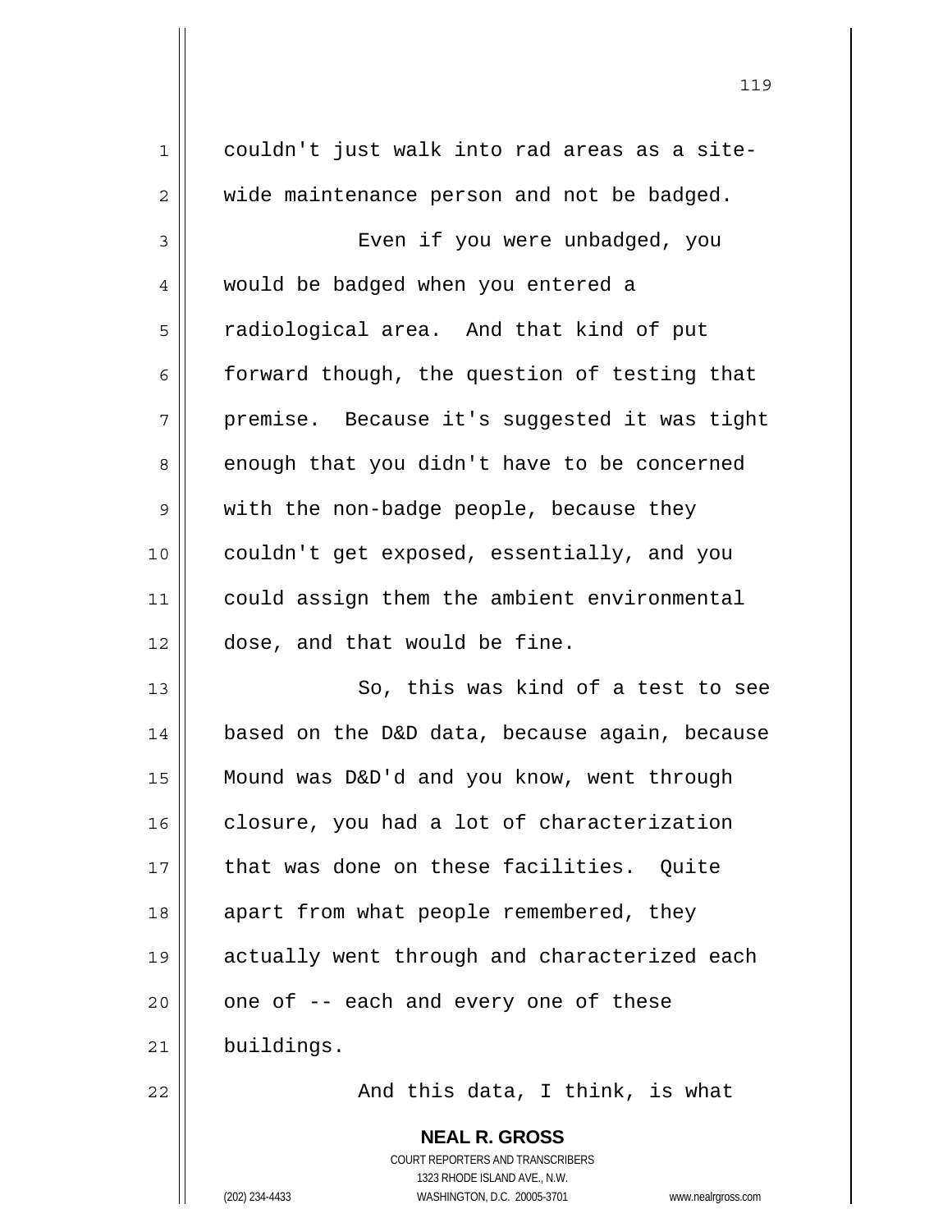couldn't just walk into rad areas as a site-wide maintenance person and not be badged.

Even if you were unbadged, you would be badged when you entered a radiological area. And that kind of put forward though, the question of testing that premise. Because it's suggested it was tight enough that you didn't have to be concerned with the non-badge people, because they couldn't get exposed, essentially, and you could assign them the ambient environmental dose, and that would be fine.

So, this was kind of a test to see based on the D&D data, because again, because Mound was D&D'd and you know, went through closure, you had a lot of characterization that was done on these facilities. Quite apart from what people remembered, they actually went through and characterized each one of -- each and every one of these buildings.

And this data, I think, is what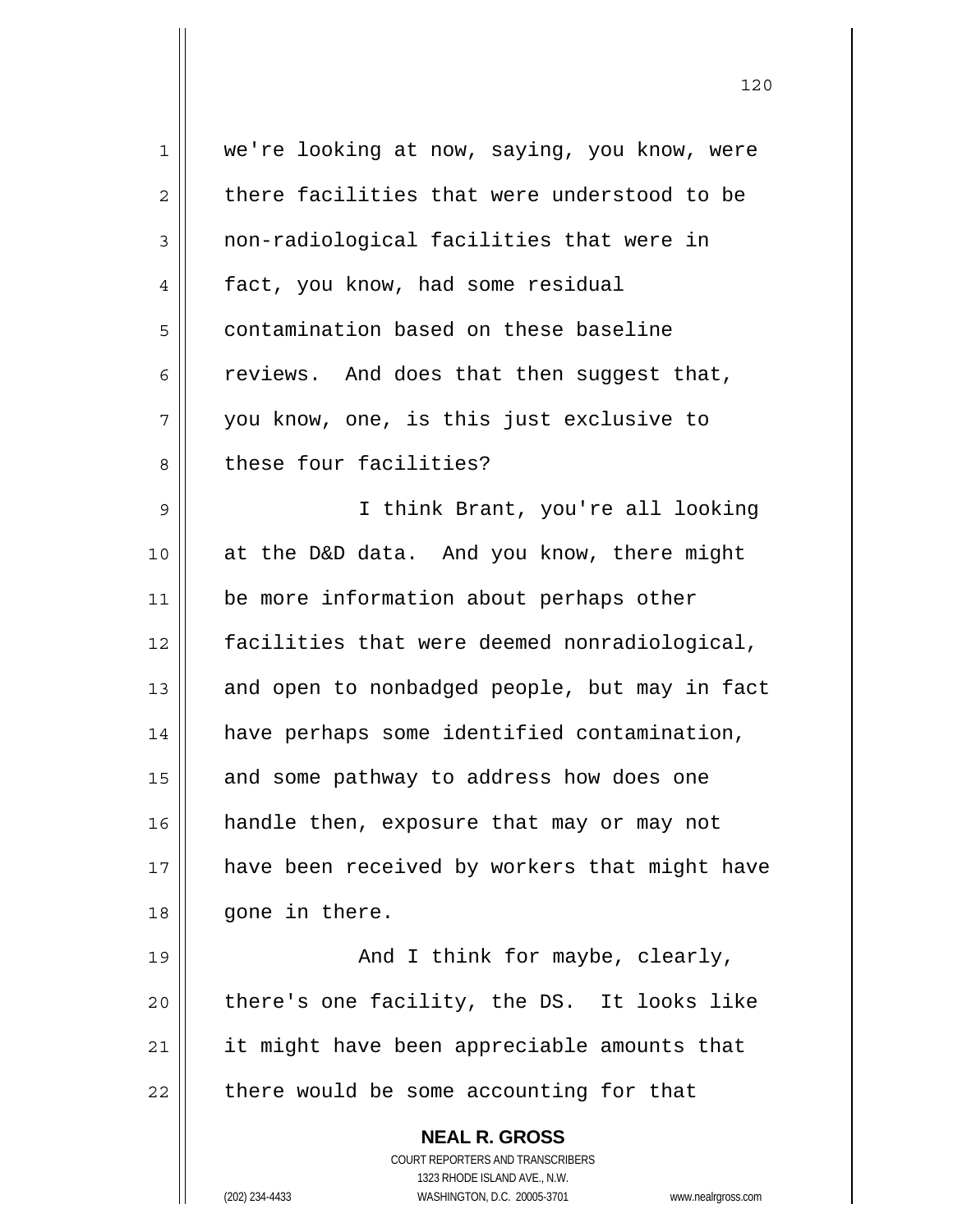we're looking at now, saying, you know, were there facilities that were understood to be non-radiological facilities that were in fact, you know, had some residual contamination based on these baseline reviews. And does that then suggest that, you know, one, is this just exclusive to these four facilities?

I think Brant, you're all looking at the D&D data. And you know, there might be more information about perhaps other facilities that were deemed nonradiological, and open to nonbadged people, but may in fact have perhaps some identified contamination, and some pathway to address how does one handle then, exposure that may or may not have been received by workers that might have gone in there.

And I think for maybe, clearly, there's one facility, the DS. It looks like it might have been appreciable amounts that there would be some accounting for that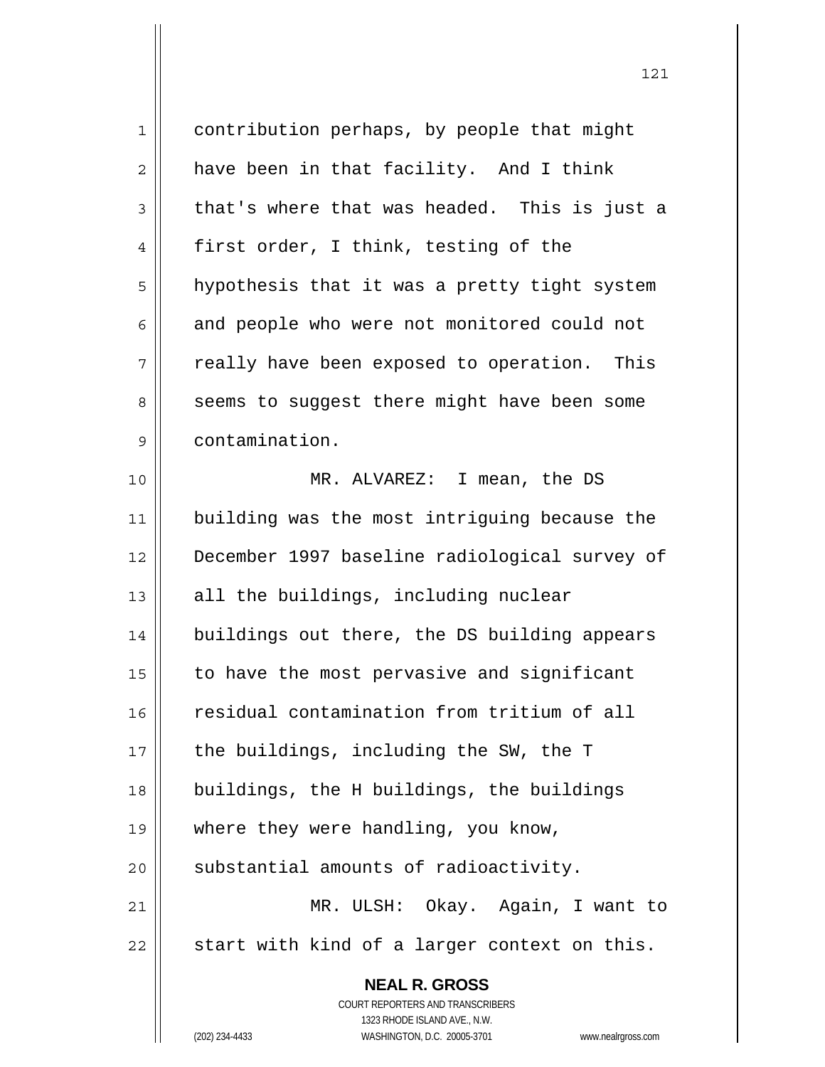contribution perhaps, by people that might have been in that facility. And I think that's where that was headed. This is just a first order, I think, testing of the hypothesis that it was a pretty tight system and people who were not monitored could not really have been exposed to operation. This seems to suggest there might have been some contamination.

MR. ALVAREZ: I mean, the DS building was the most intriguing because the December 1997 baseline radiological survey of all the buildings, including nuclear buildings out there, the DS building appears to have the most pervasive and significant residual contamination from tritium of all the buildings, including the SW, the T buildings, the H buildings, the buildings where they were handling, you know, substantial amounts of radioactivity.

MR. ULSH: Okay. Again, I want to start with kind of a larger context on this.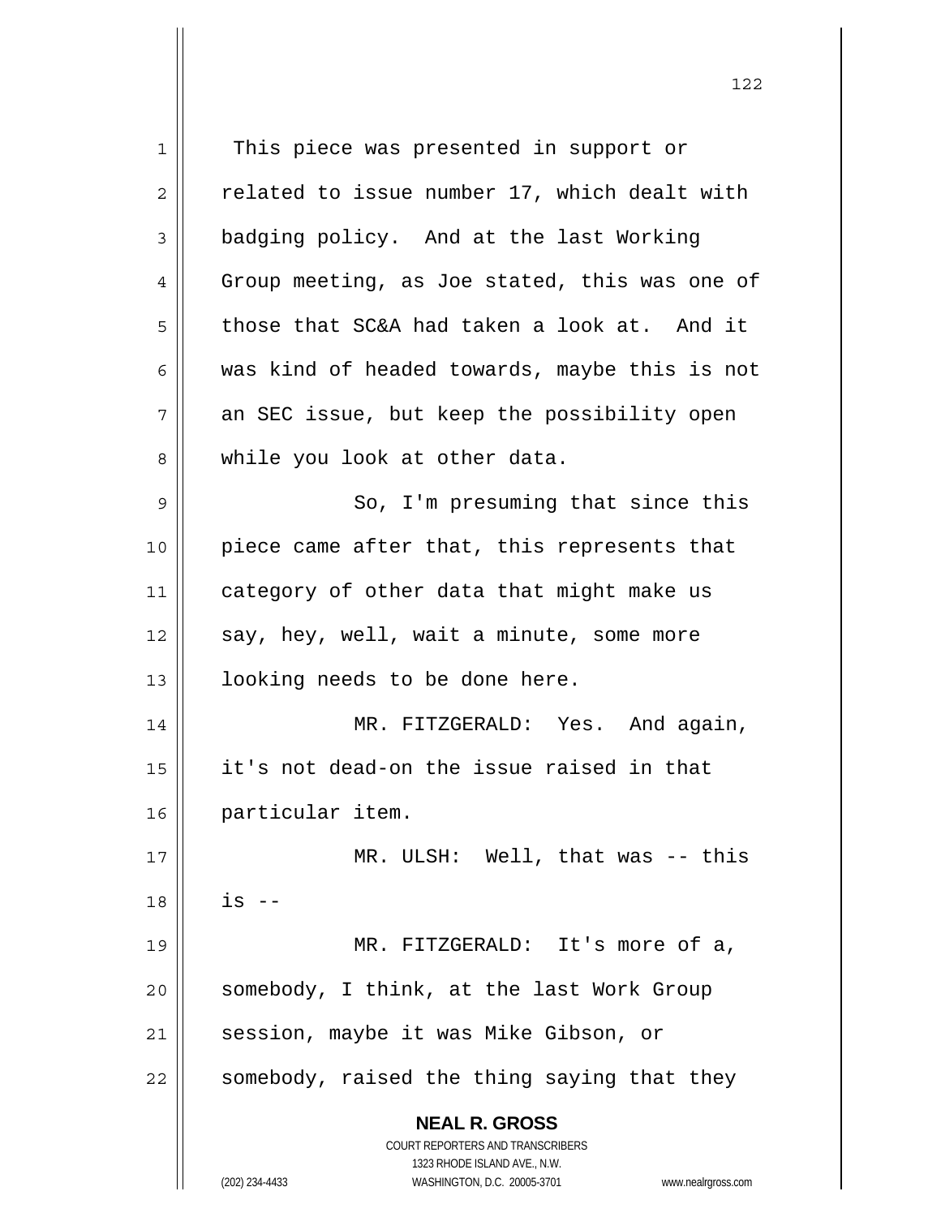This piece was presented in support or related to issue number 17, which dealt with badging policy. And at the last Working Group meeting, as Joe stated, this was one of those that SC&A had taken a look at. And it was kind of headed towards, maybe this is not an SEC issue, but keep the possibility open while you look at other data.

So, I'm presuming that since this piece came after that, this represents that category of other data that might make us say, hey, well, wait a minute, some more looking needs to be done here.

MR. FITZGERALD: Yes. And again, it's not dead-on the issue raised in that particular item.

MR. ULSH: Well, that was -- this is --

MR. FITZGERALD: It's more of a, somebody, I think, at the last Work Group session, maybe it was Mike Gibson, or somebody, raised the thing saying that they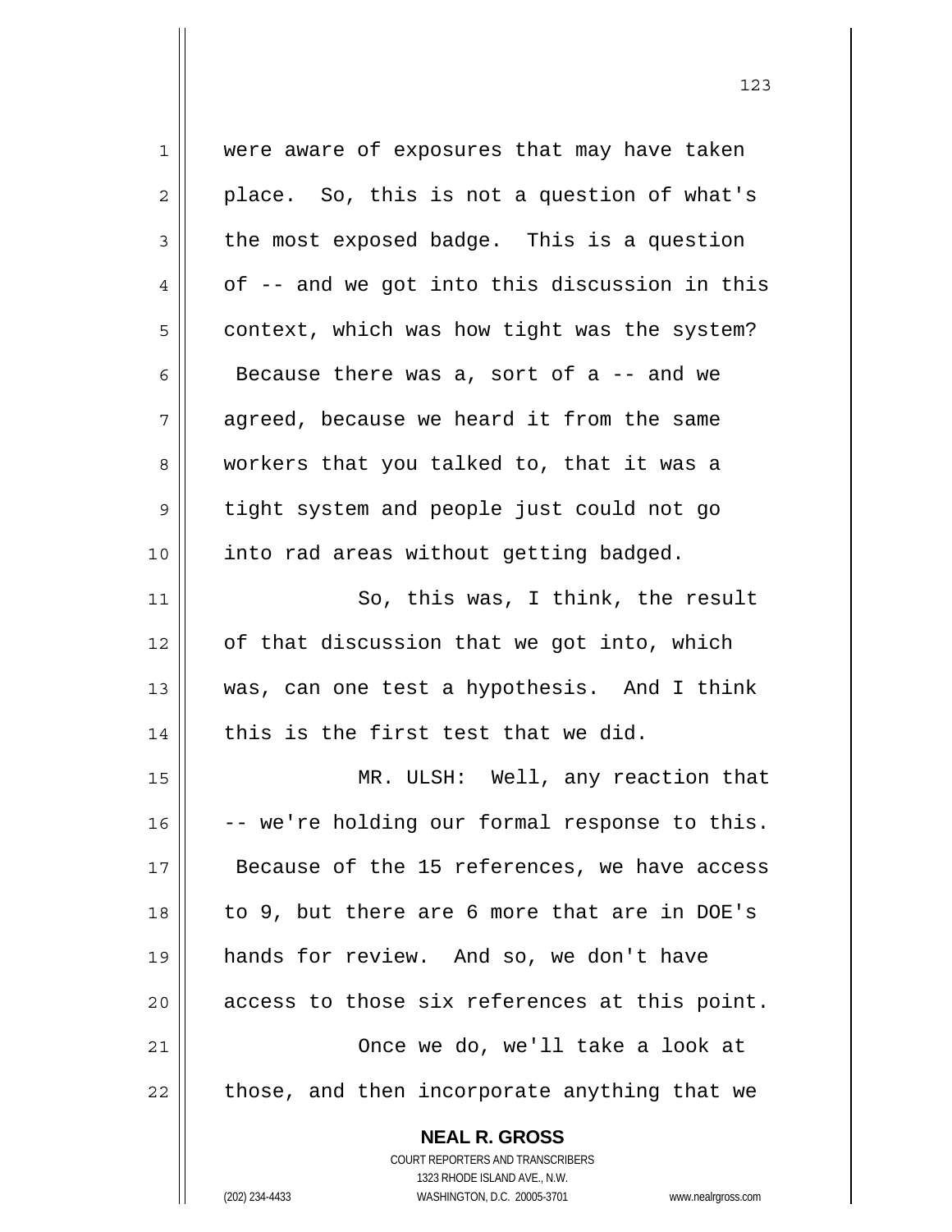were aware of exposures that may have taken place. So, this is not a question of what's the most exposed badge. This is a question of -- and we got into this discussion in this context, which was how tight was the system? Because there was a, sort of a -- and we agreed, because we heard it from the same workers that you talked to, that it was a tight system and people just could not go into rad areas without getting badged.

So, this was, I think, the result of that discussion that we got into, which was, can one test a hypothesis. And I think this is the first test that we did.

MR. ULSH: Well, any reaction that -- we're holding our formal response to this. Because of the 15 references, we have access to 9, but there are 6 more that are in DOE's hands for review. And so, we don't have access to those six references at this point.

Once we do, we'll take a look at those, and then incorporate anything that we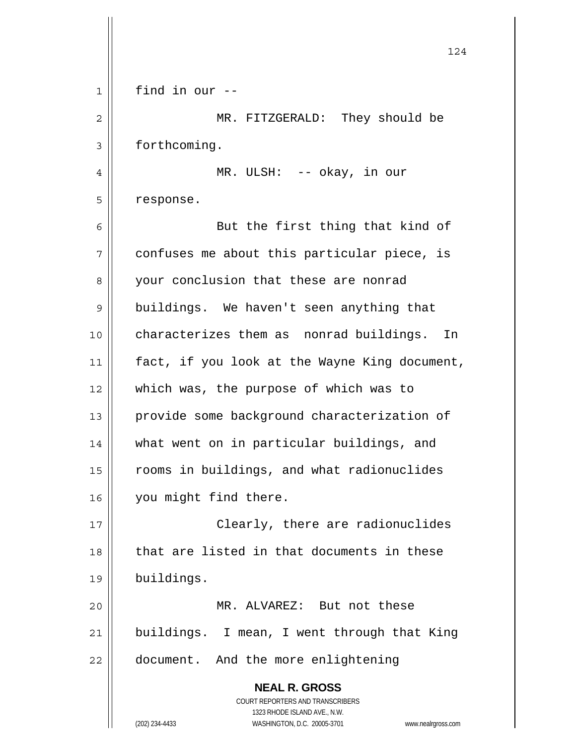find in our --

MR. FITZGERALD: They should be forthcoming.

MR. ULSH: -- okay, in our response.

But the first thing that kind of confuses me about this particular piece, is your conclusion that these are nonrad buildings. We haven't seen anything that characterizes them as nonrad buildings. In fact, if you look at the Wayne King document, which was, the purpose of which was to provide some background characterization of what went on in particular buildings, and rooms in buildings, and what radionuclides you might find there.

Clearly, there are radionuclides that are listed in that documents in these buildings.

MR. ALVAREZ: But not these buildings. I mean, I went through that King document. And the more enlightening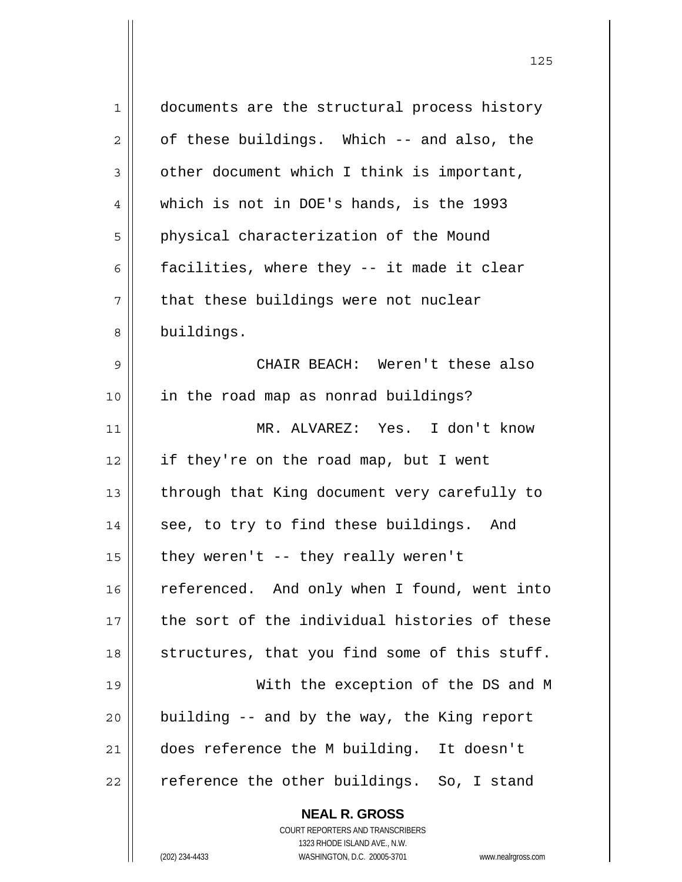documents are the structural process history of these buildings. Which -- and also, the other document which I think is important, which is not in DOE's hands, is the 1993 physical characterization of the Mound facilities, where they -- it made it clear that these buildings were not nuclear buildings.

CHAIR BEACH: Weren't these also in the road map as nonrad buildings?

MR. ALVAREZ: Yes. I don't know if they're on the road map, but I went through that King document very carefully to see, to try to find these buildings. And they weren't -- they really weren't referenced. And only when I found, went into the sort of the individual histories of these structures, that you find some of this stuff.

With the exception of the DS and M building -- and by the way, the King report does reference the M building. It doesn't reference the other buildings. So, I stand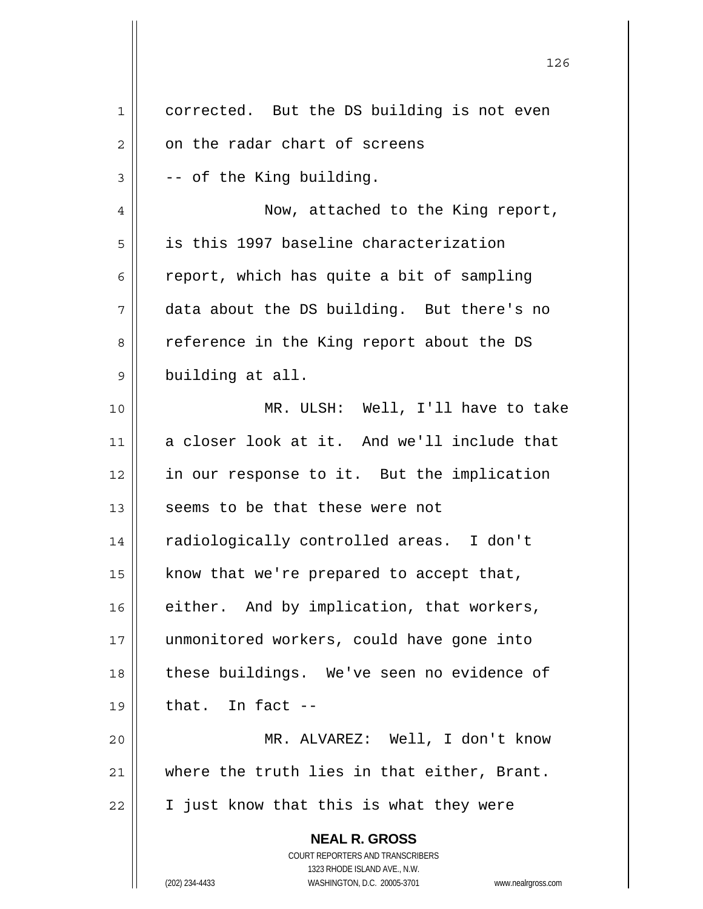corrected. But the DS building is not even on the radar chart of screens -- of the King building.

Now, attached to the King report, is this 1997 baseline characterization report, which has quite a bit of sampling data about the DS building. But there's no reference in the King report about the DS building at all.

MR. ULSH: Well, I'll have to take a closer look at it. And we'll include that in our response to it. But the implication seems to be that these were not radiologically controlled areas. I don't know that we're prepared to accept that, either. And by implication, that workers, unmonitored workers, could have gone into these buildings. We've seen no evidence of that. In fact --

MR. ALVAREZ: Well, I don't know where the truth lies in that either, Brant. I just know that this is what they were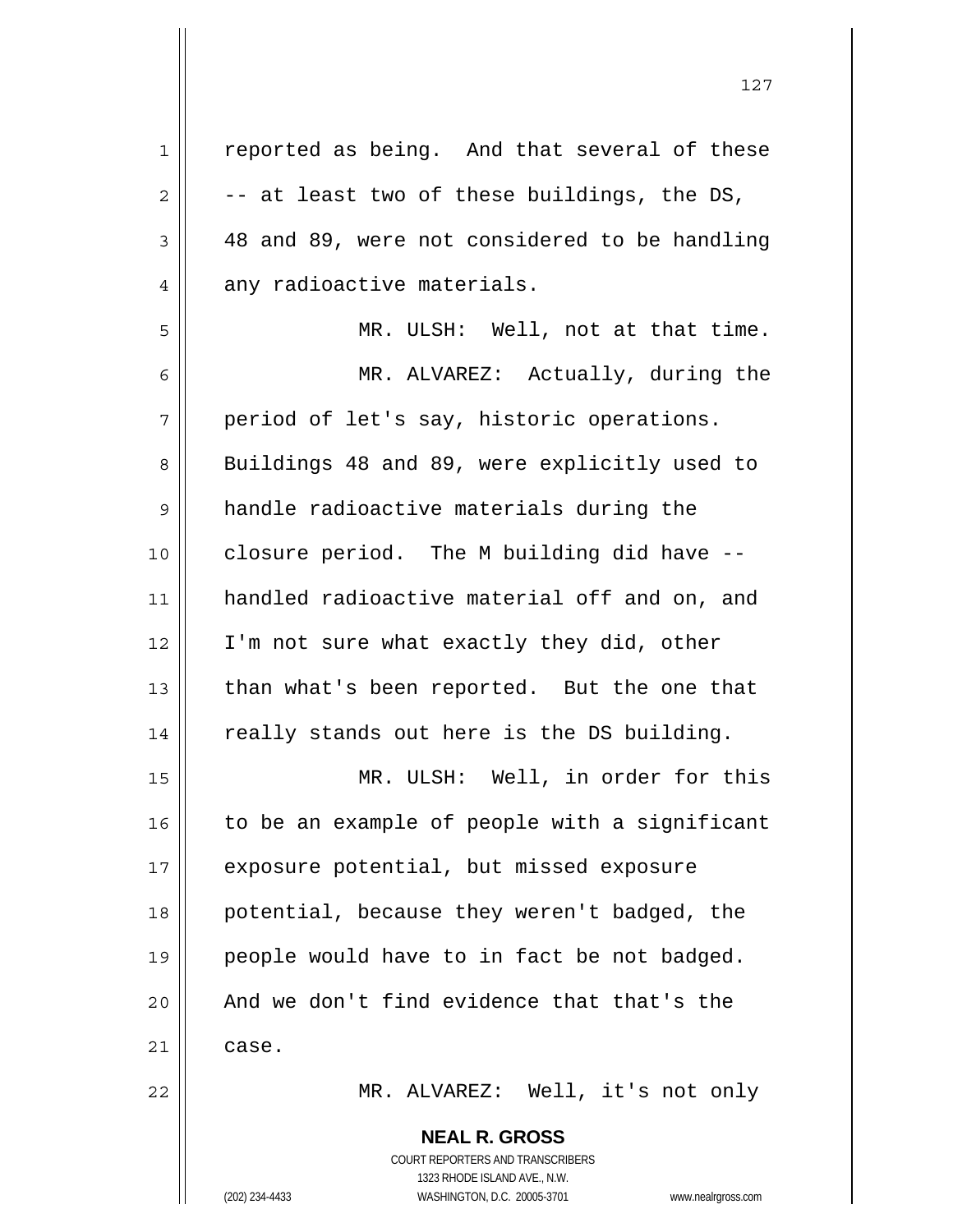reported as being. And that several of these -- at least two of these buildings, the DS, 48 and 89, were not considered to be handling any radioactive materials.

MR. ULSH: Well, not at that time.

MR. ALVAREZ: Actually, during the period of let's say, historic operations. Buildings 48 and 89, were explicitly used to handle radioactive materials during the closure period. The M building did have -- handled radioactive material off and on, and I'm not sure what exactly they did, other than what's been reported. But the one that really stands out here is the DS building.

MR. ULSH: Well, in order for this to be an example of people with a significant exposure potential, but missed exposure potential, because they weren't badged, the people would have to in fact be not badged. And we don't find evidence that that's the case.

MR. ALVAREZ: Well, it's not only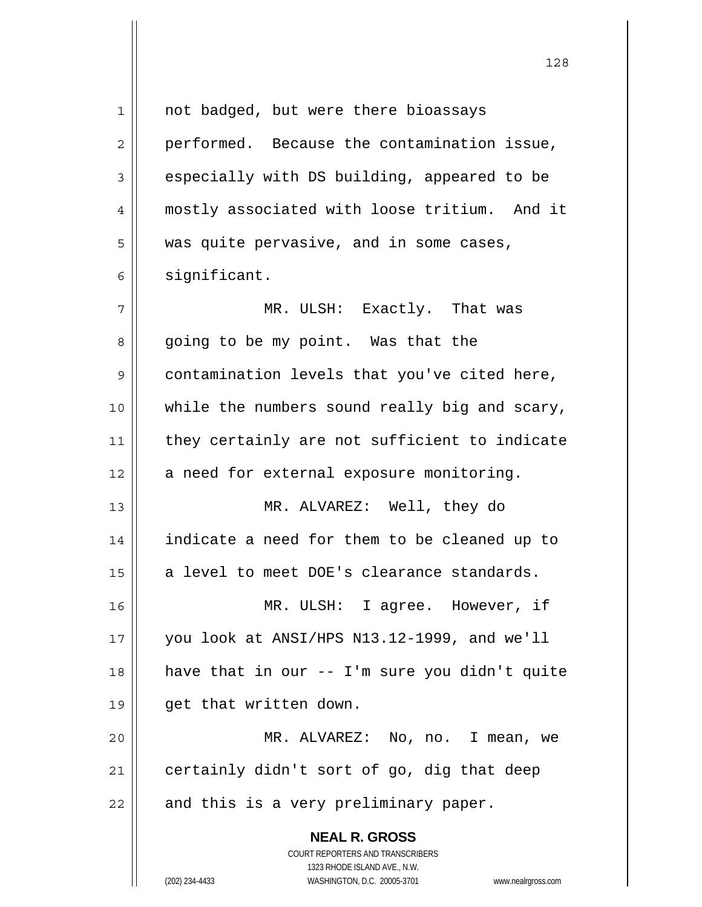not badged, but were there bioassays performed. Because the contamination issue, especially with DS building, appeared to be mostly associated with loose tritium. And it was quite pervasive, and in some cases, significant.

MR. ULSH: Exactly. That was going to be my point. Was that the contamination levels that you've cited here, while the numbers sound really big and scary, they certainly are not sufficient to indicate a need for external exposure monitoring.

MR. ALVAREZ: Well, they do indicate a need for them to be cleaned up to a level to meet DOE's clearance standards.

MR. ULSH: I agree. However, if you look at ANSI/HPS N13.12-1999, and we'll have that in our -- I'm sure you didn't quite get that written down.

MR. ALVAREZ: No, no. I mean, we certainly didn't sort of go, dig that deep and this is a very preliminary paper.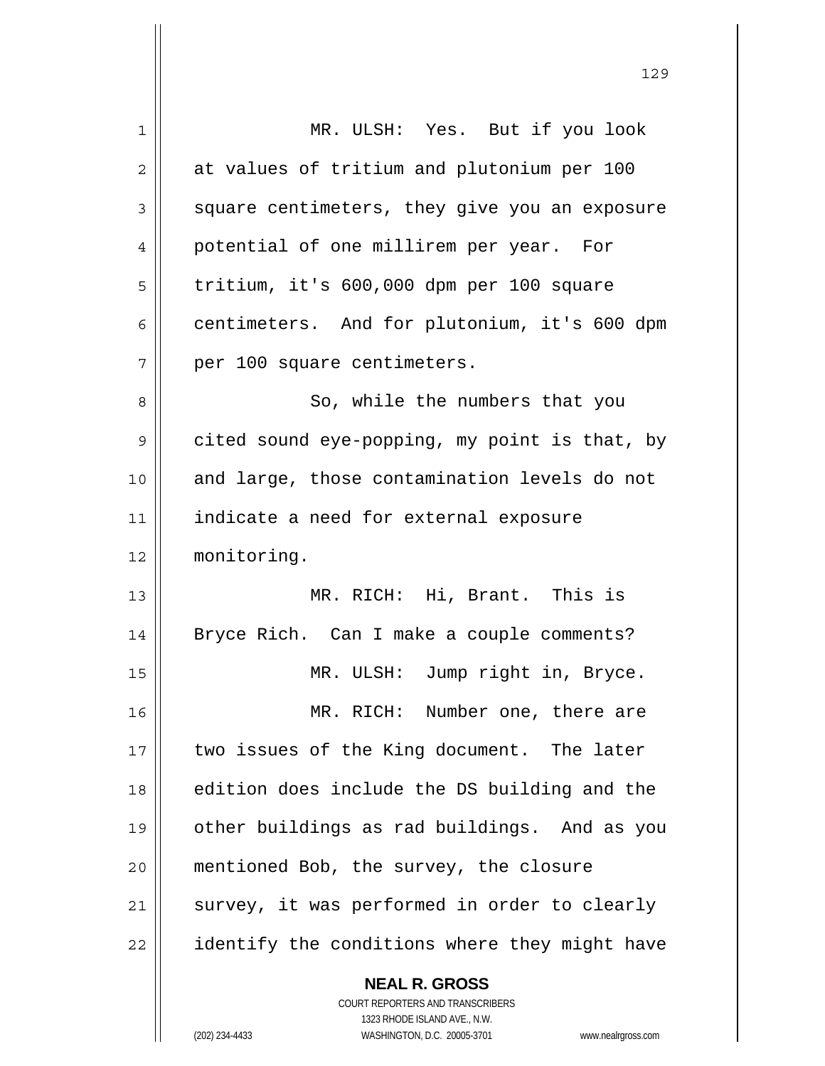MR. ULSH: Yes. But if you look at values of tritium and plutonium per 100 square centimeters, they give you an exposure potential of one millirem per year. For tritium, it's 600,000 dpm per 100 square centimeters. And for plutonium, it's 600 dpm per 100 square centimeters.

So, while the numbers that you cited sound eye-popping, my point is that, by and large, those contamination levels do not indicate a need for external exposure monitoring.

MR. RICH: Hi, Brant. This is Bryce Rich. Can I make a couple comments?

MR. ULSH: Jump right in, Bryce.

MR. RICH: Number one, there are two issues of the King document. The later edition does include the DS building and the other buildings as rad buildings. And as you mentioned Bob, the survey, the closure survey, it was performed in order to clearly identify the conditions where they might have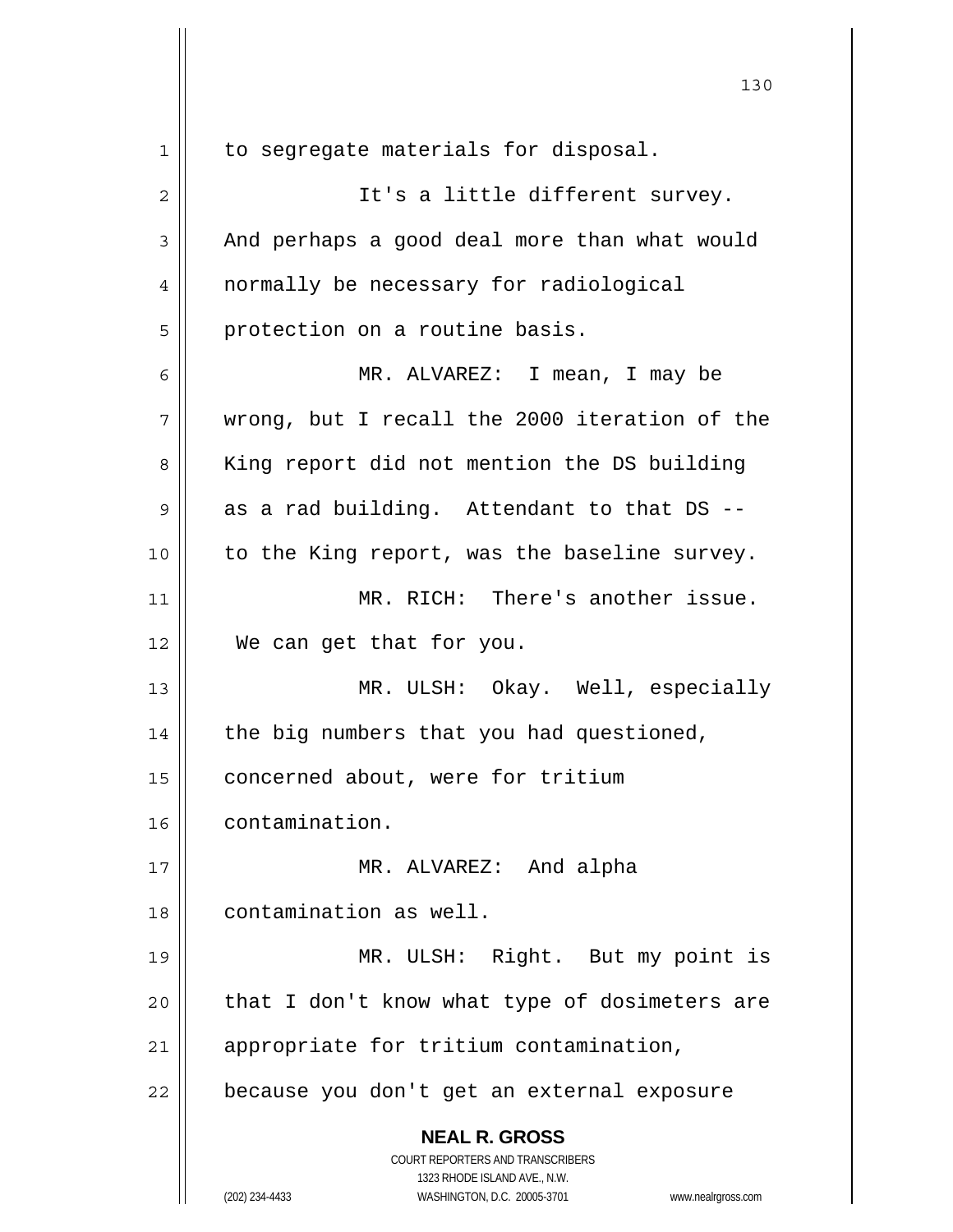to segregate materials for disposal.

It's a little different survey. And perhaps a good deal more than what would normally be necessary for radiological protection on a routine basis.

MR. ALVAREZ: I mean, I may be wrong, but I recall the 2000 iteration of the King report did not mention the DS building as a rad building. Attendant to that DS -- to the King report, was the baseline survey.

MR. RICH: There's another issue. We can get that for you.

MR. ULSH: Okay. Well, especially the big numbers that you had questioned, concerned about, were for tritium contamination.

MR. ALVAREZ: And alpha contamination as well.

MR. ULSH: Right. But my point is that I don't know what type of dosimeters are appropriate for tritium contamination, because you don't get an external exposure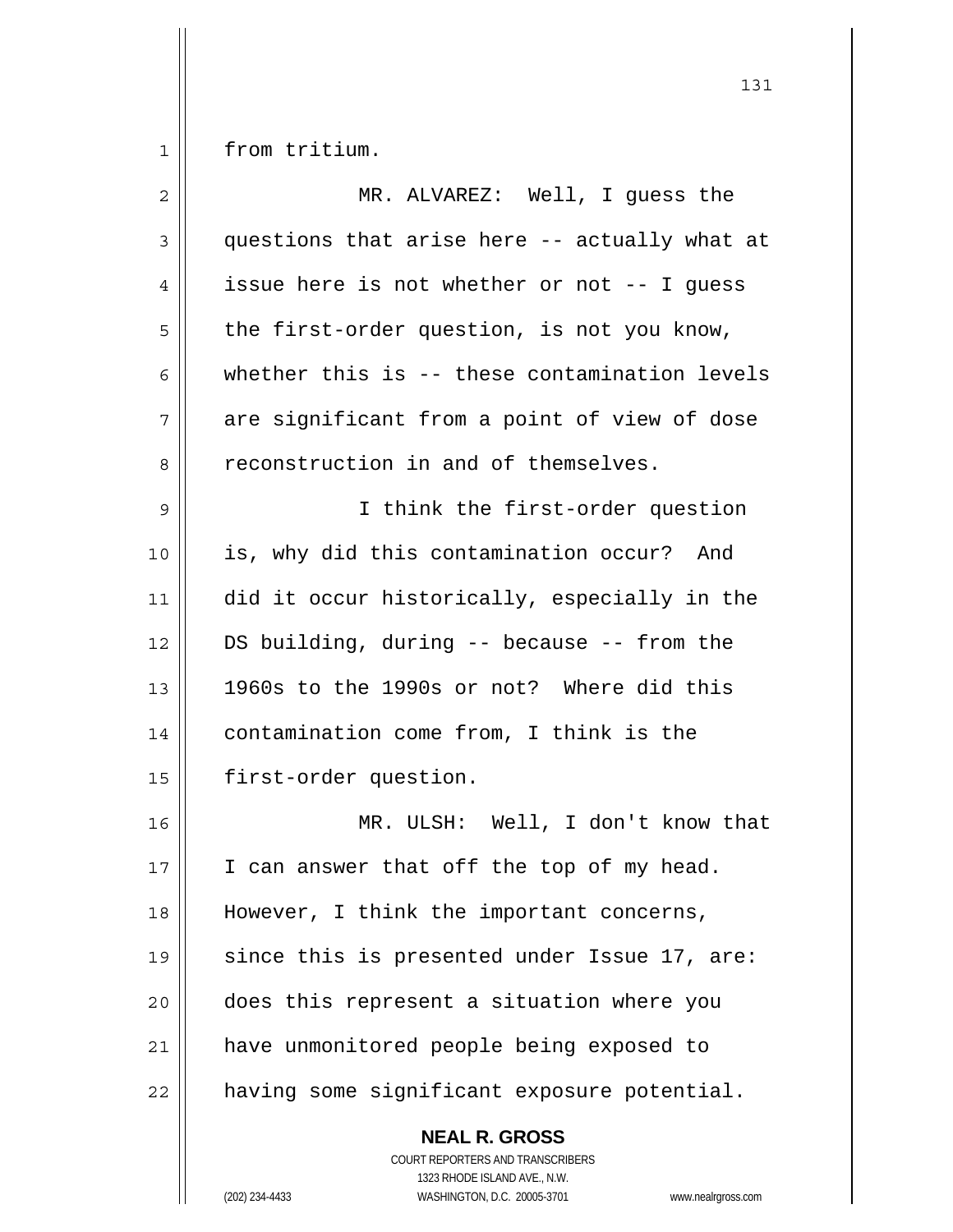from tritium.

MR. ALVAREZ: Well, I guess the questions that arise here -- actually what at issue here is not whether or not -- I guess the first-order question, is not you know, whether this is -- these contamination levels are significant from a point of view of dose reconstruction in and of themselves.

I think the first-order question is, why did this contamination occur? And did it occur historically, especially in the DS building, during -- because -- from the 1960s to the 1990s or not? Where did this contamination come from, I think is the first-order question.

MR. ULSH: Well, I don't know that I can answer that off the top of my head. However, I think the important concerns, since this is presented under Issue 17, are: does this represent a situation where you have unmonitored people being exposed to having some significant exposure potential.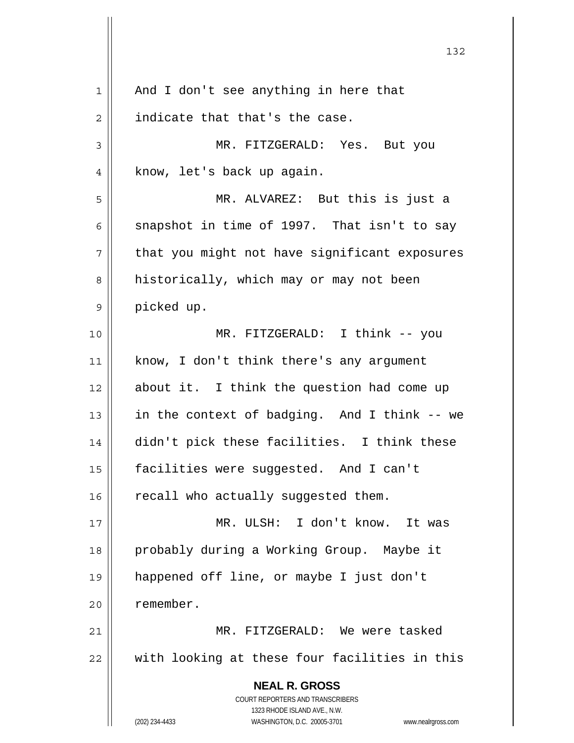And I don't see anything in here that indicate that that's the case.

MR. FITZGERALD: Yes. But you know, let's back up again.

MR. ALVAREZ: But this is just a snapshot in time of 1997. That isn't to say that you might not have significant exposures historically, which may or may not been picked up.

MR. FITZGERALD: I think -- you know, I don't think there's any argument about it. I think the question had come up in the context of badging. And I think -- we didn't pick these facilities. I think these facilities were suggested. And I can't recall who actually suggested them.

MR. ULSH: I don't know. It was probably during a Working Group. Maybe it happened off line, or maybe I just don't remember.

MR. FITZGERALD: We were tasked with looking at these four facilities in this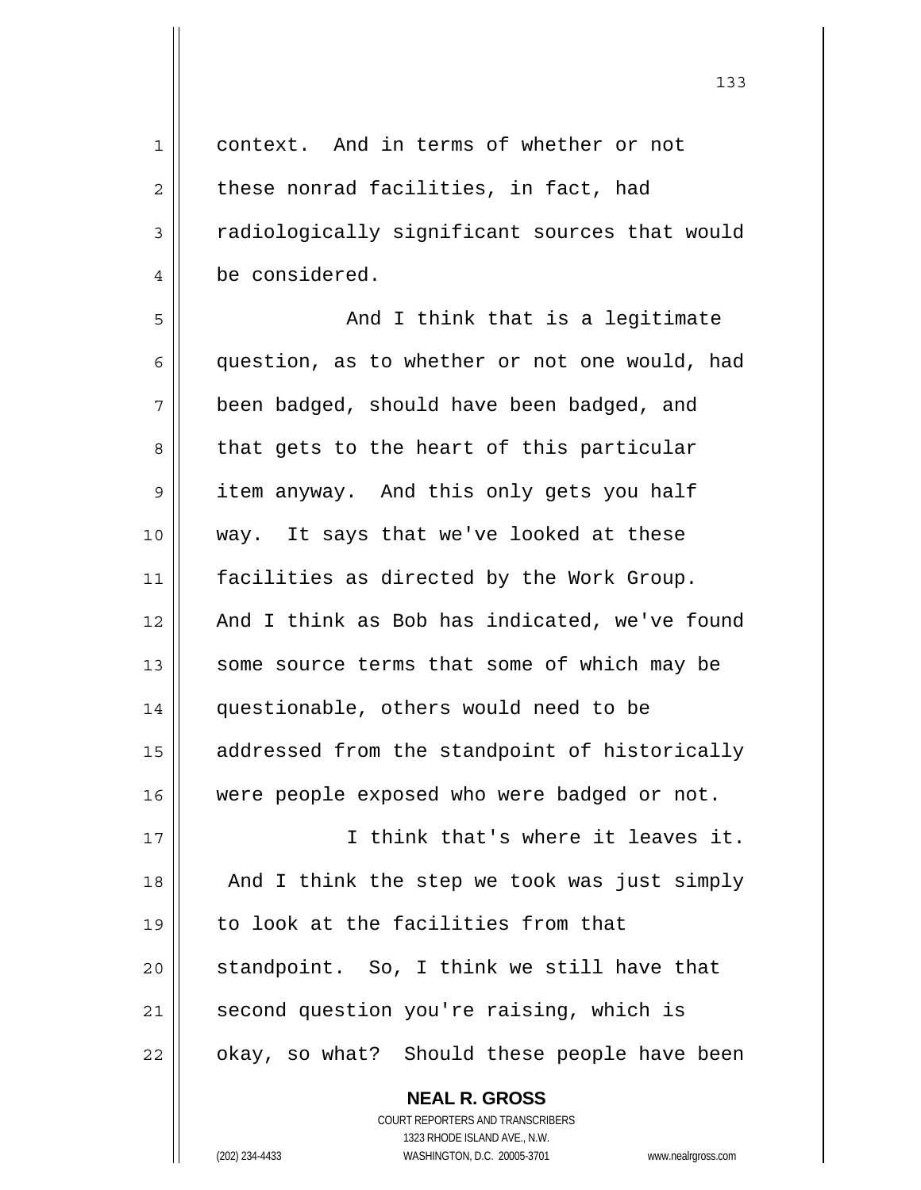context. And in terms of whether or not these nonrad facilities, in fact, had radiologically significant sources that would be considered.

And I think that is a legitimate question, as to whether or not one would, had been badged, should have been badged, and that gets to the heart of this particular item anyway. And this only gets you half way. It says that we've looked at these facilities as directed by the Work Group. And I think as Bob has indicated, we've found some source terms that some of which may be questionable, others would need to be addressed from the standpoint of historically were people exposed who were badged or not.

I think that's where it leaves it. And I think the step we took was just simply to look at the facilities from that standpoint. So, I think we still have that second question you're raising, which is okay, so what? Should these people have been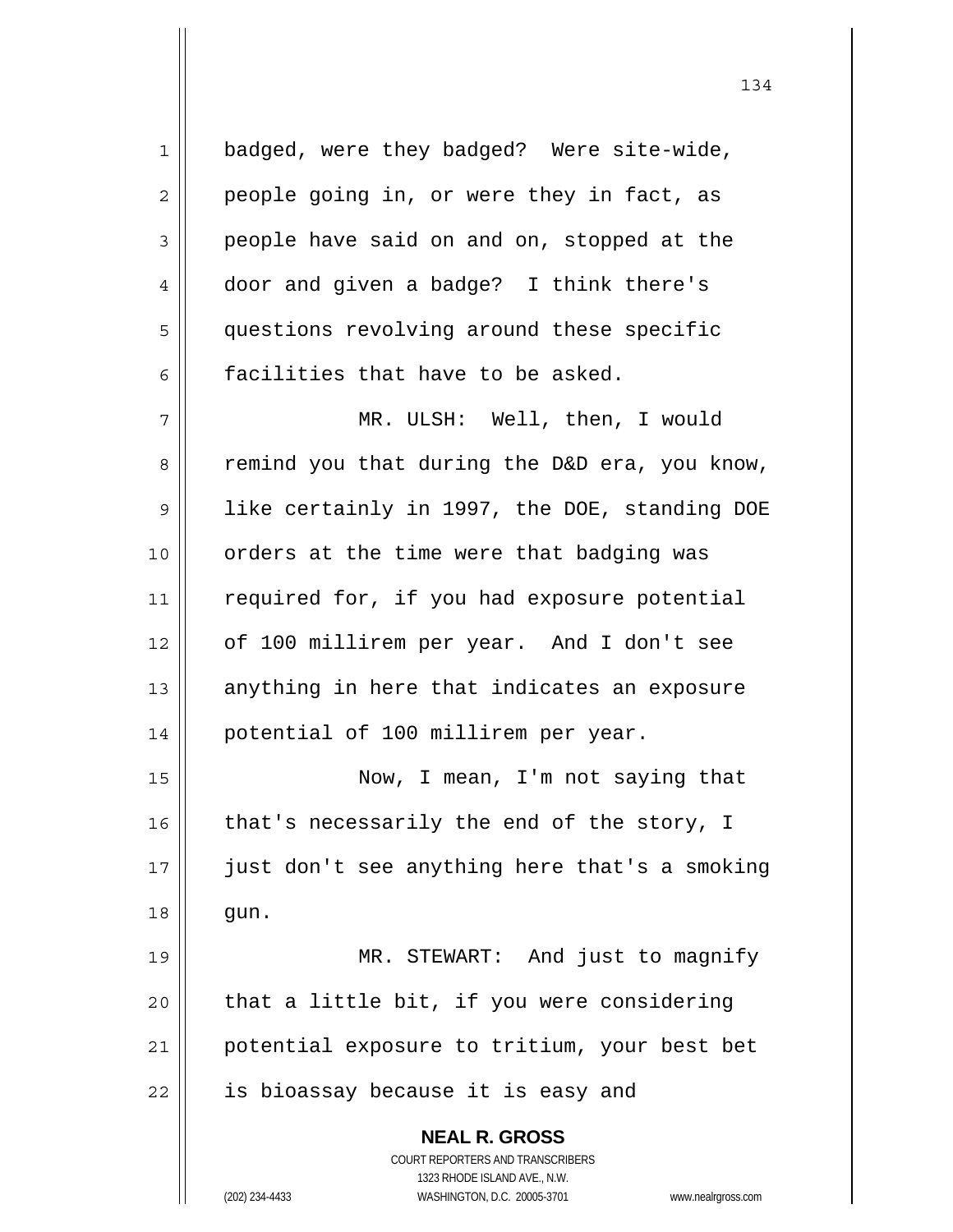badged, were they badged? Were site-wide, people going in, or were they in fact, as people have said on and on, stopped at the door and given a badge? I think there's questions revolving around these specific facilities that have to be asked.

MR. ULSH: Well, then, I would remind you that during the D&D era, you know, like certainly in 1997, the DOE, standing DOE orders at the time were that badging was required for, if you had exposure potential of 100 millirem per year. And I don't see anything in here that indicates an exposure potential of 100 millirem per year.

Now, I mean, I'm not saying that that's necessarily the end of the story, I just don't see anything here that's a smoking gun.

MR. STEWART: And just to magnify that a little bit, if you were considering potential exposure to tritium, your best bet is bioassay because it is easy and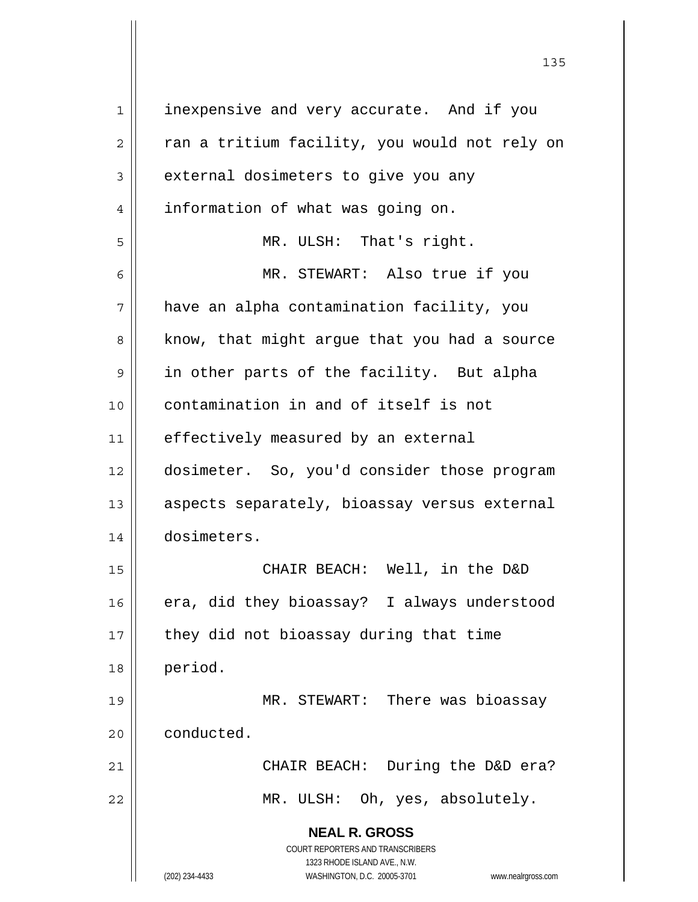inexpensive and very accurate. And if you ran a tritium facility, you would not rely on external dosimeters to give you any information of what was going on.

MR. ULSH: That's right.

MR. STEWART: Also true if you have an alpha contamination facility, you know, that might argue that you had a source in other parts of the facility. But alpha contamination in and of itself is not effectively measured by an external dosimeter. So, you'd consider those program aspects separately, bioassay versus external dosimeters.

CHAIR BEACH: Well, in the D&D era, did they bioassay? I always understood they did not bioassay during that time period.

MR. STEWART: There was bioassay conducted.

CHAIR BEACH: During the D&D era?

MR. ULSH: Oh, yes, absolutely.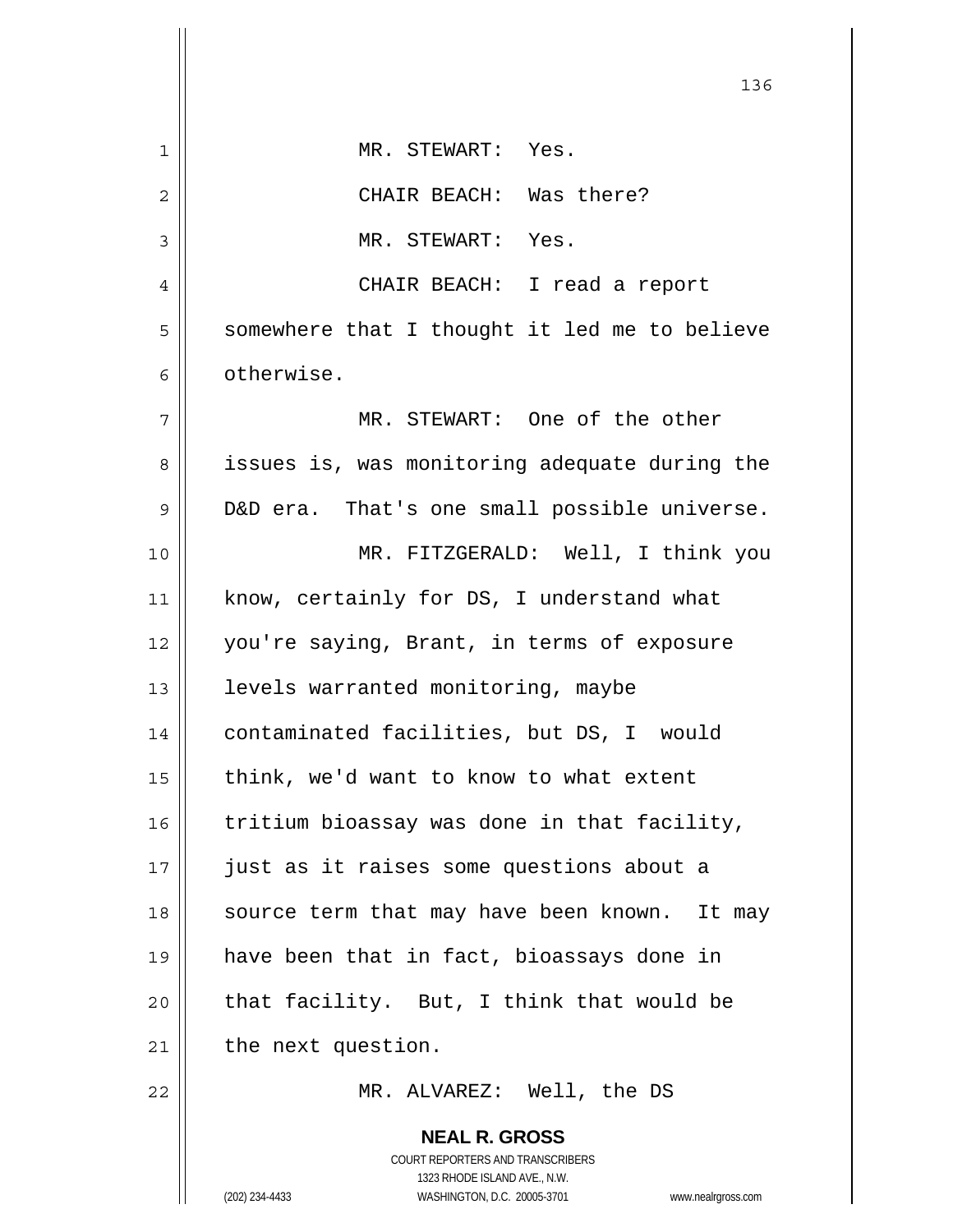MR. STEWART: Yes.

CHAIR BEACH: Was there?

MR. STEWART: Yes.

CHAIR BEACH: I read a report somewhere that I thought it led me to believe otherwise.

MR. STEWART: One of the other issues is, was monitoring adequate during the D&D era. That's one small possible universe.

MR. FITZGERALD: Well, I think you know, certainly for DS, I understand what you're saying, Brant, in terms of exposure levels warranted monitoring, maybe contaminated facilities, but DS, I would think, we'd want to know to what extent tritium bioassay was done in that facility, just as it raises some questions about a source term that may have been known. It may have been that in fact, bioassays done in that facility. But, I think that would be the next question.

MR. ALVAREZ: Well, the DS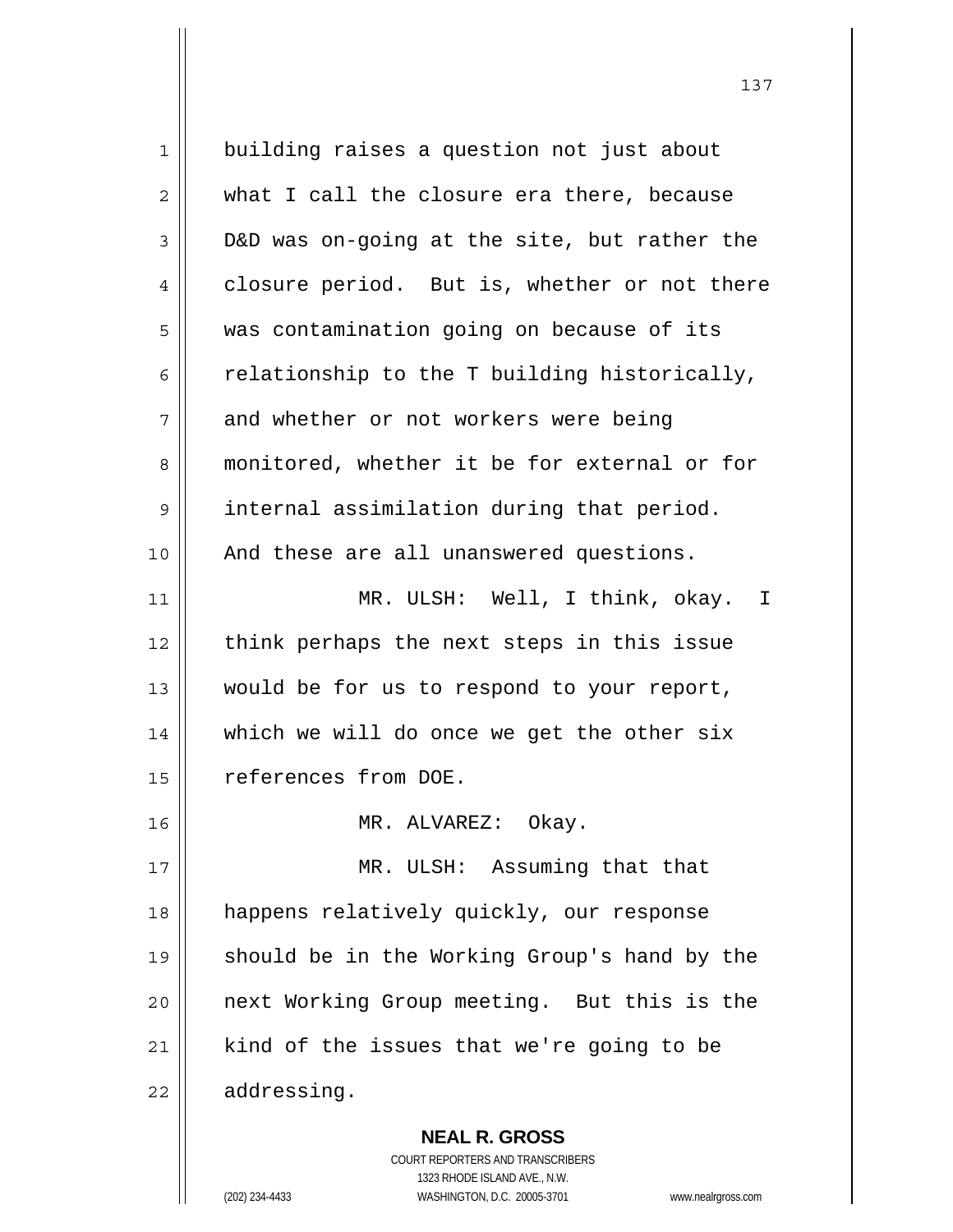building raises a question not just about what I call the closure era there, because D&D was on-going at the site, but rather the closure period. But is, whether or not there was contamination going on because of its relationship to the T building historically, and whether or not workers were being monitored, whether it be for external or for internal assimilation during that period. And these are all unanswered questions.

MR. ULSH: Well, I think, okay. I think perhaps the next steps in this issue would be for us to respond to your report, which we will do once we get the other six references from DOE.

MR. ALVAREZ: Okay.

MR. ULSH: Assuming that that happens relatively quickly, our response should be in the Working Group's hand by the next Working Group meeting. But this is the kind of the issues that we're going to be addressing.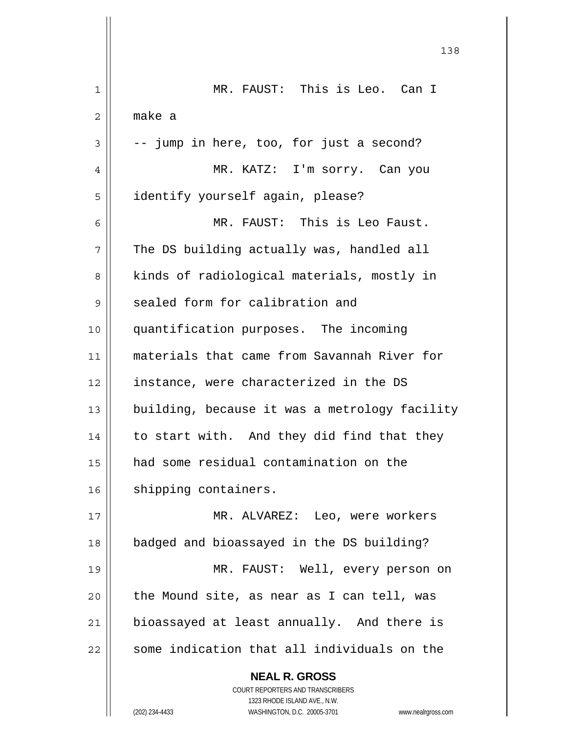MR. FAUST: This is Leo. Can I make a -- jump in here, too, for just a second?

MR. KATZ: I'm sorry. Can you identify yourself again, please?

MR. FAUST: This is Leo Faust. The DS building actually was, handled all kinds of radiological materials, mostly in sealed form for calibration and quantification purposes. The incoming materials that came from Savannah River for instance, were characterized in the DS building, because it was a metrology facility to start with. And they did find that they had some residual contamination on the shipping containers.

MR. ALVAREZ: Leo, were workers badged and bioassayed in the DS building?

MR. FAUST: Well, every person on the Mound site, as near as I can tell, was bioassayed at least annually. And there is some indication that all individuals on the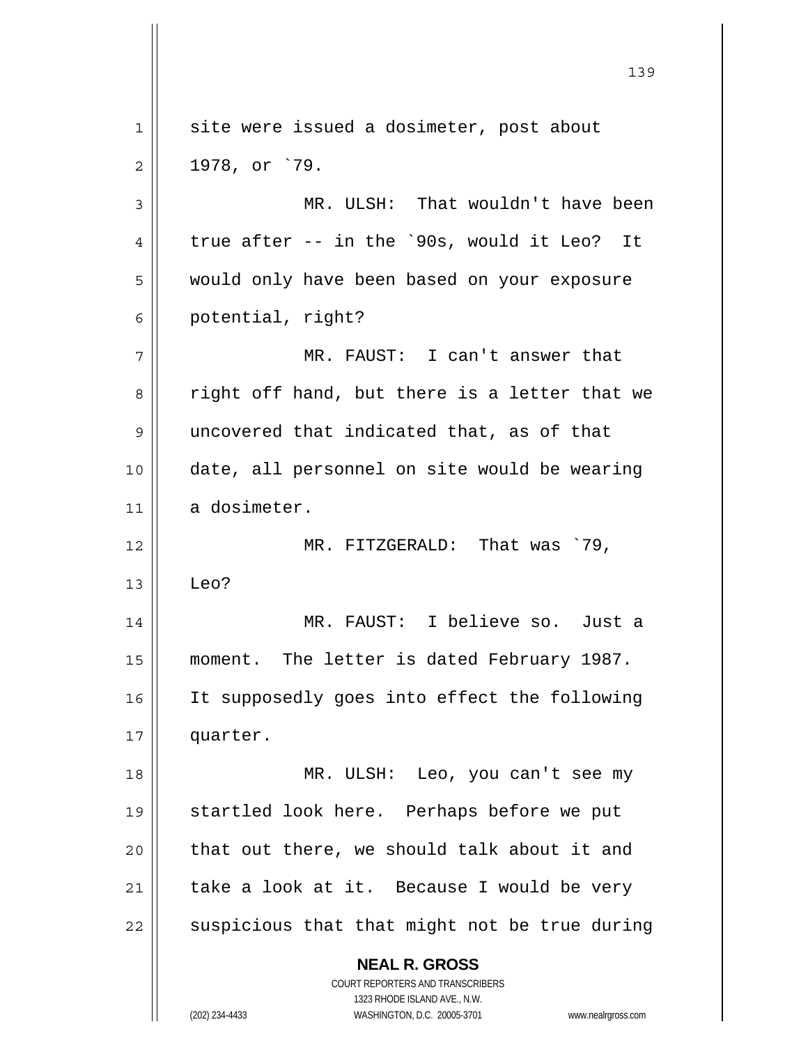site were issued a dosimeter, post about 1978, or `79.

MR. ULSH: That wouldn't have been true after -- in the `90s, would it Leo? It would only have been based on your exposure potential, right?

MR. FAUST: I can't answer that right off hand, but there is a letter that we uncovered that indicated that, as of that date, all personnel on site would be wearing a dosimeter.

MR. FITZGERALD: That was `79, Leo?

MR. FAUST: I believe so. Just a moment. The letter is dated February 1987. It supposedly goes into effect the following quarter.

MR. ULSH: Leo, you can't see my startled look here. Perhaps before we put that out there, we should talk about it and take a look at it. Because I would be very suspicious that that might not be true during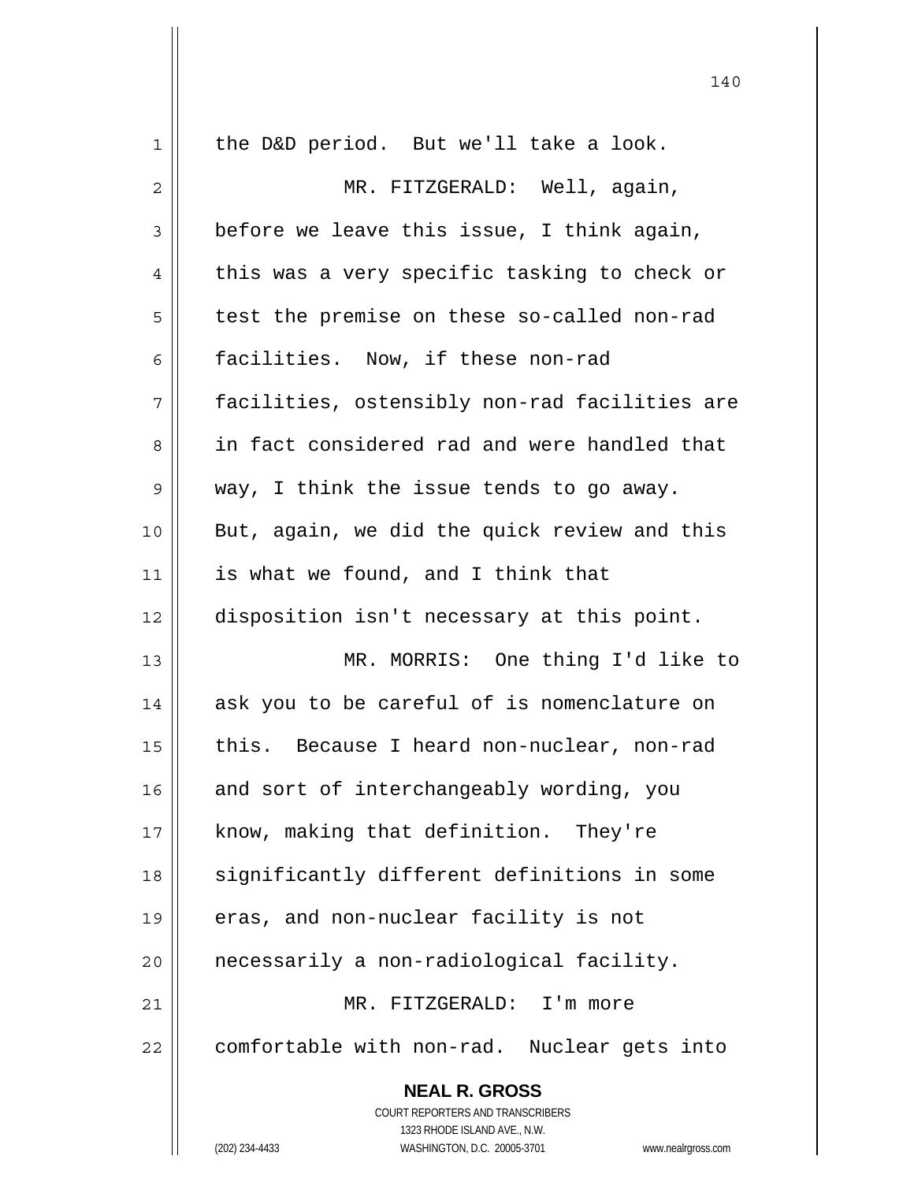the D&D period. But we'll take a look.

MR. FITZGERALD: Well, again, before we leave this issue, I think again, this was a very specific tasking to check or test the premise on these so-called non-rad facilities. Now, if these non-rad facilities, ostensibly non-rad facilities are in fact considered rad and were handled that way, I think the issue tends to go away. But, again, we did the quick review and this is what we found, and I think that disposition isn't necessary at this point.

MR. MORRIS: One thing I'd like to ask you to be careful of is nomenclature on this. Because I heard non-nuclear, non-rad and sort of interchangeably wording, you know, making that definition. They're significantly different definitions in some eras, and non-nuclear facility is not necessarily a non-radiological facility.

MR. FITZGERALD: I'm more comfortable with non-rad. Nuclear gets into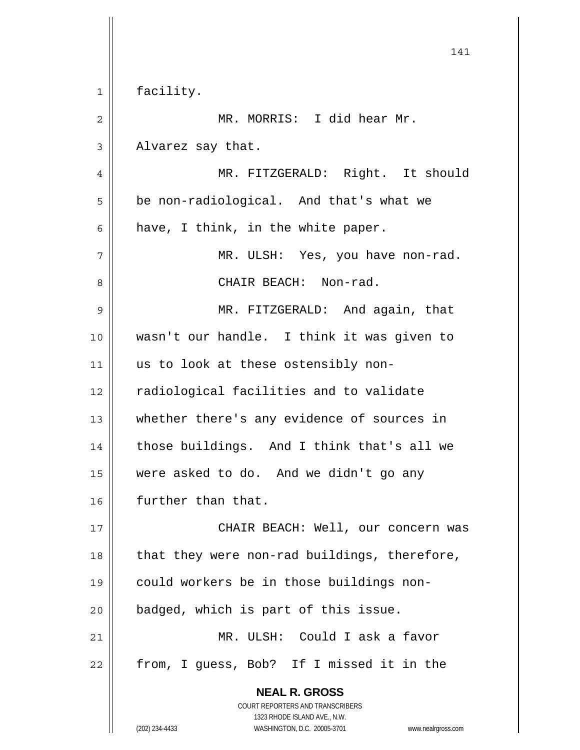facility.

MR. MORRIS: I did hear Mr. Alvarez say that.

MR. FITZGERALD: Right. It should be non-radiological. And that's what we have, I think, in the white paper.

MR. ULSH: Yes, you have non-rad.

CHAIR BEACH: Non-rad.

MR. FITZGERALD: And again, that wasn't our handle. I think it was given to us to look at these ostensibly non-radiological facilities and to validate whether there's any evidence of sources in those buildings. And I think that's all we were asked to do. And we didn't go any further than that.

CHAIR BEACH: Well, our concern was that they were non-rad buildings, therefore, could workers be in those buildings non-badged, which is part of this issue.

MR. ULSH: Could I ask a favor from, I guess, Bob? If I missed it in the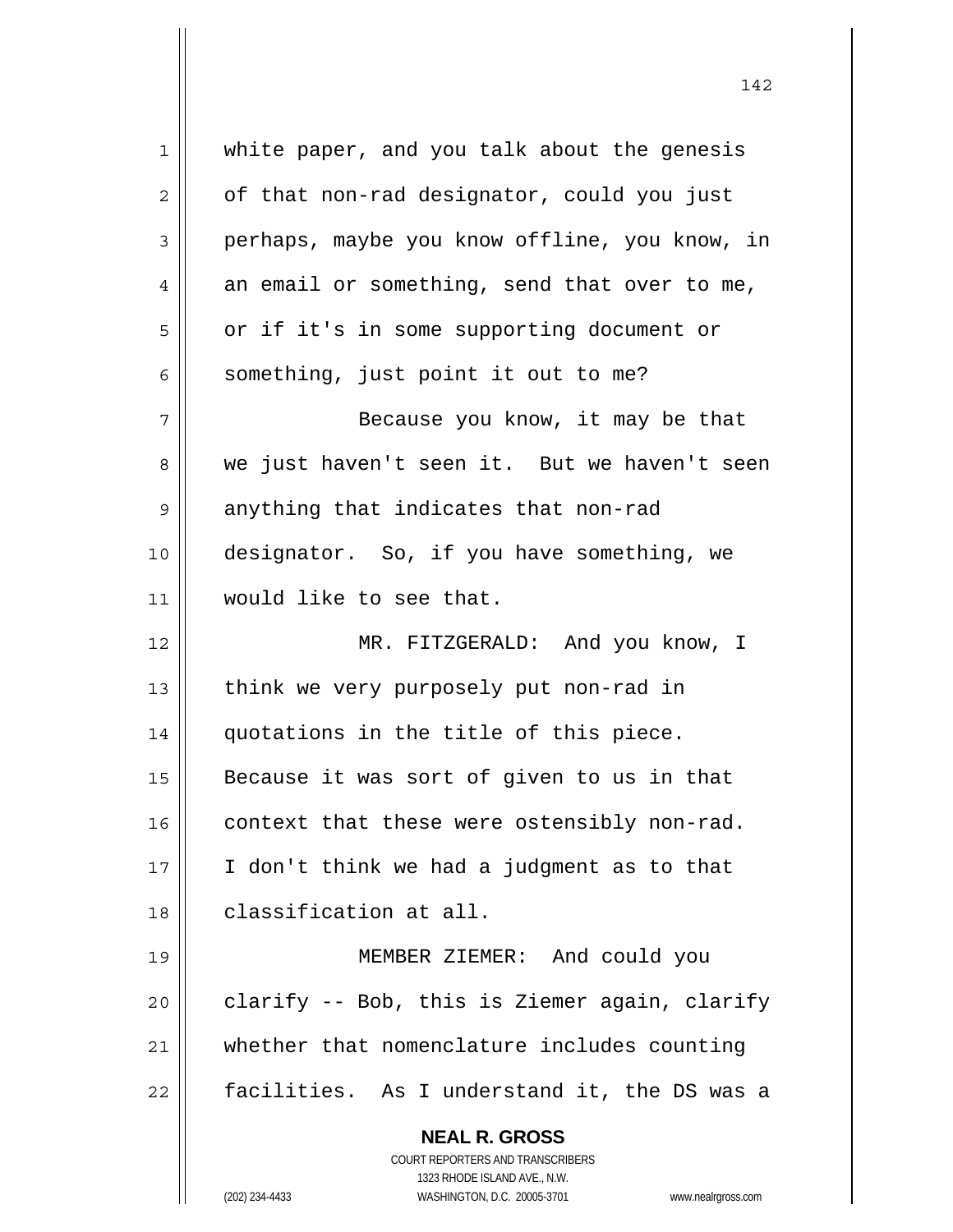white paper, and you talk about the genesis of that non-rad designator, could you just perhaps, maybe you know offline, you know, in an email or something, send that over to me, or if it's in some supporting document or something, just point it out to me?

Because you know, it may be that we just haven't seen it. But we haven't seen anything that indicates that non-rad designator. So, if you have something, we would like to see that.

MR. FITZGERALD: And you know, I think we very purposely put non-rad in quotations in the title of this piece. Because it was sort of given to us in that context that these were ostensibly non-rad. I don't think we had a judgment as to that classification at all.

MEMBER ZIEMER: And could you clarify -- Bob, this is Ziemer again, clarify whether that nomenclature includes counting facilities. As I understand it, the DS was a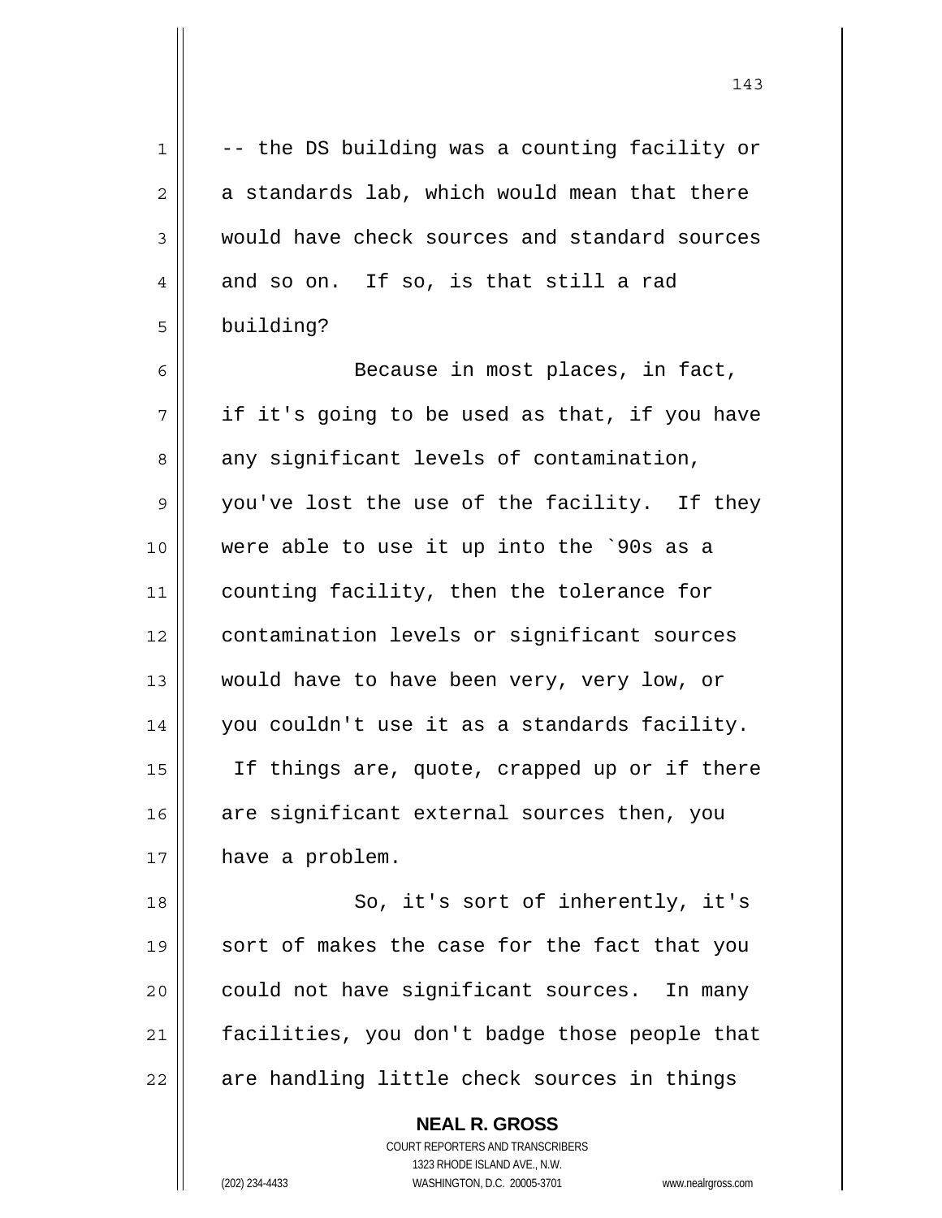-- the DS building was a counting facility or a standards lab, which would mean that there would have check sources and standard sources and so on. If so, is that still a rad building?

Because in most places, in fact, if it's going to be used as that, if you have any significant levels of contamination, you've lost the use of the facility. If they were able to use it up into the `90s as a counting facility, then the tolerance for contamination levels or significant sources would have to have been very, very low, or you couldn't use it as a standards facility. If things are, quote, crapped up or if there are significant external sources then, you have a problem.

So, it's sort of inherently, it's sort of makes the case for the fact that you could not have significant sources. In many facilities, you don't badge those people that are handling little check sources in things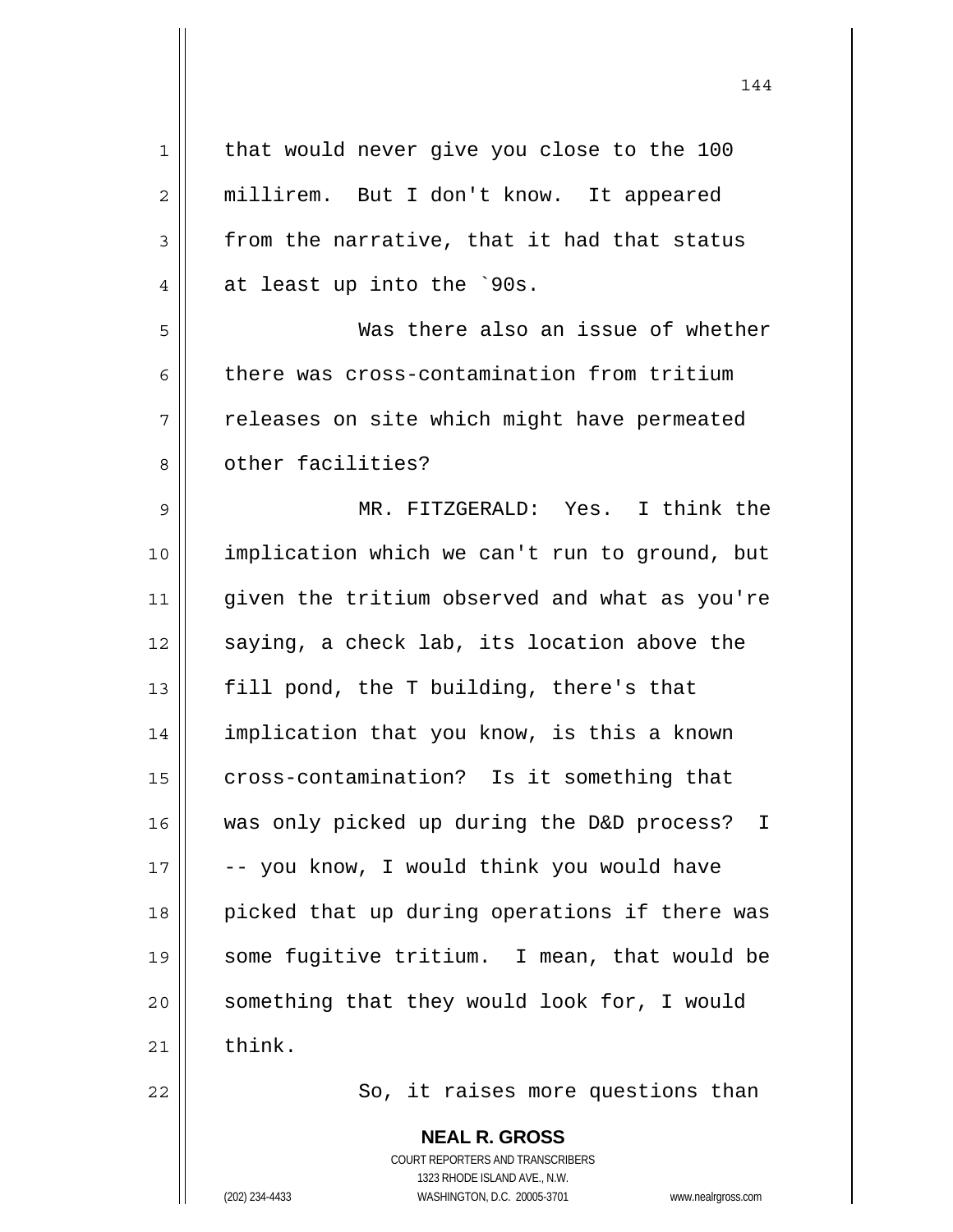that would never give you close to the 100 millirem. But I don't know. It appeared from the narrative, that it had that status at least up into the `90s.

Was there also an issue of whether there was cross-contamination from tritium releases on site which might have permeated other facilities?

MR. FITZGERALD: Yes. I think the implication which we can't run to ground, but given the tritium observed and what as you're saying, a check lab, its location above the fill pond, the T building, there's that implication that you know, is this a known cross-contamination? Is it something that was only picked up during the D&D process? I -- you know, I would think you would have picked that up during operations if there was some fugitive tritium. I mean, that would be something that they would look for, I would think.

So, it raises more questions than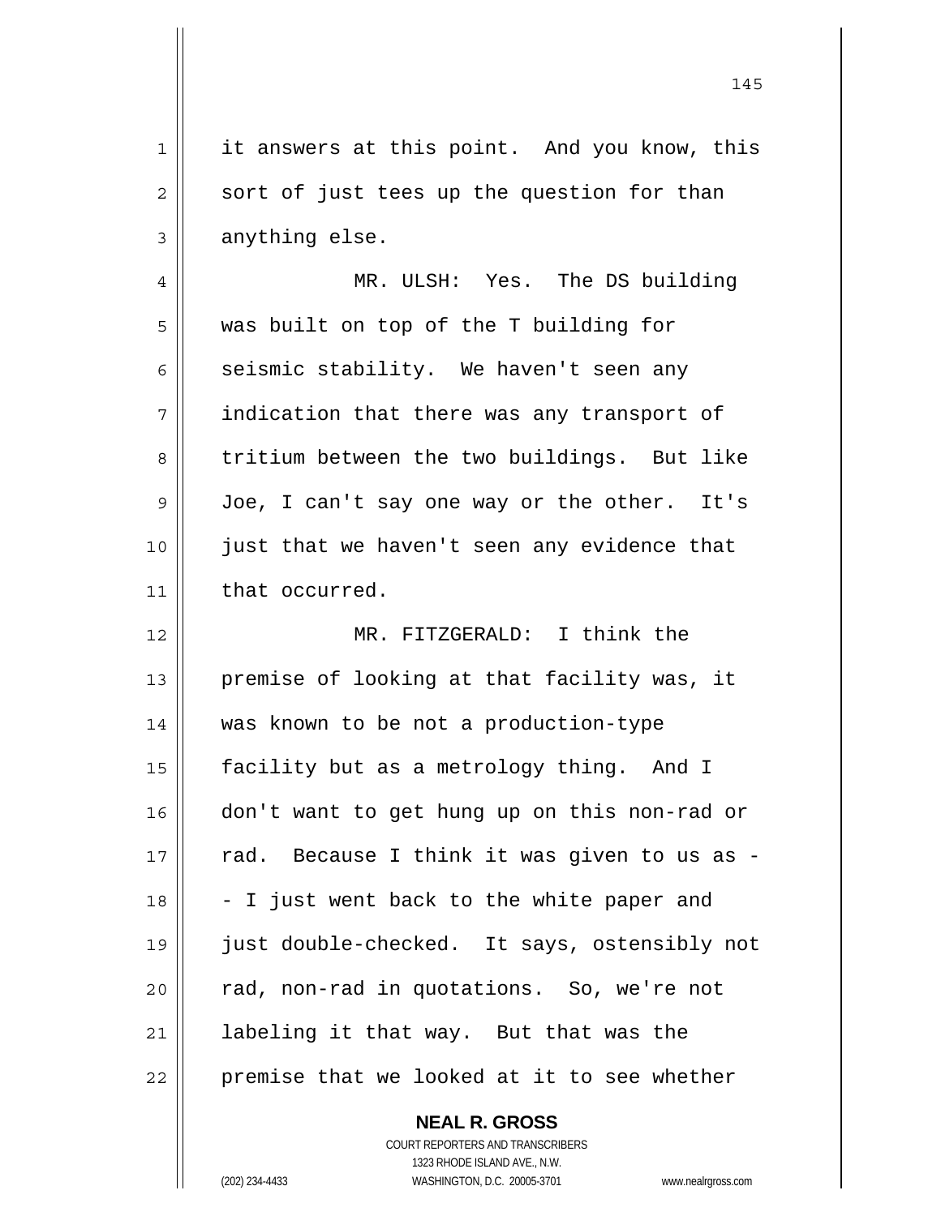it answers at this point. And you know, this sort of just tees up the question for than anything else.

MR. ULSH: Yes. The DS building was built on top of the T building for seismic stability. We haven't seen any indication that there was any transport of tritium between the two buildings. But like Joe, I can't say one way or the other. It's just that we haven't seen any evidence that that occurred.

MR. FITZGERALD: I think the premise of looking at that facility was, it was known to be not a production-type facility but as a metrology thing. And I don't want to get hung up on this non-rad or rad. Because I think it was given to us as -- I just went back to the white paper and just double-checked. It says, ostensibly not rad, non-rad in quotations. So, we're not labeling it that way. But that was the premise that we looked at it to see whether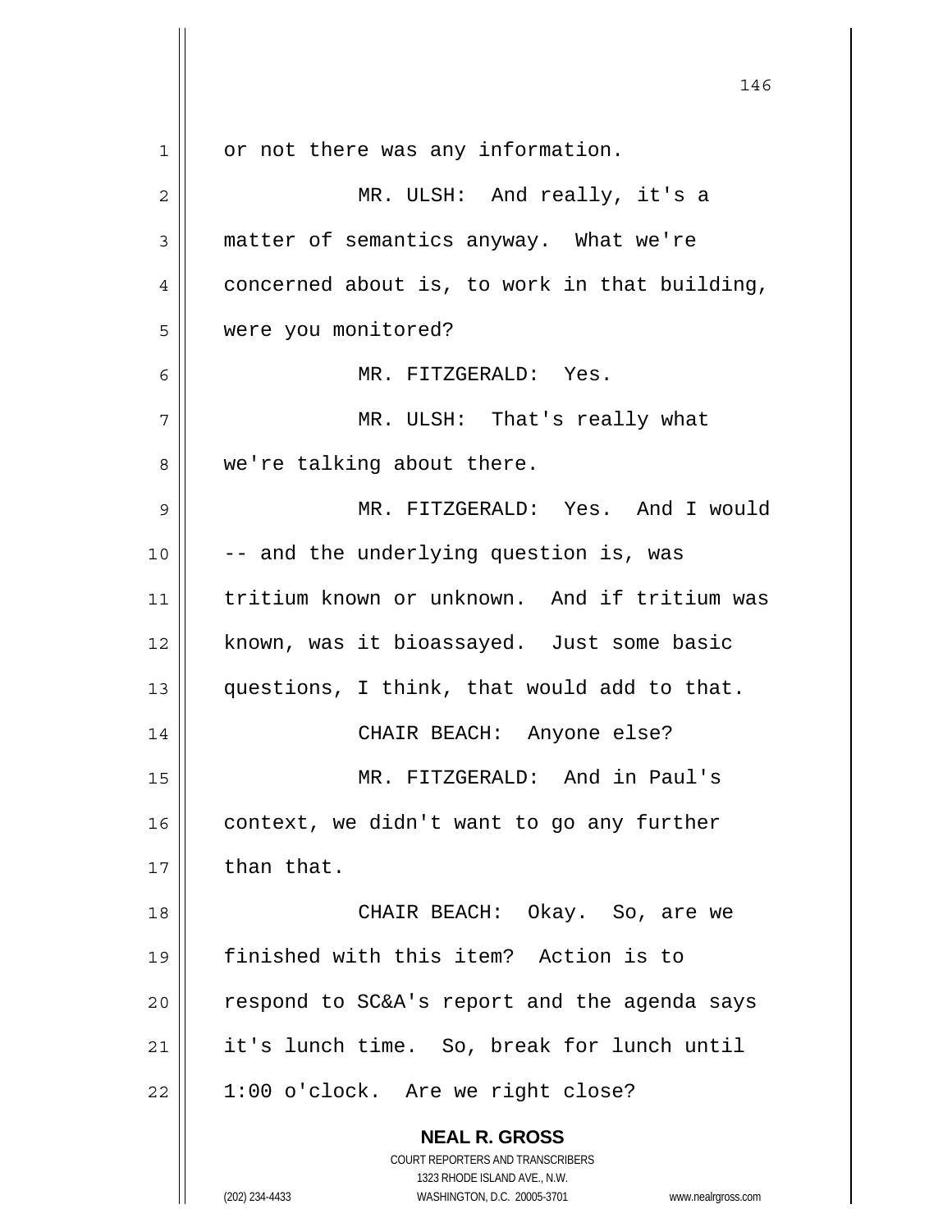or not there was any information.

MR. ULSH: And really, it's a matter of semantics anyway. What we're concerned about is, to work in that building, were you monitored?

MR. FITZGERALD: Yes.

MR. ULSH: That's really what we're talking about there.

MR. FITZGERALD: Yes. And I would -- and the underlying question is, was tritium known or unknown. And if tritium was known, was it bioassayed. Just some basic questions, I think, that would add to that.

CHAIR BEACH: Anyone else?

MR. FITZGERALD: And in Paul's context, we didn't want to go any further than that.

CHAIR BEACH: Okay. So, are we finished with this item? Action is to respond to SC&A's report and the agenda says it's lunch time. So, break for lunch until 1:00 o'clock. Are we right close?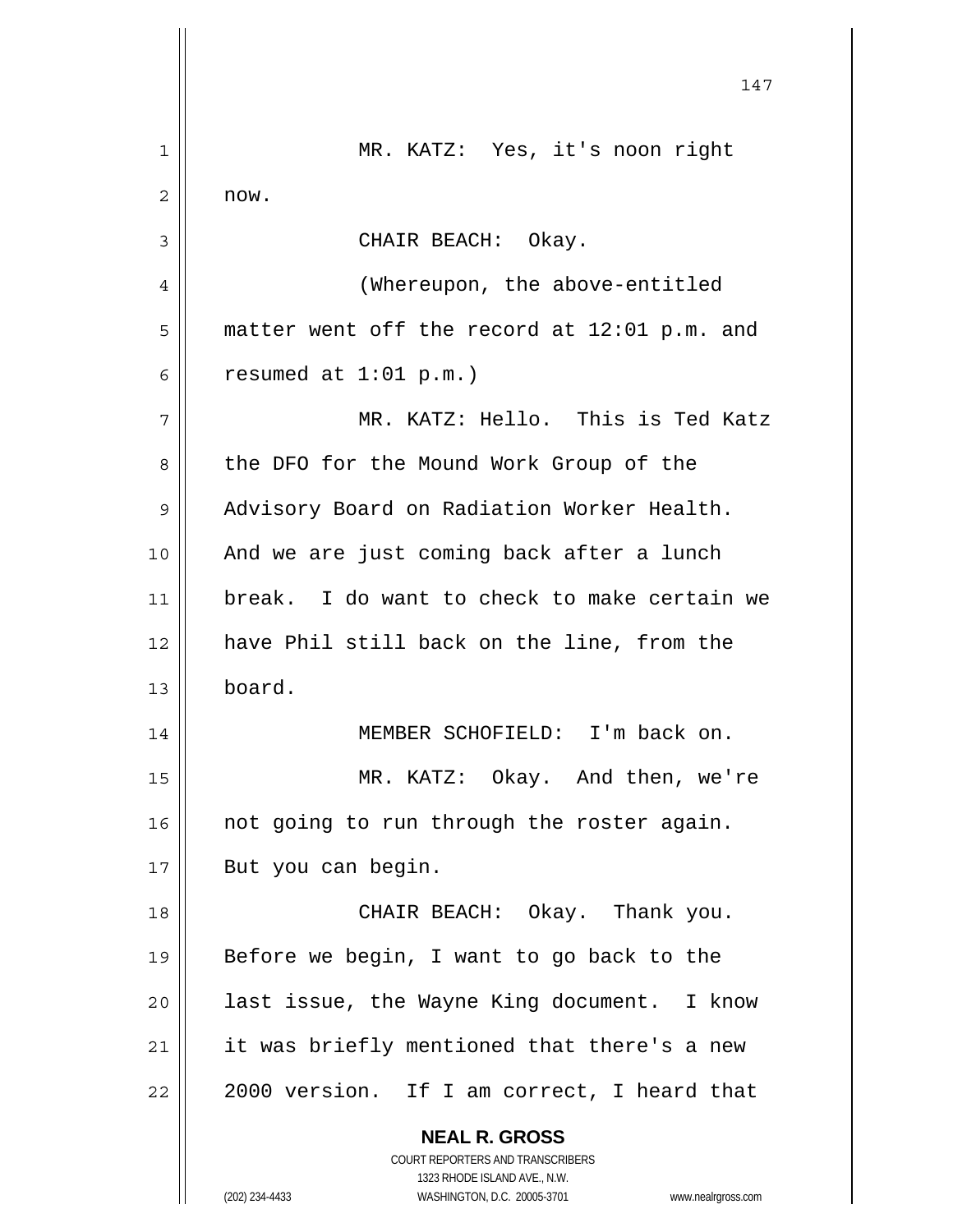MR. KATZ: Yes, it's noon right now.

CHAIR BEACH: Okay.

(Whereupon, the above-entitled matter went off the record at 12:01 p.m. and resumed at 1:01 p.m.)

MR. KATZ: Hello. This is Ted Katz the DFO for the Mound Work Group of the Advisory Board on Radiation Worker Health. And we are just coming back after a lunch break. I do want to check to make certain we have Phil still back on the line, from the board.

MEMBER SCHOFIELD: I'm back on.

MR. KATZ: Okay. And then, we're not going to run through the roster again. But you can begin.

CHAIR BEACH: Okay. Thank you. Before we begin, I want to go back to the last issue, the Wayne King document. I know it was briefly mentioned that there's a new 2000 version. If I am correct, I heard that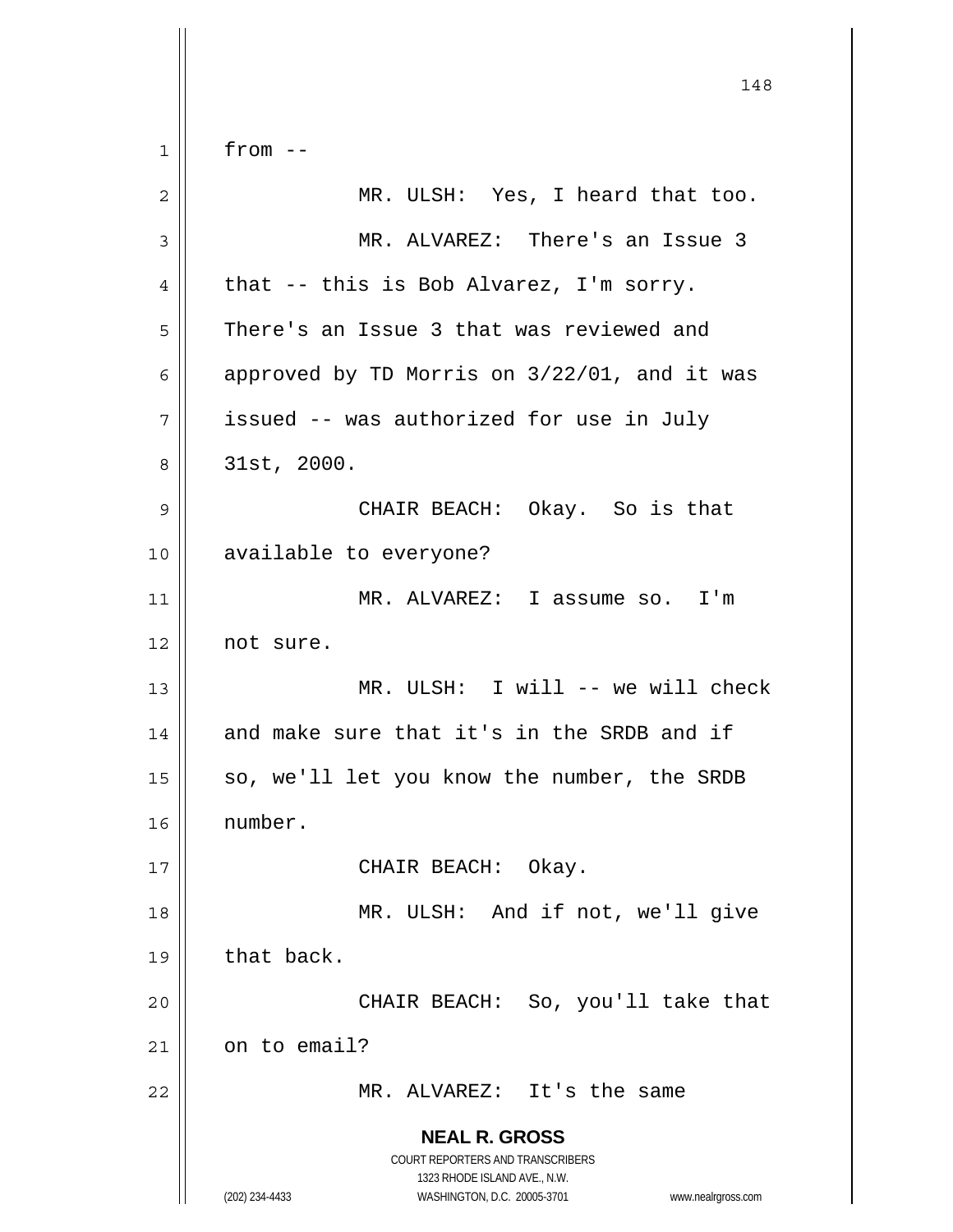from --

MR. ULSH: Yes, I heard that too.

MR. ALVAREZ: There's an Issue 3 that -- this is Bob Alvarez, I'm sorry. There's an Issue 3 that was reviewed and approved by TD Morris on 3/22/01, and it was issued -- was authorized for use in July 31st, 2000.

CHAIR BEACH: Okay. So is that available to everyone?

MR. ALVAREZ: I assume so. I'm not sure.

MR. ULSH: I will -- we will check and make sure that it's in the SRDB and if so, we'll let you know the number, the SRDB number.

CHAIR BEACH: Okay.

MR. ULSH: And if not, we'll give that back.

CHAIR BEACH: So, you'll take that on to email?

MR. ALVAREZ: It's the same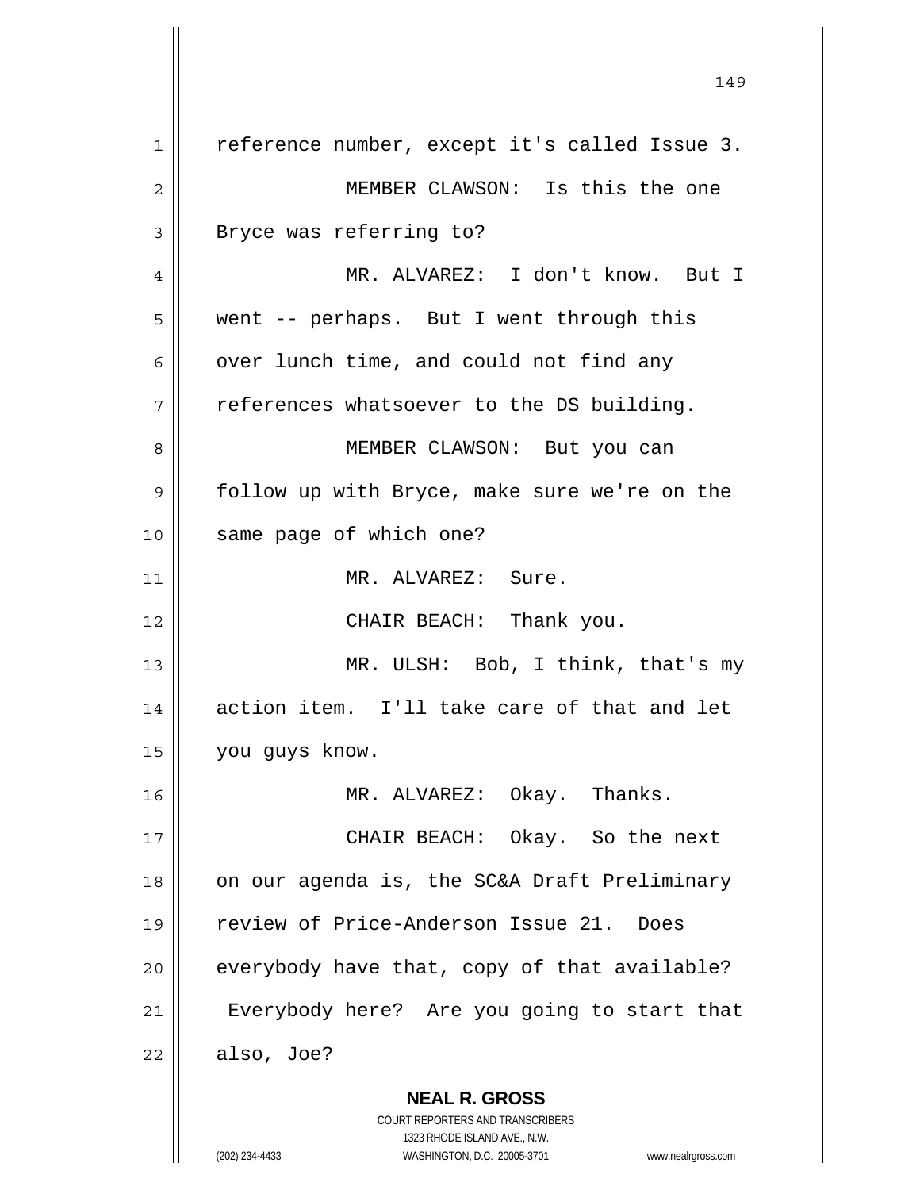reference number, except it's called Issue 3.

MEMBER CLAWSON: Is this the one Bryce was referring to?

MR. ALVAREZ: I don't know. But I went -- perhaps. But I went through this over lunch time, and could not find any references whatsoever to the DS building.

MEMBER CLAWSON: But you can follow up with Bryce, make sure we're on the same page of which one?

MR. ALVAREZ: Sure.

CHAIR BEACH: Thank you.

MR. ULSH: Bob, I think, that's my action item. I'll take care of that and let you guys know.

MR. ALVAREZ: Okay. Thanks.

CHAIR BEACH: Okay. So the next on our agenda is, the SC&A Draft Preliminary review of Price-Anderson Issue 21. Does everybody have that, copy of that available? Everybody here? Are you going to start that also, Joe?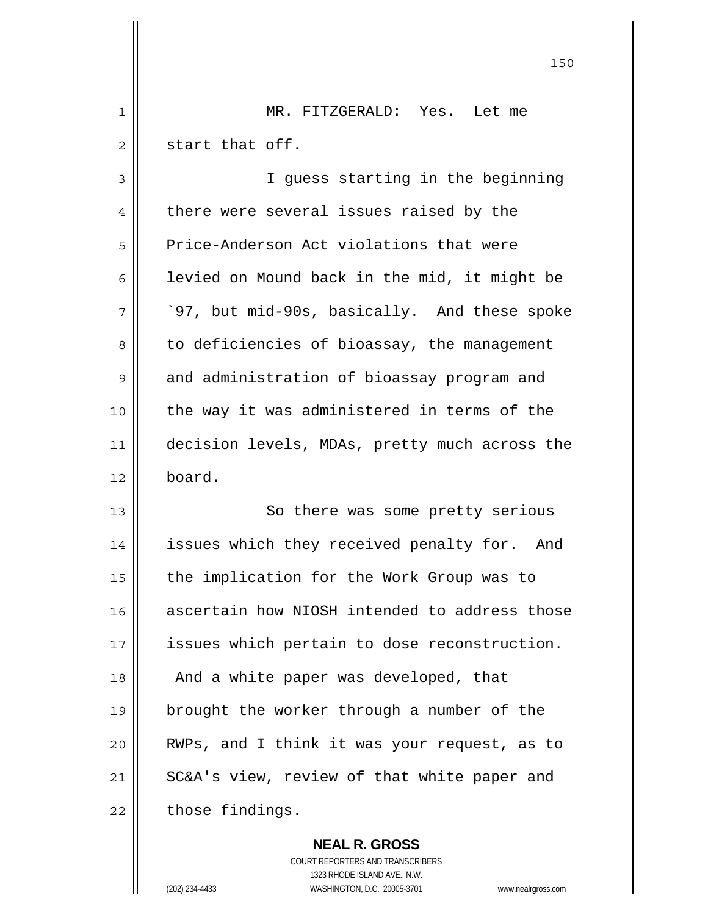MR. FITZGERALD: Yes. Let me start that off.

I guess starting in the beginning there were several issues raised by the Price-Anderson Act violations that were levied on Mound back in the mid, it might be `97, but mid-90s, basically. And these spoke to deficiencies of bioassay, the management and administration of bioassay program and the way it was administered in terms of the decision levels, MDAs, pretty much across the board.

So there was some pretty serious issues which they received penalty for. And the implication for the Work Group was to ascertain how NIOSH intended to address those issues which pertain to dose reconstruction. And a white paper was developed, that brought the worker through a number of the RWPs, and I think it was your request, as to SC&A's view, review of that white paper and those findings.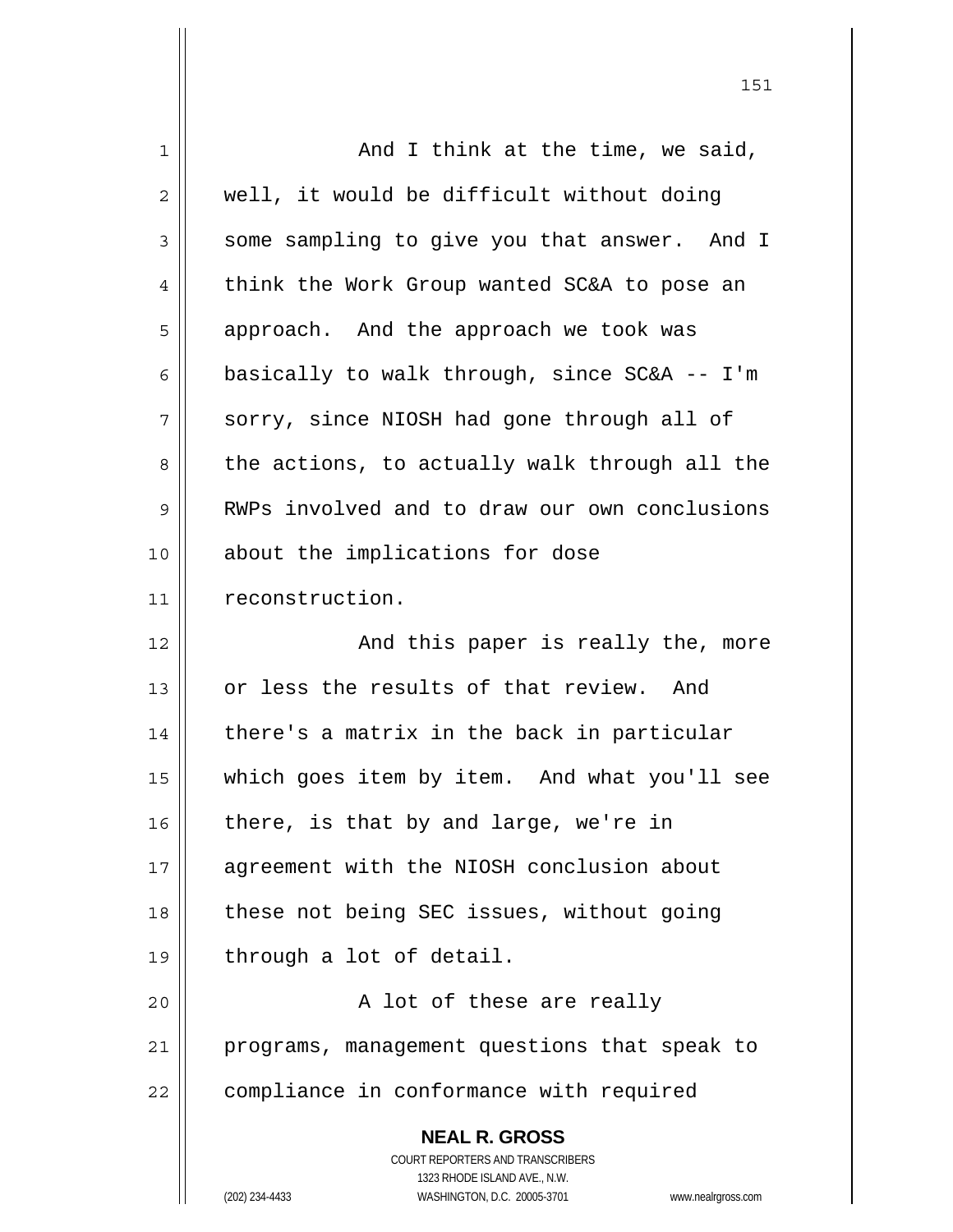And I think at the time, we said, well, it would be difficult without doing some sampling to give you that answer. And I think the Work Group wanted SC&A to pose an approach. And the approach we took was basically to walk through, since SC&A -- I'm sorry, since NIOSH had gone through all of the actions, to actually walk through all the RWPs involved and to draw our own conclusions about the implications for dose reconstruction.

And this paper is really the, more or less the results of that review. And there's a matrix in the back in particular which goes item by item. And what you'll see there, is that by and large, we're in agreement with the NIOSH conclusion about these not being SEC issues, without going through a lot of detail.

A lot of these are really programs, management questions that speak to compliance in conformance with required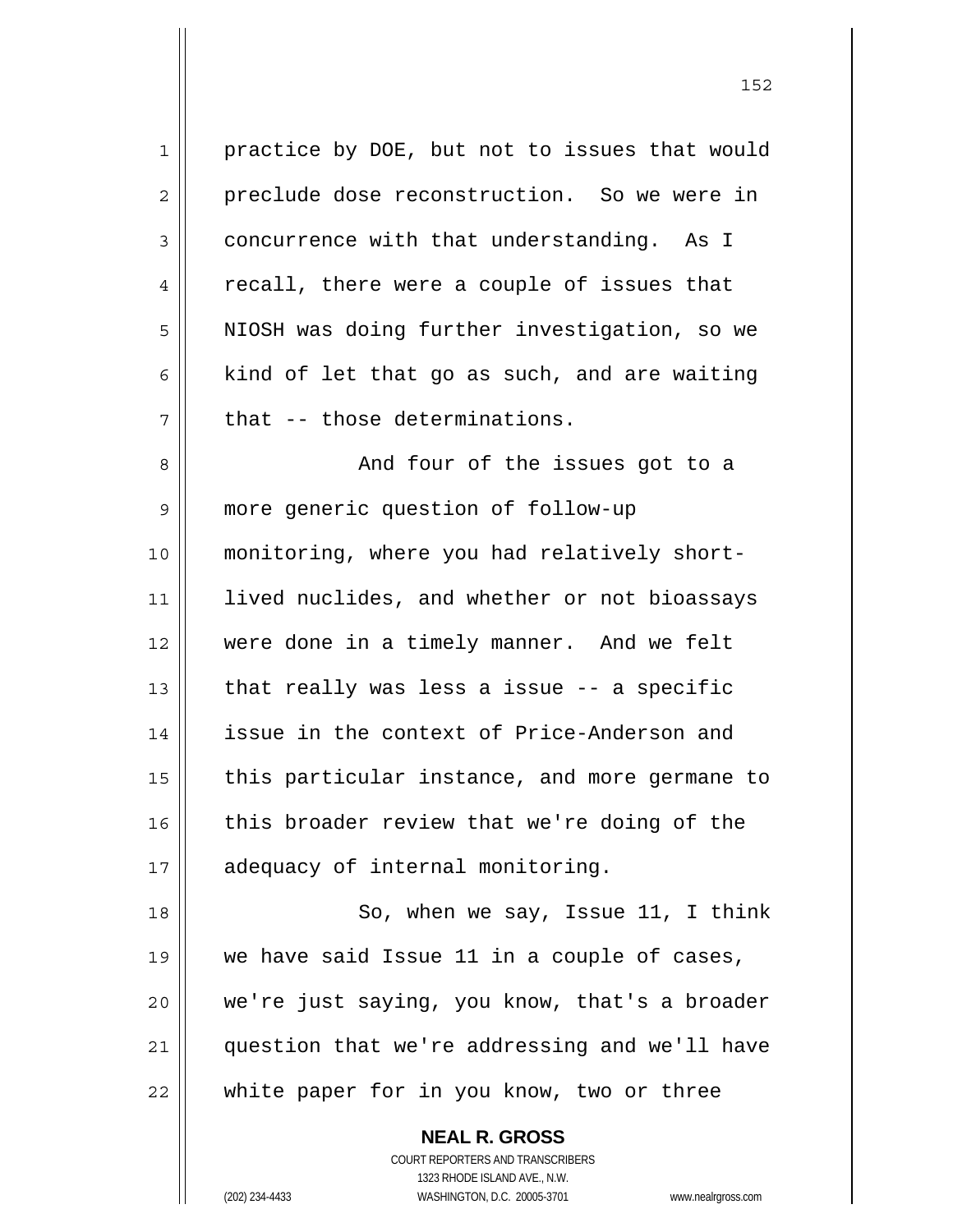practice by DOE, but not to issues that would preclude dose reconstruction. So we were in concurrence with that understanding. As I recall, there were a couple of issues that NIOSH was doing further investigation, so we kind of let that go as such, and are waiting that -- those determinations.

And four of the issues got to a more generic question of follow-up monitoring, where you had relatively short-lived nuclides, and whether or not bioassays were done in a timely manner. And we felt that really was less a issue -- a specific issue in the context of Price-Anderson and this particular instance, and more germane to this broader review that we're doing of the adequacy of internal monitoring.

So, when we say, Issue 11, I think we have said Issue 11 in a couple of cases, we're just saying, you know, that's a broader question that we're addressing and we'll have white paper for in you know, two or three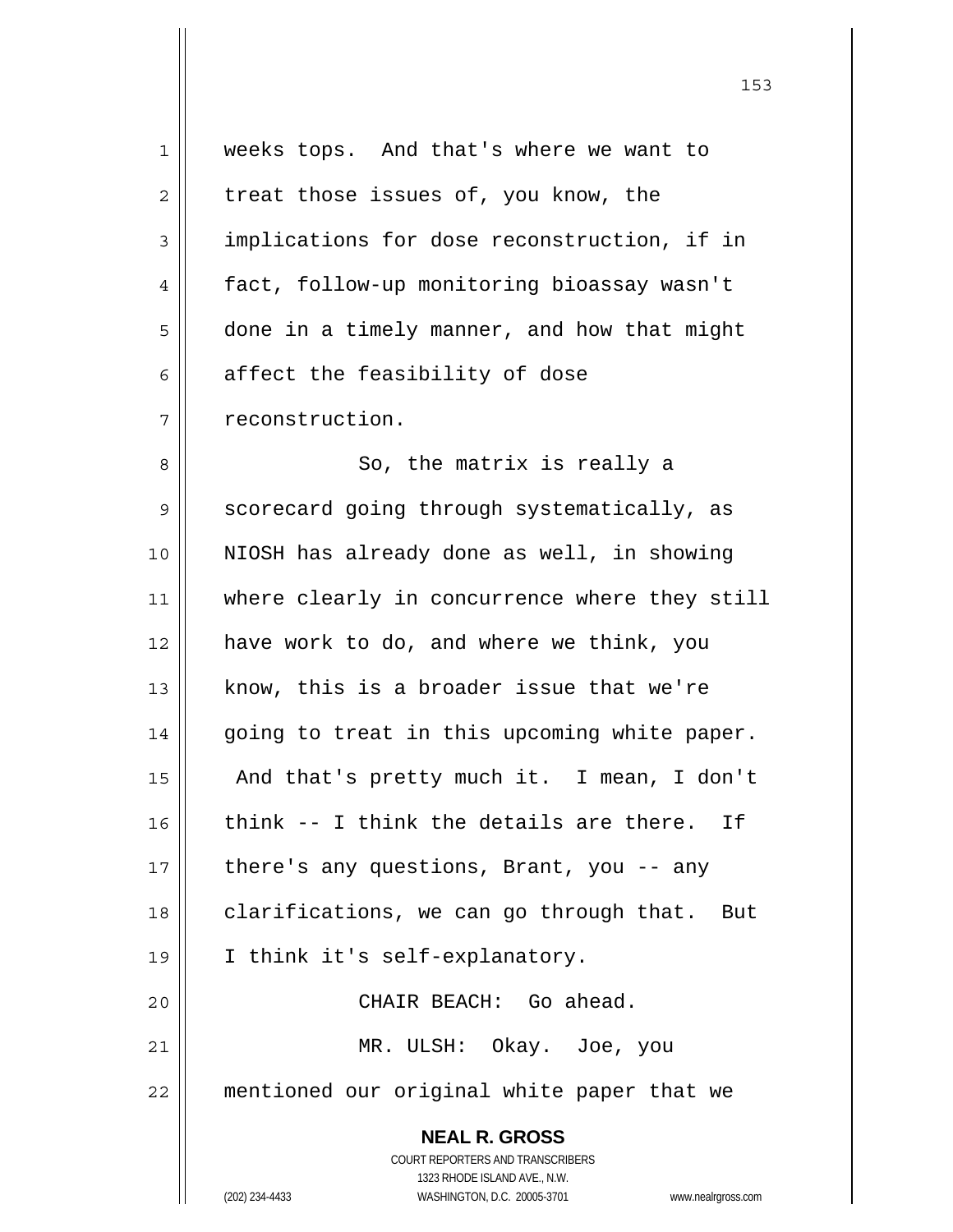weeks tops. And that's where we want to treat those issues of, you know, the implications for dose reconstruction, if in fact, follow-up monitoring bioassay wasn't done in a timely manner, and how that might affect the feasibility of dose reconstruction.

So, the matrix is really a scorecard going through systematically, as NIOSH has already done as well, in showing where clearly in concurrence where they still have work to do, and where we think, you know, this is a broader issue that we're going to treat in this upcoming white paper. And that's pretty much it. I mean, I don't think -- I think the details are there. If there's any questions, Brant, you -- any clarifications, we can go through that. But I think it's self-explanatory.

CHAIR BEACH: Go ahead.

MR. ULSH: Okay. Joe, you mentioned our original white paper that we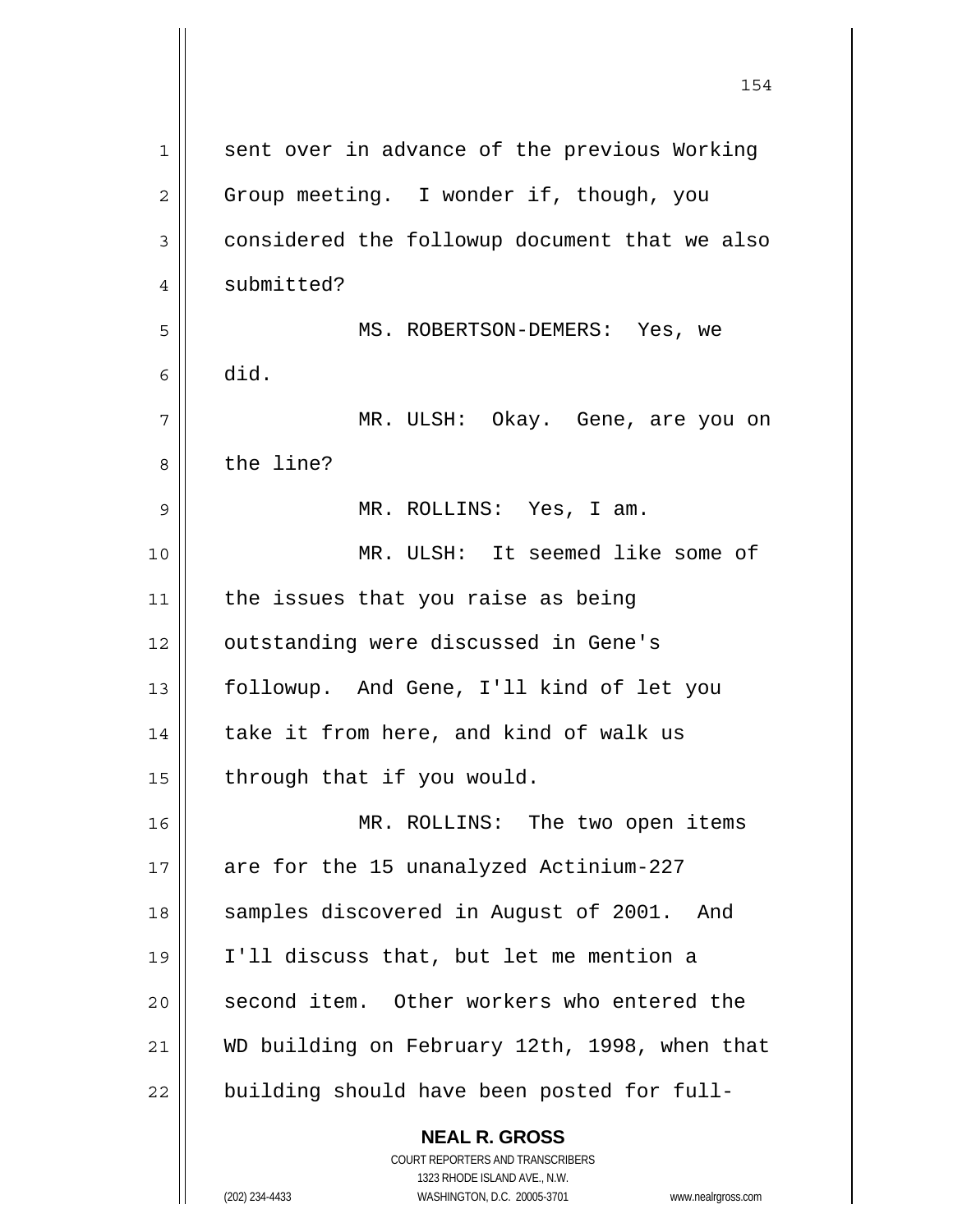sent over in advance of the previous Working Group meeting. I wonder if, though, you considered the followup document that we also submitted?

MS. ROBERTSON-DEMERS: Yes, we did.

MR. ULSH: Okay. Gene, are you on the line?

MR. ROLLINS: Yes, I am.

MR. ULSH: It seemed like some of the issues that you raise as being outstanding were discussed in Gene's followup. And Gene, I'll kind of let you take it from here, and kind of walk us through that if you would.

MR. ROLLINS: The two open items are for the 15 unanalyzed Actinium-227 samples discovered in August of 2001. And I'll discuss that, but let me mention a second item. Other workers who entered the WD building on February 12th, 1998, when that building should have been posted for full-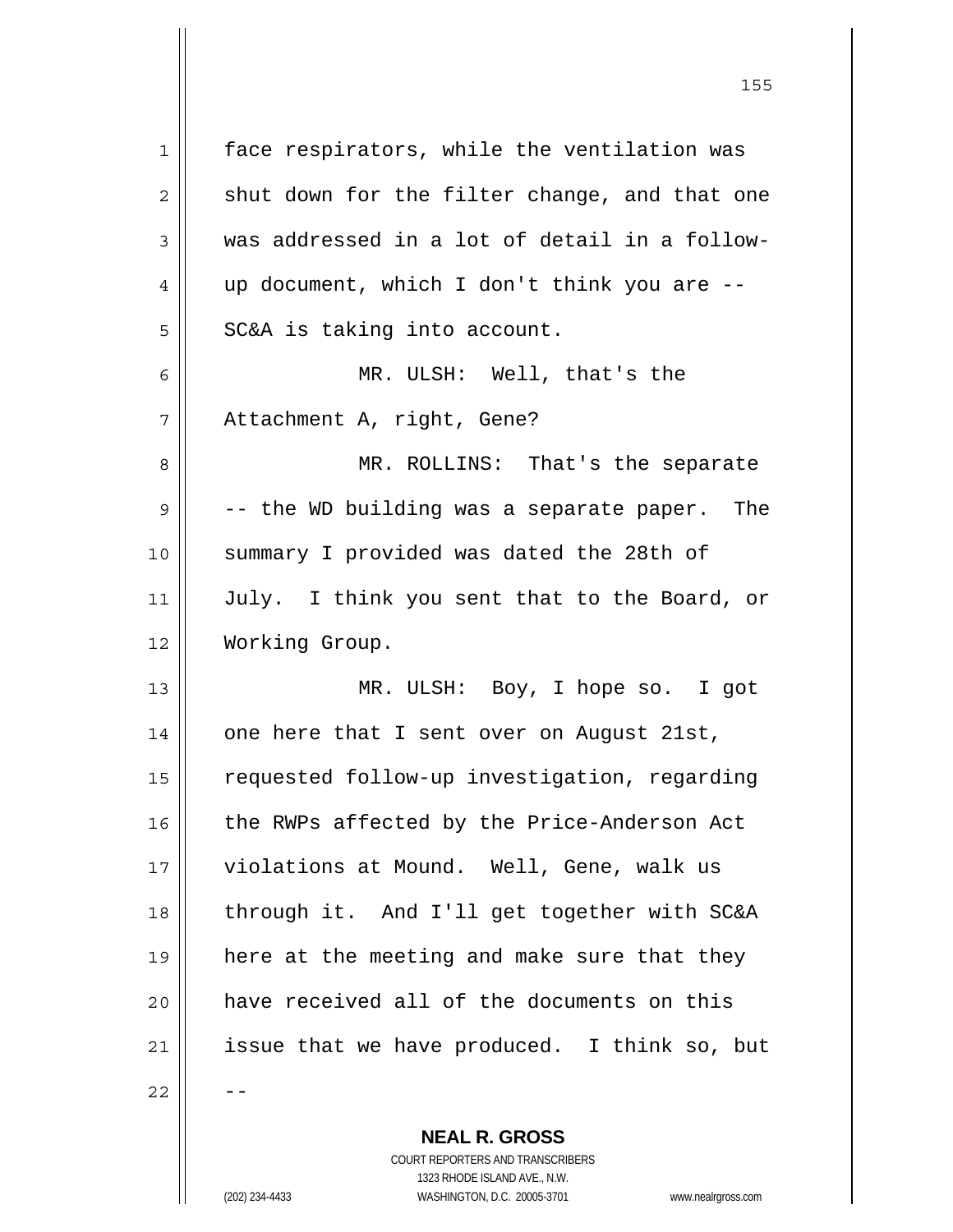face respirators, while the ventilation was shut down for the filter change, and that one was addressed in a lot of detail in a follow-up document, which I don't think you are -- SC&A is taking into account.

MR. ULSH: Well, that's the Attachment A, right, Gene?

MR. ROLLINS: That's the separate -- the WD building was a separate paper. The summary I provided was dated the 28th of July. I think you sent that to the Board, or Working Group.

MR. ULSH: Boy, I hope so. I got one here that I sent over on August 21st, requested follow-up investigation, regarding the RWPs affected by the Price-Anderson Act violations at Mound. Well, Gene, walk us through it. And I'll get together with SC&A here at the meeting and make sure that they have received all of the documents on this issue that we have produced. I think so, but --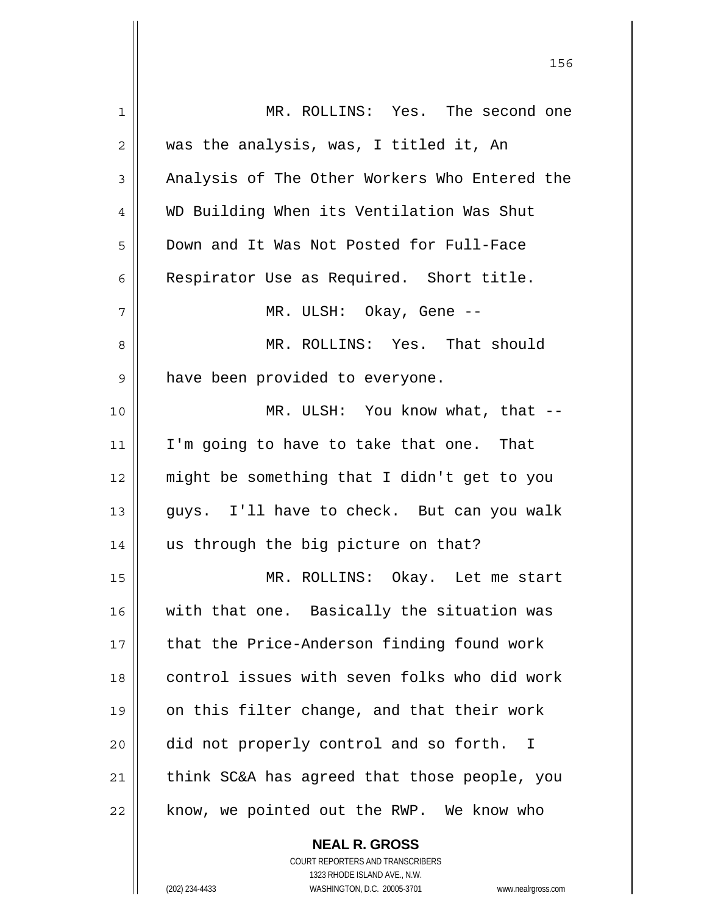MR. ROLLINS: Yes. The second one was the analysis, was, I titled it, An Analysis of The Other Workers Who Entered the WD Building When its Ventilation Was Shut Down and It Was Not Posted for Full-Face Respirator Use as Required. Short title.

MR. ULSH: Okay, Gene --

MR. ROLLINS: Yes. That should have been provided to everyone.

MR. ULSH: You know what, that -- I'm going to have to take that one. That might be something that I didn't get to you guys. I'll have to check. But can you walk us through the big picture on that?

MR. ROLLINS: Okay. Let me start with that one. Basically the situation was that the Price-Anderson finding found work control issues with seven folks who did work on this filter change, and that their work did not properly control and so forth. I think SC&A has agreed that those people, you know, we pointed out the RWP. We know who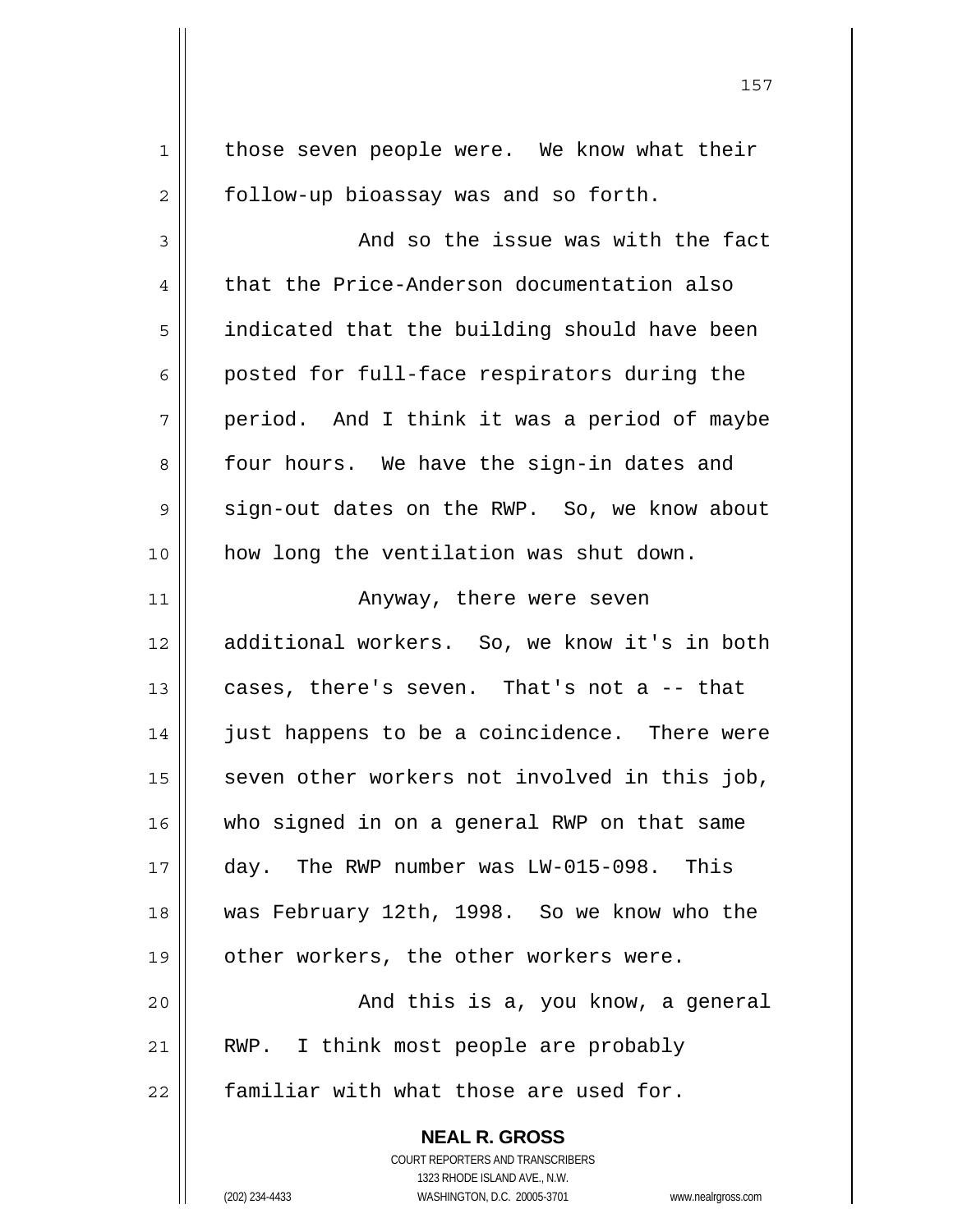those seven people were. We know what their follow-up bioassay was and so forth.

And so the issue was with the fact that the Price-Anderson documentation also indicated that the building should have been posted for full-face respirators during the period. And I think it was a period of maybe four hours. We have the sign-in dates and sign-out dates on the RWP. So, we know about how long the ventilation was shut down.

Anyway, there were seven additional workers. So, we know it's in both cases, there's seven. That's not a -- that just happens to be a coincidence. There were seven other workers not involved in this job, who signed in on a general RWP on that same day. The RWP number was LW-015-098. This was February 12th, 1998. So we know who the other workers, the other workers were.

And this is a, you know, a general RWP. I think most people are probably familiar with what those are used for.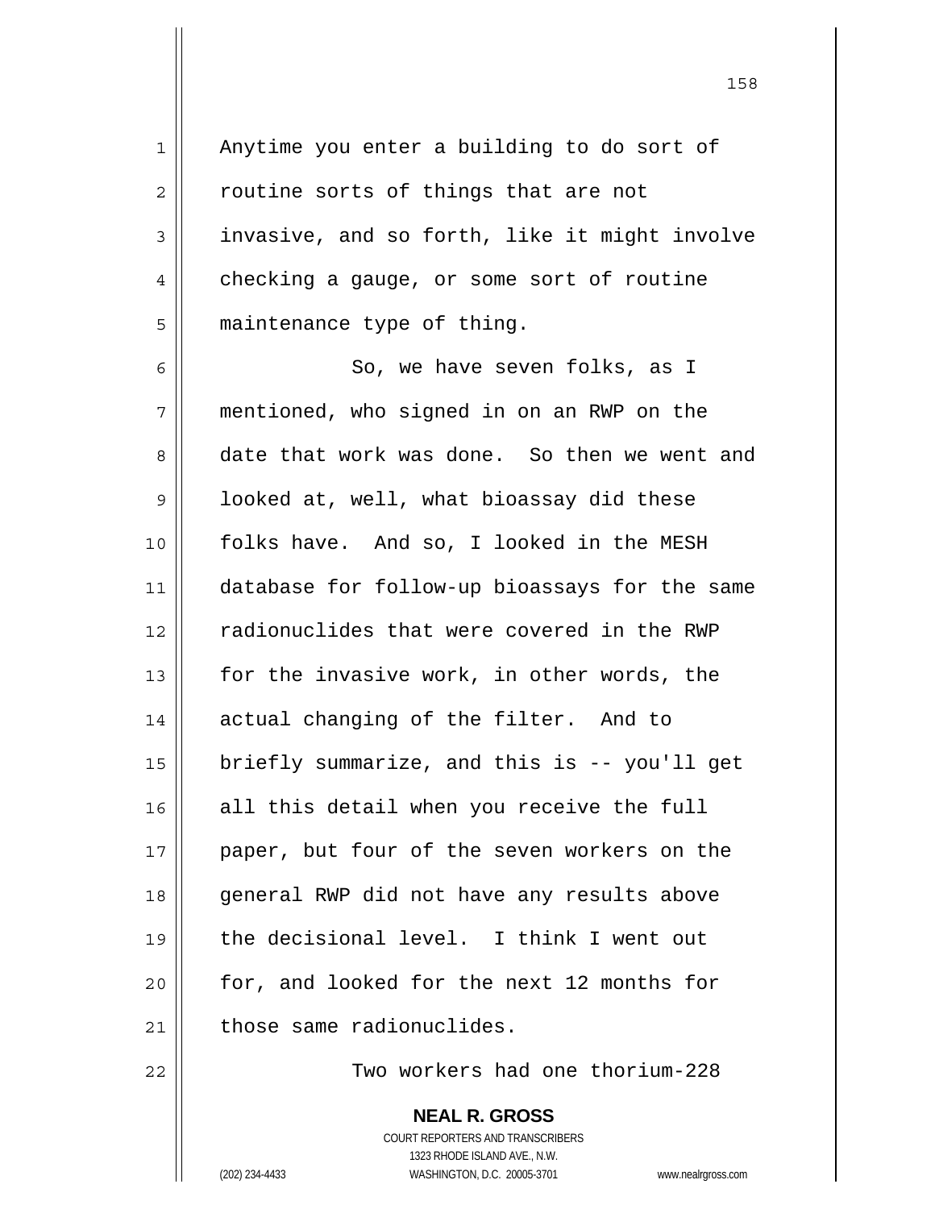Anytime you enter a building to do sort of routine sorts of things that are not invasive, and so forth, like it might involve checking a gauge, or some sort of routine maintenance type of thing.

So, we have seven folks, as I mentioned, who signed in on an RWP on the date that work was done. So then we went and looked at, well, what bioassay did these folks have. And so, I looked in the MESH database for follow-up bioassays for the same radionuclides that were covered in the RWP for the invasive work, in other words, the actual changing of the filter. And to briefly summarize, and this is -- you'll get all this detail when you receive the full paper, but four of the seven workers on the general RWP did not have any results above the decisional level. I think I went out for, and looked for the next 12 months for those same radionuclides.

Two workers had one thorium-228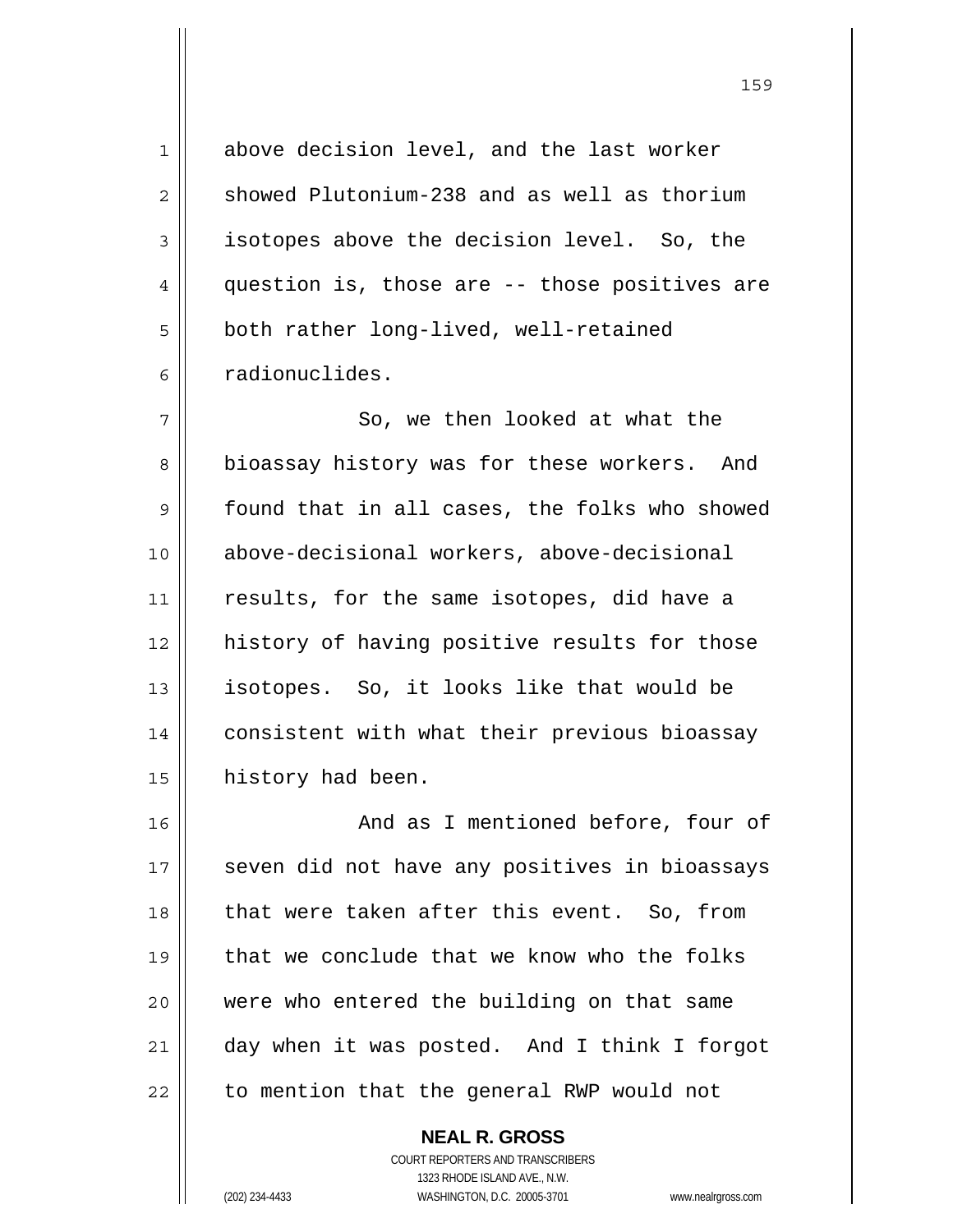above decision level, and the last worker showed Plutonium-238 and as well as thorium isotopes above the decision level. So, the question is, those are -- those positives are both rather long-lived, well-retained radionuclides.

So, we then looked at what the bioassay history was for these workers. And found that in all cases, the folks who showed above-decisional workers, above-decisional results, for the same isotopes, did have a history of having positive results for those isotopes. So, it looks like that would be consistent with what their previous bioassay history had been.

And as I mentioned before, four of seven did not have any positives in bioassays that were taken after this event. So, from that we conclude that we know who the folks were who entered the building on that same day when it was posted. And I think I forgot to mention that the general RWP would not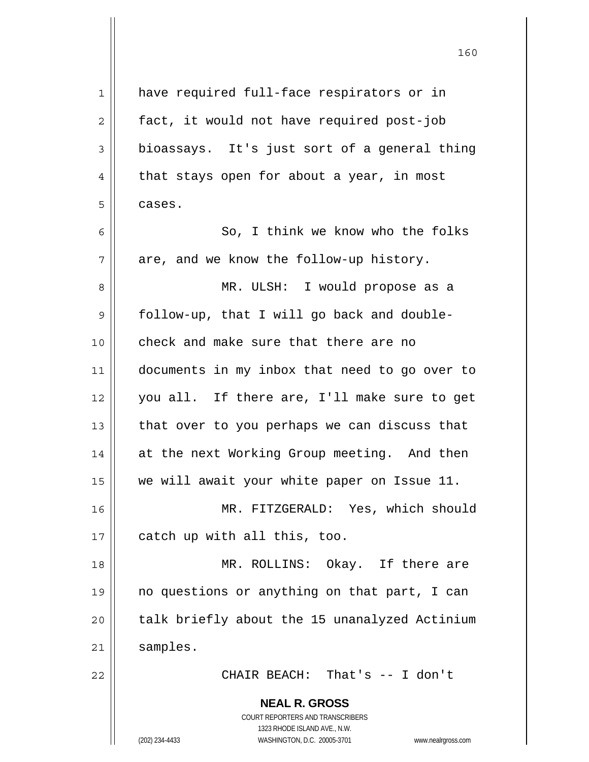have required full-face respirators or in fact, it would not have required post-job bioassays. It's just sort of a general thing that stays open for about a year, in most cases.

So, I think we know who the folks are, and we know the follow-up history.

MR. ULSH: I would propose as a follow-up, that I will go back and double-check and make sure that there are no documents in my inbox that need to go over to you all. If there are, I'll make sure to get that over to you perhaps we can discuss that at the next Working Group meeting. And then we will await your white paper on Issue 11.

MR. FITZGERALD: Yes, which should catch up with all this, too.

MR. ROLLINS: Okay. If there are no questions or anything on that part, I can talk briefly about the 15 unanalyzed Actinium samples.

CHAIR BEACH: That's -- I don't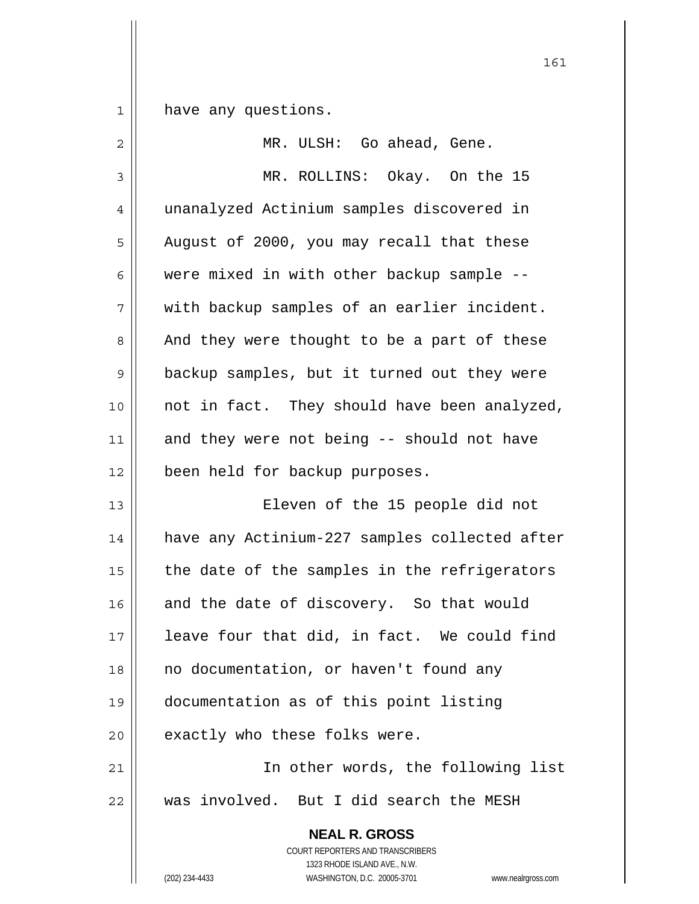have any questions.

MR. ULSH: Go ahead, Gene.

MR. ROLLINS: Okay. On the 15 unanalyzed Actinium samples discovered in August of 2000, you may recall that these were mixed in with other backup sample -- with backup samples of an earlier incident. And they were thought to be a part of these backup samples, but it turned out they were not in fact. They should have been analyzed, and they were not being -- should not have been held for backup purposes.

Eleven of the 15 people did not have any Actinium-227 samples collected after the date of the samples in the refrigerators and the date of discovery. So that would leave four that did, in fact. We could find no documentation, or haven't found any documentation as of this point listing exactly who these folks were.

In other words, the following list was involved. But I did search the MESH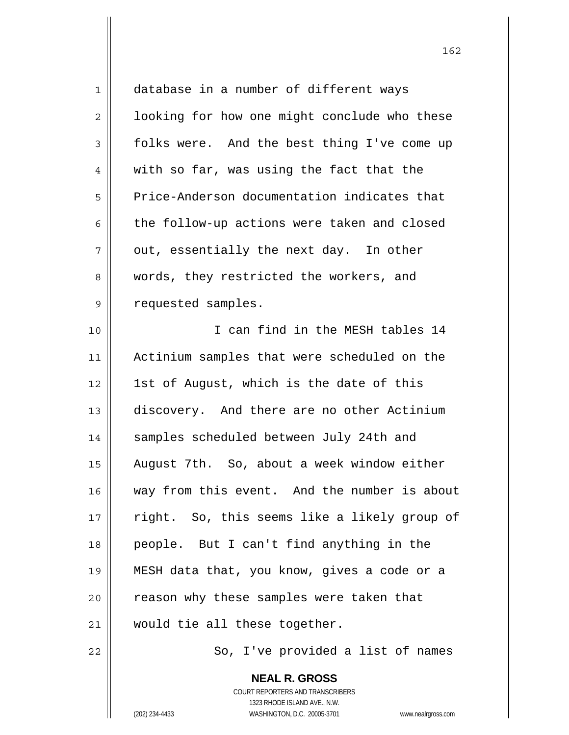database in a number of different ways looking for how one might conclude who these folks were. And the best thing I've come up with so far, was using the fact that the Price-Anderson documentation indicates that the follow-up actions were taken and closed out, essentially the next day. In other words, they restricted the workers, and requested samples.

I can find in the MESH tables 14 Actinium samples that were scheduled on the 1st of August, which is the date of this discovery. And there are no other Actinium samples scheduled between July 24th and August 7th. So, about a week window either way from this event. And the number is about right. So, this seems like a likely group of people. But I can't find anything in the MESH data that, you know, gives a code or a reason why these samples were taken that would tie all these together.

So, I've provided a list of names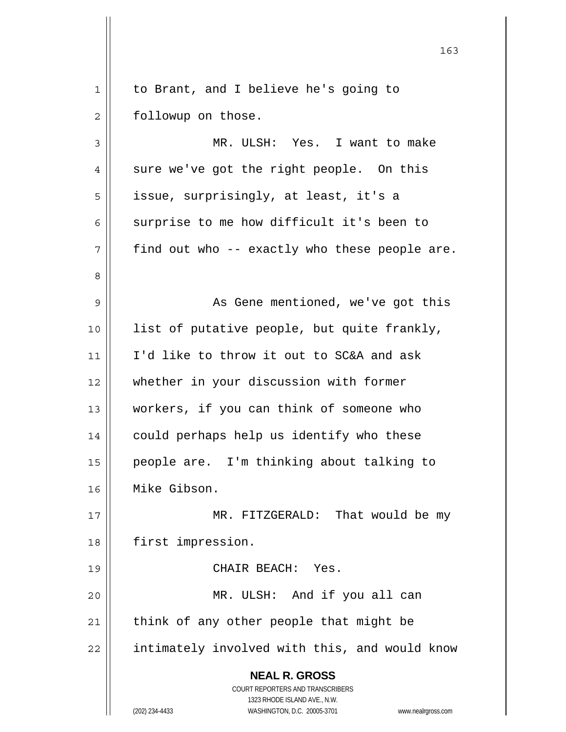to Brant, and I believe he's going to followup on those.

MR. ULSH: Yes. I want to make sure we've got the right people. On this issue, surprisingly, at least, it's a surprise to me how difficult it's been to find out who -- exactly who these people are.

As Gene mentioned, we've got this list of putative people, but quite frankly, I'd like to throw it out to SC&A and ask whether in your discussion with former workers, if you can think of someone who could perhaps help us identify who these people are. I'm thinking about talking to Mike Gibson.

MR. FITZGERALD: That would be my first impression.

CHAIR BEACH: Yes.

MR. ULSH: And if you all can think of any other people that might be intimately involved with this, and would know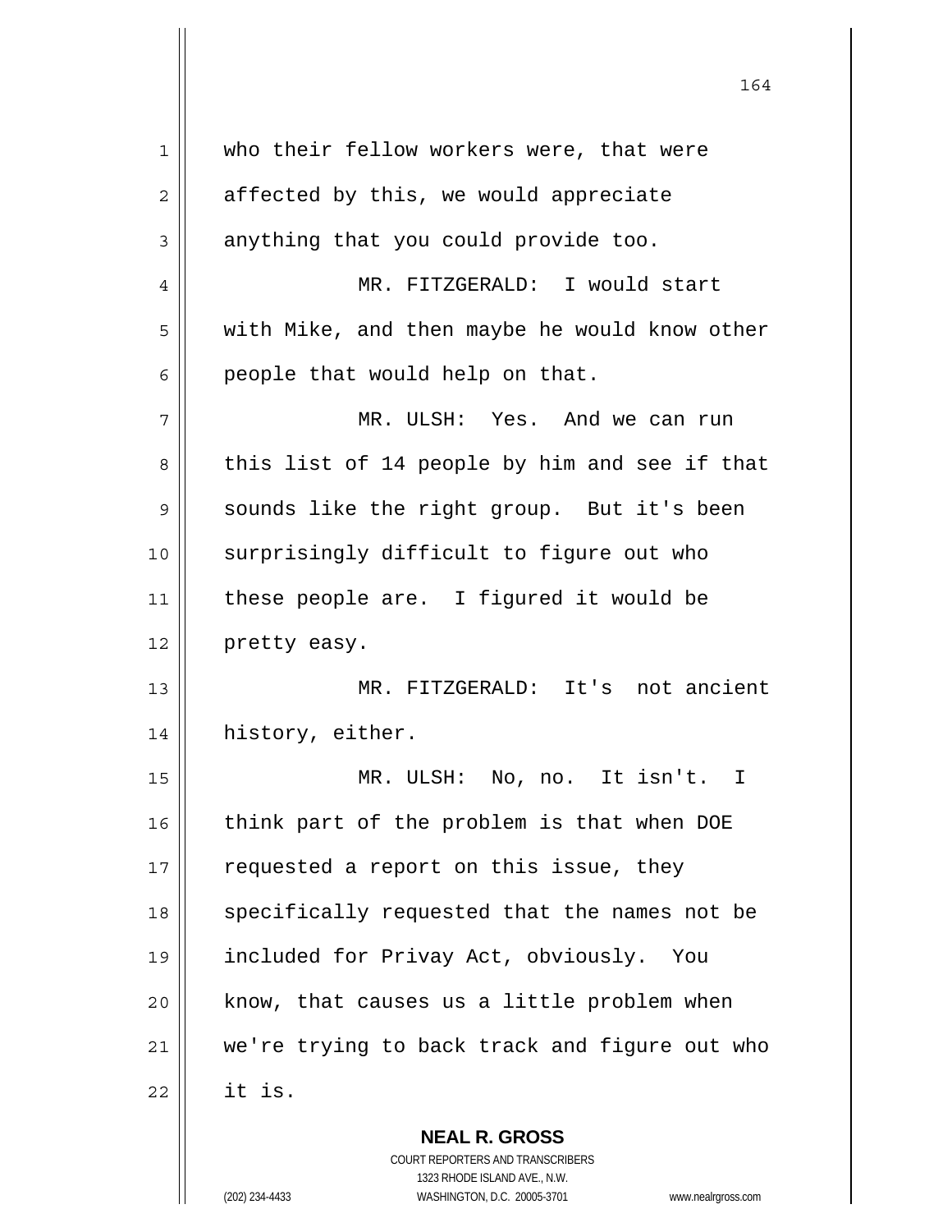who their fellow workers were, that were affected by this, we would appreciate anything that you could provide too.

MR. FITZGERALD: I would start with Mike, and then maybe he would know other people that would help on that.

MR. ULSH: Yes. And we can run this list of 14 people by him and see if that sounds like the right group. But it's been surprisingly difficult to figure out who these people are. I figured it would be pretty easy.

MR. FITZGERALD: It's not ancient history, either.

MR. ULSH: No, no. It isn't. I think part of the problem is that when DOE requested a report on this issue, they specifically requested that the names not be included for Privay Act, obviously. You know, that causes us a little problem when we're trying to back track and figure out who it is.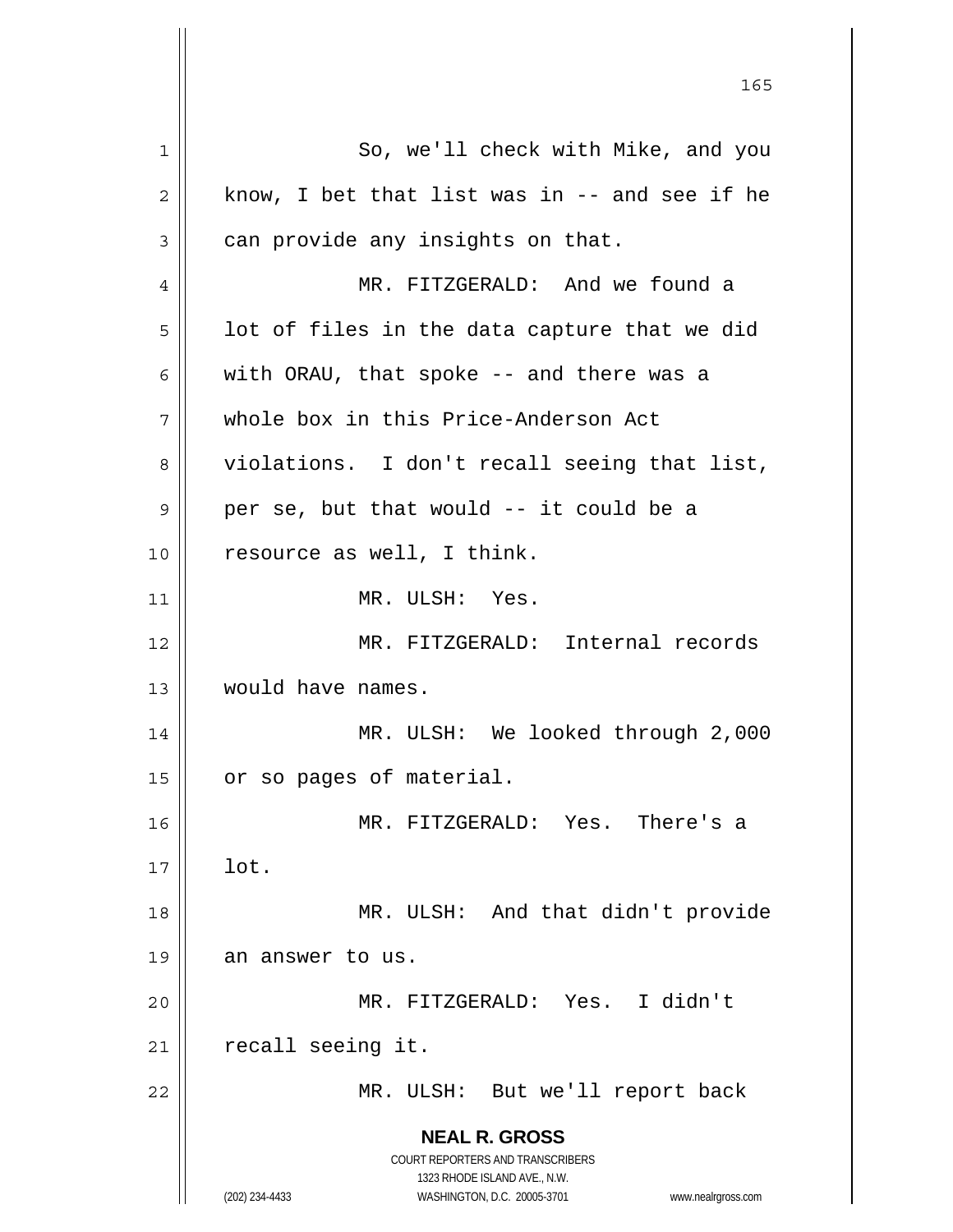So, we'll check with Mike, and you know, I bet that list was in -- and see if he can provide any insights on that.

MR. FITZGERALD: And we found a lot of files in the data capture that we did with ORAU, that spoke -- and there was a whole box in this Price-Anderson Act violations. I don't recall seeing that list, per se, but that would -- it could be a resource as well, I think.

MR. ULSH: Yes.

MR. FITZGERALD: Internal records would have names.

MR. ULSH: We looked through 2,000 or so pages of material.

MR. FITZGERALD: Yes. There's a lot.

MR. ULSH: And that didn't provide an answer to us.

MR. FITZGERALD: Yes. I didn't recall seeing it.

MR. ULSH: But we'll report back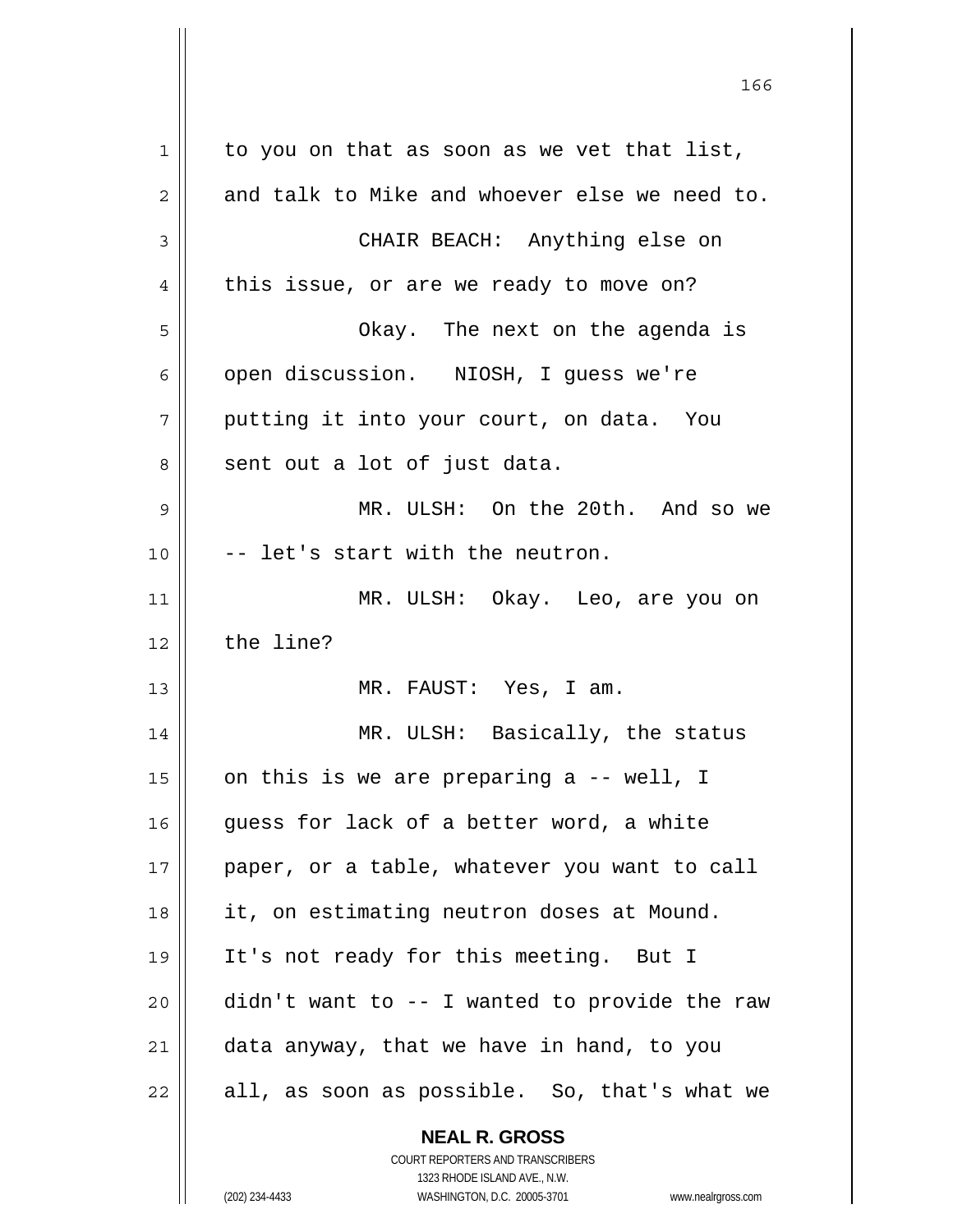to you on that as soon as we vet that list, and talk to Mike and whoever else we need to.

CHAIR BEACH: Anything else on this issue, or are we ready to move on?

Okay. The next on the agenda is open discussion. NIOSH, I guess we're putting it into your court, on data. You sent out a lot of just data.

MR. ULSH: On the 20th. And so we -- let's start with the neutron.

MR. ULSH: Okay. Leo, are you on the line?

MR. FAUST: Yes, I am.

MR. ULSH: Basically, the status on this is we are preparing a -- well, I guess for lack of a better word, a white paper, or a table, whatever you want to call it, on estimating neutron doses at Mound. It's not ready for this meeting. But I didn't want to -- I wanted to provide the raw data anyway, that we have in hand, to you all, as soon as possible. So, that's what we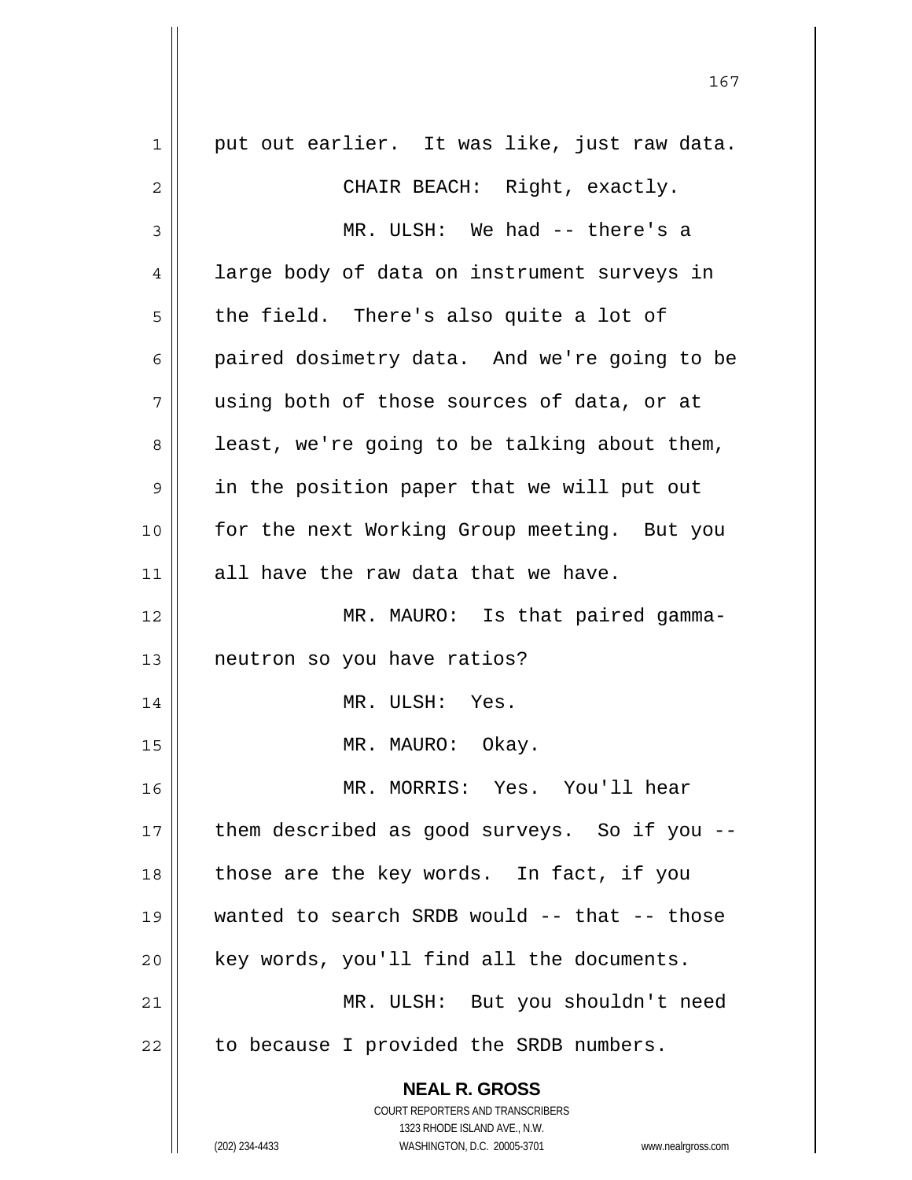put out earlier. It was like, just raw data.

CHAIR BEACH: Right, exactly.

MR. ULSH: We had -- there's a large body of data on instrument surveys in the field. There's also quite a lot of paired dosimetry data. And we're going to be using both of those sources of data, or at least, we're going to be talking about them, in the position paper that we will put out for the next Working Group meeting. But you all have the raw data that we have.

MR. MAURO: Is that paired gamma-neutron so you have ratios?

MR. ULSH: Yes.

MR. MAURO: Okay.

MR. MORRIS: Yes. You'll hear them described as good surveys. So if you -- those are the key words. In fact, if you wanted to search SRDB would -- that -- those key words, you'll find all the documents.

MR. ULSH: But you shouldn't need to because I provided the SRDB numbers.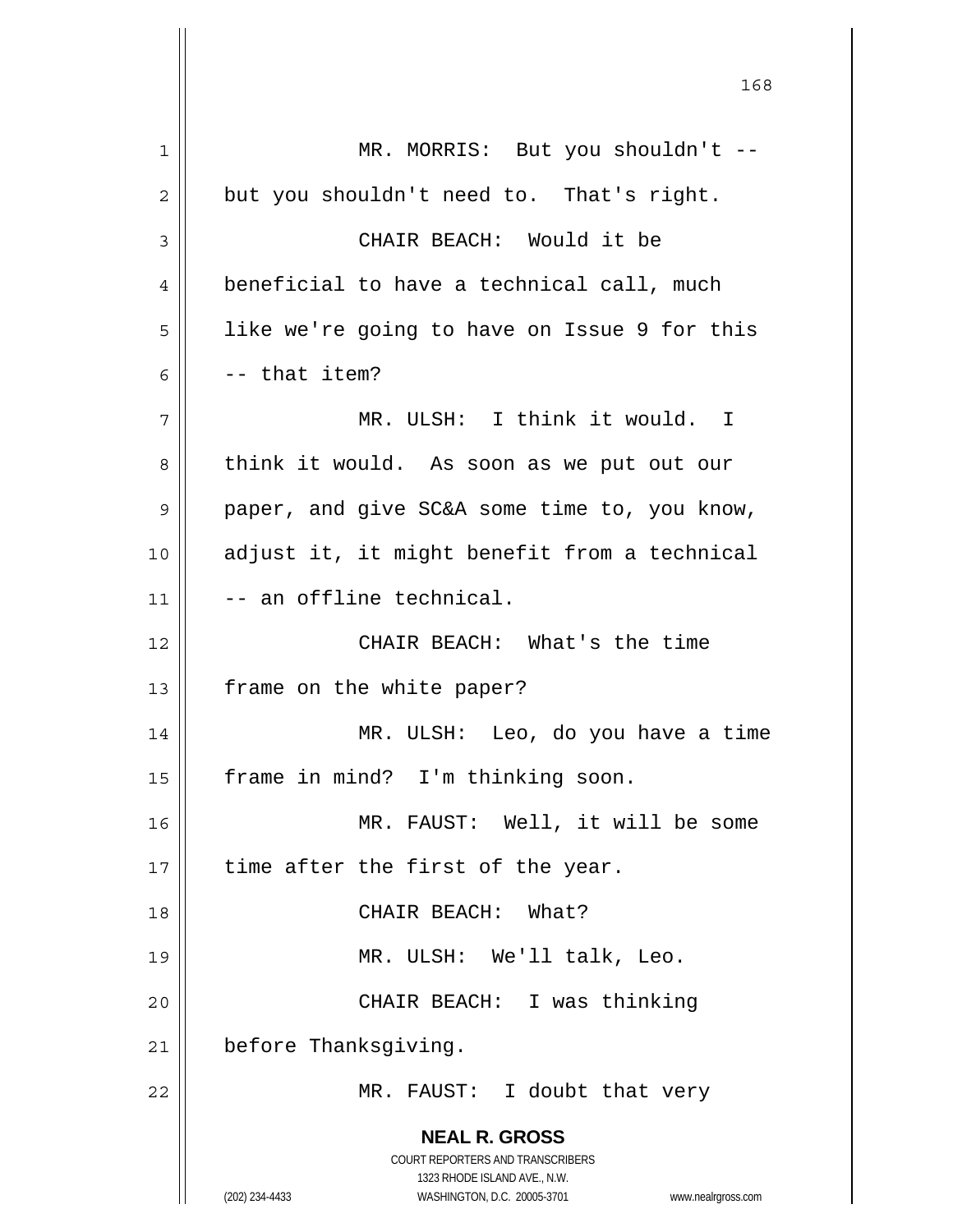MR. MORRIS: But you shouldn't -- but you shouldn't need to. That's right.

CHAIR BEACH: Would it be beneficial to have a technical call, much like we're going to have on Issue 9 for this -- that item?

MR. ULSH: I think it would. I think it would. As soon as we put out our paper, and give SC&A some time to, you know, adjust it, it might benefit from a technical -- an offline technical.

CHAIR BEACH: What's the time frame on the white paper?

MR. ULSH: Leo, do you have a time frame in mind? I'm thinking soon.

MR. FAUST: Well, it will be some time after the first of the year.

CHAIR BEACH: What?

MR. ULSH: We'll talk, Leo.

CHAIR BEACH: I was thinking before Thanksgiving.

MR. FAUST: I doubt that very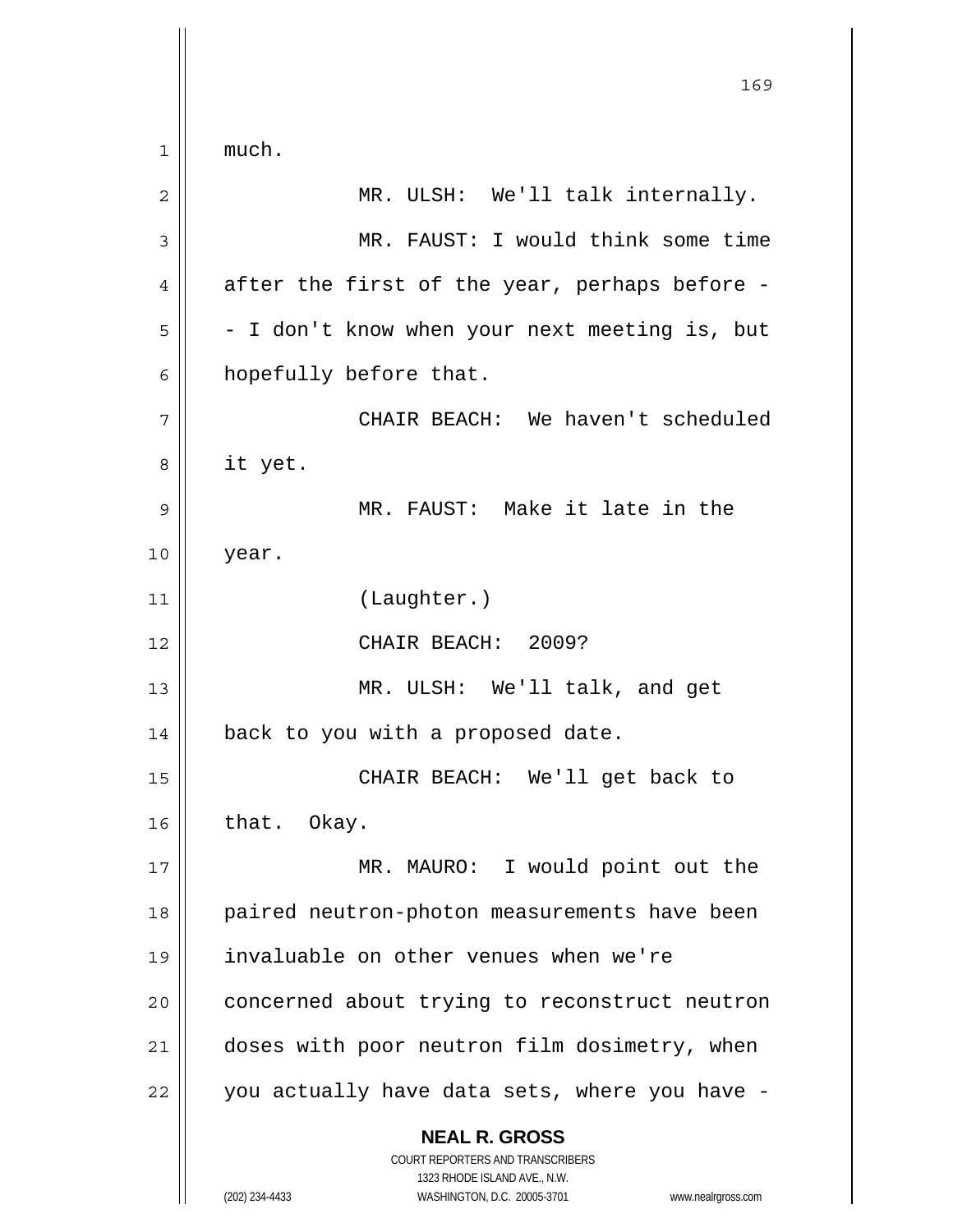much.

MR. ULSH: We'll talk internally.

MR. FAUST: I would think some time after the first of the year, perhaps before -- I don't know when your next meeting is, but hopefully before that.

CHAIR BEACH: We haven't scheduled it yet.

MR. FAUST: Make it late in the year.

(Laughter.)

CHAIR BEACH: 2009?

MR. ULSH: We'll talk, and get back to you with a proposed date.

CHAIR BEACH: We'll get back to that. Okay.

MR. MAURO: I would point out the paired neutron-photon measurements have been invaluable on other venues when we're concerned about trying to reconstruct neutron doses with poor neutron film dosimetry, when you actually have data sets, where you have -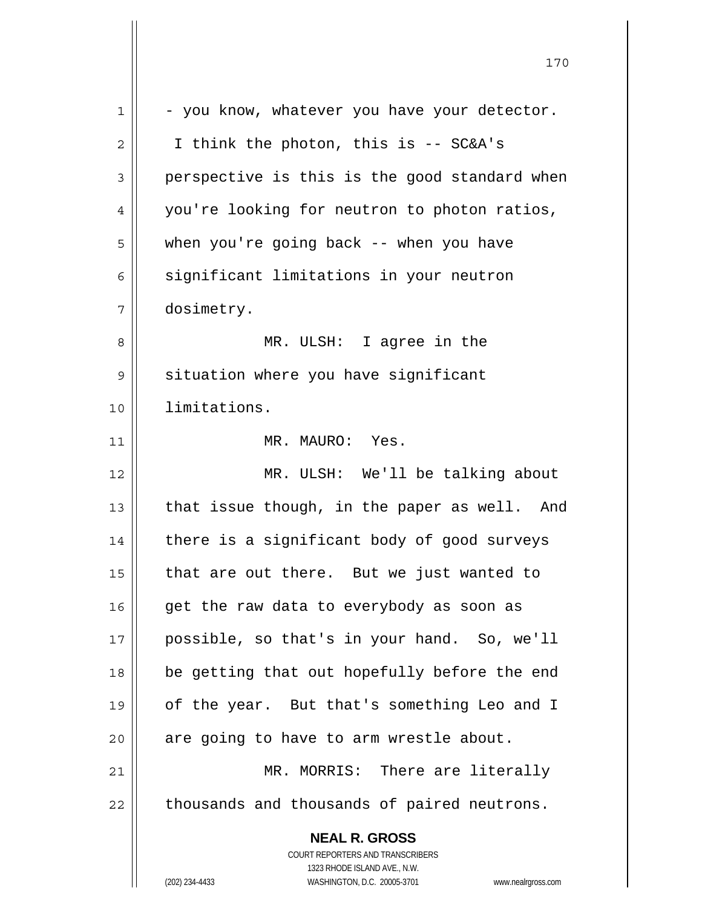- you know, whatever you have your detector. I think the photon, this is -- SC&A's perspective is this is the good standard when you're looking for neutron to photon ratios, when you're going back -- when you have significant limitations in your neutron dosimetry.

MR. ULSH: I agree in the situation where you have significant limitations.

MR. MAURO: Yes.

MR. ULSH: We'll be talking about that issue though, in the paper as well. And there is a significant body of good surveys that are out there. But we just wanted to get the raw data to everybody as soon as possible, so that's in your hand. So, we'll be getting that out hopefully before the end of the year. But that's something Leo and I are going to have to arm wrestle about.

MR. MORRIS: There are literally thousands and thousands of paired neutrons.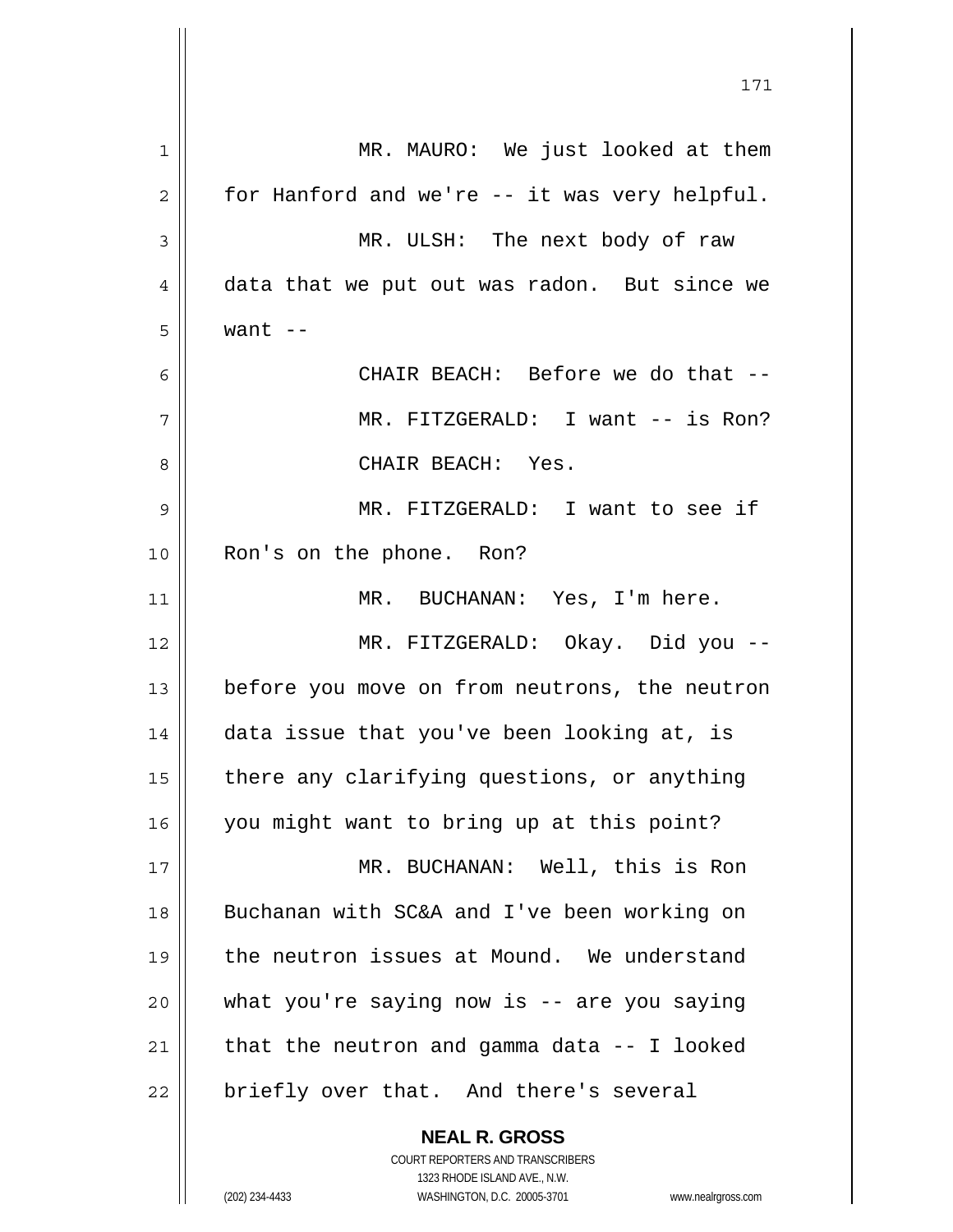MR. MAURO: We just looked at them for Hanford and we're -- it was very helpful.

MR. ULSH: The next body of raw data that we put out was radon. But since we want --

CHAIR BEACH: Before we do that --

MR. FITZGERALD: I want -- is Ron?

CHAIR BEACH: Yes.

MR. FITZGERALD: I want to see if Ron's on the phone. Ron?

MR. BUCHANAN: Yes, I'm here.

MR. FITZGERALD: Okay. Did you -- before you move on from neutrons, the neutron data issue that you've been looking at, is there any clarifying questions, or anything you might want to bring up at this point?

MR. BUCHANAN: Well, this is Ron Buchanan with SC&A and I've been working on the neutron issues at Mound. We understand what you're saying now is -- are you saying that the neutron and gamma data -- I looked briefly over that. And there's several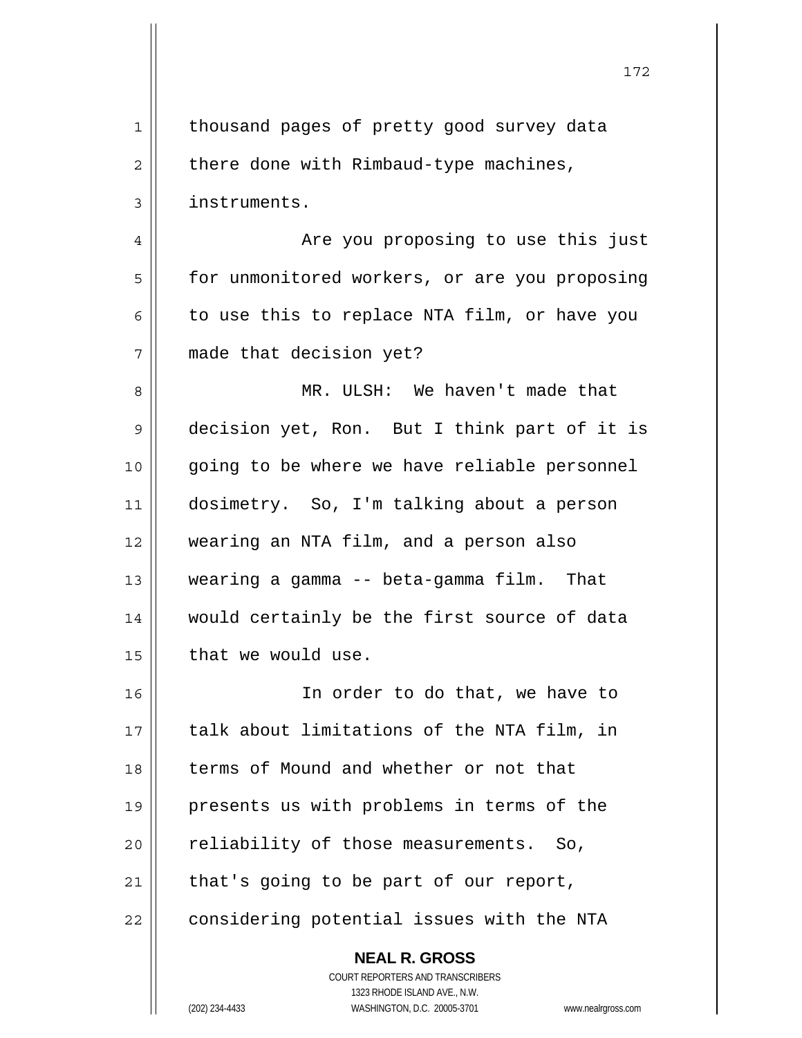thousand pages of pretty good survey data there done with Rimbaud-type machines, instruments.

Are you proposing to use this just for unmonitored workers, or are you proposing to use this to replace NTA film, or have you made that decision yet?

MR. ULSH: We haven't made that decision yet, Ron. But I think part of it is going to be where we have reliable personnel dosimetry. So, I'm talking about a person wearing an NTA film, and a person also wearing a gamma -- beta-gamma film. That would certainly be the first source of data that we would use.

In order to do that, we have to talk about limitations of the NTA film, in terms of Mound and whether or not that presents us with problems in terms of the reliability of those measurements. So, that's going to be part of our report, considering potential issues with the NTA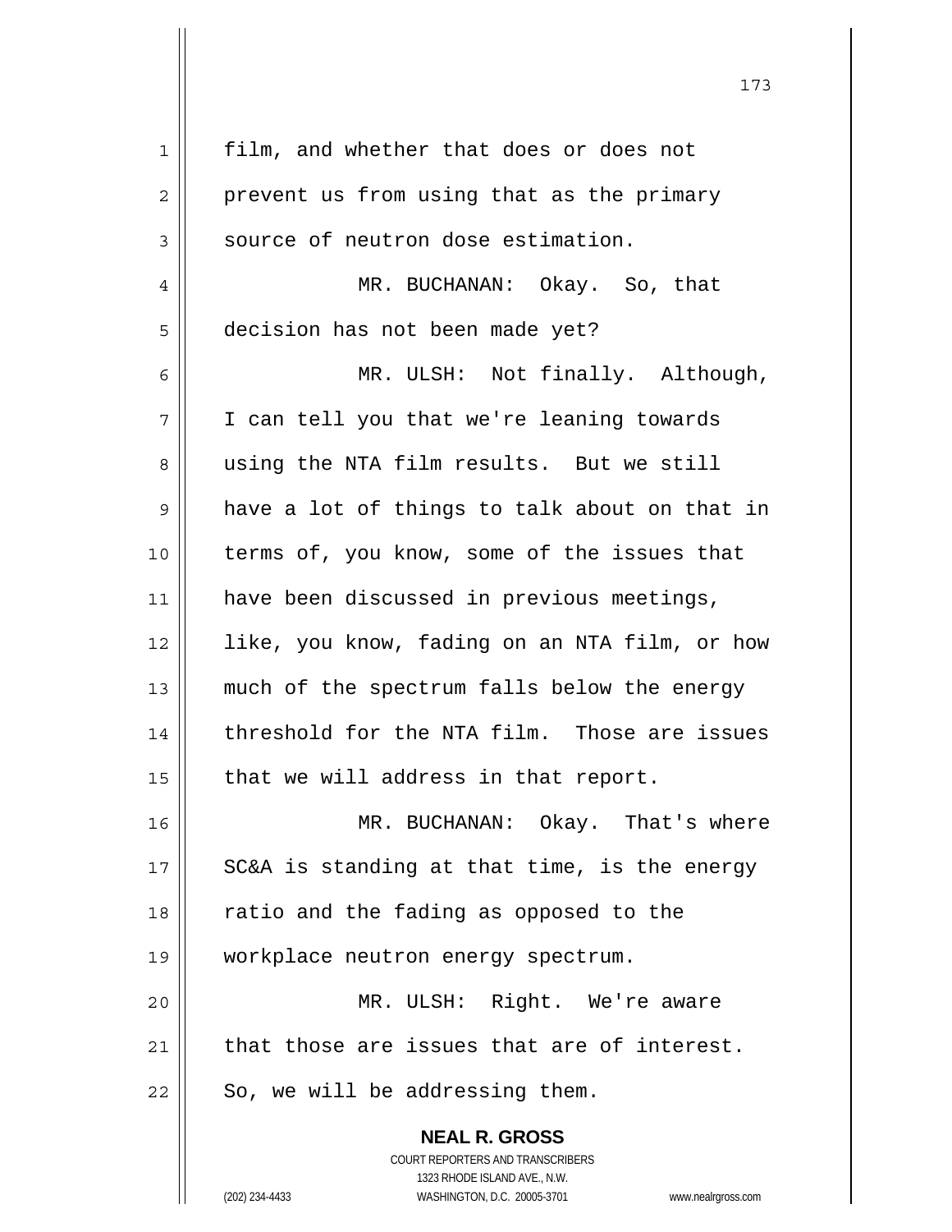film, and whether that does or does not prevent us from using that as the primary source of neutron dose estimation.

MR. BUCHANAN: Okay. So, that decision has not been made yet?

MR. ULSH: Not finally. Although, I can tell you that we're leaning towards using the NTA film results. But we still have a lot of things to talk about on that in terms of, you know, some of the issues that have been discussed in previous meetings, like, you know, fading on an NTA film, or how much of the spectrum falls below the energy threshold for the NTA film. Those are issues that we will address in that report.

MR. BUCHANAN: Okay. That's where SC&A is standing at that time, is the energy ratio and the fading as opposed to the workplace neutron energy spectrum.

MR. ULSH: Right. We're aware that those are issues that are of interest. So, we will be addressing them.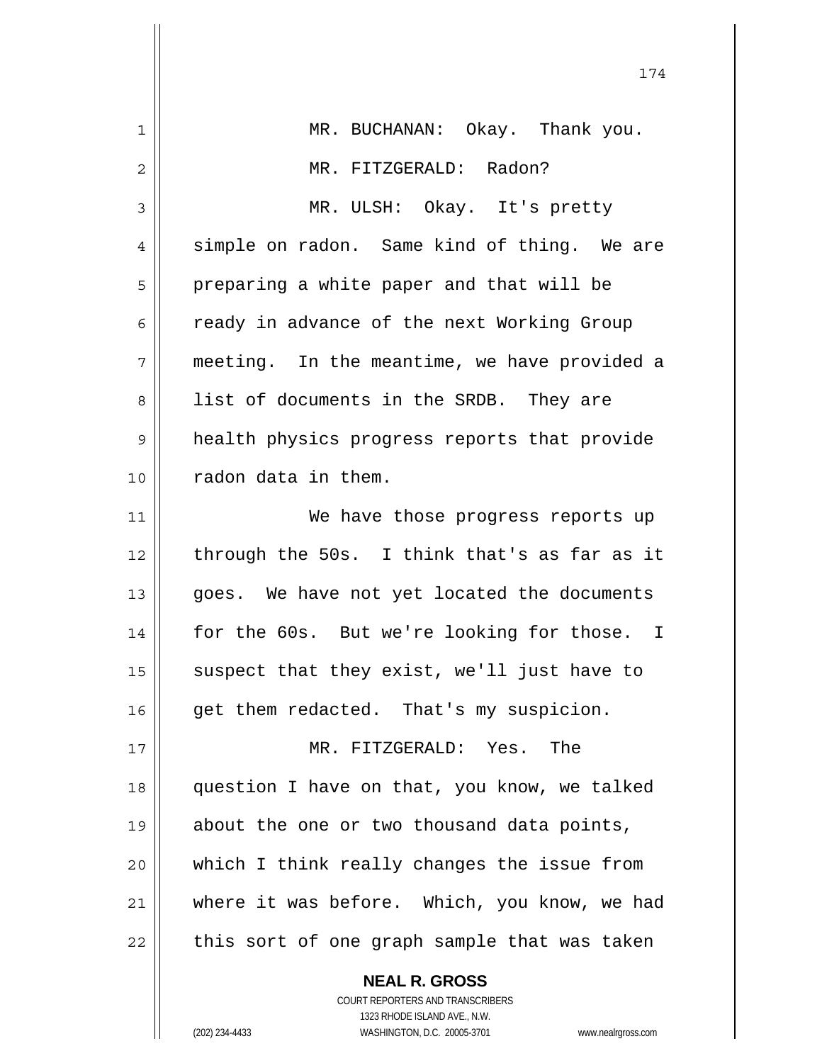MR. BUCHANAN: Okay. Thank you.

MR. FITZGERALD: Radon?

MR. ULSH: Okay. It's pretty simple on radon. Same kind of thing. We are preparing a white paper and that will be ready in advance of the next Working Group meeting. In the meantime, we have provided a list of documents in the SRDB. They are health physics progress reports that provide radon data in them.

We have those progress reports up through the 50s. I think that's as far as it goes. We have not yet located the documents for the 60s. But we're looking for those. I suspect that they exist, we'll just have to get them redacted. That's my suspicion.

MR. FITZGERALD: Yes. The question I have on that, you know, we talked about the one or two thousand data points, which I think really changes the issue from where it was before. Which, you know, we had this sort of one graph sample that was taken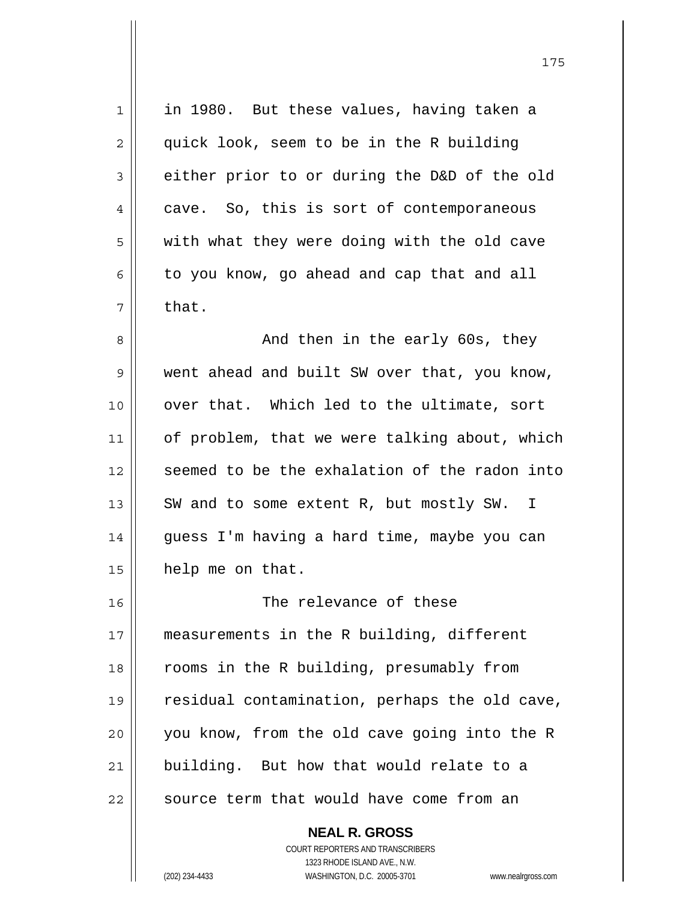in 1980. But these values, having taken a quick look, seem to be in the R building either prior to or during the D&D of the old cave. So, this is sort of contemporaneous with what they were doing with the old cave to you know, go ahead and cap that and all that.

And then in the early 60s, they went ahead and built SW over that, you know, over that. Which led to the ultimate, sort of problem, that we were talking about, which seemed to be the exhalation of the radon into SW and to some extent R, but mostly SW. I guess I'm having a hard time, maybe you can help me on that.

The relevance of these measurements in the R building, different rooms in the R building, presumably from residual contamination, perhaps the old cave, you know, from the old cave going into the R building. But how that would relate to a source term that would have come from an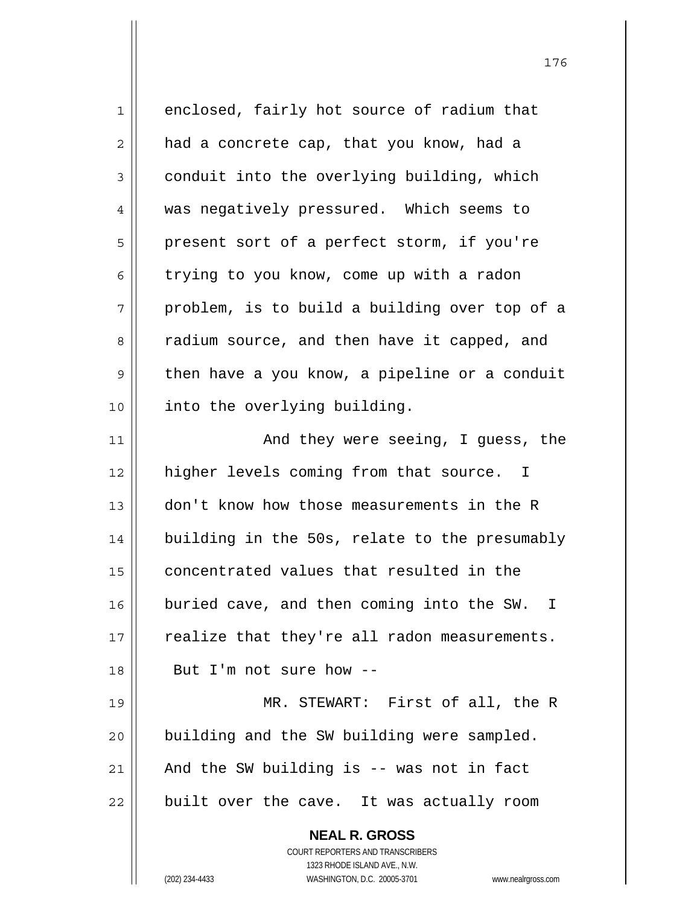enclosed, fairly hot source of radium that had a concrete cap, that you know, had a conduit into the overlying building, which was negatively pressured. Which seems to present sort of a perfect storm, if you're trying to you know, come up with a radon problem, is to build a building over top of a radium source, and then have it capped, and then have a you know, a pipeline or a conduit into the overlying building.

And they were seeing, I guess, the higher levels coming from that source. I don't know how those measurements in the R building in the 50s, relate to the presumably concentrated values that resulted in the buried cave, and then coming into the SW. I realize that they're all radon measurements. But I'm not sure how --

MR. STEWART: First of all, the R building and the SW building were sampled. And the SW building is -- was not in fact built over the cave. It was actually room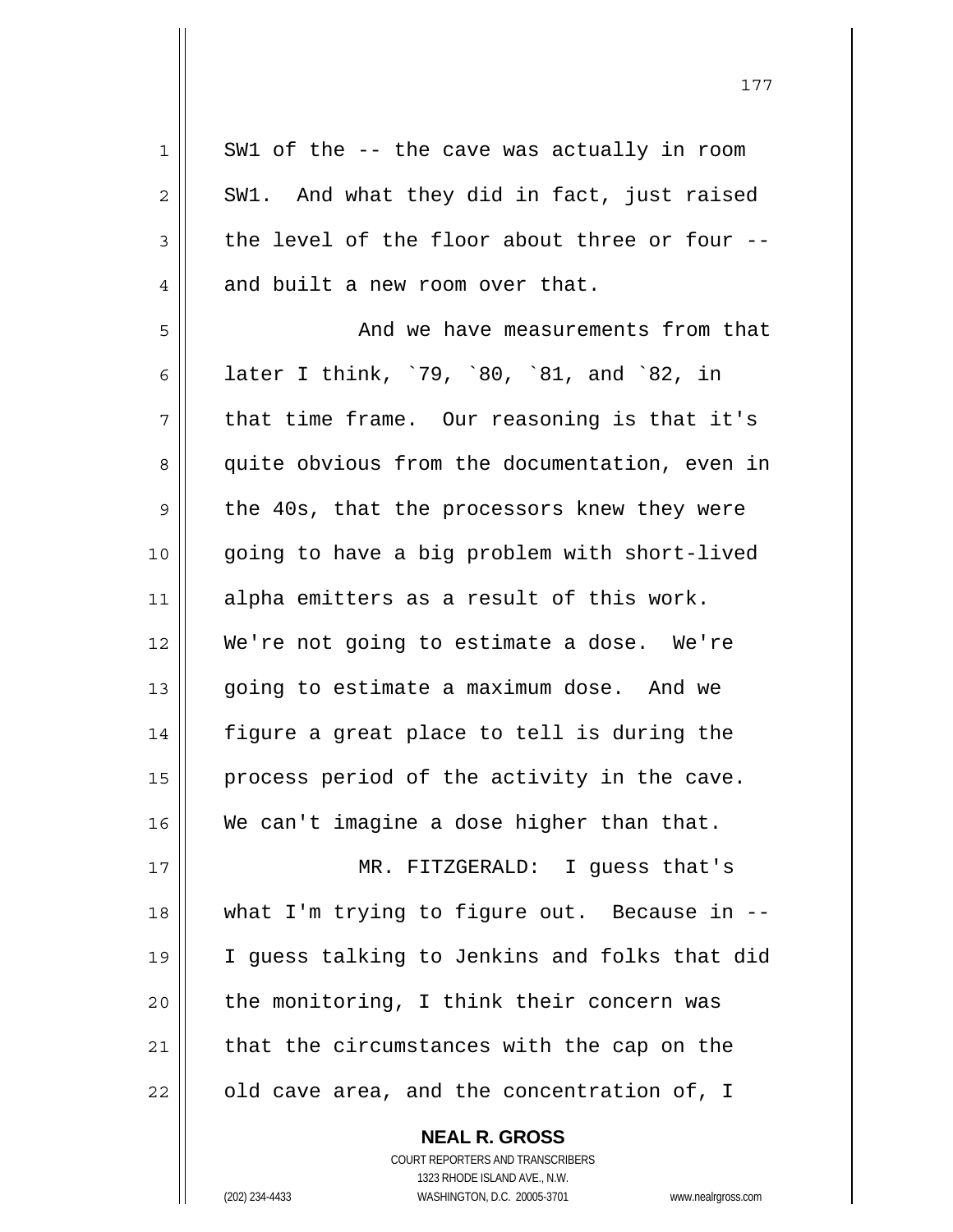SW1 of the -- the cave was actually in room SW1. And what they did in fact, just raised the level of the floor about three or four -- and built a new room over that.

And we have measurements from that later I think, `79, `80, `81, and `82, in that time frame. Our reasoning is that it's quite obvious from the documentation, even in the 40s, that the processors knew they were going to have a big problem with short-lived alpha emitters as a result of this work. We're not going to estimate a dose. We're going to estimate a maximum dose. And we figure a great place to tell is during the process period of the activity in the cave. We can't imagine a dose higher than that.

MR. FITZGERALD: I guess that's what I'm trying to figure out. Because in -- I guess talking to Jenkins and folks that did the monitoring, I think their concern was that the circumstances with the cap on the old cave area, and the concentration of, I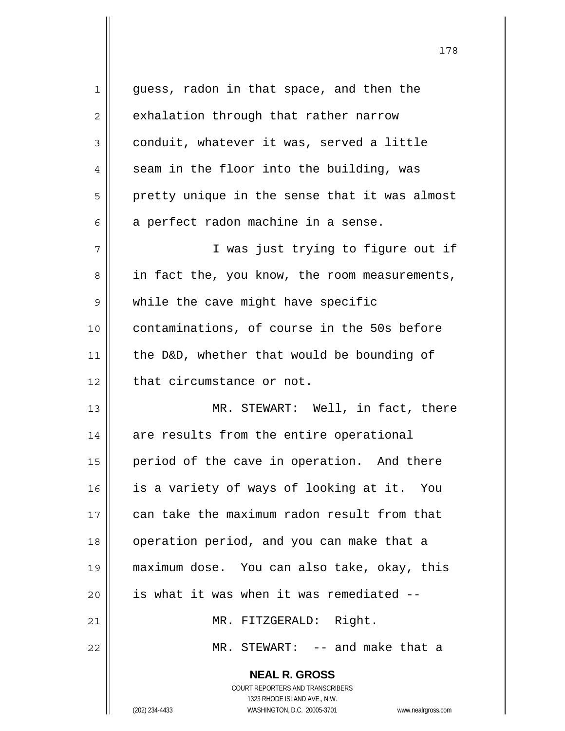guess, radon in that space, and then the exhalation through that rather narrow conduit, whatever it was, served a little seam in the floor into the building, was pretty unique in the sense that it was almost a perfect radon machine in a sense.

I was just trying to figure out if in fact the, you know, the room measurements, while the cave might have specific contaminations, of course in the 50s before the D&D, whether that would be bounding of that circumstance or not.

MR. STEWART: Well, in fact, there are results from the entire operational period of the cave in operation. And there is a variety of ways of looking at it. You can take the maximum radon result from that operation period, and you can make that a maximum dose. You can also take, okay, this is what it was when it was remediated --

MR. FITZGERALD: Right.

MR. STEWART: -- and make that a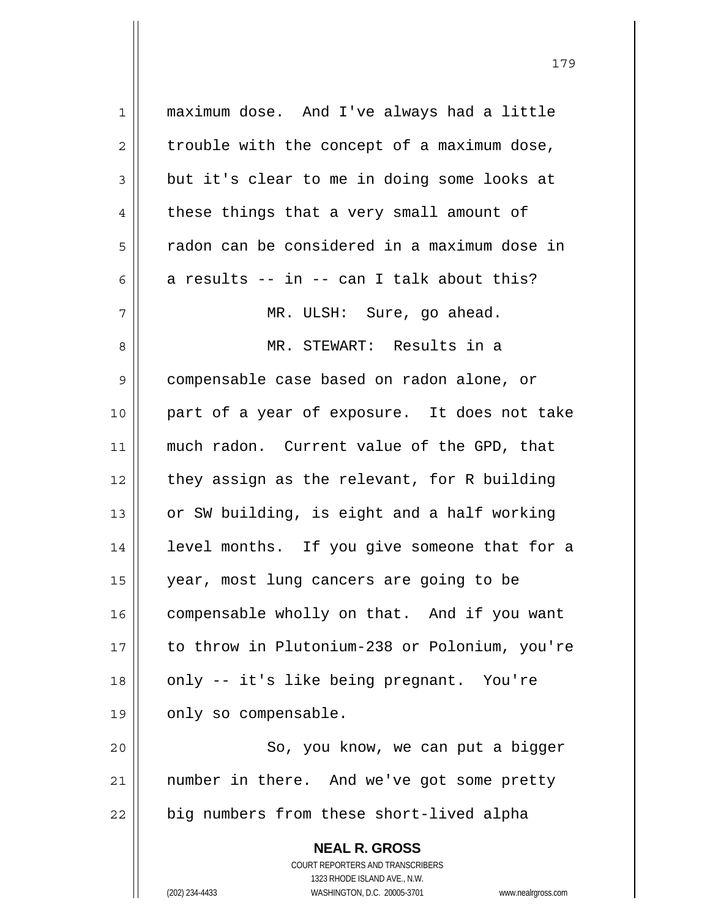maximum dose. And I've always had a little trouble with the concept of a maximum dose, but it's clear to me in doing some looks at these things that a very small amount of radon can be considered in a maximum dose in a results -- in -- can I talk about this?

MR. ULSH: Sure, go ahead.

MR. STEWART: Results in a compensable case based on radon alone, or part of a year of exposure. It does not take much radon. Current value of the GPD, that they assign as the relevant, for R building or SW building, is eight and a half working level months. If you give someone that for a year, most lung cancers are going to be compensable wholly on that. And if you want to throw in Plutonium-238 or Polonium, you're only -- it's like being pregnant. You're only so compensable.

So, you know, we can put a bigger number in there. And we've got some pretty big numbers from these short-lived alpha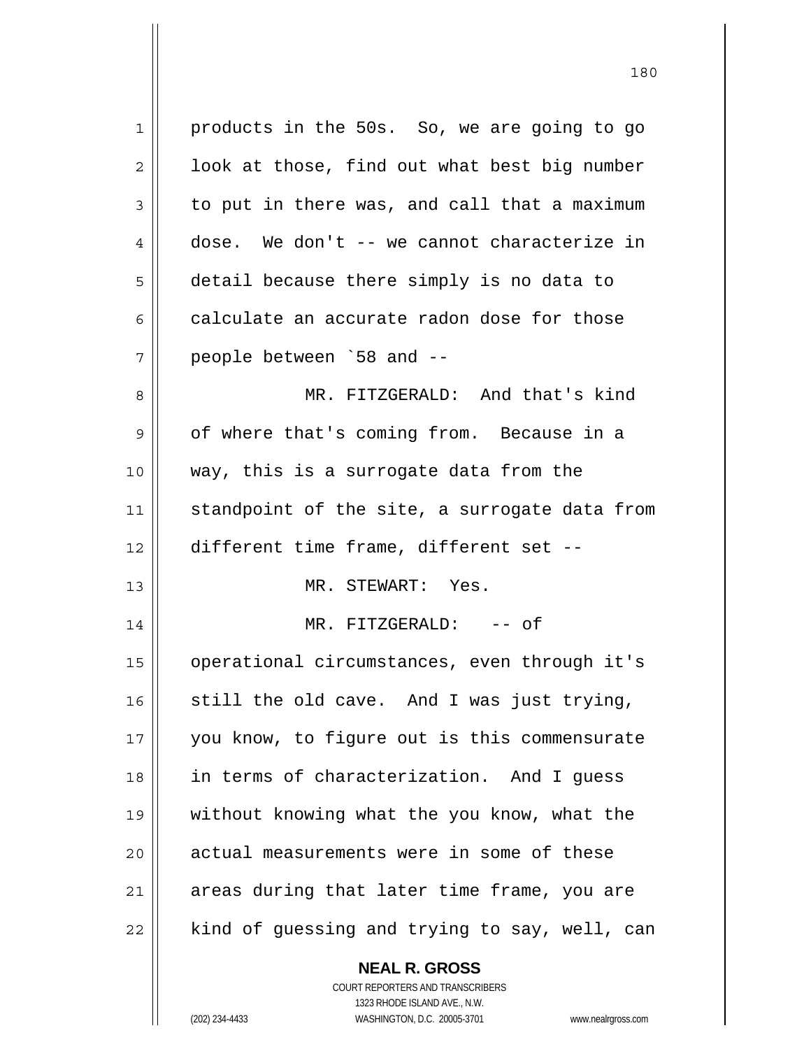products in the 50s. So, we are going to go look at those, find out what best big number to put in there was, and call that a maximum dose. We don't -- we cannot characterize in detail because there simply is no data to calculate an accurate radon dose for those people between `58 and --

MR. FITZGERALD: And that's kind of where that's coming from. Because in a way, this is a surrogate data from the standpoint of the site, a surrogate data from different time frame, different set --

MR. STEWART: Yes.

MR. FITZGERALD: -- of operational circumstances, even through it's still the old cave. And I was just trying, you know, to figure out is this commensurate in terms of characterization. And I guess without knowing what the you know, what the actual measurements were in some of these areas during that later time frame, you are kind of guessing and trying to say, well, can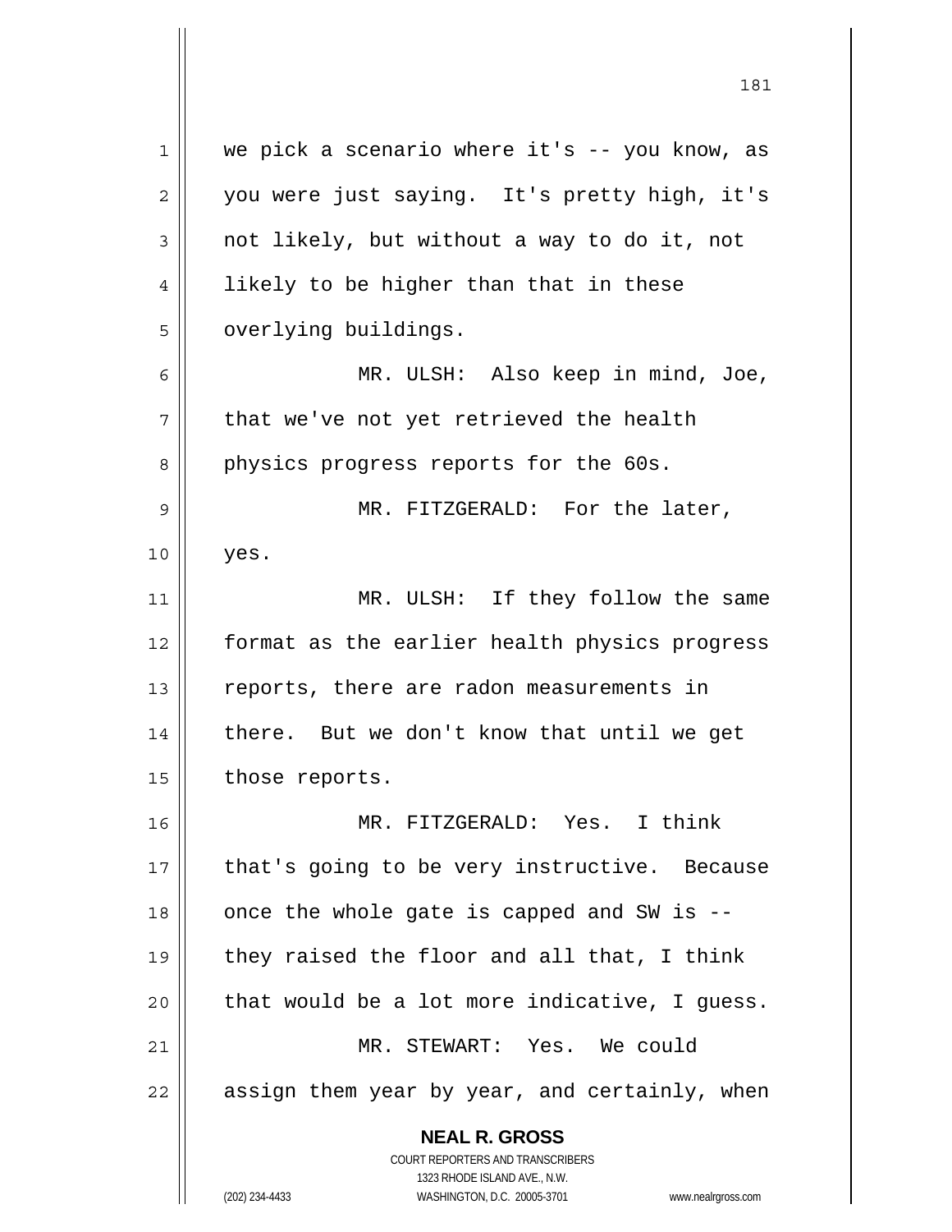we pick a scenario where it's -- you know, as you were just saying. It's pretty high, it's not likely, but without a way to do it, not likely to be higher than that in these overlying buildings.

MR. ULSH: Also keep in mind, Joe, that we've not yet retrieved the health physics progress reports for the 60s.

MR. FITZGERALD: For the later, yes.

MR. ULSH: If they follow the same format as the earlier health physics progress reports, there are radon measurements in there. But we don't know that until we get those reports.

MR. FITZGERALD: Yes. I think that's going to be very instructive. Because once the whole gate is capped and SW is -- they raised the floor and all that, I think that would be a lot more indicative, I guess.

MR. STEWART: Yes. We could assign them year by year, and certainly, when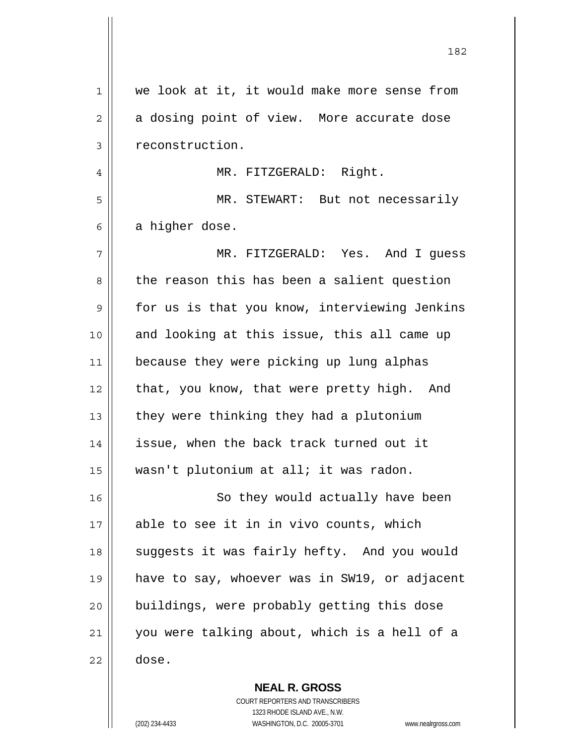we look at it, it would make more sense from a dosing point of view. More accurate dose reconstruction.

MR. FITZGERALD: Right.

MR. STEWART: But not necessarily a higher dose.

MR. FITZGERALD: Yes. And I guess the reason this has been a salient question for us is that you know, interviewing Jenkins and looking at this issue, this all came up because they were picking up lung alphas that, you know, that were pretty high. And they were thinking they had a plutonium issue, when the back track turned out it wasn't plutonium at all; it was radon.

So they would actually have been able to see it in in vivo counts, which suggests it was fairly hefty. And you would have to say, whoever was in SW19, or adjacent buildings, were probably getting this dose you were talking about, which is a hell of a dose.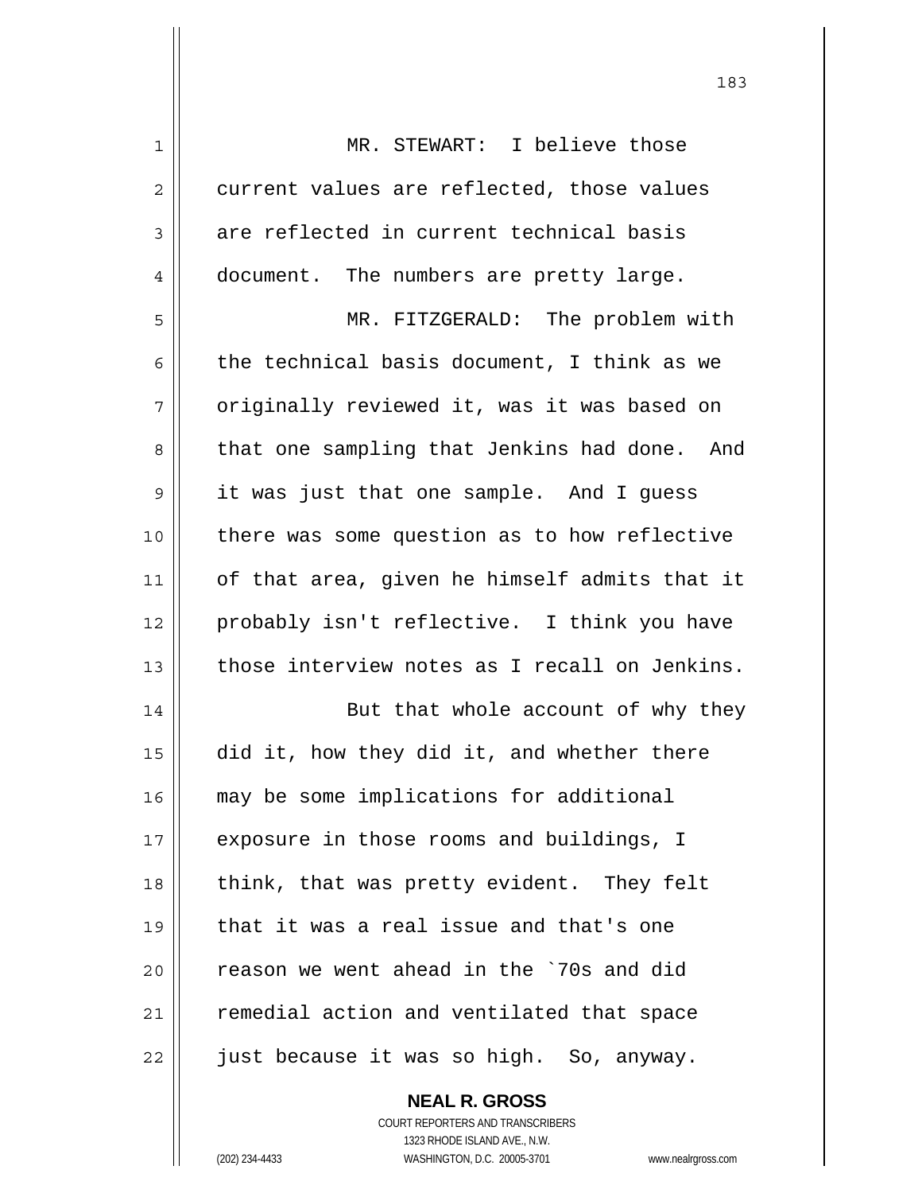MR. STEWART: I believe those current values are reflected, those values are reflected in current technical basis document. The numbers are pretty large.

MR. FITZGERALD: The problem with the technical basis document, I think as we originally reviewed it, was it was based on that one sampling that Jenkins had done. And it was just that one sample. And I guess there was some question as to how reflective of that area, given he himself admits that it probably isn't reflective. I think you have those interview notes as I recall on Jenkins.

But that whole account of why they did it, how they did it, and whether there may be some implications for additional exposure in those rooms and buildings, I think, that was pretty evident. They felt that it was a real issue and that's one reason we went ahead in the `70s and did remedial action and ventilated that space just because it was so high. So, anyway.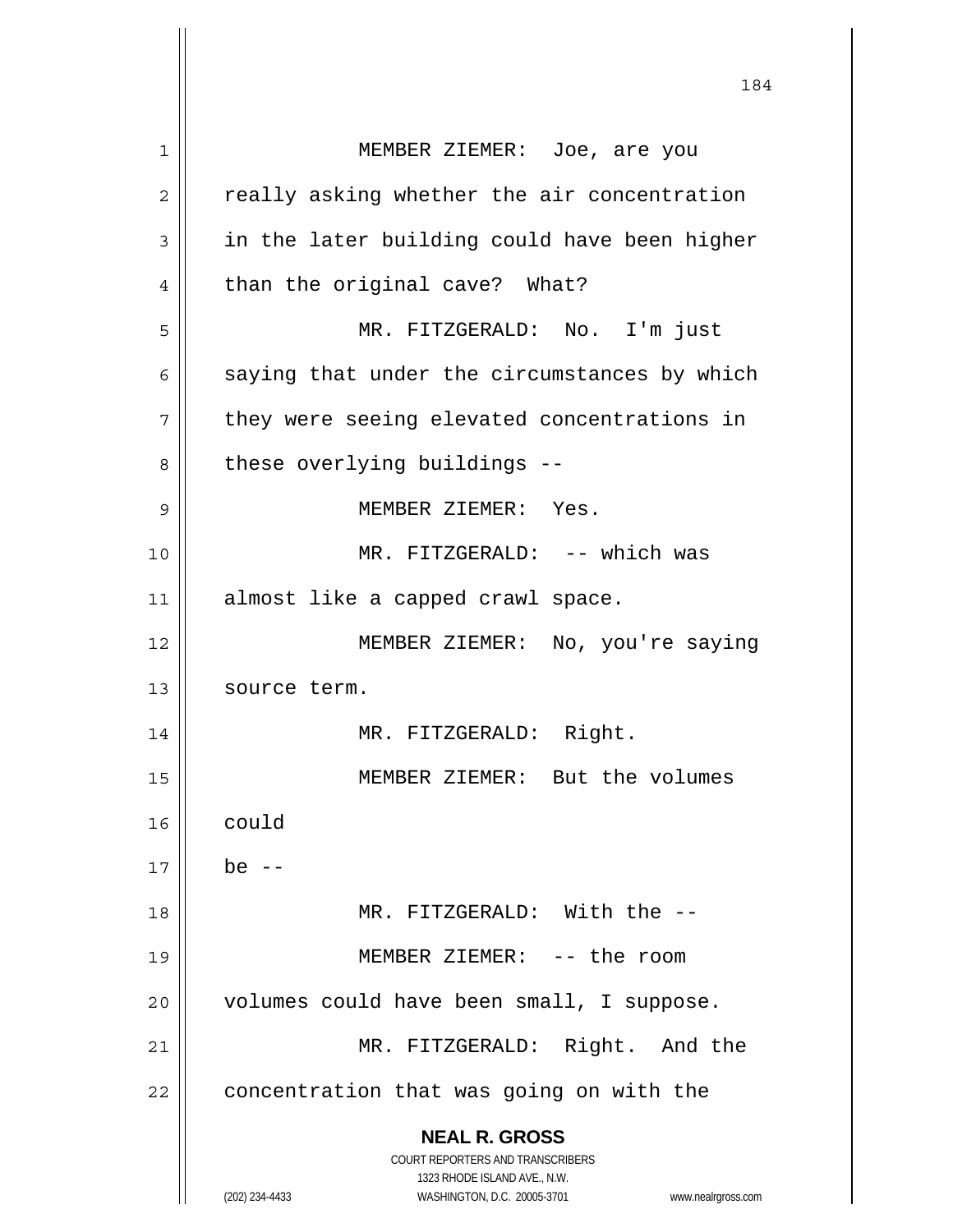MEMBER ZIEMER: Joe, are you really asking whether the air concentration in the later building could have been higher than the original cave? What?

MR. FITZGERALD: No. I'm just saying that under the circumstances by which they were seeing elevated concentrations in these overlying buildings --

MEMBER ZIEMER: Yes.

MR. FITZGERALD: -- which was almost like a capped crawl space.

MEMBER ZIEMER: No, you're saying source term.

MR. FITZGERALD: Right.

MEMBER ZIEMER: But the volumes could be --

MR. FITZGERALD: With the --

MEMBER ZIEMER: -- the room volumes could have been small, I suppose.

MR. FITZGERALD: Right. And the concentration that was going on with the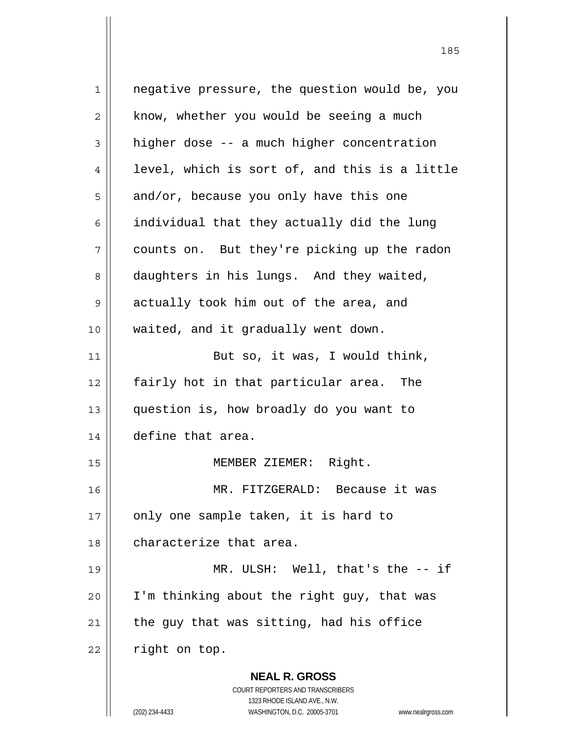negative pressure, the question would be, you know, whether you would be seeing a much higher dose -- a much higher concentration level, which is sort of, and this is a little and/or, because you only have this one individual that they actually did the lung counts on. But they're picking up the radon daughters in his lungs. And they waited, actually took him out of the area, and waited, and it gradually went down.

But so, it was, I would think, fairly hot in that particular area. The question is, how broadly do you want to define that area.

MEMBER ZIEMER: Right.

MR. FITZGERALD: Because it was only one sample taken, it is hard to characterize that area.

MR. ULSH: Well, that's the -- if I'm thinking about the right guy, that was the guy that was sitting, had his office right on top.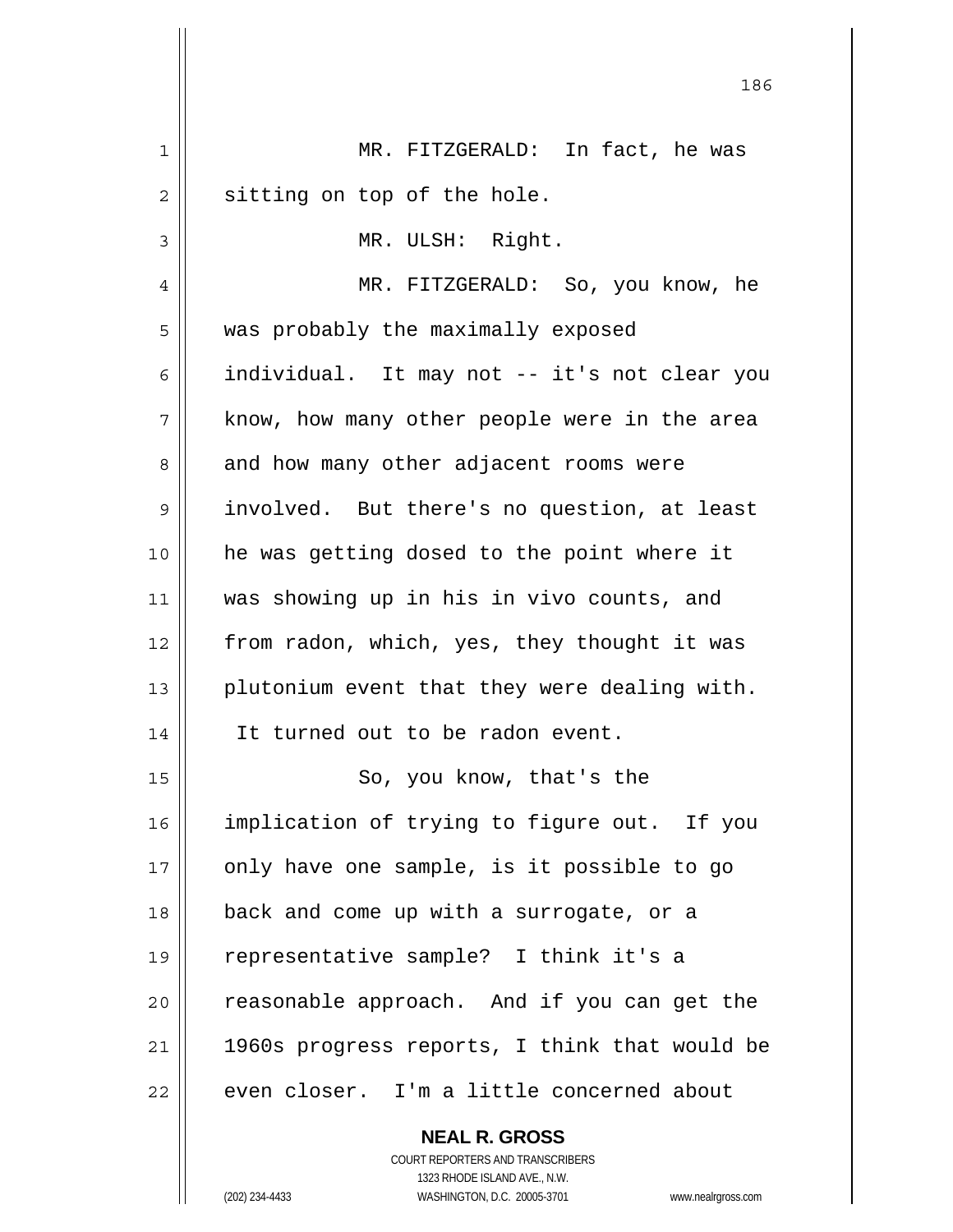MR. FITZGERALD: In fact, he was sitting on top of the hole.

MR. ULSH: Right.

MR. FITZGERALD: So, you know, he was probably the maximally exposed individual. It may not -- it's not clear you know, how many other people were in the area and how many other adjacent rooms were involved. But there's no question, at least he was getting dosed to the point where it was showing up in his in vivo counts, and from radon, which, yes, they thought it was plutonium event that they were dealing with. It turned out to be radon event.

So, you know, that's the implication of trying to figure out. If you only have one sample, is it possible to go back and come up with a surrogate, or a representative sample? I think it's a reasonable approach. And if you can get the 1960s progress reports, I think that would be even closer. I'm a little concerned about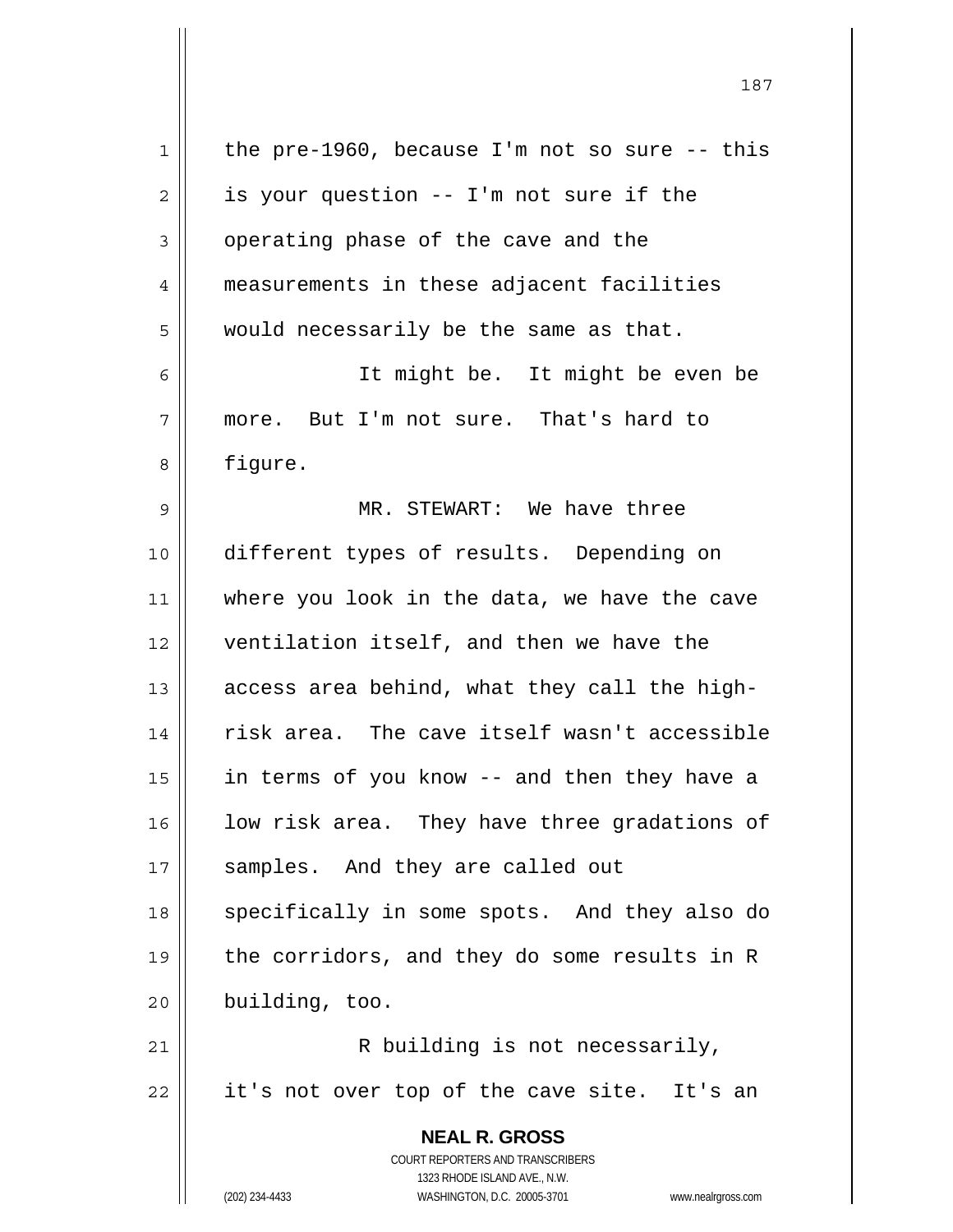the pre-1960, because I'm not so sure -- this is your question -- I'm not sure if the operating phase of the cave and the measurements in these adjacent facilities would necessarily be the same as that.

It might be. It might be even be more. But I'm not sure. That's hard to figure.

MR. STEWART: We have three different types of results. Depending on where you look in the data, we have the cave ventilation itself, and then we have the access area behind, what they call the high-risk area. The cave itself wasn't accessible in terms of you know -- and then they have a low risk area. They have three gradations of samples. And they are called out specifically in some spots. And they also do the corridors, and they do some results in R building, too.

R building is not necessarily, it's not over top of the cave site. It's an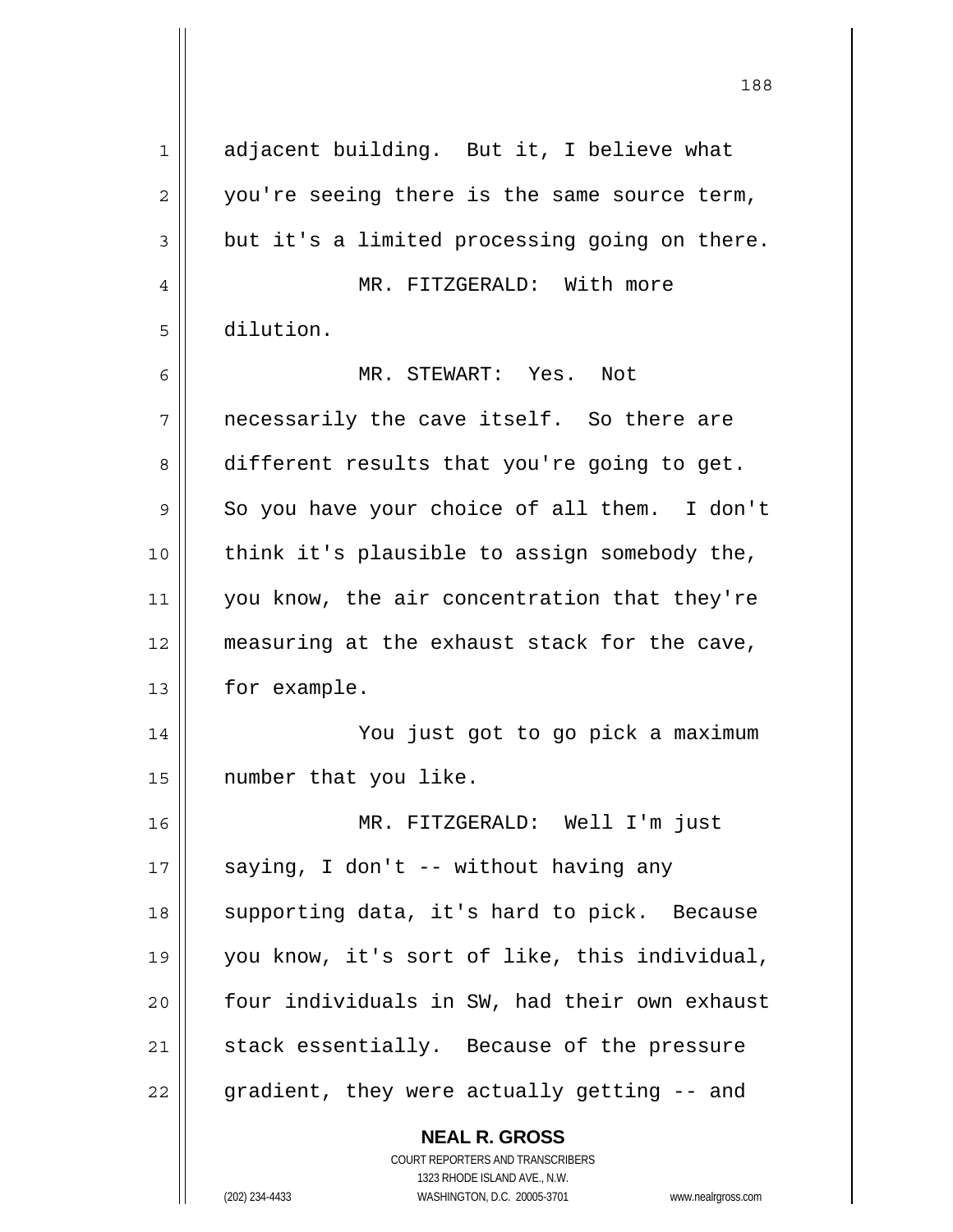adjacent building. But it, I believe what you're seeing there is the same source term, but it's a limited processing going on there.

MR. FITZGERALD: With more dilution.

MR. STEWART: Yes. Not necessarily the cave itself. So there are different results that you're going to get. So you have your choice of all them. I don't think it's plausible to assign somebody the, you know, the air concentration that they're measuring at the exhaust stack for the cave, for example.

You just got to go pick a maximum number that you like.

MR. FITZGERALD: Well I'm just saying, I don't -- without having any supporting data, it's hard to pick. Because you know, it's sort of like, this individual, four individuals in SW, had their own exhaust stack essentially. Because of the pressure gradient, they were actually getting -- and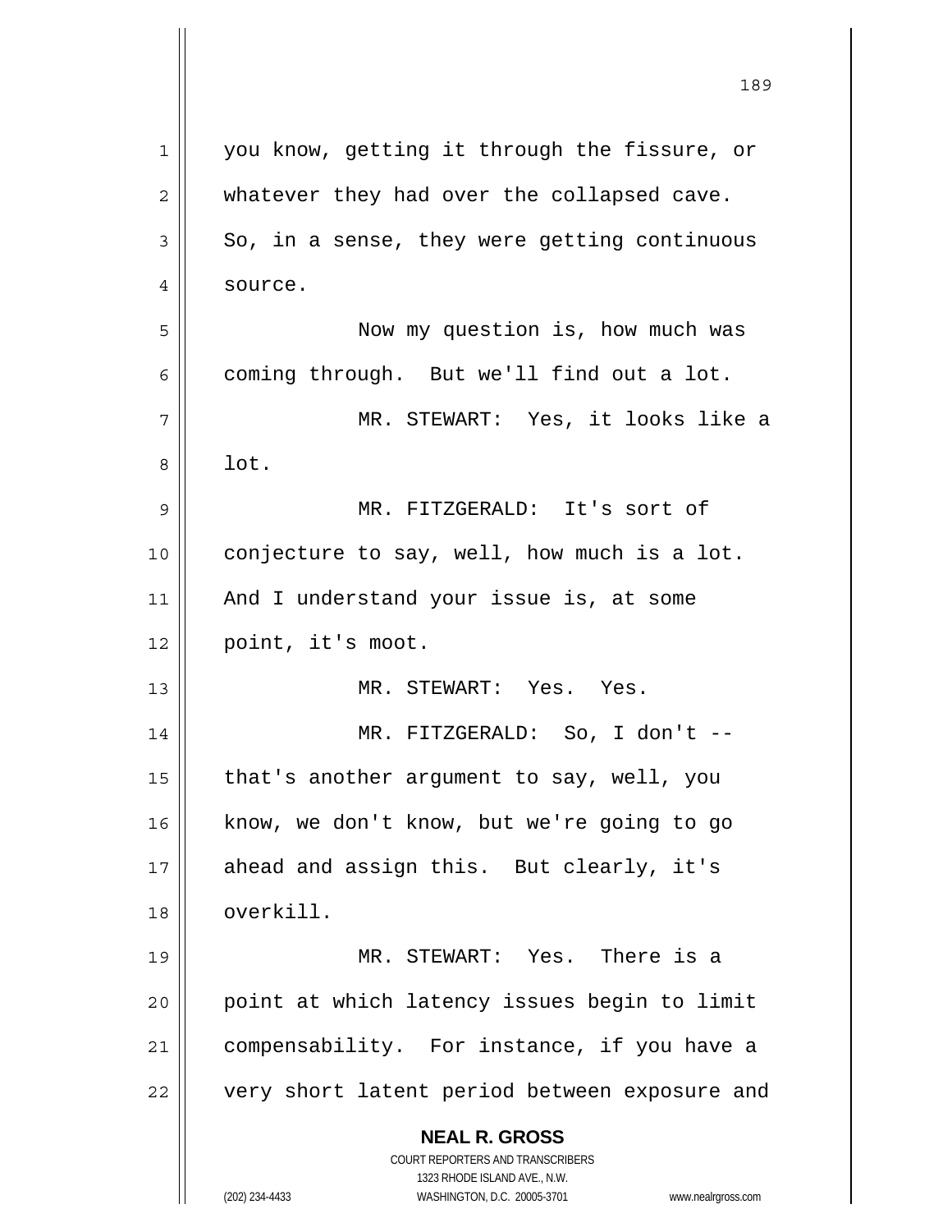you know, getting it through the fissure, or whatever they had over the collapsed cave. So, in a sense, they were getting continuous source.

Now my question is, how much was coming through. But we'll find out a lot.

MR. STEWART: Yes, it looks like a lot.

MR. FITZGERALD: It's sort of conjecture to say, well, how much is a lot. And I understand your issue is, at some point, it's moot.

MR. STEWART: Yes. Yes.

MR. FITZGERALD: So, I don't -- that's another argument to say, well, you know, we don't know, but we're going to go ahead and assign this. But clearly, it's overkill.

MR. STEWART: Yes. There is a point at which latency issues begin to limit compensability. For instance, if you have a very short latent period between exposure and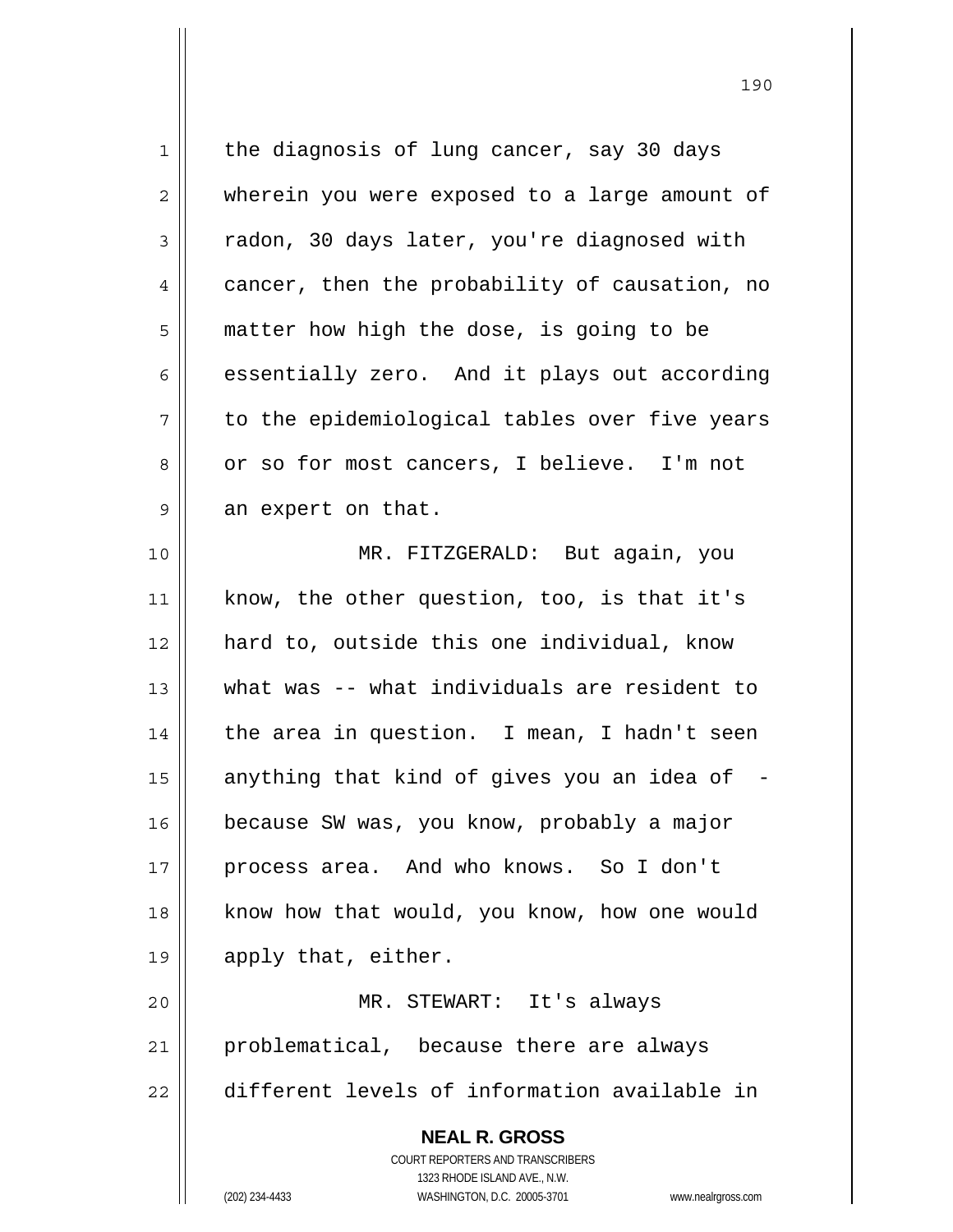the diagnosis of lung cancer, say 30 days wherein you were exposed to a large amount of radon, 30 days later, you're diagnosed with cancer, then the probability of causation, no matter how high the dose, is going to be essentially zero. And it plays out according to the epidemiological tables over five years or so for most cancers, I believe. I'm not an expert on that.

MR. FITZGERALD: But again, you know, the other question, too, is that it's hard to, outside this one individual, know what was -- what individuals are resident to the area in question. I mean, I hadn't seen anything that kind of gives you an idea of - because SW was, you know, probably a major process area. And who knows. So I don't know how that would, you know, how one would apply that, either.

MR. STEWART: It's always problematical, because there are always different levels of information available in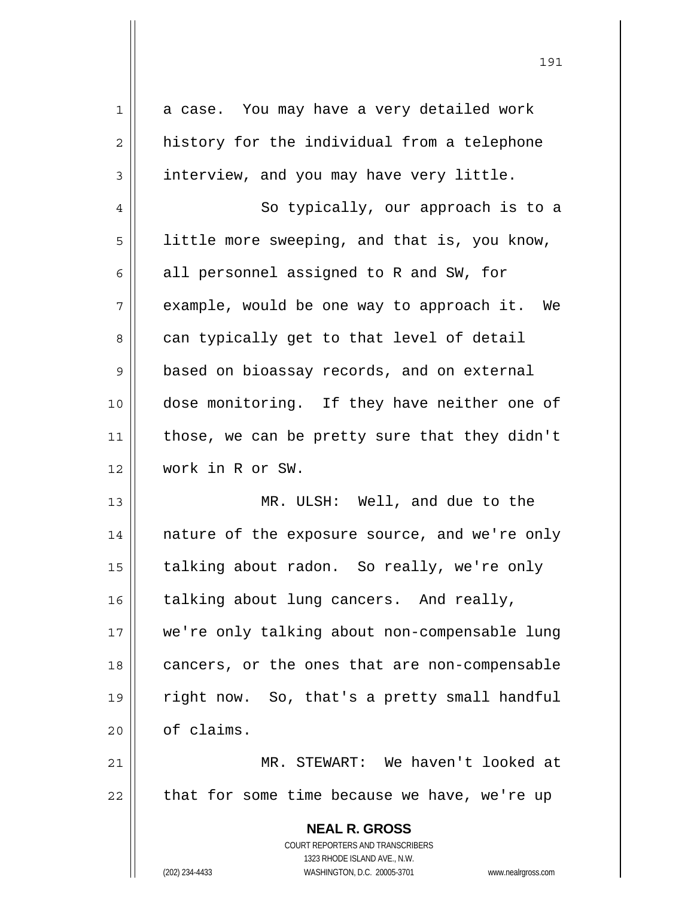a case. You may have a very detailed work history for the individual from a telephone interview, and you may have very little.

So typically, our approach is to a little more sweeping, and that is, you know, all personnel assigned to R and SW, for example, would be one way to approach it. We can typically get to that level of detail based on bioassay records, and on external dose monitoring. If they have neither one of those, we can be pretty sure that they didn't work in R or SW.

MR. ULSH: Well, and due to the nature of the exposure source, and we're only talking about radon. So really, we're only talking about lung cancers. And really, we're only talking about non-compensable lung cancers, or the ones that are non-compensable right now. So, that's a pretty small handful of claims.

MR. STEWART: We haven't looked at that for some time because we have, we're up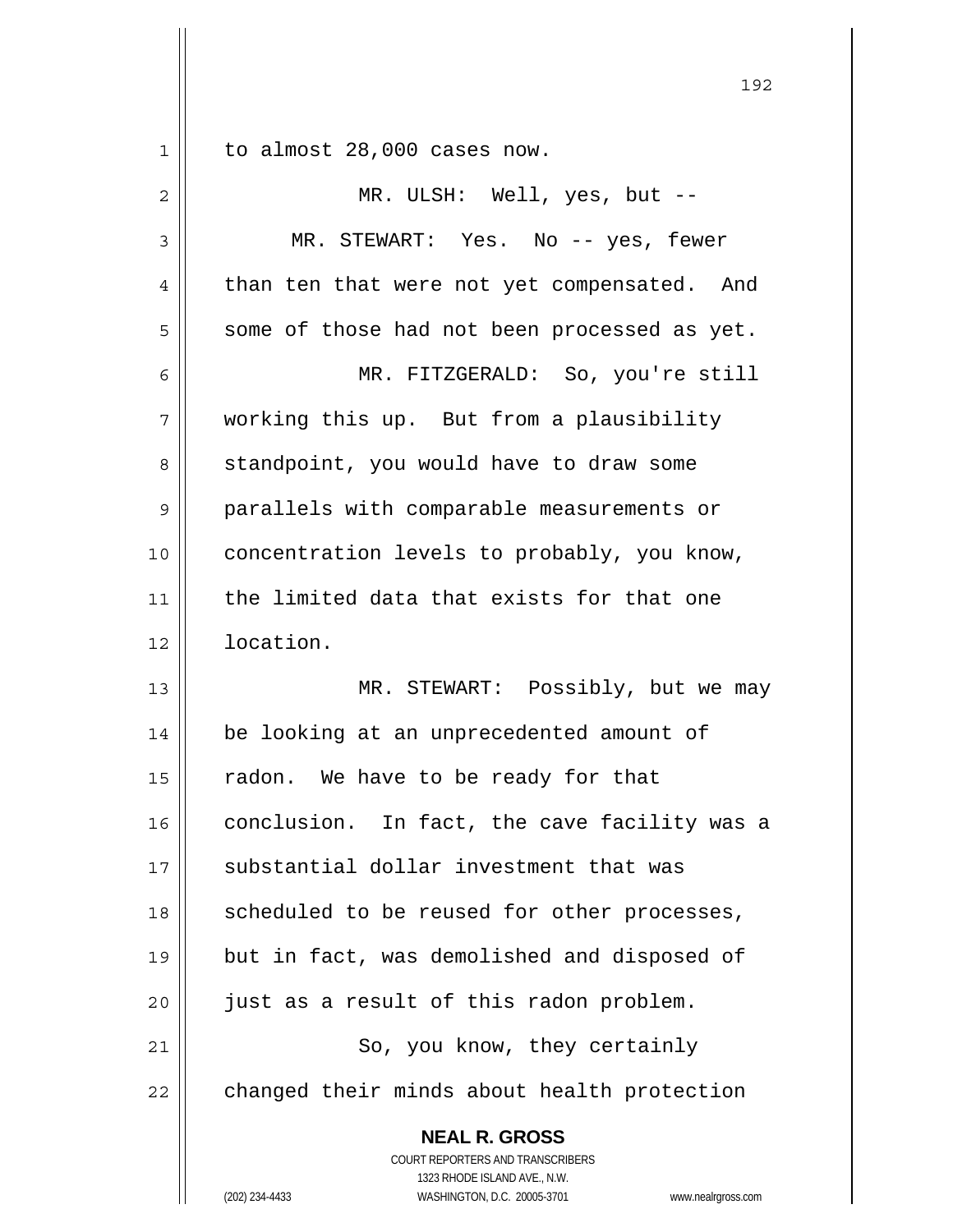to almost 28,000 cases now.

MR. ULSH: Well, yes, but --

MR. STEWART: Yes. No -- yes, fewer than ten that were not yet compensated. And some of those had not been processed as yet.

MR. FITZGERALD: So, you're still working this up. But from a plausibility standpoint, you would have to draw some parallels with comparable measurements or concentration levels to probably, you know, the limited data that exists for that one location.

MR. STEWART: Possibly, but we may be looking at an unprecedented amount of radon. We have to be ready for that conclusion. In fact, the cave facility was a substantial dollar investment that was scheduled to be reused for other processes, but in fact, was demolished and disposed of just as a result of this radon problem.

So, you know, they certainly changed their minds about health protection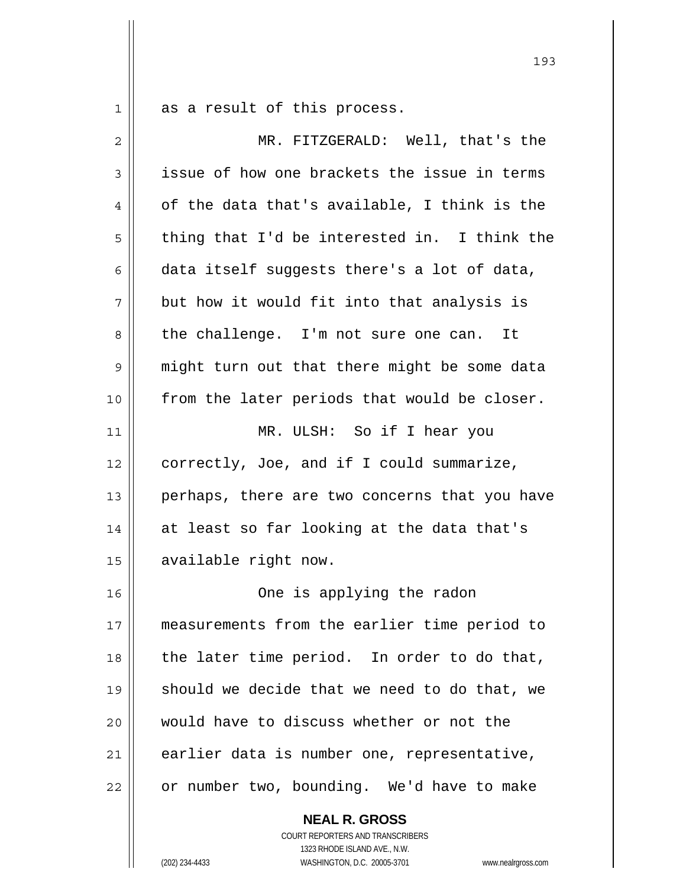as a result of this process.

MR. FITZGERALD: Well, that's the issue of how one brackets the issue in terms of the data that's available, I think is the thing that I'd be interested in. I think the data itself suggests there's a lot of data, but how it would fit into that analysis is the challenge. I'm not sure one can. It might turn out that there might be some data from the later periods that would be closer.

MR. ULSH: So if I hear you correctly, Joe, and if I could summarize, perhaps, there are two concerns that you have at least so far looking at the data that's available right now.

One is applying the radon measurements from the earlier time period to the later time period. In order to do that, should we decide that we need to do that, we would have to discuss whether or not the earlier data is number one, representative, or number two, bounding. We'd have to make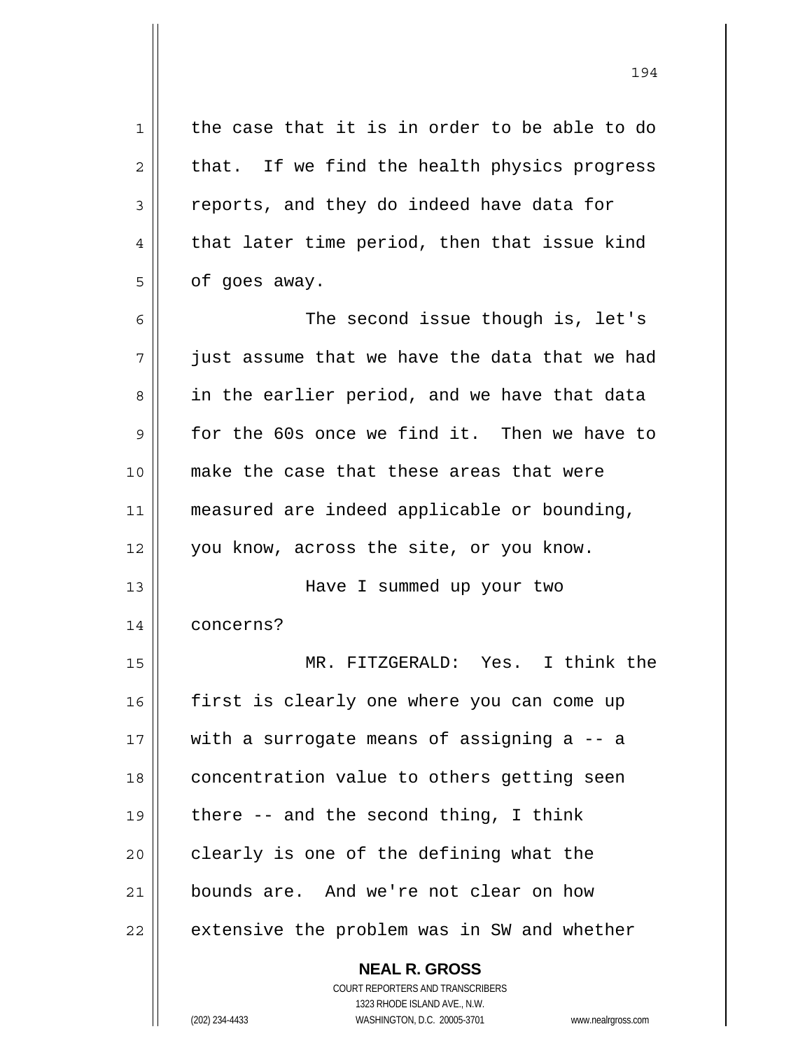the case that it is in order to be able to do that. If we find the health physics progress reports, and they do indeed have data for that later time period, then that issue kind of goes away.

The second issue though is, let's just assume that we have the data that we had in the earlier period, and we have that data for the 60s once we find it. Then we have to make the case that these areas that were measured are indeed applicable or bounding, you know, across the site, or you know.

Have I summed up your two concerns?

MR. FITZGERALD: Yes. I think the first is clearly one where you can come up with a surrogate means of assigning a -- a concentration value to others getting seen there -- and the second thing, I think clearly is one of the defining what the bounds are. And we're not clear on how extensive the problem was in SW and whether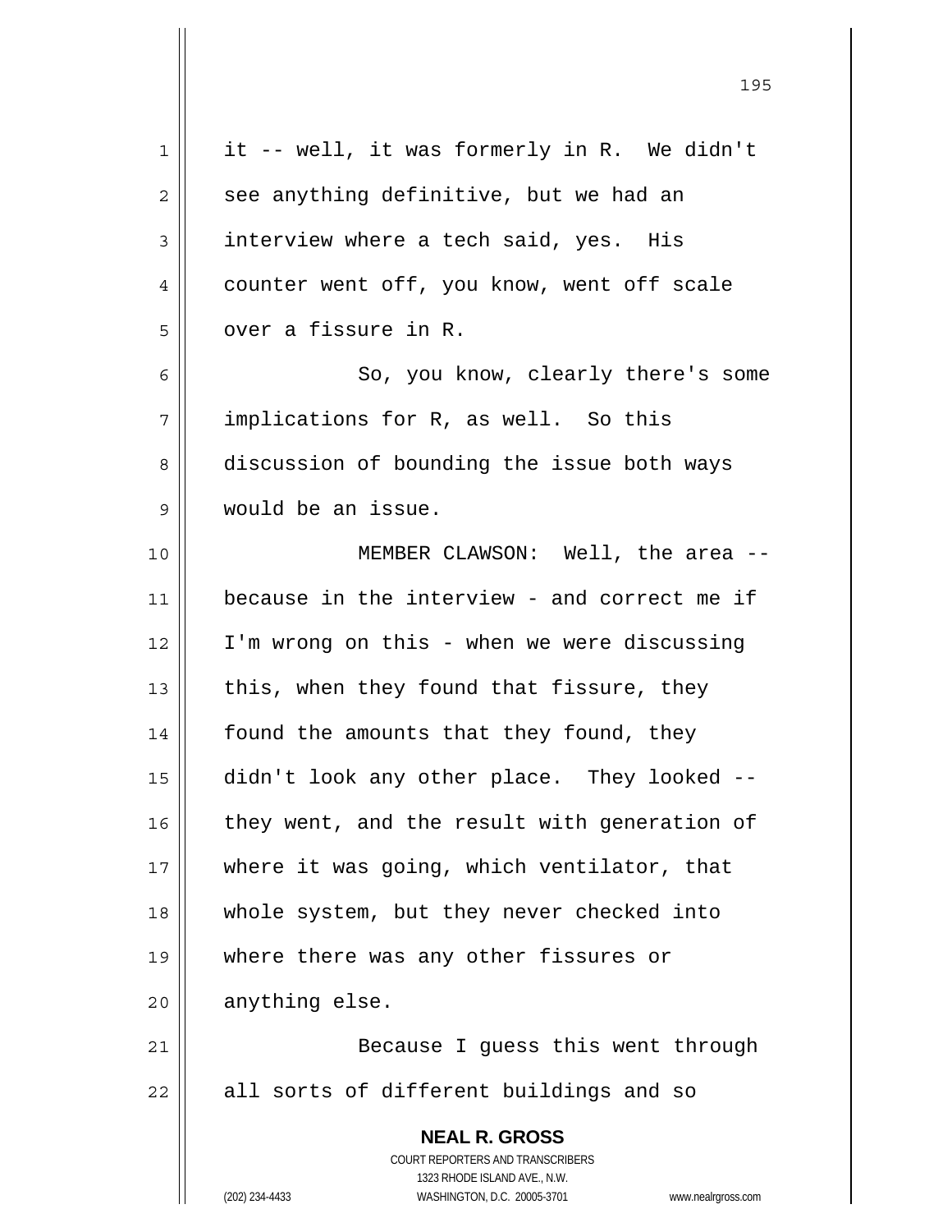it -- well, it was formerly in R. We didn't see anything definitive, but we had an interview where a tech said, yes. His counter went off, you know, went off scale over a fissure in R.

So, you know, clearly there's some implications for R, as well. So this discussion of bounding the issue both ways would be an issue.

MEMBER CLAWSON: Well, the area -- because in the interview - and correct me if I'm wrong on this - when we were discussing this, when they found that fissure, they found the amounts that they found, they didn't look any other place. They looked -- they went, and the result with generation of where it was going, which ventilator, that whole system, but they never checked into where there was any other fissures or anything else.

Because I guess this went through all sorts of different buildings and so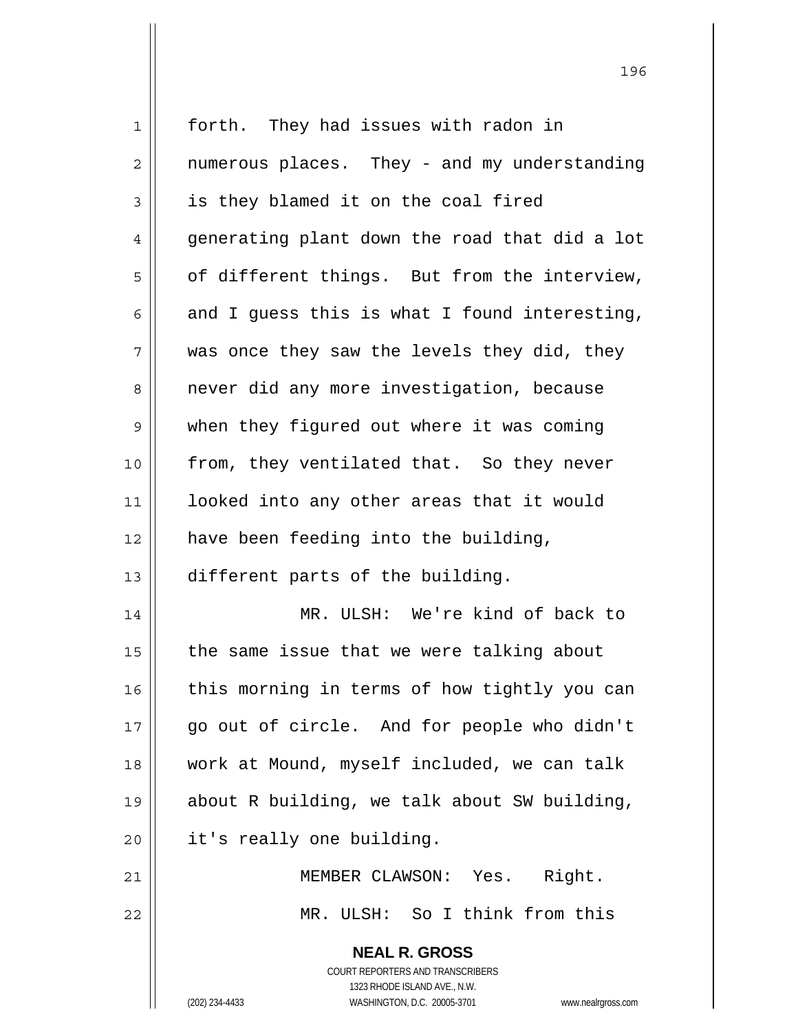forth. They had issues with radon in numerous places. They - and my understanding is they blamed it on the coal fired generating plant down the road that did a lot of different things. But from the interview, and I guess this is what I found interesting, was once they saw the levels they did, they never did any more investigation, because when they figured out where it was coming from, they ventilated that. So they never looked into any other areas that it would have been feeding into the building, different parts of the building.

MR. ULSH: We're kind of back to the same issue that we were talking about this morning in terms of how tightly you can go out of circle. And for people who didn't work at Mound, myself included, we can talk about R building, we talk about SW building, it's really one building.

MEMBER CLAWSON: Yes. Right.

MR. ULSH: So I think from this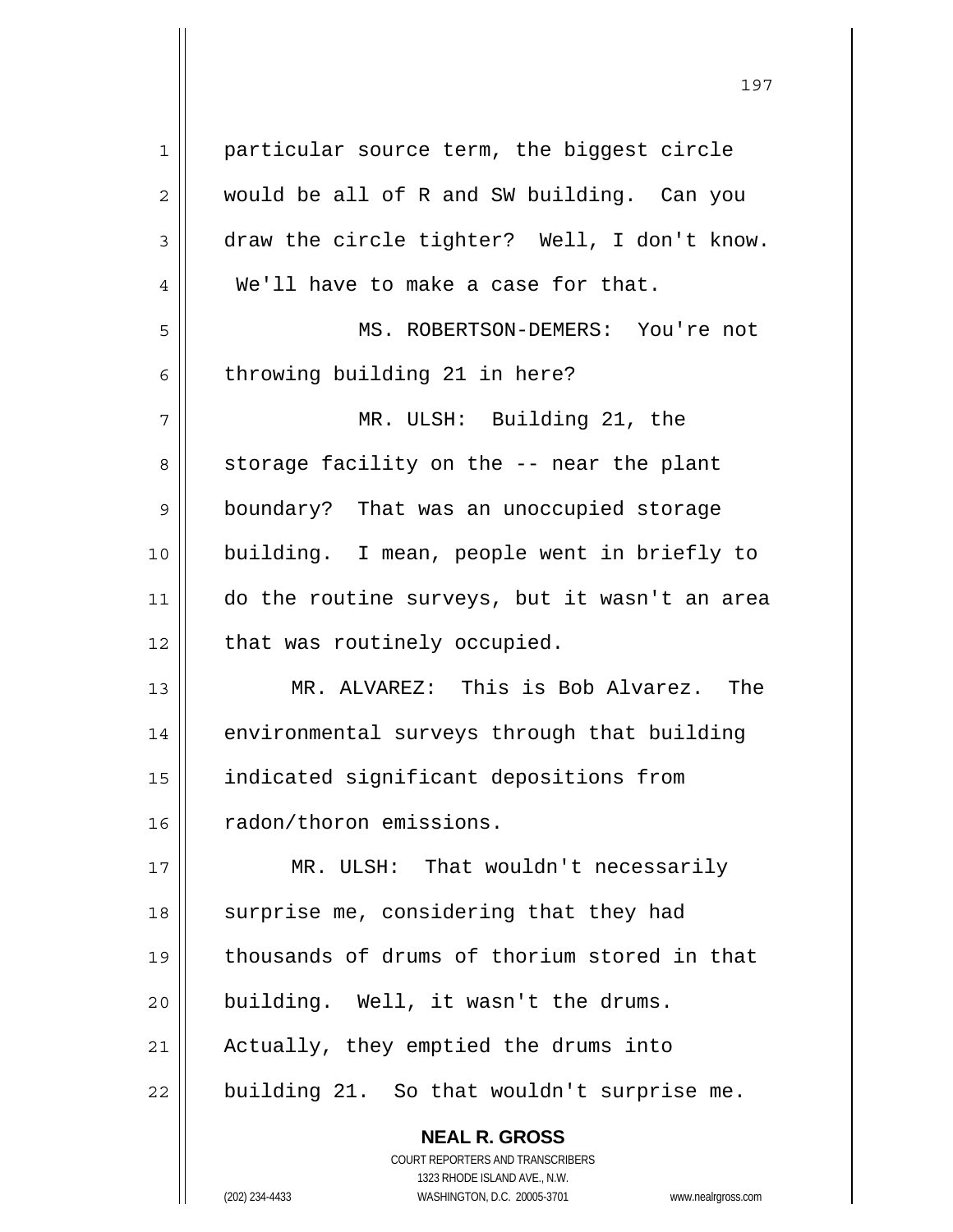particular source term, the biggest circle would be all of R and SW building. Can you draw the circle tighter? Well, I don't know. We'll have to make a case for that.

MS. ROBERTSON-DEMERS: You're not throwing building 21 in here?

MR. ULSH: Building 21, the storage facility on the -- near the plant boundary? That was an unoccupied storage building. I mean, people went in briefly to do the routine surveys, but it wasn't an area that was routinely occupied.

MR. ALVAREZ: This is Bob Alvarez. The environmental surveys through that building indicated significant depositions from radon/thoron emissions.

MR. ULSH: That wouldn't necessarily surprise me, considering that they had thousands of drums of thorium stored in that building. Well, it wasn't the drums. Actually, they emptied the drums into building 21. So that wouldn't surprise me.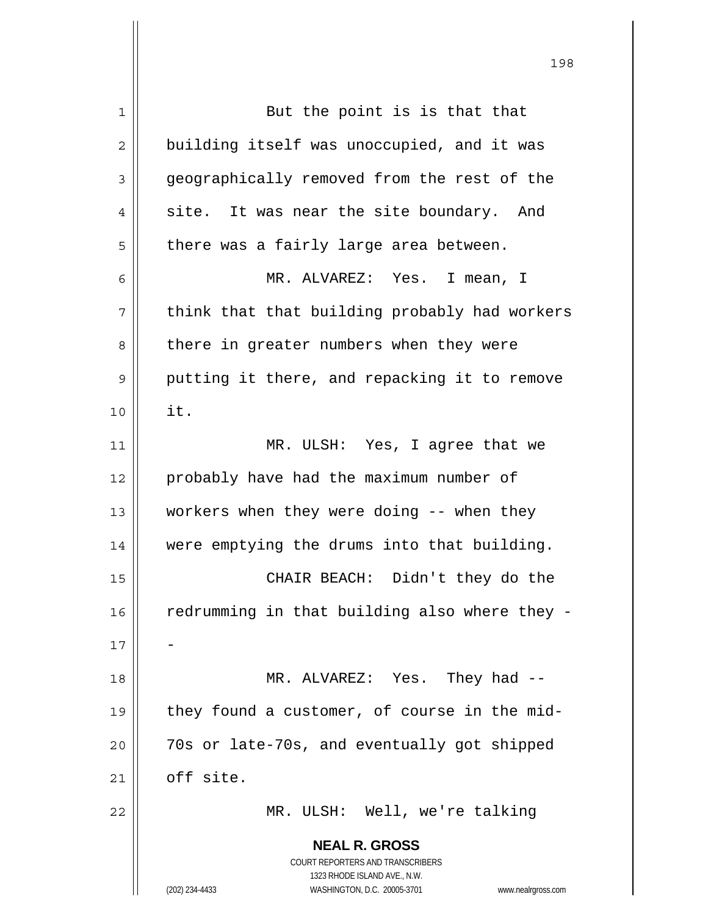But the point is is that that building itself was unoccupied, and it was geographically removed from the rest of the site. It was near the site boundary. And there was a fairly large area between.

MR. ALVAREZ: Yes. I mean, I think that that building probably had workers there in greater numbers when they were putting it there, and repacking it to remove it.

MR. ULSH: Yes, I agree that we probably have had the maximum number of workers when they were doing -- when they were emptying the drums into that building.

CHAIR BEACH: Didn't they do the redrumming in that building also where they --

MR. ALVAREZ: Yes. They had -- they found a customer, of course in the mid-70s or late-70s, and eventually got shipped off site.

MR. ULSH: Well, we're talking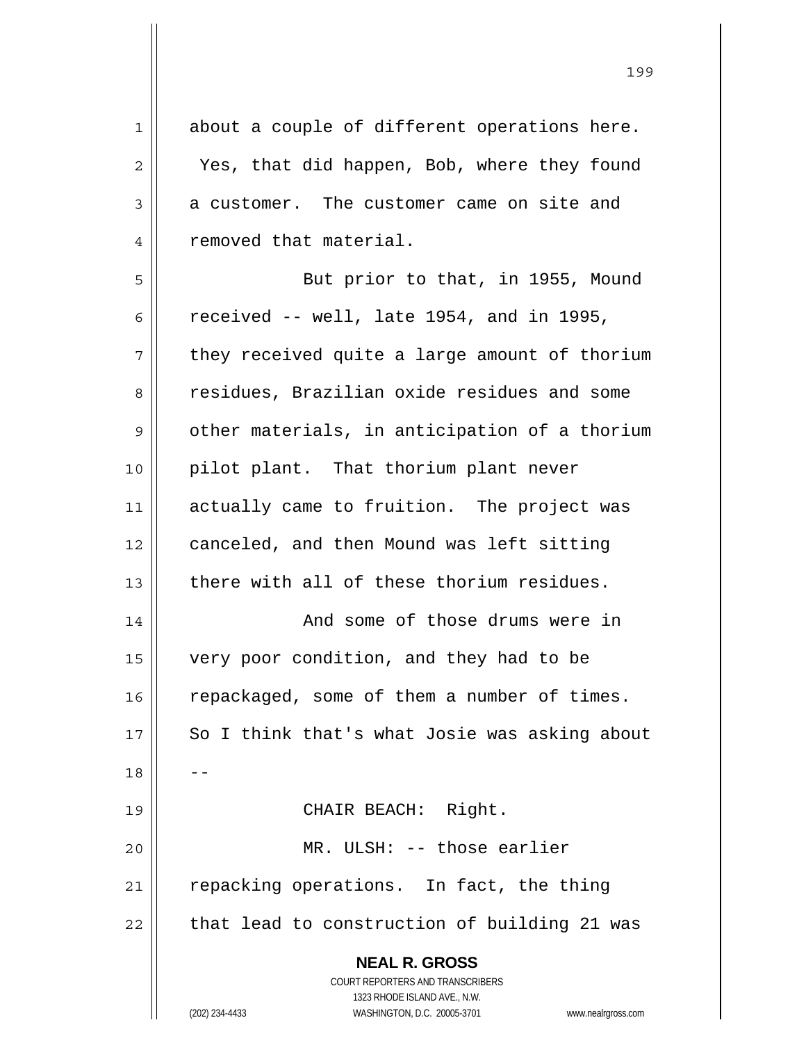about a couple of different operations here. Yes, that did happen, Bob, where they found a customer. The customer came on site and removed that material.

But prior to that, in 1955, Mound received -- well, late 1954, and in 1995, they received quite a large amount of thorium residues, Brazilian oxide residues and some other materials, in anticipation of a thorium pilot plant. That thorium plant never actually came to fruition. The project was canceled, and then Mound was left sitting there with all of these thorium residues.

And some of those drums were in very poor condition, and they had to be repackaged, some of them a number of times. So I think that's what Josie was asking about --

CHAIR BEACH: Right.

MR. ULSH: -- those earlier repacking operations. In fact, the thing that lead to construction of building 21 was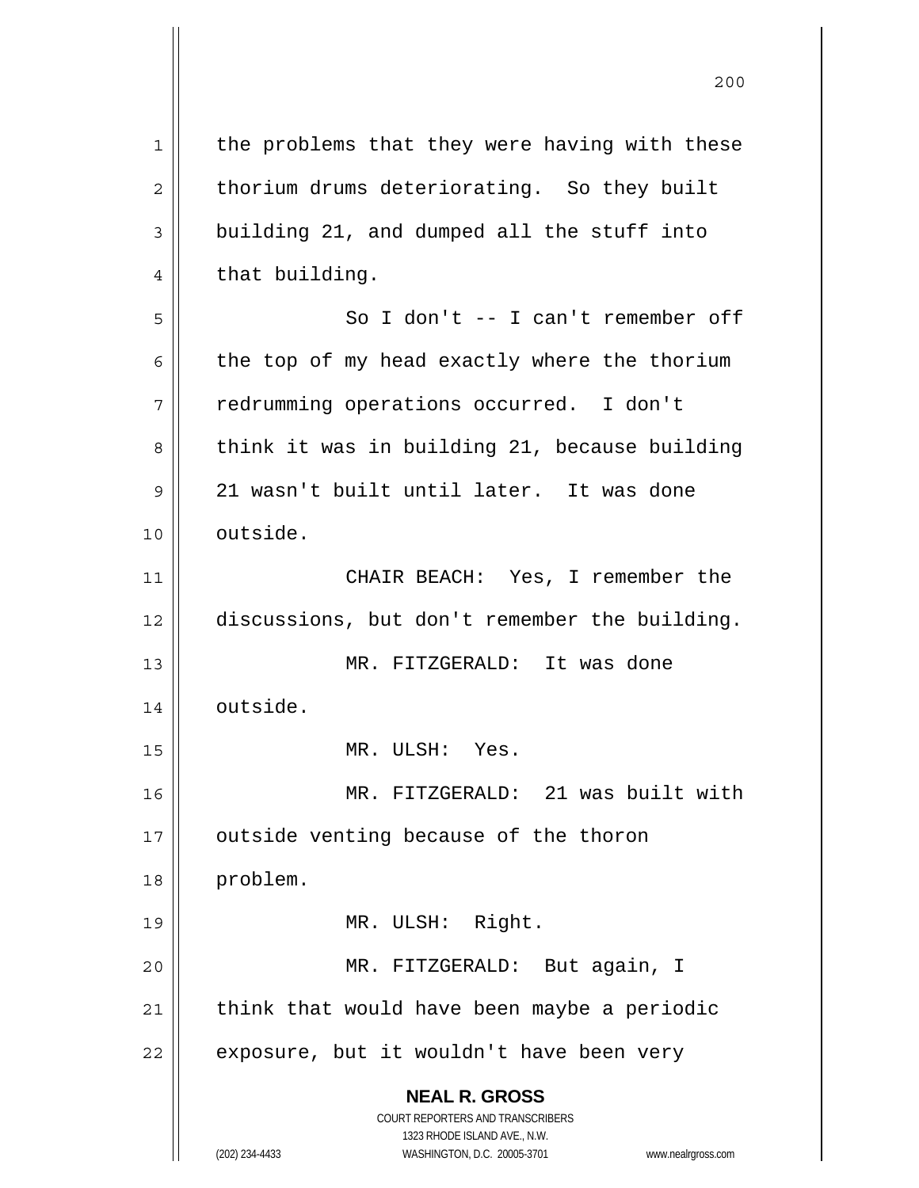the problems that they were having with these thorium drums deteriorating. So they built building 21, and dumped all the stuff into that building.

So I don't -- I can't remember off the top of my head exactly where the thorium redrumming operations occurred. I don't think it was in building 21, because building 21 wasn't built until later. It was done outside.

CHAIR BEACH: Yes, I remember the discussions, but don't remember the building.

MR. FITZGERALD: It was done outside.

MR. ULSH: Yes.

MR. FITZGERALD: 21 was built with outside venting because of the thoron problem.

MR. ULSH: Right.

MR. FITZGERALD: But again, I think that would have been maybe a periodic exposure, but it wouldn't have been very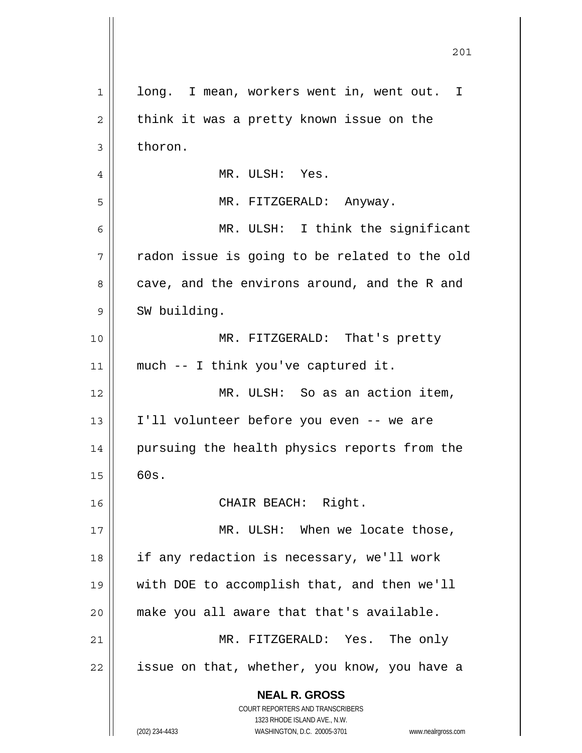long. I mean, workers went in, went out. I think it was a pretty known issue on the thoron.

MR. ULSH: Yes.

MR. FITZGERALD: Anyway.

MR. ULSH: I think the significant radon issue is going to be related to the old cave, and the environs around, and the R and SW building.

MR. FITZGERALD: That's pretty much -- I think you've captured it.

MR. ULSH: So as an action item, I'll volunteer before you even -- we are pursuing the health physics reports from the 60s.

CHAIR BEACH: Right.

MR. ULSH: When we locate those, if any redaction is necessary, we'll work with DOE to accomplish that, and then we'll make you all aware that that's available.

MR. FITZGERALD: Yes. The only issue on that, whether, you know, you have a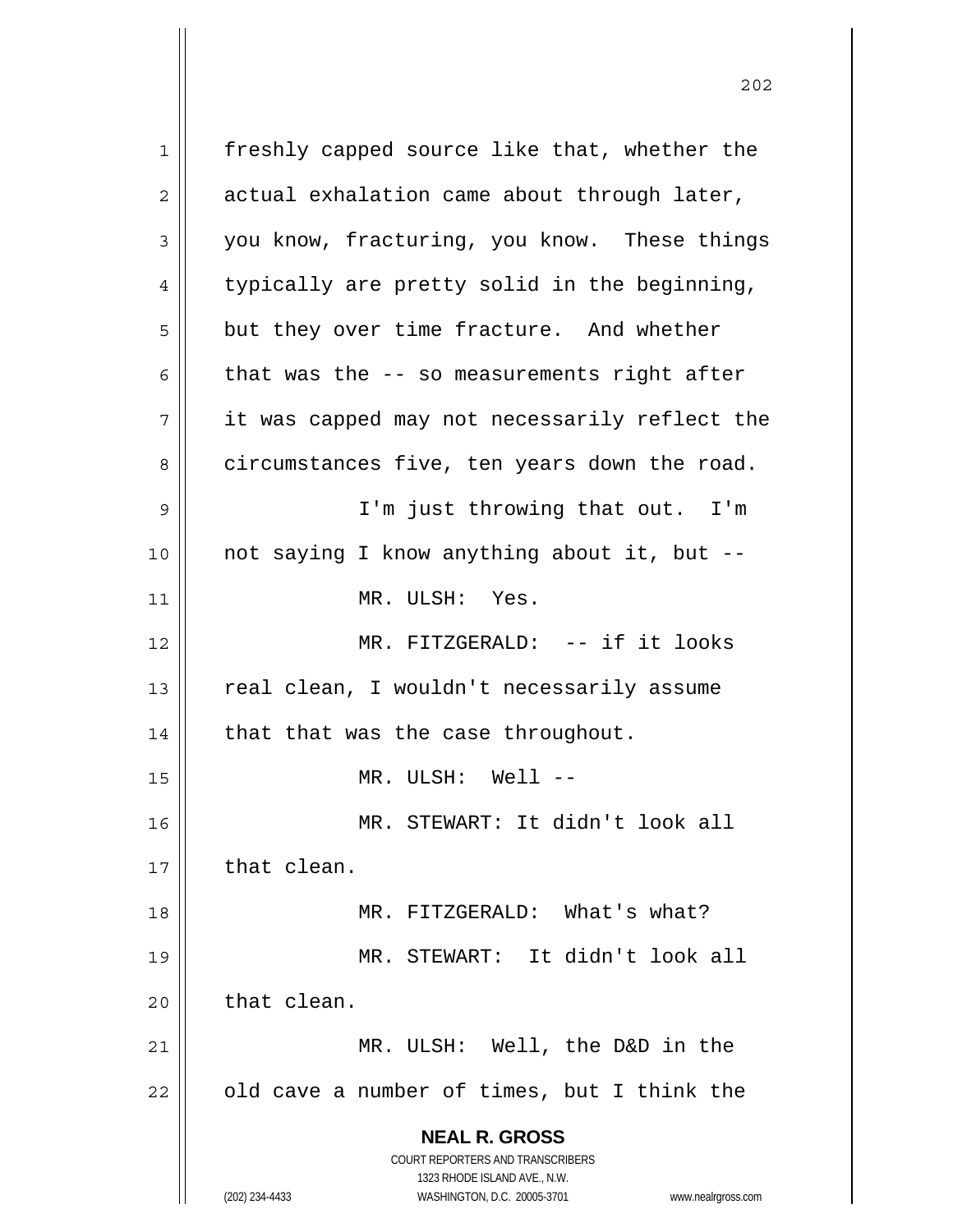freshly capped source like that, whether the actual exhalation came about through later, you know, fracturing, you know. These things typically are pretty solid in the beginning, but they over time fracture. And whether that was the -- so measurements right after it was capped may not necessarily reflect the circumstances five, ten years down the road.

I'm just throwing that out. I'm not saying I know anything about it, but --

MR. ULSH: Yes.

MR. FITZGERALD: -- if it looks real clean, I wouldn't necessarily assume that that was the case throughout.

MR. ULSH: Well --

MR. STEWART: It didn't look all that clean.

MR. FITZGERALD: What's what?

MR. STEWART: It didn't look all that clean.

MR. ULSH: Well, the D&D in the old cave a number of times, but I think the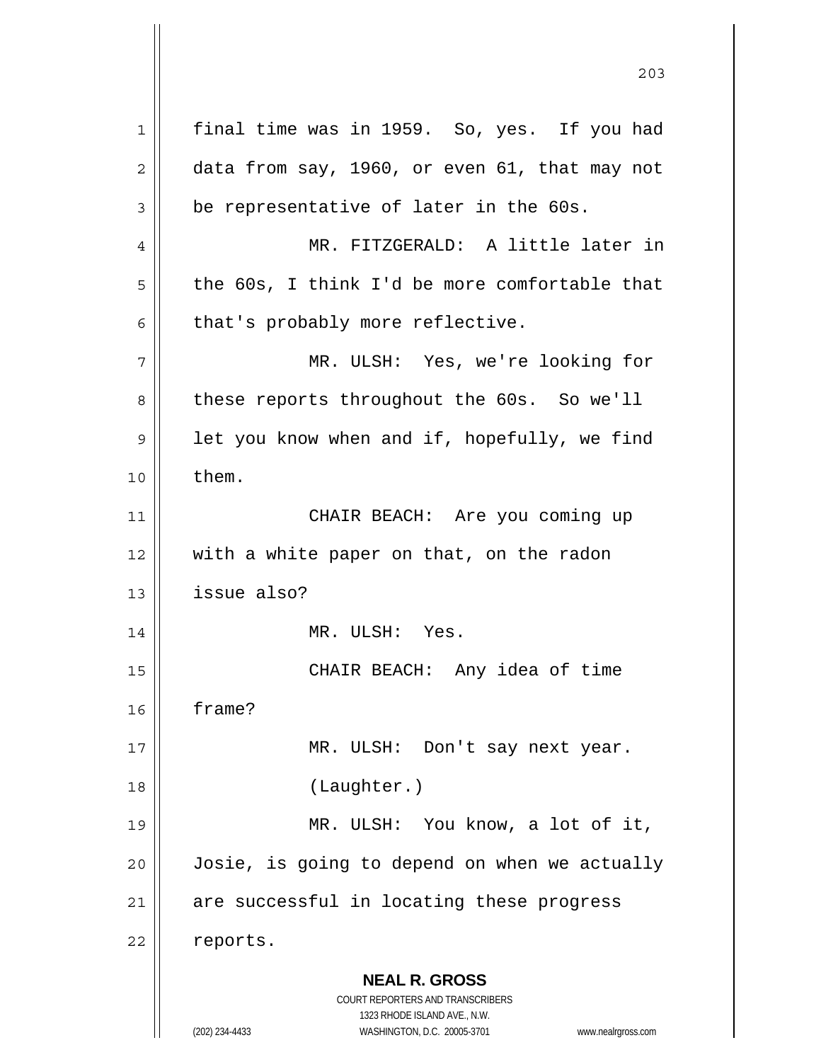final time was in 1959. So, yes. If you had data from say, 1960, or even 61, that may not be representative of later in the 60s.

MR. FITZGERALD: A little later in the 60s, I think I'd be more comfortable that that's probably more reflective.

MR. ULSH: Yes, we're looking for these reports throughout the 60s. So we'll let you know when and if, hopefully, we find them.

CHAIR BEACH: Are you coming up with a white paper on that, on the radon issue also?

MR. ULSH: Yes.

CHAIR BEACH: Any idea of time frame?

MR. ULSH: Don't say next year.

(Laughter.)

MR. ULSH: You know, a lot of it, Josie, is going to depend on when we actually are successful in locating these progress reports.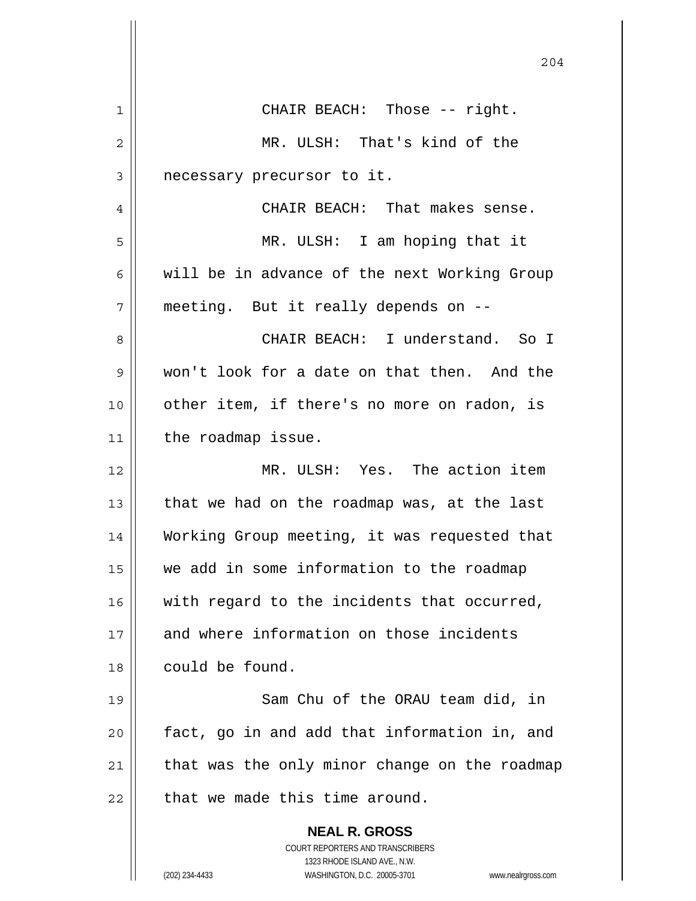CHAIR BEACH: Those -- right.

MR. ULSH: That's kind of the necessary precursor to it.

CHAIR BEACH: That makes sense.

MR. ULSH: I am hoping that it will be in advance of the next Working Group meeting. But it really depends on --

CHAIR BEACH: I understand. So I won't look for a date on that then. And the other item, if there's no more on radon, is the roadmap issue.

MR. ULSH: Yes. The action item that we had on the roadmap was, at the last Working Group meeting, it was requested that we add in some information to the roadmap with regard to the incidents that occurred, and where information on those incidents could be found.

Sam Chu of the ORAU team did, in fact, go in and add that information in, and that was the only minor change on the roadmap that we made this time around.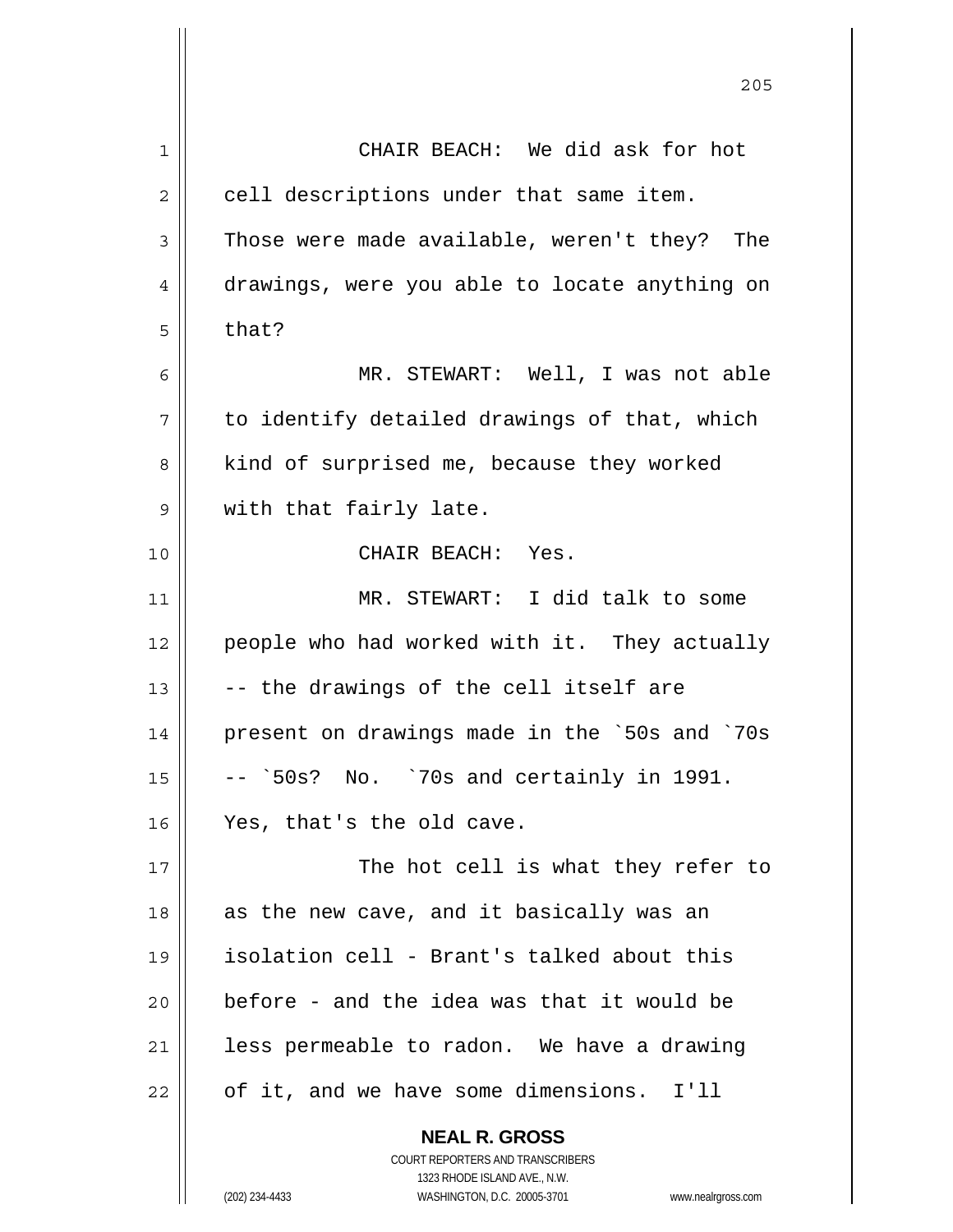CHAIR BEACH: We did ask for hot cell descriptions under that same item. Those were made available, weren't they? The drawings, were you able to locate anything on that?

MR. STEWART: Well, I was not able to identify detailed drawings of that, which kind of surprised me, because they worked with that fairly late.

CHAIR BEACH: Yes.

MR. STEWART: I did talk to some people who had worked with it. They actually -- the drawings of the cell itself are present on drawings made in the `50s and `70s -- `50s? No. `70s and certainly in 1991. Yes, that's the old cave.

The hot cell is what they refer to as the new cave, and it basically was an isolation cell - Brant's talked about this before - and the idea was that it would be less permeable to radon. We have a drawing of it, and we have some dimensions. I'll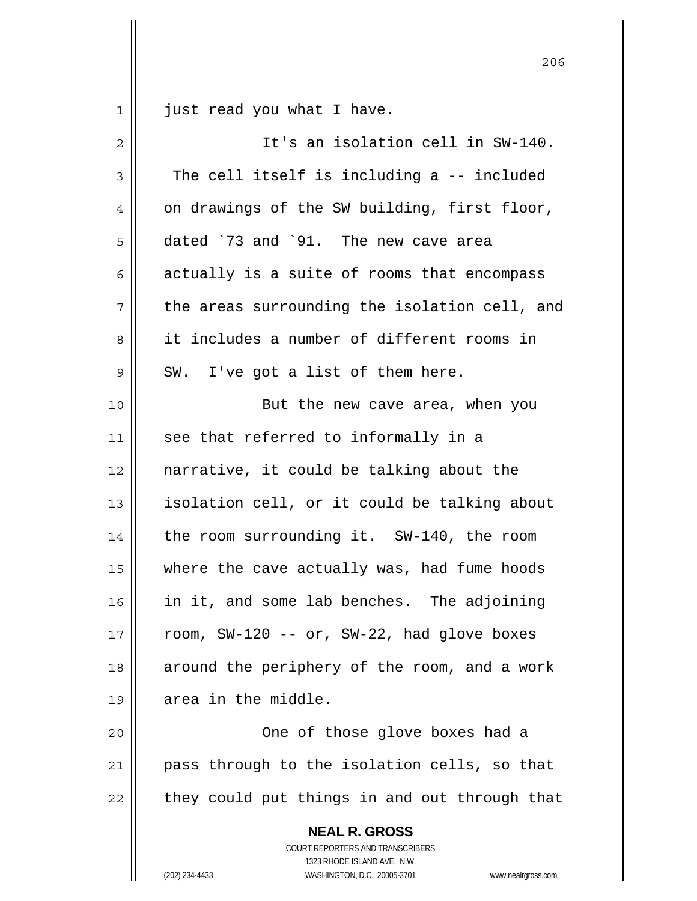just read you what I have.

It's an isolation cell in SW-140. The cell itself is including a -- included on drawings of the SW building, first floor, dated `73 and `91. The new cave area actually is a suite of rooms that encompass the areas surrounding the isolation cell, and it includes a number of different rooms in SW. I've got a list of them here.

But the new cave area, when you see that referred to informally in a narrative, it could be talking about the isolation cell, or it could be talking about the room surrounding it. SW-140, the room where the cave actually was, had fume hoods in it, and some lab benches. The adjoining room, SW-120 -- or, SW-22, had glove boxes around the periphery of the room, and a work area in the middle.

One of those glove boxes had a pass through to the isolation cells, so that they could put things in and out through that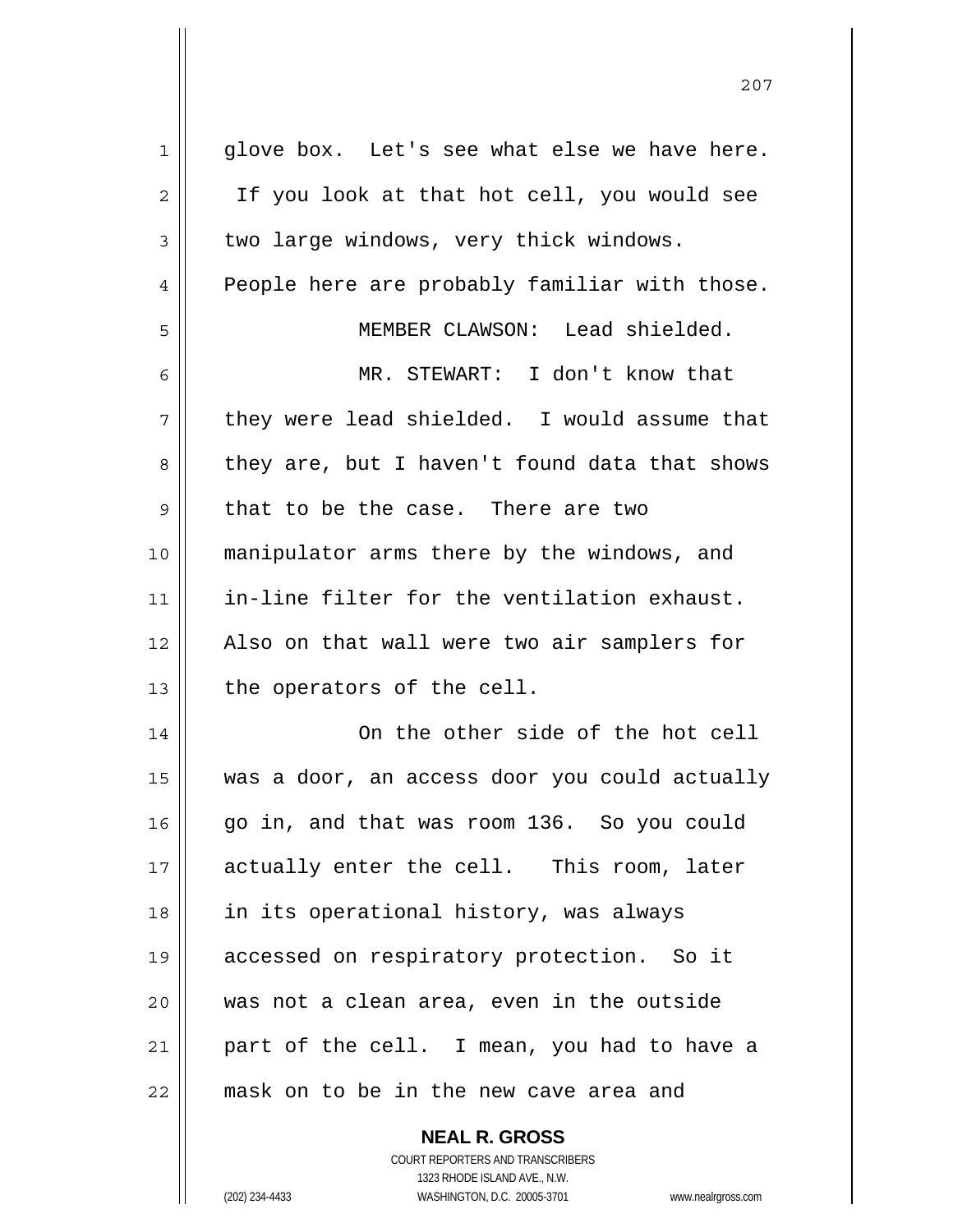glove box. Let's see what else we have here. If you look at that hot cell, you would see two large windows, very thick windows. People here are probably familiar with those.

MEMBER CLAWSON: Lead shielded.

MR. STEWART: I don't know that they were lead shielded. I would assume that they are, but I haven't found data that shows that to be the case. There are two manipulator arms there by the windows, and in-line filter for the ventilation exhaust. Also on that wall were two air samplers for the operators of the cell.

On the other side of the hot cell was a door, an access door you could actually go in, and that was room 136. So you could actually enter the cell. This room, later in its operational history, was always accessed on respiratory protection. So it was not a clean area, even in the outside part of the cell. I mean, you had to have a mask on to be in the new cave area and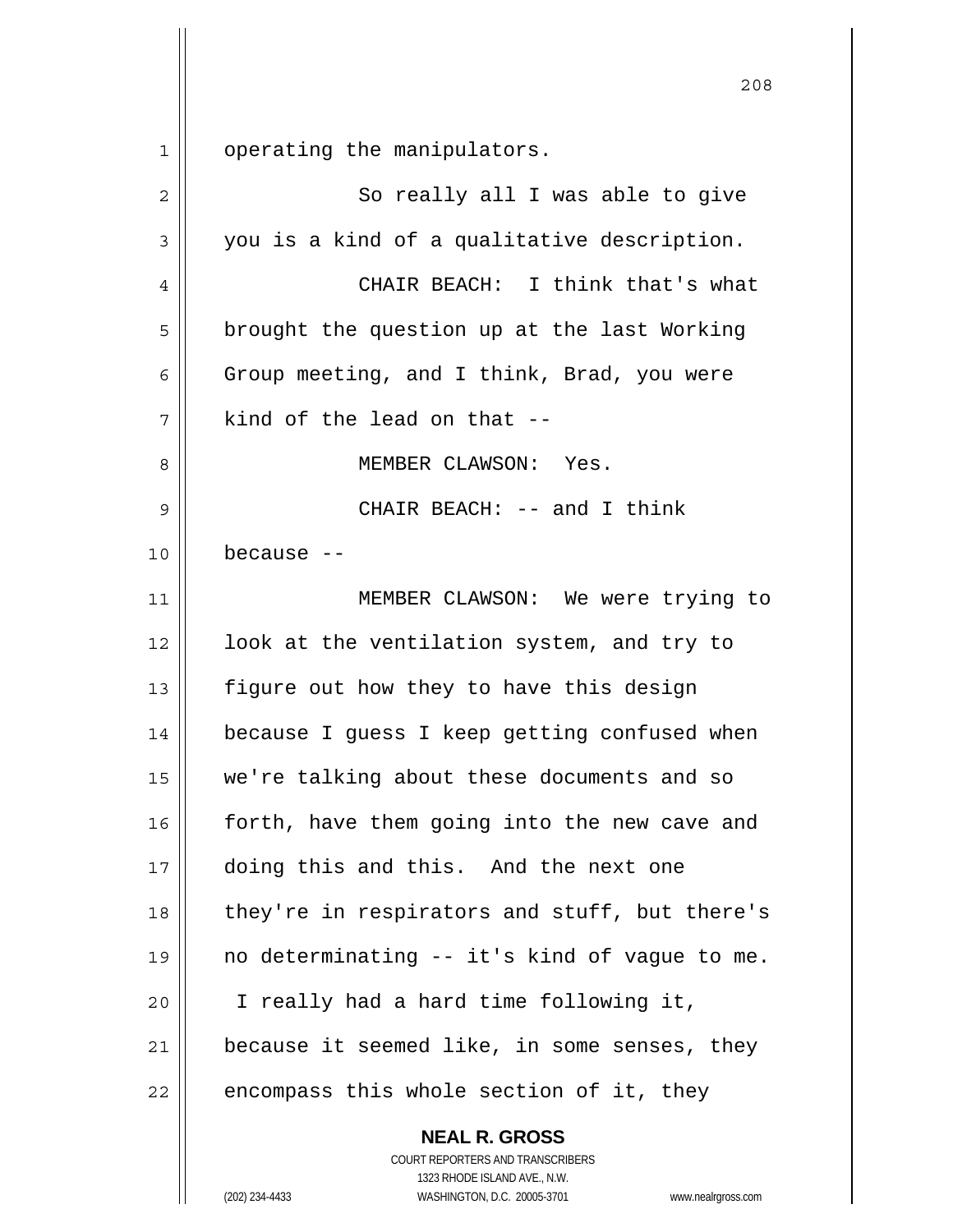operating the manipulators.

So really all I was able to give you is a kind of a qualitative description.

CHAIR BEACH: I think that's what brought the question up at the last Working Group meeting, and I think, Brad, you were kind of the lead on that --

MEMBER CLAWSON: Yes.

CHAIR BEACH: -- and I think because --

MEMBER CLAWSON: We were trying to look at the ventilation system, and try to figure out how they to have this design because I guess I keep getting confused when we're talking about these documents and so forth, have them going into the new cave and doing this and this. And the next one they're in respirators and stuff, but there's no determinating -- it's kind of vague to me. I really had a hard time following it, because it seemed like, in some senses, they encompass this whole section of it, they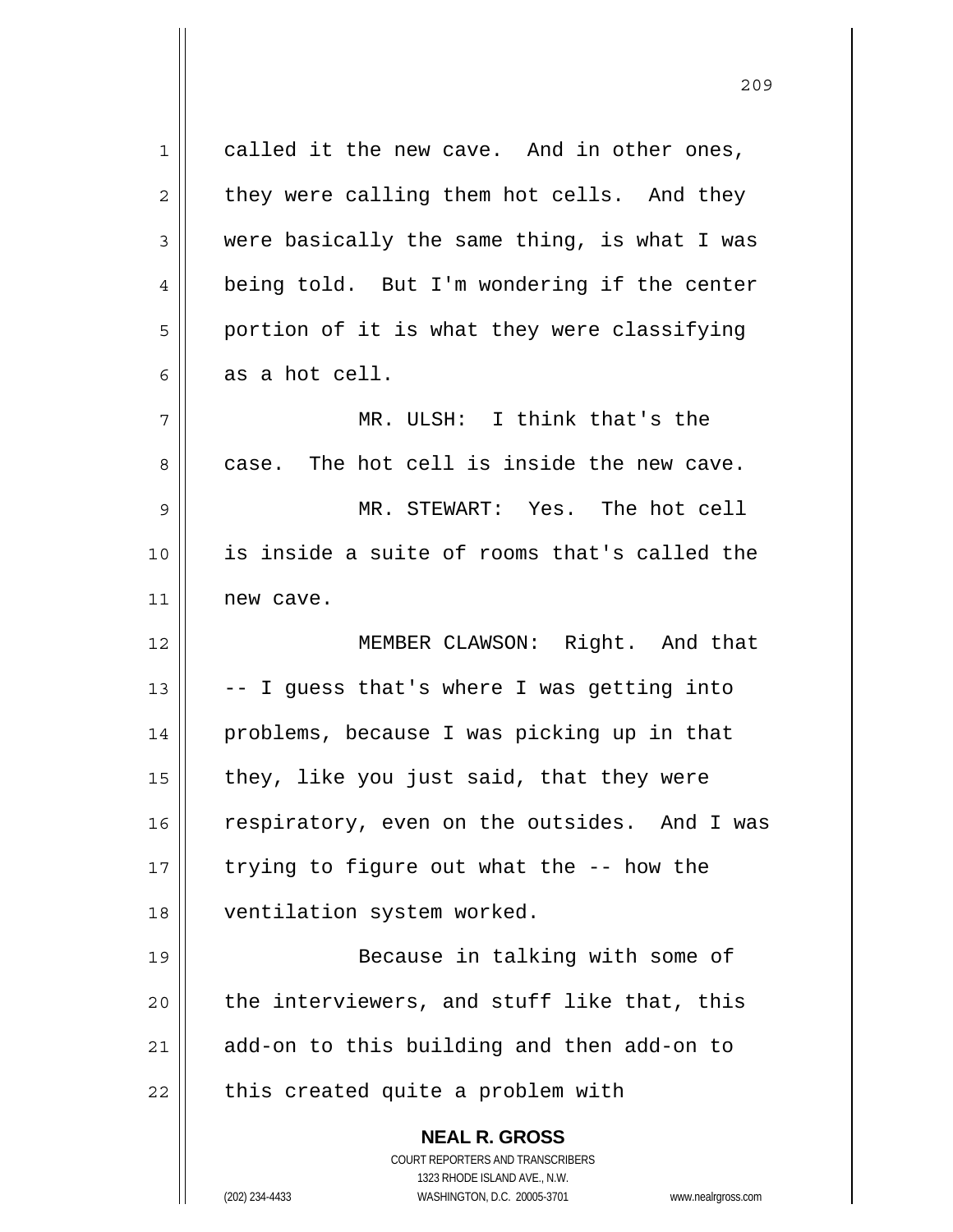called it the new cave. And in other ones, they were calling them hot cells. And they were basically the same thing, is what I was being told. But I'm wondering if the center portion of it is what they were classifying as a hot cell.

MR. ULSH: I think that's the case. The hot cell is inside the new cave.

MR. STEWART: Yes. The hot cell is inside a suite of rooms that's called the new cave.

MEMBER CLAWSON: Right. And that -- I guess that's where I was getting into problems, because I was picking up in that they, like you just said, that they were respiratory, even on the outsides. And I was trying to figure out what the -- how the ventilation system worked.

Because in talking with some of the interviewers, and stuff like that, this add-on to this building and then add-on to this created quite a problem with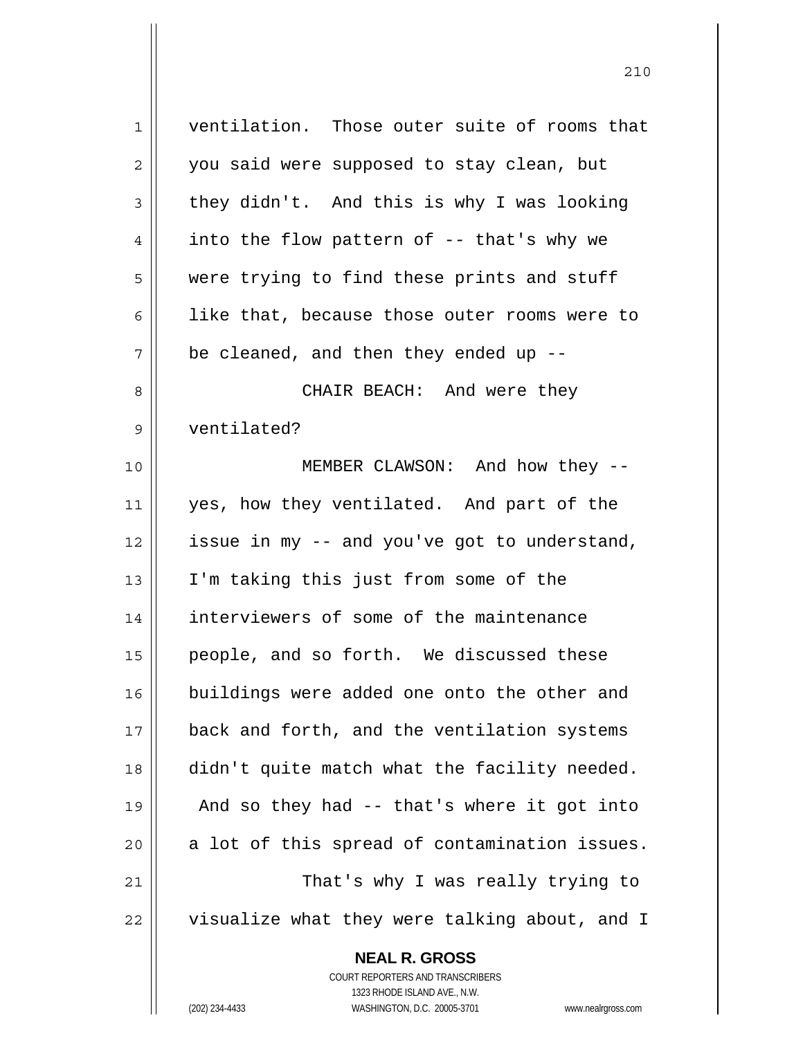ventilation. Those outer suite of rooms that you said were supposed to stay clean, but they didn't. And this is why I was looking into the flow pattern of -- that's why we were trying to find these prints and stuff like that, because those outer rooms were to be cleaned, and then they ended up --

CHAIR BEACH: And were they ventilated?

MEMBER CLAWSON: And how they -- yes, how they ventilated. And part of the issue in my -- and you've got to understand, I'm taking this just from some of the interviewers of some of the maintenance people, and so forth. We discussed these buildings were added one onto the other and back and forth, and the ventilation systems didn't quite match what the facility needed. And so they had -- that's where it got into a lot of this spread of contamination issues.

That's why I was really trying to visualize what they were talking about, and I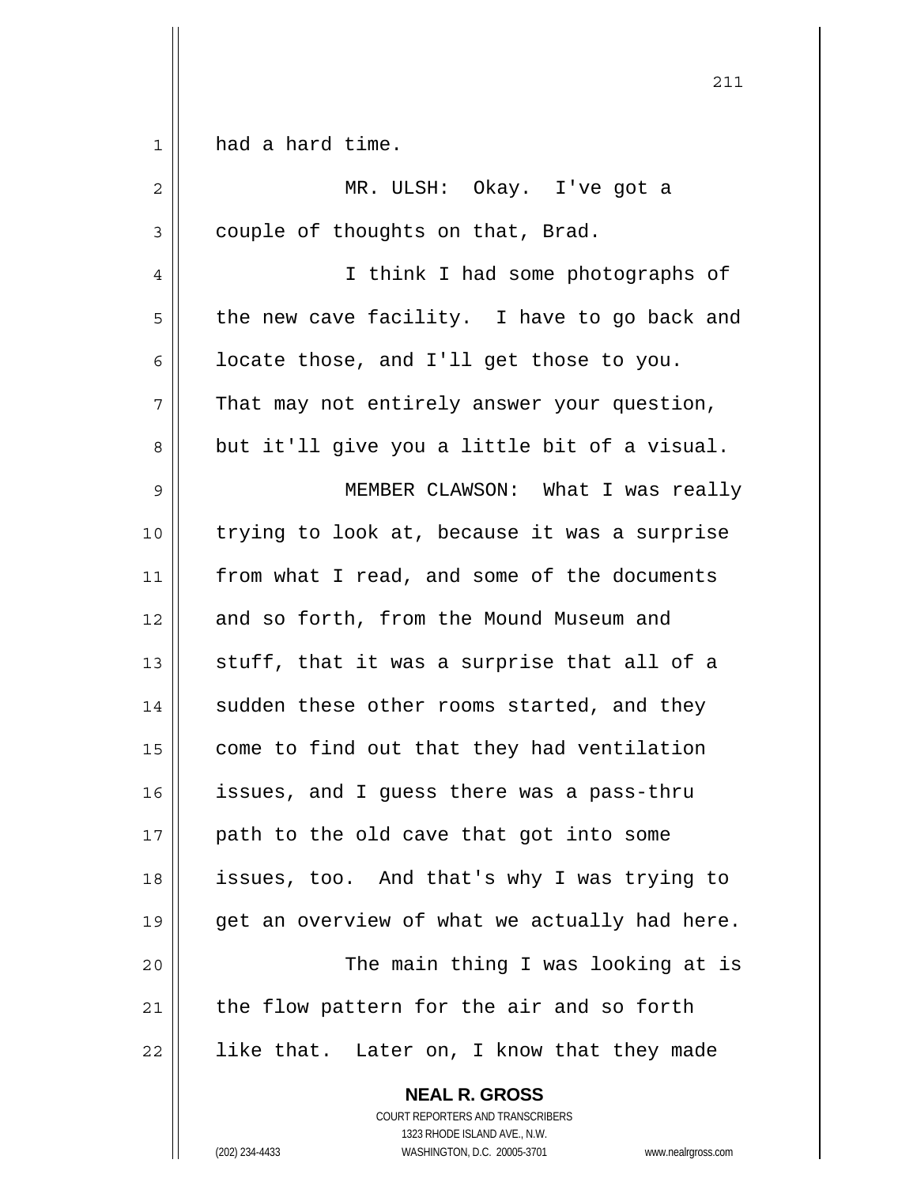had a hard time.

MR. ULSH: Okay. I've got a couple of thoughts on that, Brad.

I think I had some photographs of the new cave facility. I have to go back and locate those, and I'll get those to you. That may not entirely answer your question, but it'll give you a little bit of a visual.

MEMBER CLAWSON: What I was really trying to look at, because it was a surprise from what I read, and some of the documents and so forth, from the Mound Museum and stuff, that it was a surprise that all of a sudden these other rooms started, and they come to find out that they had ventilation issues, and I guess there was a pass-thru path to the old cave that got into some issues, too. And that's why I was trying to get an overview of what we actually had here.

The main thing I was looking at is the flow pattern for the air and so forth like that. Later on, I know that they made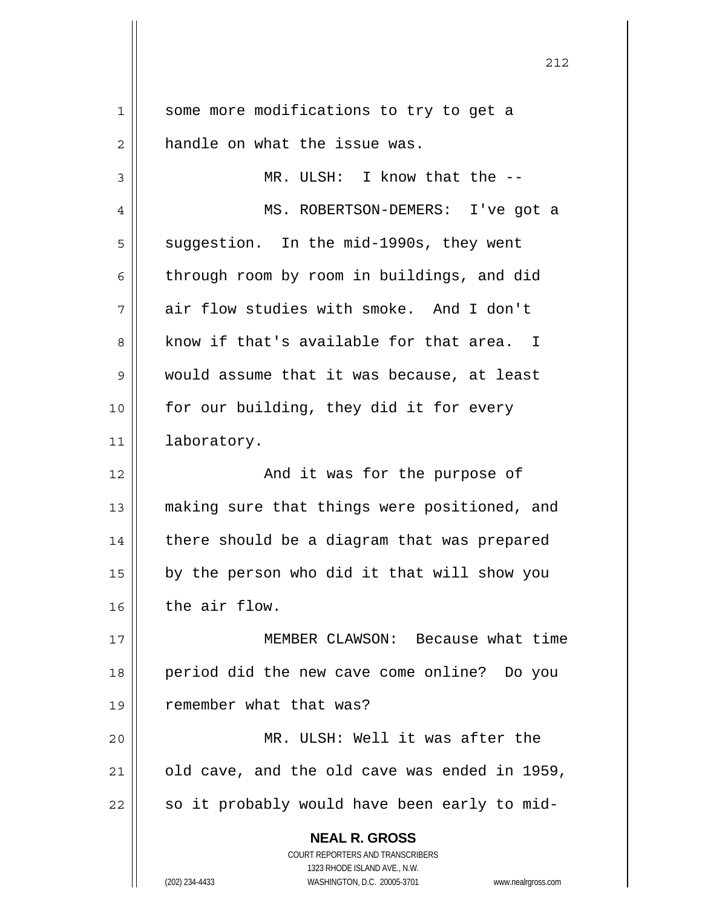some more modifications to try to get a handle on what the issue was.

MR. ULSH: I know that the --

MS. ROBERTSON-DEMERS: I've got a suggestion. In the mid-1990s, they went through room by room in buildings, and did air flow studies with smoke. And I don't know if that's available for that area. I would assume that it was because, at least for our building, they did it for every laboratory.

And it was for the purpose of making sure that things were positioned, and there should be a diagram that was prepared by the person who did it that will show you the air flow.

MEMBER CLAWSON: Because what time period did the new cave come online? Do you remember what that was?

MR. ULSH: Well it was after the old cave, and the old cave was ended in 1959, so it probably would have been early to mid-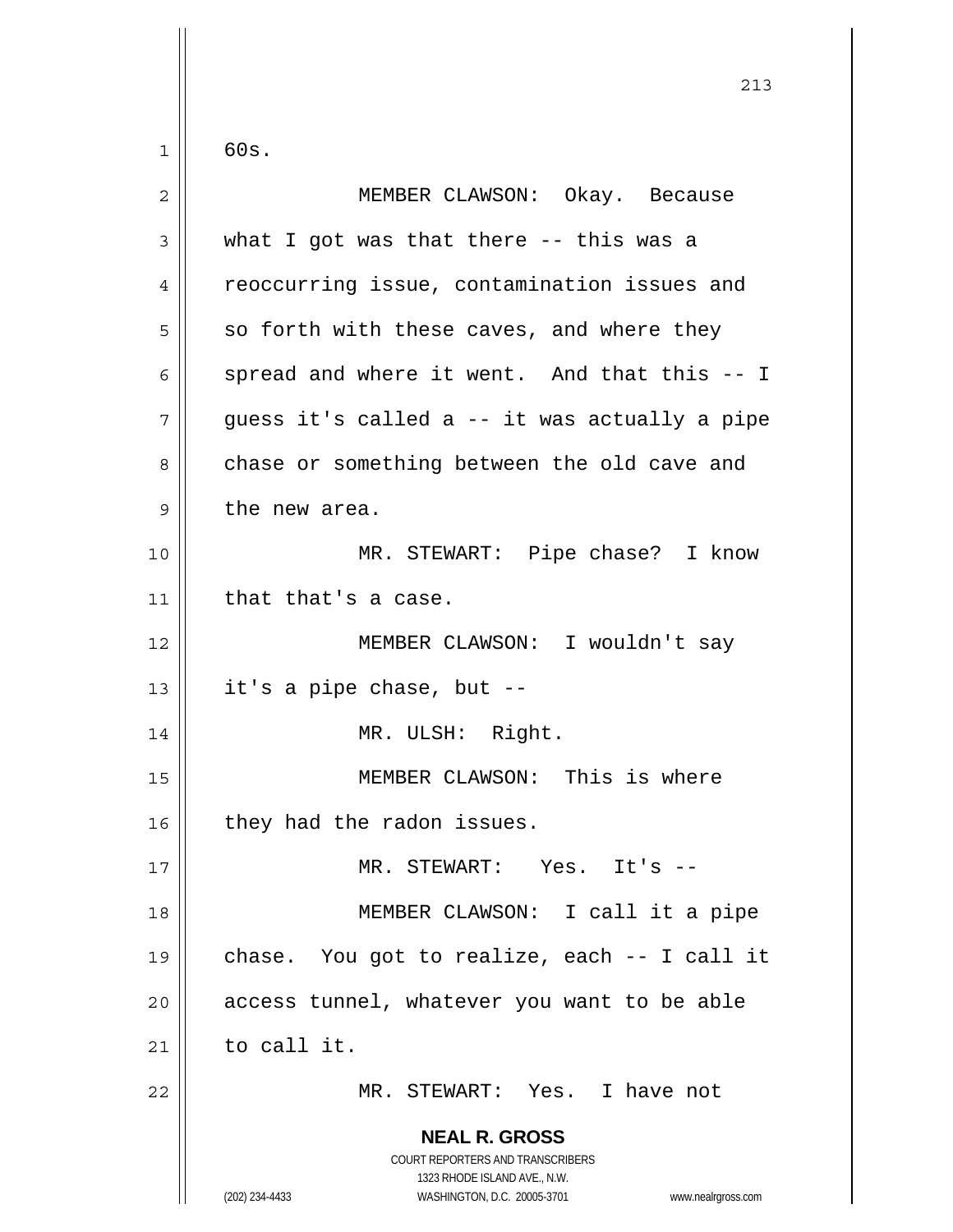60s.

MEMBER CLAWSON: Okay. Because what I got was that there -- this was a reoccurring issue, contamination issues and so forth with these caves, and where they spread and where it went. And that this -- I guess it's called a -- it was actually a pipe chase or something between the old cave and the new area.

MR. STEWART: Pipe chase? I know that that's a case.

MEMBER CLAWSON: I wouldn't say it's a pipe chase, but --

MR. ULSH: Right.

MEMBER CLAWSON: This is where they had the radon issues.

MR. STEWART: Yes. It's --

MEMBER CLAWSON: I call it a pipe chase. You got to realize, each -- I call it access tunnel, whatever you want to be able to call it.

MR. STEWART: Yes. I have not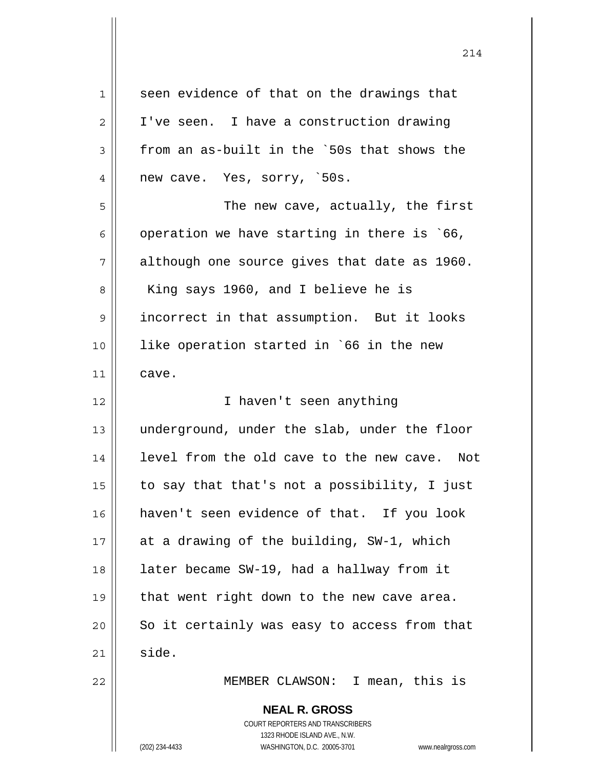seen evidence of that on the drawings that I've seen. I have a construction drawing from an as-built in the `50s that shows the new cave. Yes, sorry, `50s.

The new cave, actually, the first operation we have starting in there is `66, although one source gives that date as 1960. King says 1960, and I believe he is incorrect in that assumption. But it looks like operation started in `66 in the new cave.

I haven't seen anything underground, under the slab, under the floor level from the old cave to the new cave. Not to say that that's not a possibility, I just haven't seen evidence of that. If you look at a drawing of the building, SW-1, which later became SW-19, had a hallway from it that went right down to the new cave area. So it certainly was easy to access from that side.

MEMBER CLAWSON: I mean, this is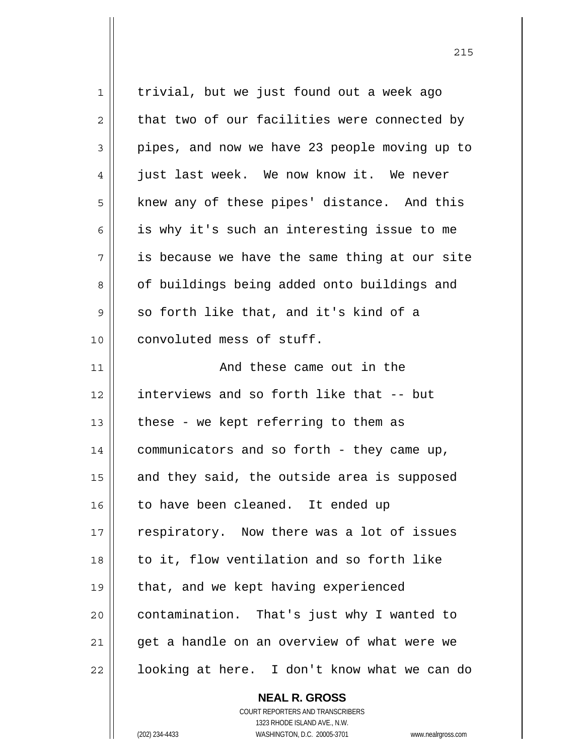trivial, but we just found out a week ago that two of our facilities were connected by pipes, and now we have 23 people moving up to just last week. We now know it. We never knew any of these pipes' distance. And this is why it's such an interesting issue to me is because we have the same thing at our site of buildings being added onto buildings and so forth like that, and it's kind of a convoluted mess of stuff.

And these came out in the interviews and so forth like that -- but these - we kept referring to them as communicators and so forth - they came up, and they said, the outside area is supposed to have been cleaned. It ended up respiratory. Now there was a lot of issues to it, flow ventilation and so forth like that, and we kept having experienced contamination. That's just why I wanted to get a handle on an overview of what were we looking at here. I don't know what we can do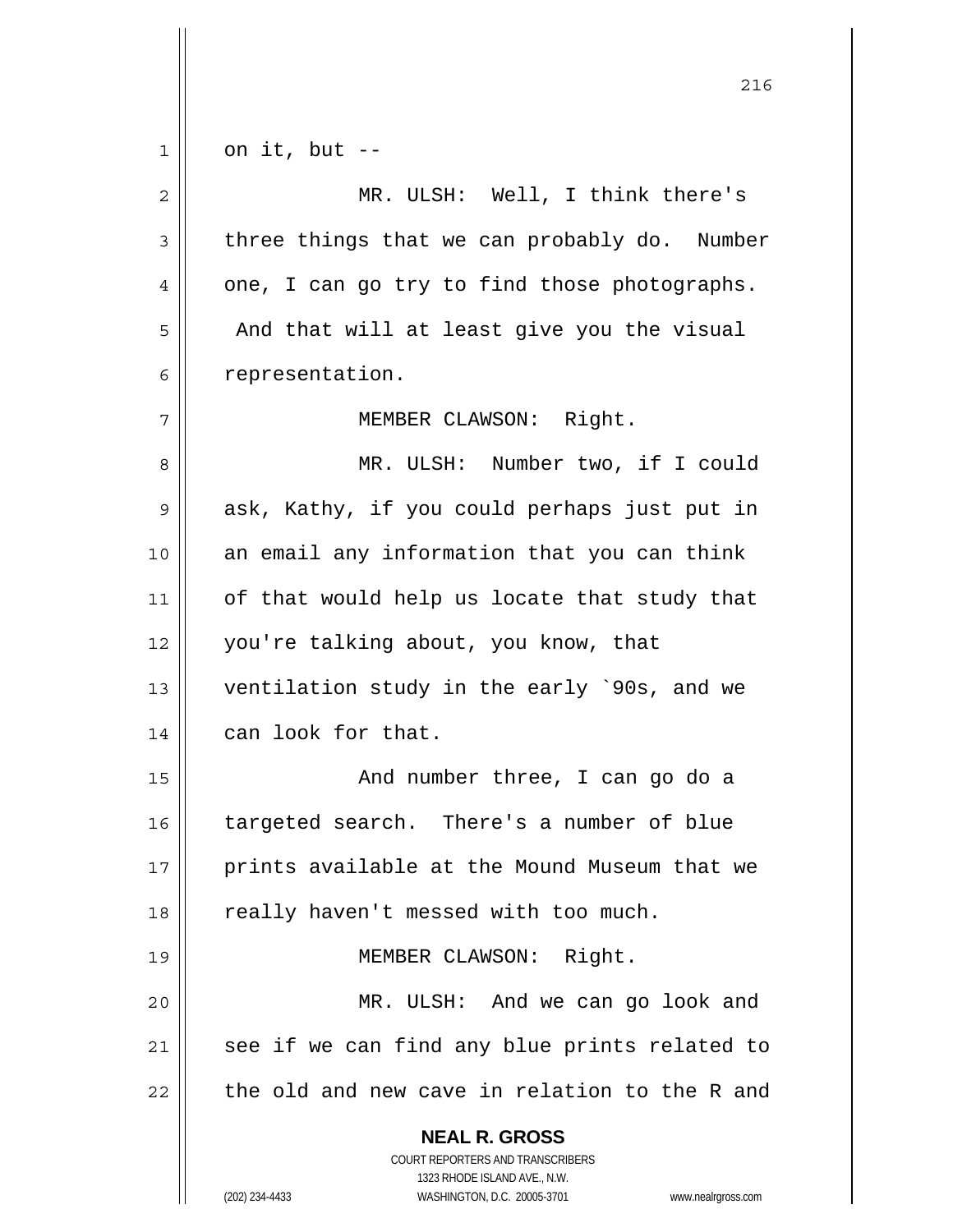on it, but --

MR. ULSH: Well, I think there's three things that we can probably do. Number one, I can go try to find those photographs. And that will at least give you the visual representation.

MEMBER CLAWSON: Right.

MR. ULSH: Number two, if I could ask, Kathy, if you could perhaps just put in an email any information that you can think of that would help us locate that study that you're talking about, you know, that ventilation study in the early `90s, and we can look for that.

And number three, I can go do a targeted search. There's a number of blue prints available at the Mound Museum that we really haven't messed with too much.

MEMBER CLAWSON: Right.

MR. ULSH: And we can go look and see if we can find any blue prints related to the old and new cave in relation to the R and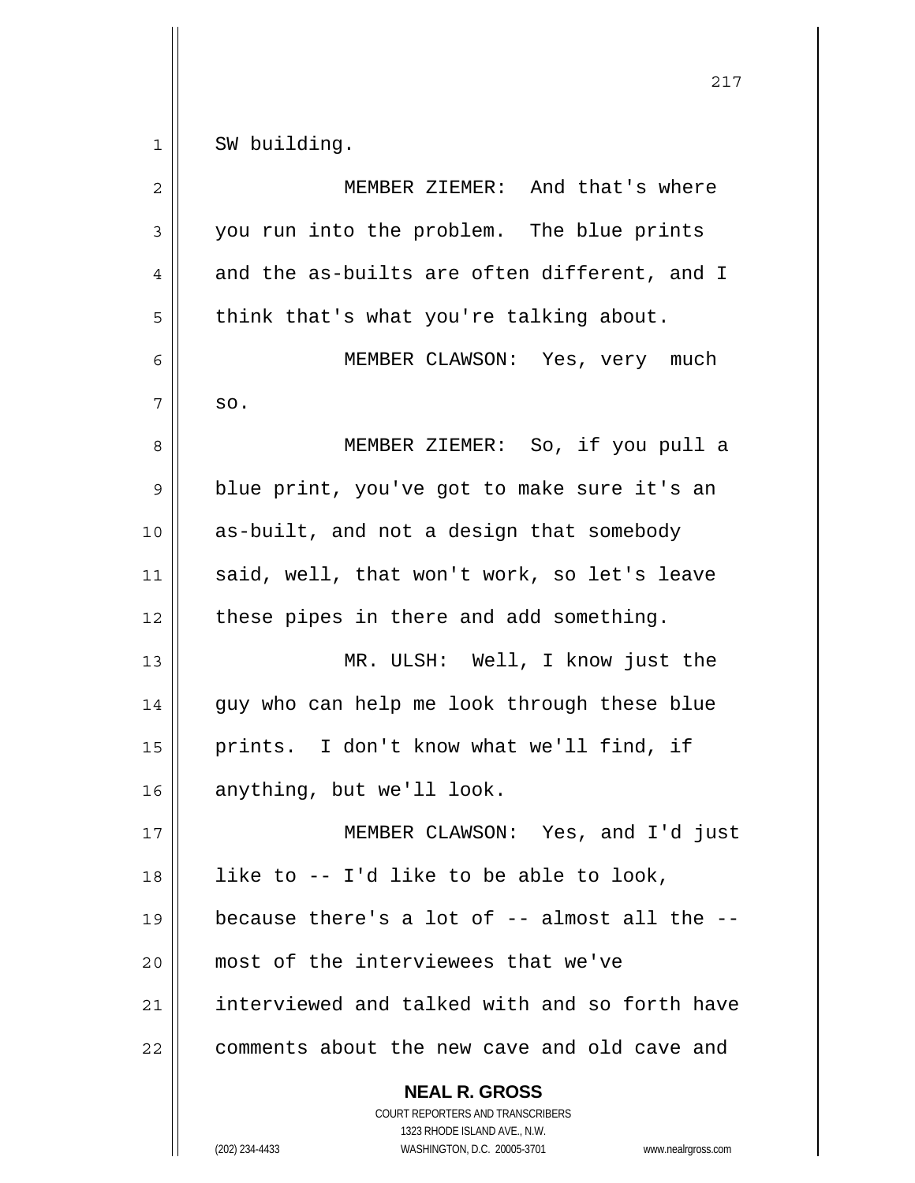SW building.

MEMBER ZIEMER: And that's where you run into the problem. The blue prints and the as-builts are often different, and I think that's what you're talking about.

MEMBER CLAWSON: Yes, very much so.

MEMBER ZIEMER: So, if you pull a blue print, you've got to make sure it's an as-built, and not a design that somebody said, well, that won't work, so let's leave these pipes in there and add something.

MR. ULSH: Well, I know just the guy who can help me look through these blue prints. I don't know what we'll find, if anything, but we'll look.

MEMBER CLAWSON: Yes, and I'd just like to -- I'd like to be able to look, because there's a lot of -- almost all the -- most of the interviewees that we've interviewed and talked with and so forth have comments about the new cave and old cave and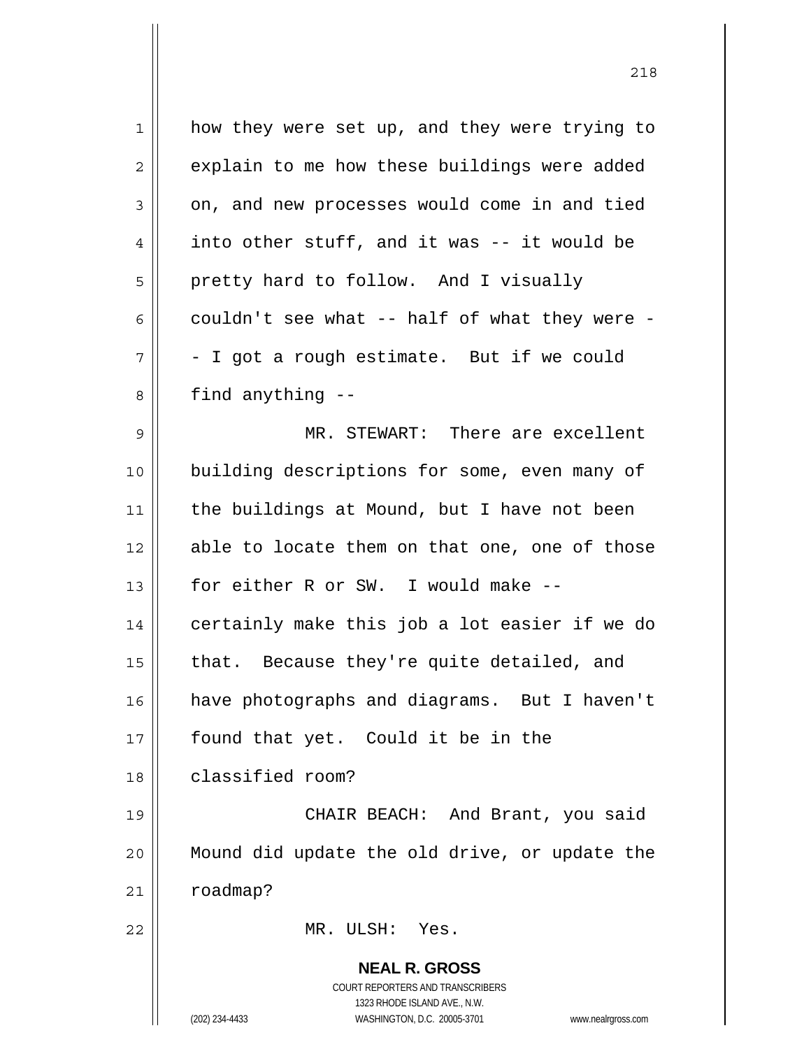how they were set up, and they were trying to explain to me how these buildings were added on, and new processes would come in and tied into other stuff, and it was -- it would be pretty hard to follow. And I visually couldn't see what -- half of what they were -- I got a rough estimate. But if we could find anything --

MR. STEWART: There are excellent building descriptions for some, even many of the buildings at Mound, but I have not been able to locate them on that one, one of those for either R or SW. I would make -- certainly make this job a lot easier if we do that. Because they're quite detailed, and have photographs and diagrams. But I haven't found that yet. Could it be in the classified room?

CHAIR BEACH: And Brant, you said Mound did update the old drive, or update the roadmap?

MR. ULSH: Yes.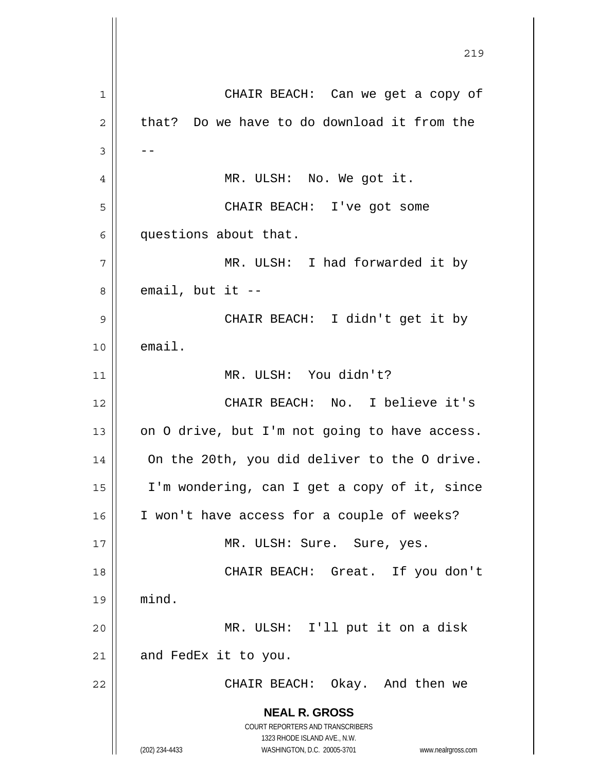CHAIR BEACH: Can we get a copy of that? Do we have to do download it from the --

MR. ULSH: No. We got it.

CHAIR BEACH: I've got some questions about that.

MR. ULSH: I had forwarded it by email, but it --

CHAIR BEACH: I didn't get it by email.

MR. ULSH: You didn't?

CHAIR BEACH: No. I believe it's on O drive, but I'm not going to have access. On the 20th, you did deliver to the O drive. I'm wondering, can I get a copy of it, since I won't have access for a couple of weeks?

MR. ULSH: Sure. Sure, yes.

CHAIR BEACH: Great. If you don't mind.

MR. ULSH: I'll put it on a disk and FedEx it to you.

CHAIR BEACH: Okay. And then we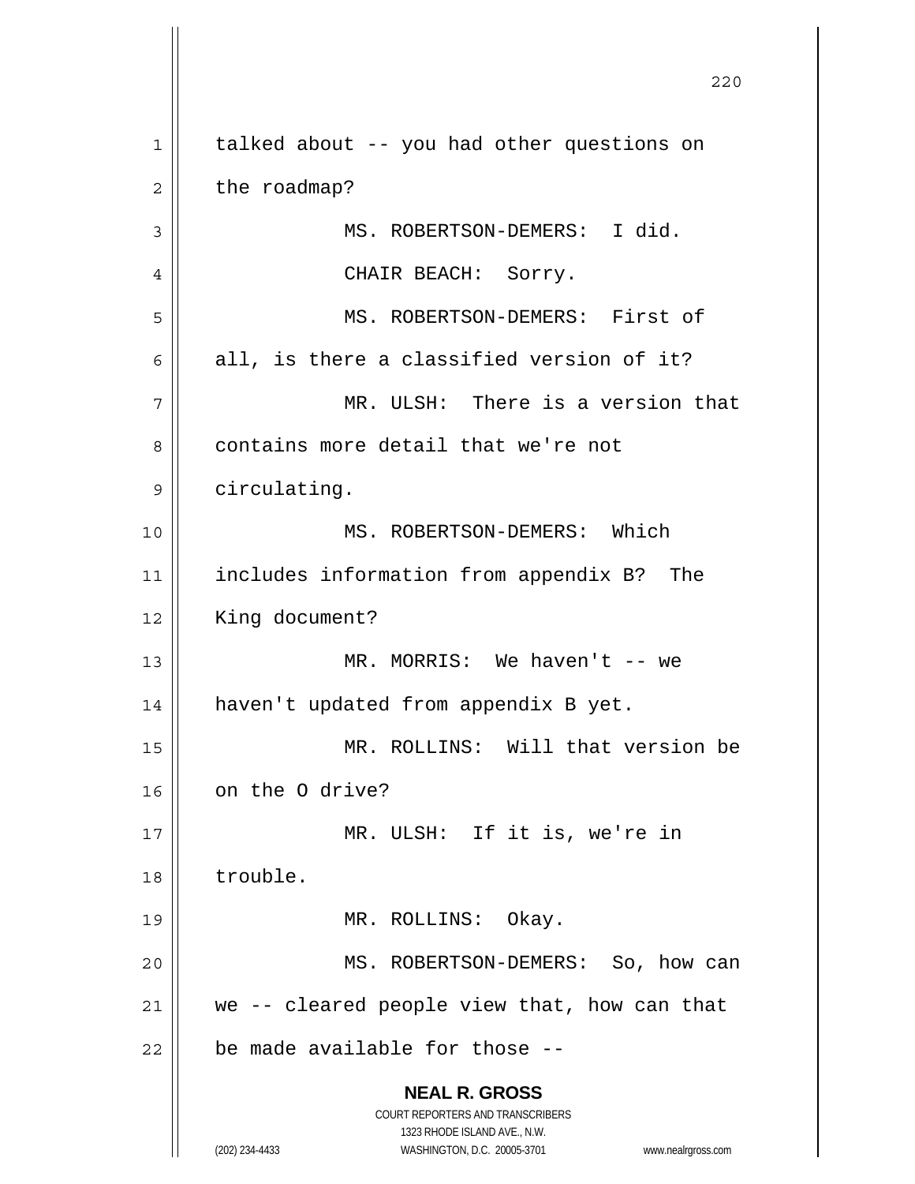talked about -- you had other questions on the roadmap?

MS. ROBERTSON-DEMERS: I did.

CHAIR BEACH: Sorry.

MS. ROBERTSON-DEMERS: First of all, is there a classified version of it?

MR. ULSH: There is a version that contains more detail that we're not circulating.

MS. ROBERTSON-DEMERS: Which includes information from appendix B? The King document?

MR. MORRIS: We haven't -- we haven't updated from appendix B yet.

MR. ROLLINS: Will that version be on the O drive?

MR. ULSH: If it is, we're in trouble.

MR. ROLLINS: Okay.

MS. ROBERTSON-DEMERS: So, how can we -- cleared people view that, how can that be made available for those --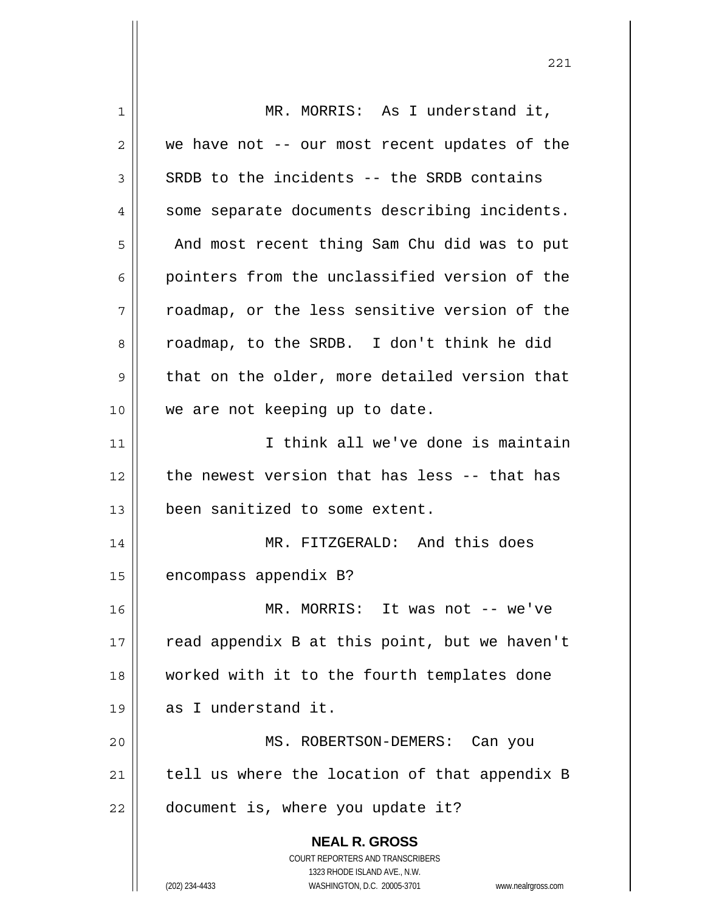MR. MORRIS: As I understand it, we have not -- our most recent updates of the SRDB to the incidents -- the SRDB contains some separate documents describing incidents. And most recent thing Sam Chu did was to put pointers from the unclassified version of the roadmap, or the less sensitive version of the roadmap, to the SRDB. I don't think he did that on the older, more detailed version that we are not keeping up to date.

I think all we've done is maintain the newest version that has less -- that has been sanitized to some extent.

MR. FITZGERALD: And this does encompass appendix B?

MR. MORRIS: It was not -- we've read appendix B at this point, but we haven't worked with it to the fourth templates done as I understand it.

MS. ROBERTSON-DEMERS: Can you tell us where the location of that appendix B document is, where you update it?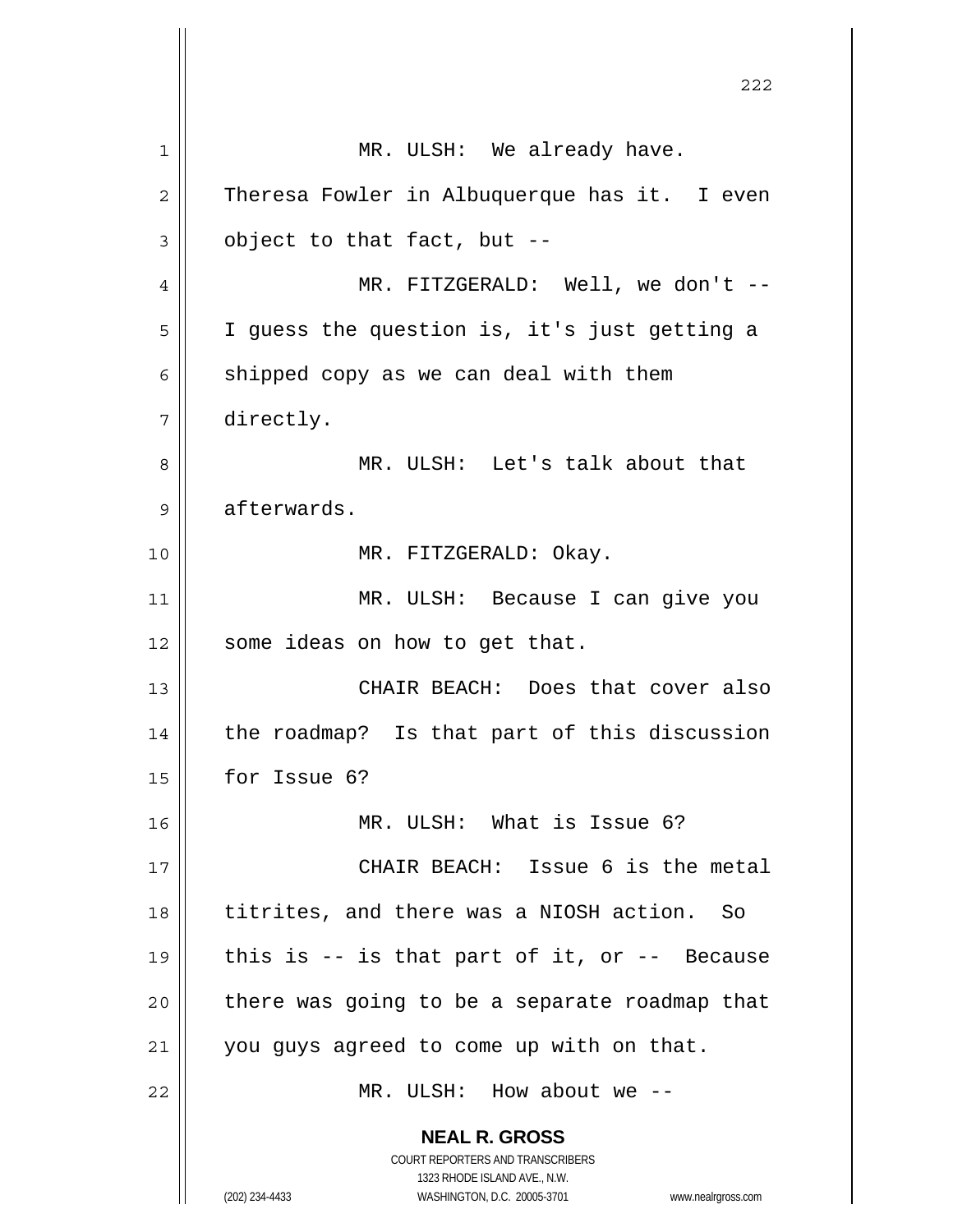MR. ULSH: We already have. Theresa Fowler in Albuquerque has it. I even object to that fact, but --

MR. FITZGERALD: Well, we don't -- I guess the question is, it's just getting a shipped copy as we can deal with them directly.

MR. ULSH: Let's talk about that afterwards.

MR. FITZGERALD: Okay.

MR. ULSH: Because I can give you some ideas on how to get that.

CHAIR BEACH: Does that cover also the roadmap? Is that part of this discussion for Issue 6?

MR. ULSH: What is Issue 6?

CHAIR BEACH: Issue 6 is the metal titrites, and there was a NIOSH action. So this is -- is that part of it, or -- Because there was going to be a separate roadmap that you guys agreed to come up with on that.

MR. ULSH: How about we --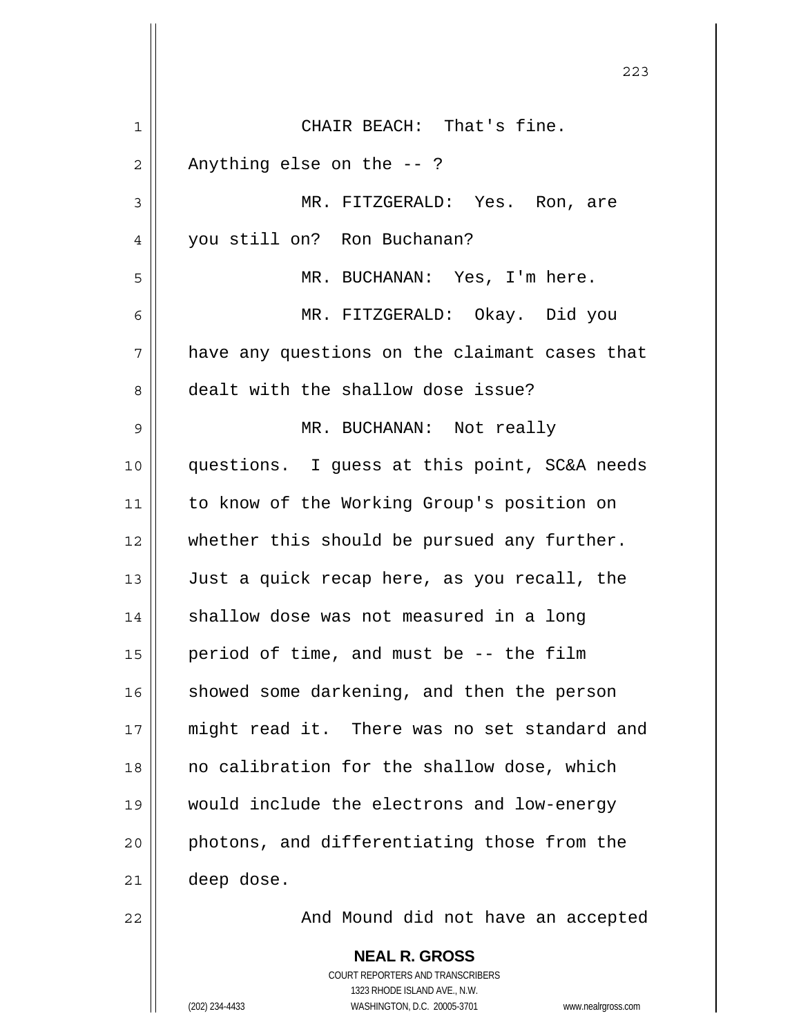CHAIR BEACH: That's fine. Anything else on the -- ?

MR. FITZGERALD: Yes. Ron, are you still on? Ron Buchanan?

MR. BUCHANAN: Yes, I'm here.

MR. FITZGERALD: Okay. Did you have any questions on the claimant cases that dealt with the shallow dose issue?

MR. BUCHANAN: Not really questions. I guess at this point, SC&A needs to know of the Working Group's position on whether this should be pursued any further. Just a quick recap here, as you recall, the shallow dose was not measured in a long period of time, and must be -- the film showed some darkening, and then the person might read it. There was no set standard and no calibration for the shallow dose, which would include the electrons and low-energy photons, and differentiating those from the deep dose.

And Mound did not have an accepted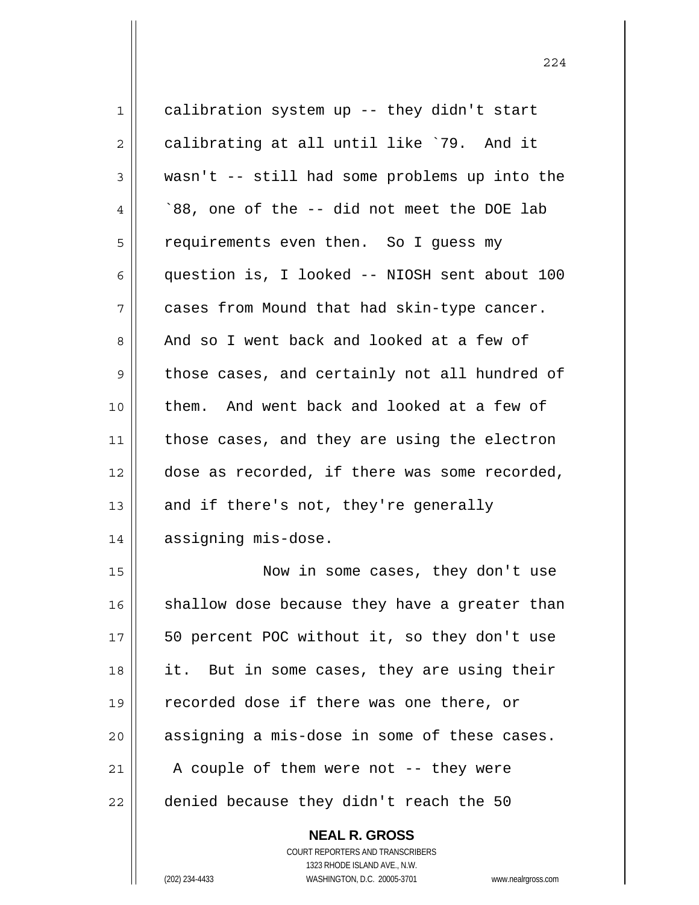calibration system up -- they didn't start calibrating at all until like `79. And it wasn't -- still had some problems up into the `88, one of the -- did not meet the DOE lab requirements even then. So I guess my question is, I looked -- NIOSH sent about 100 cases from Mound that had skin-type cancer. And so I went back and looked at a few of those cases, and certainly not all hundred of them. And went back and looked at a few of those cases, and they are using the electron dose as recorded, if there was some recorded, and if there's not, they're generally assigning mis-dose.

Now in some cases, they don't use shallow dose because they have a greater than 50 percent POC without it, so they don't use it. But in some cases, they are using their recorded dose if there was one there, or assigning a mis-dose in some of these cases. A couple of them were not -- they were denied because they didn't reach the 50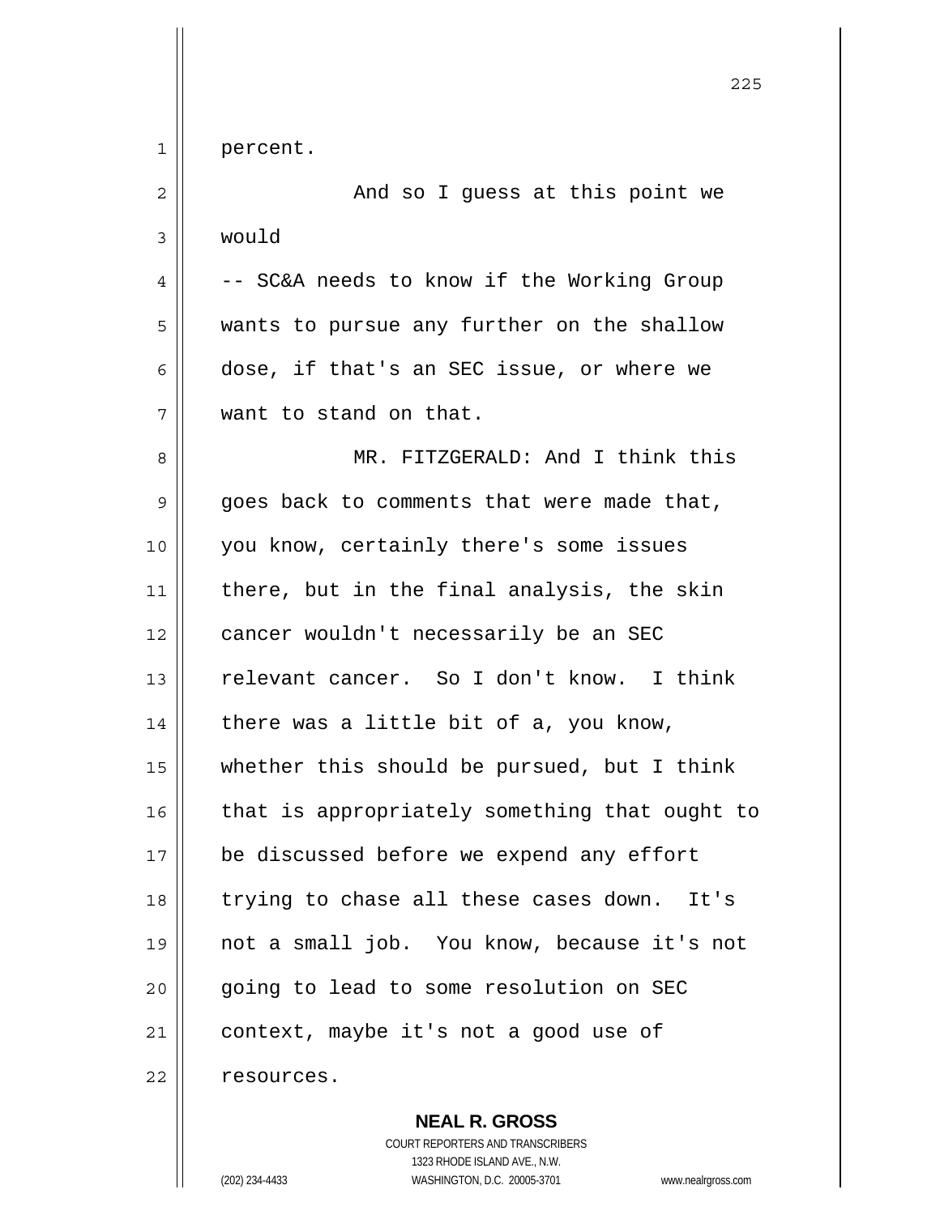percent.

And so I guess at this point we would -- SC&A needs to know if the Working Group wants to pursue any further on the shallow dose, if that's an SEC issue, or where we want to stand on that.

MR. FITZGERALD: And I think this goes back to comments that were made that, you know, certainly there's some issues there, but in the final analysis, the skin cancer wouldn't necessarily be an SEC relevant cancer. So I don't know. I think there was a little bit of a, you know, whether this should be pursued, but I think that is appropriately something that ought to be discussed before we expend any effort trying to chase all these cases down. It's not a small job. You know, because it's not going to lead to some resolution on SEC context, maybe it's not a good use of resources.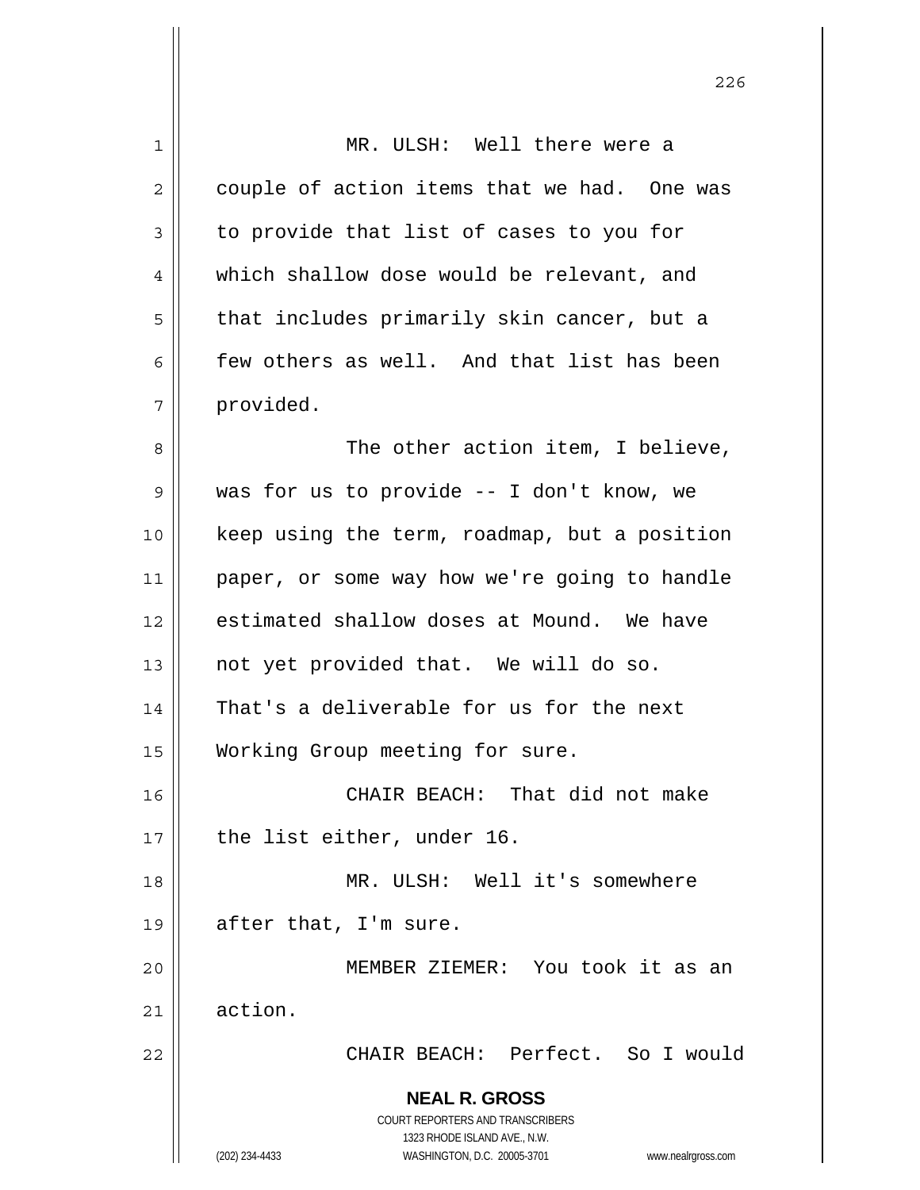MR. ULSH: Well there were a couple of action items that we had. One was to provide that list of cases to you for which shallow dose would be relevant, and that includes primarily skin cancer, but a few others as well. And that list has been provided.

The other action item, I believe, was for us to provide -- I don't know, we keep using the term, roadmap, but a position paper, or some way how we're going to handle estimated shallow doses at Mound. We have not yet provided that. We will do so. That's a deliverable for us for the next Working Group meeting for sure.

CHAIR BEACH: That did not make the list either, under 16.

MR. ULSH: Well it's somewhere after that, I'm sure.

MEMBER ZIEMER: You took it as an action.

CHAIR BEACH: Perfect. So I would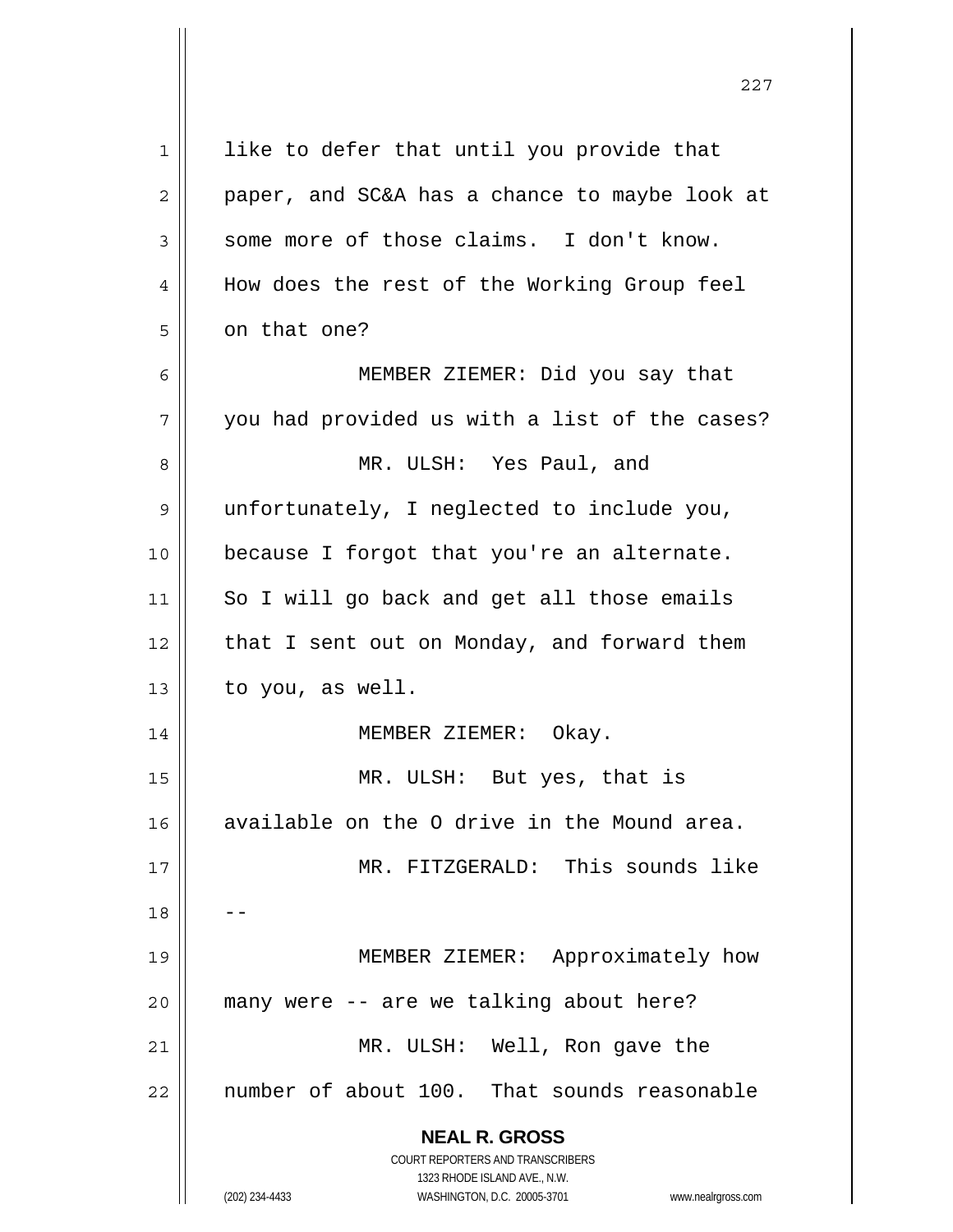like to defer that until you provide that paper, and SC&A has a chance to maybe look at some more of those claims. I don't know. How does the rest of the Working Group feel on that one?

MEMBER ZIEMER: Did you say that you had provided us with a list of the cases?

MR. ULSH: Yes Paul, and unfortunately, I neglected to include you, because I forgot that you're an alternate. So I will go back and get all those emails that I sent out on Monday, and forward them to you, as well.

MEMBER ZIEMER: Okay.

MR. ULSH: But yes, that is available on the O drive in the Mound area.

MR. FITZGERALD: This sounds like --

MEMBER ZIEMER: Approximately how many were -- are we talking about here?

MR. ULSH: Well, Ron gave the number of about 100. That sounds reasonable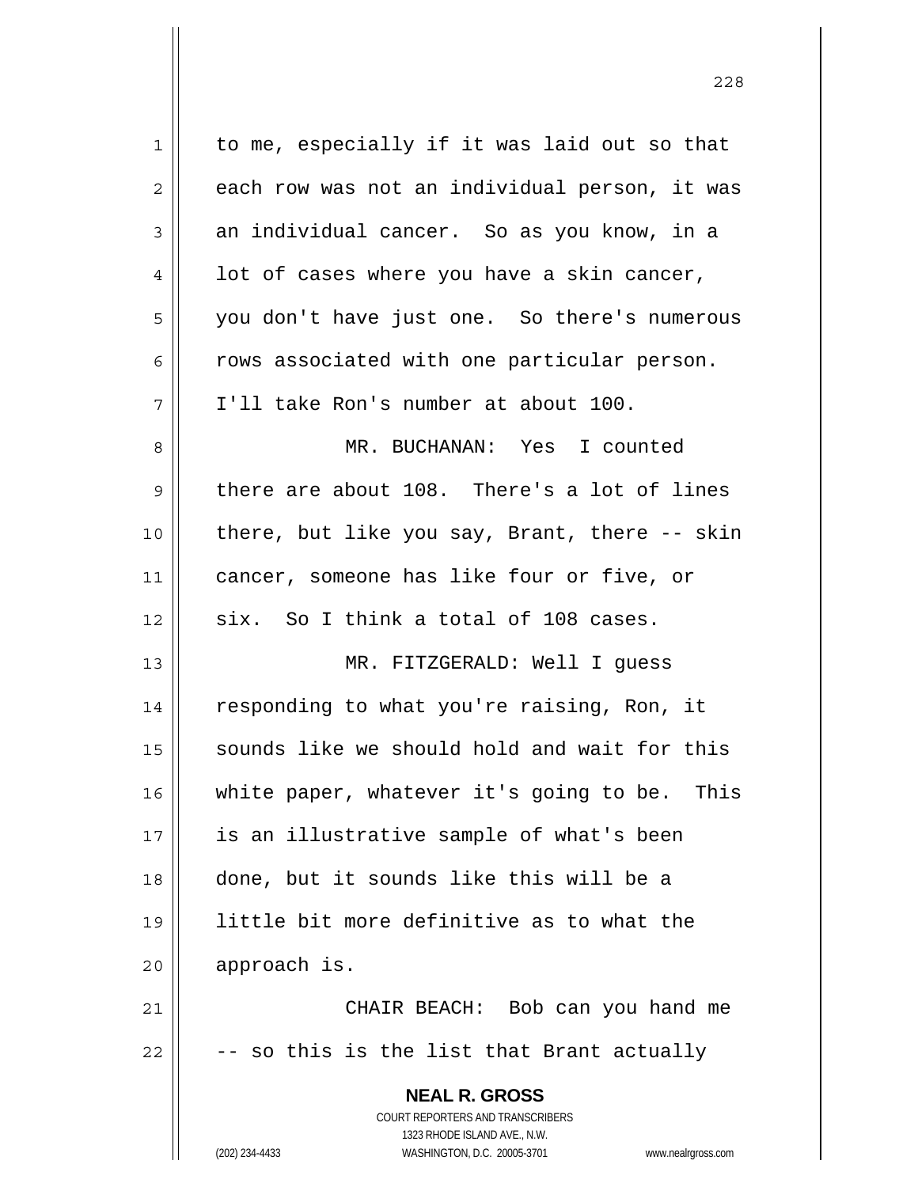to me, especially if it was laid out so that each row was not an individual person, it was an individual cancer. So as you know, in a lot of cases where you have a skin cancer, you don't have just one. So there's numerous rows associated with one particular person. I'll take Ron's number at about 100.

MR. BUCHANAN: Yes I counted there are about 108. There's a lot of lines there, but like you say, Brant, there -- skin cancer, someone has like four or five, or six. So I think a total of 108 cases.

MR. FITZGERALD: Well I guess responding to what you're raising, Ron, it sounds like we should hold and wait for this white paper, whatever it's going to be. This is an illustrative sample of what's been done, but it sounds like this will be a little bit more definitive as to what the approach is.

CHAIR BEACH: Bob can you hand me -- so this is the list that Brant actually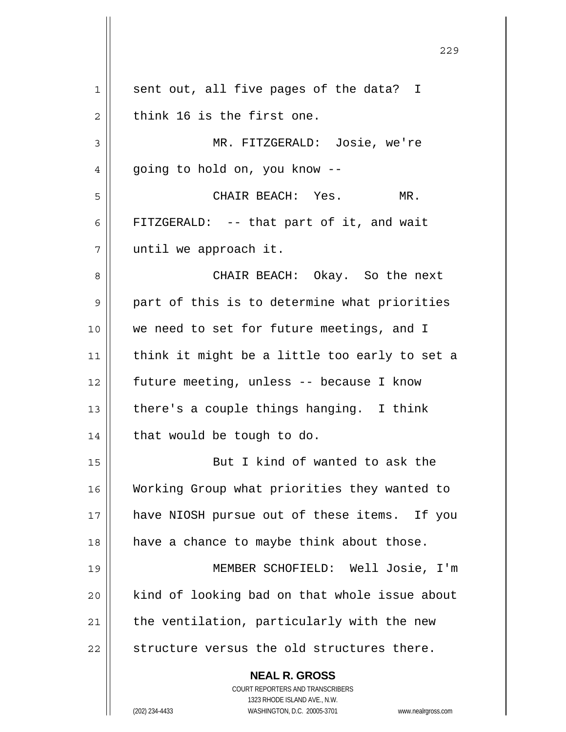sent out, all five pages of the data? I think 16 is the first one.

MR. FITZGERALD: Josie, we're going to hold on, you know --

CHAIR BEACH: Yes.

MR. FITZGERALD: -- that part of it, and wait until we approach it.

CHAIR BEACH: Okay. So the next part of this is to determine what priorities we need to set for future meetings, and I think it might be a little too early to set a future meeting, unless -- because I know there's a couple things hanging. I think that would be tough to do.

But I kind of wanted to ask the Working Group what priorities they wanted to have NIOSH pursue out of these items. If you have a chance to maybe think about those.

MEMBER SCHOFIELD: Well Josie, I'm kind of looking bad on that whole issue about the ventilation, particularly with the new structure versus the old structures there.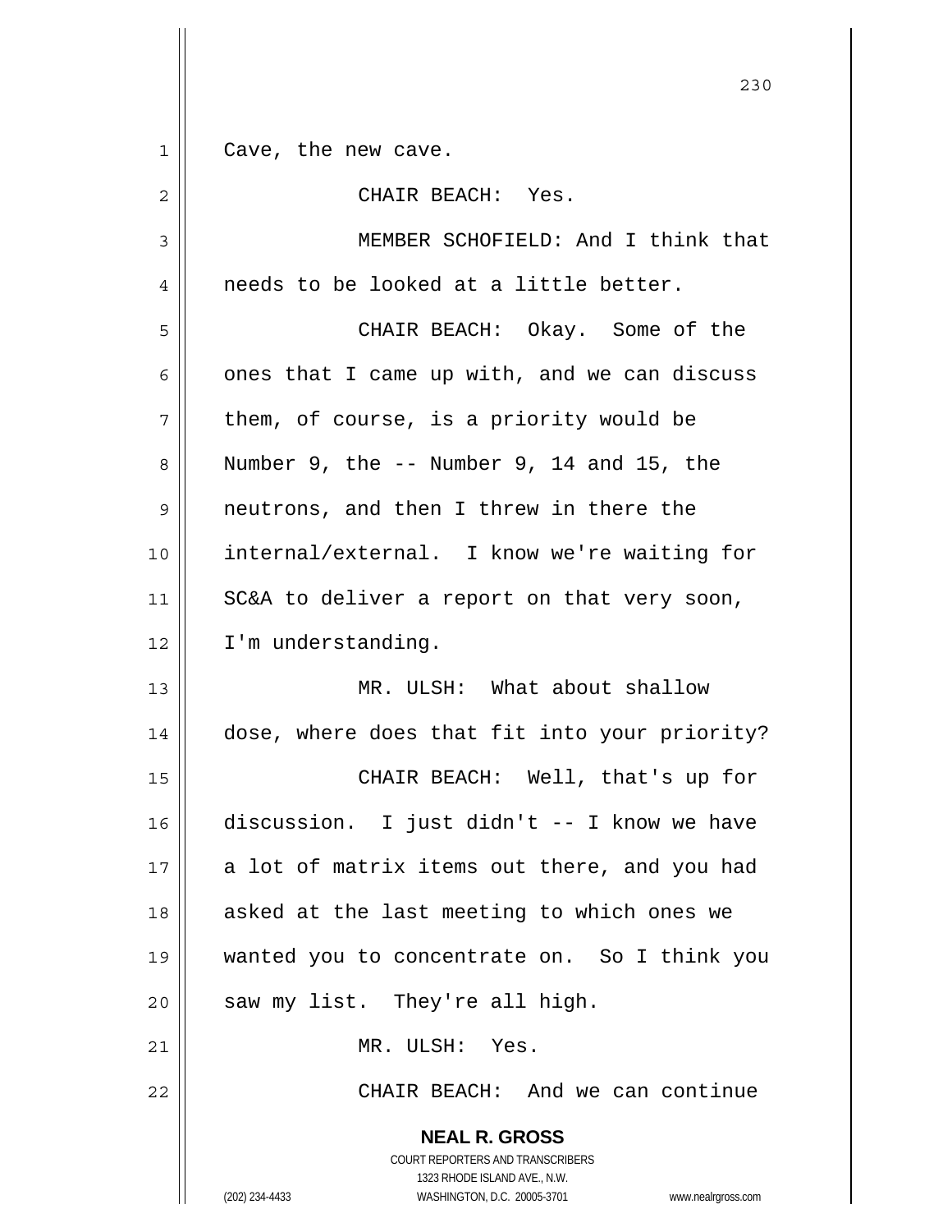Cave, the new cave.

CHAIR BEACH: Yes.

MEMBER SCHOFIELD: And I think that needs to be looked at a little better.

CHAIR BEACH: Okay. Some of the ones that I came up with, and we can discuss them, of course, is a priority would be Number 9, the -- Number 9, 14 and 15, the neutrons, and then I threw in there the internal/external. I know we're waiting for SC&A to deliver a report on that very soon, I'm understanding.

MR. ULSH: What about shallow dose, where does that fit into your priority?

CHAIR BEACH: Well, that's up for discussion. I just didn't -- I know we have a lot of matrix items out there, and you had asked at the last meeting to which ones we wanted you to concentrate on. So I think you saw my list. They're all high.

MR. ULSH: Yes.

CHAIR BEACH: And we can continue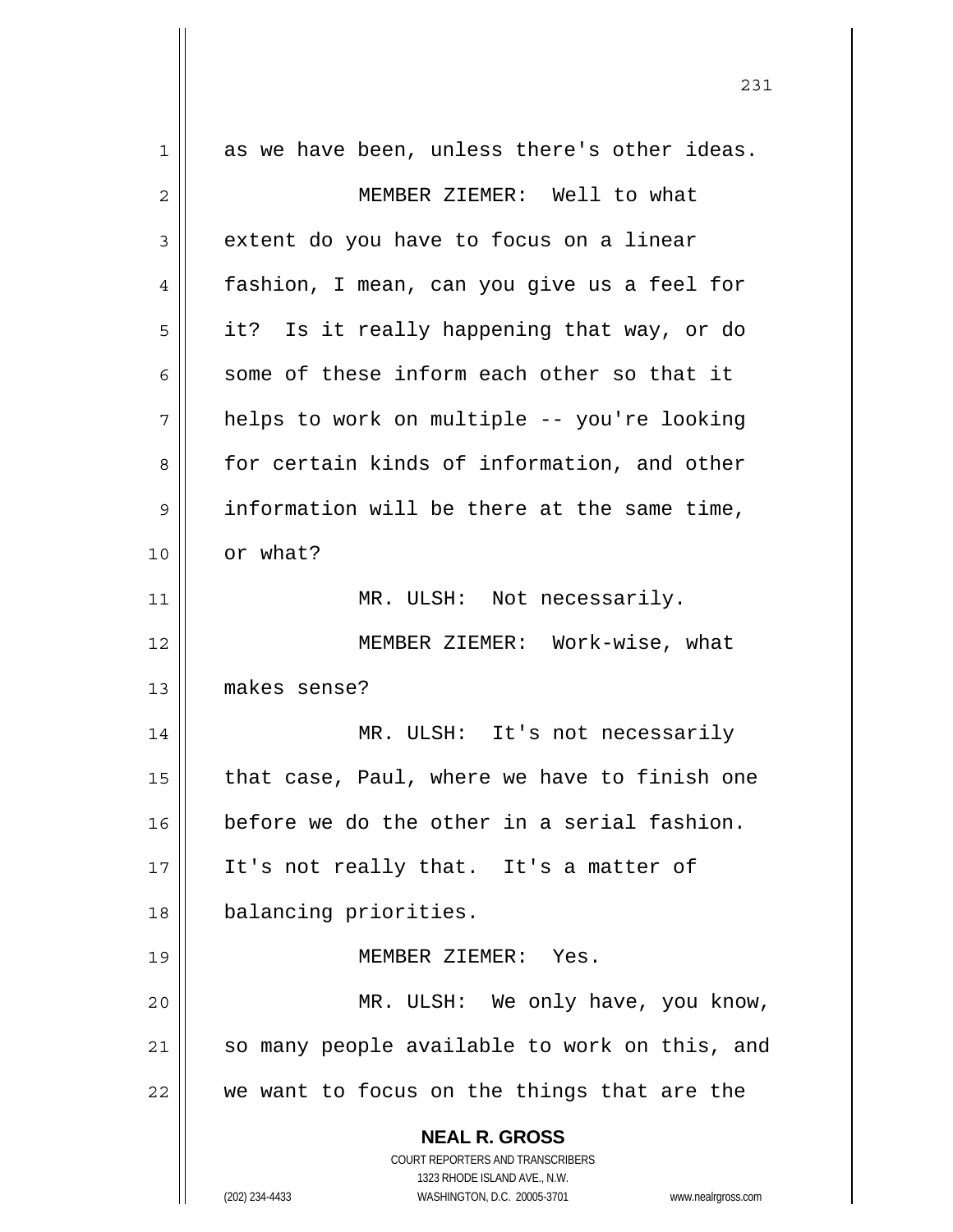as we have been, unless there's other ideas.

MEMBER ZIEMER: Well to what extent do you have to focus on a linear fashion, I mean, can you give us a feel for it? Is it really happening that way, or do some of these inform each other so that it helps to work on multiple -- you're looking for certain kinds of information, and other information will be there at the same time, or what?

MR. ULSH: Not necessarily.

MEMBER ZIEMER: Work-wise, what makes sense?

MR. ULSH: It's not necessarily that case, Paul, where we have to finish one before we do the other in a serial fashion. It's not really that. It's a matter of balancing priorities.

MEMBER ZIEMER: Yes.

MR. ULSH: We only have, you know, so many people available to work on this, and we want to focus on the things that are the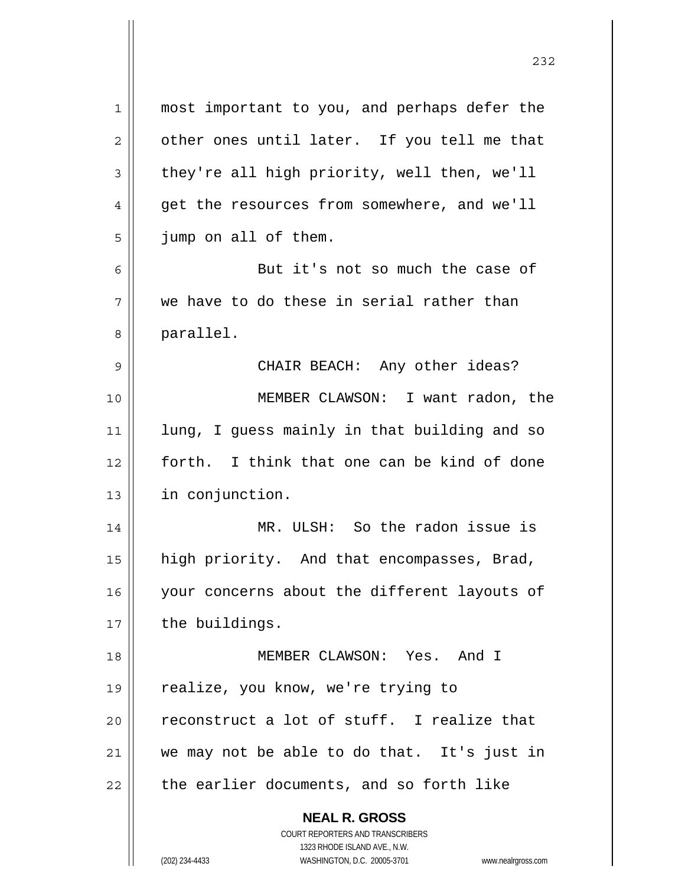most important to you, and perhaps defer the other ones until later. If you tell me that they're all high priority, well then, we'll get the resources from somewhere, and we'll jump on all of them.

But it's not so much the case of we have to do these in serial rather than parallel.

CHAIR BEACH: Any other ideas?

MEMBER CLAWSON: I want radon, the lung, I guess mainly in that building and so forth. I think that one can be kind of done in conjunction.

MR. ULSH: So the radon issue is high priority. And that encompasses, Brad, your concerns about the different layouts of the buildings.

MEMBER CLAWSON: Yes. And I realize, you know, we're trying to reconstruct a lot of stuff. I realize that we may not be able to do that. It's just in the earlier documents, and so forth like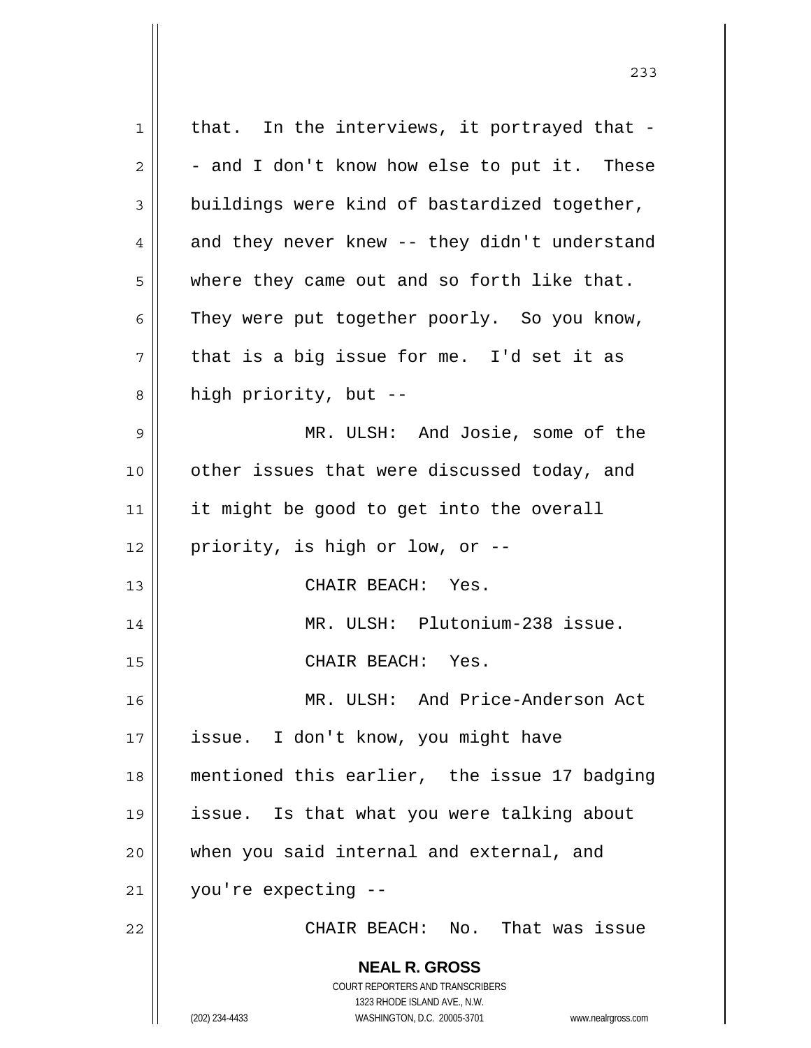that. In the interviews, it portrayed that -- and I don't know how else to put it. These buildings were kind of bastardized together, and they never knew -- they didn't understand where they came out and so forth like that. They were put together poorly. So you know, that is a big issue for me. I'd set it as high priority, but --

MR. ULSH: And Josie, some of the other issues that were discussed today, and it might be good to get into the overall priority, is high or low, or --

CHAIR BEACH: Yes.

MR. ULSH: Plutonium-238 issue.

CHAIR BEACH: Yes.

MR. ULSH: And Price-Anderson Act issue. I don't know, you might have mentioned this earlier, the issue 17 badging issue. Is that what you were talking about when you said internal and external, and you're expecting --

CHAIR BEACH: No. That was issue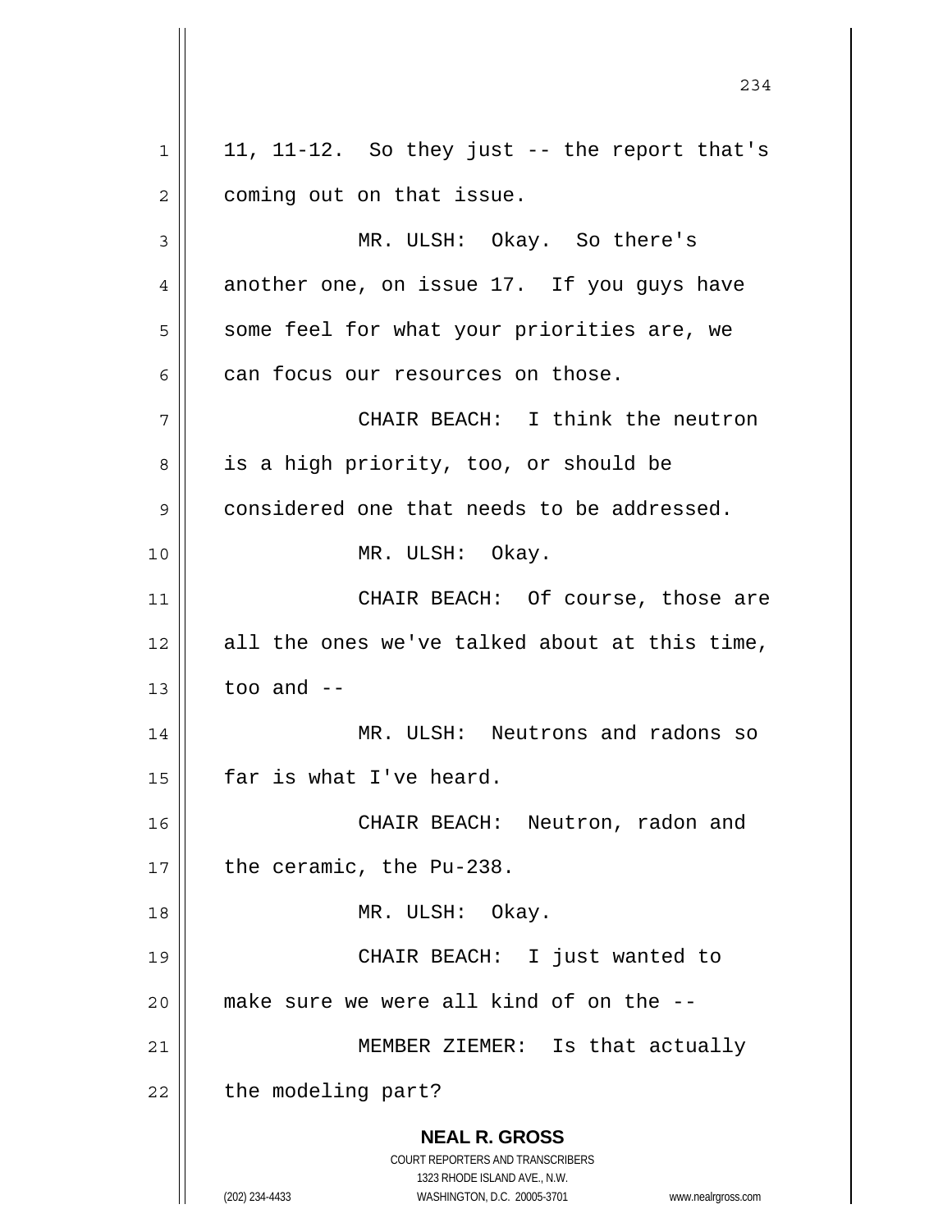11, 11-12. So they just -- the report that's coming out on that issue.

MR. ULSH: Okay. So there's another one, on issue 17. If you guys have some feel for what your priorities are, we can focus our resources on those.

CHAIR BEACH: I think the neutron is a high priority, too, or should be considered one that needs to be addressed.

MR. ULSH: Okay.

CHAIR BEACH: Of course, those are all the ones we've talked about at this time, too and --

MR. ULSH: Neutrons and radons so far is what I've heard.

CHAIR BEACH: Neutron, radon and the ceramic, the Pu-238.

MR. ULSH: Okay.

CHAIR BEACH: I just wanted to make sure we were all kind of on the --

MEMBER ZIEMER: Is that actually the modeling part?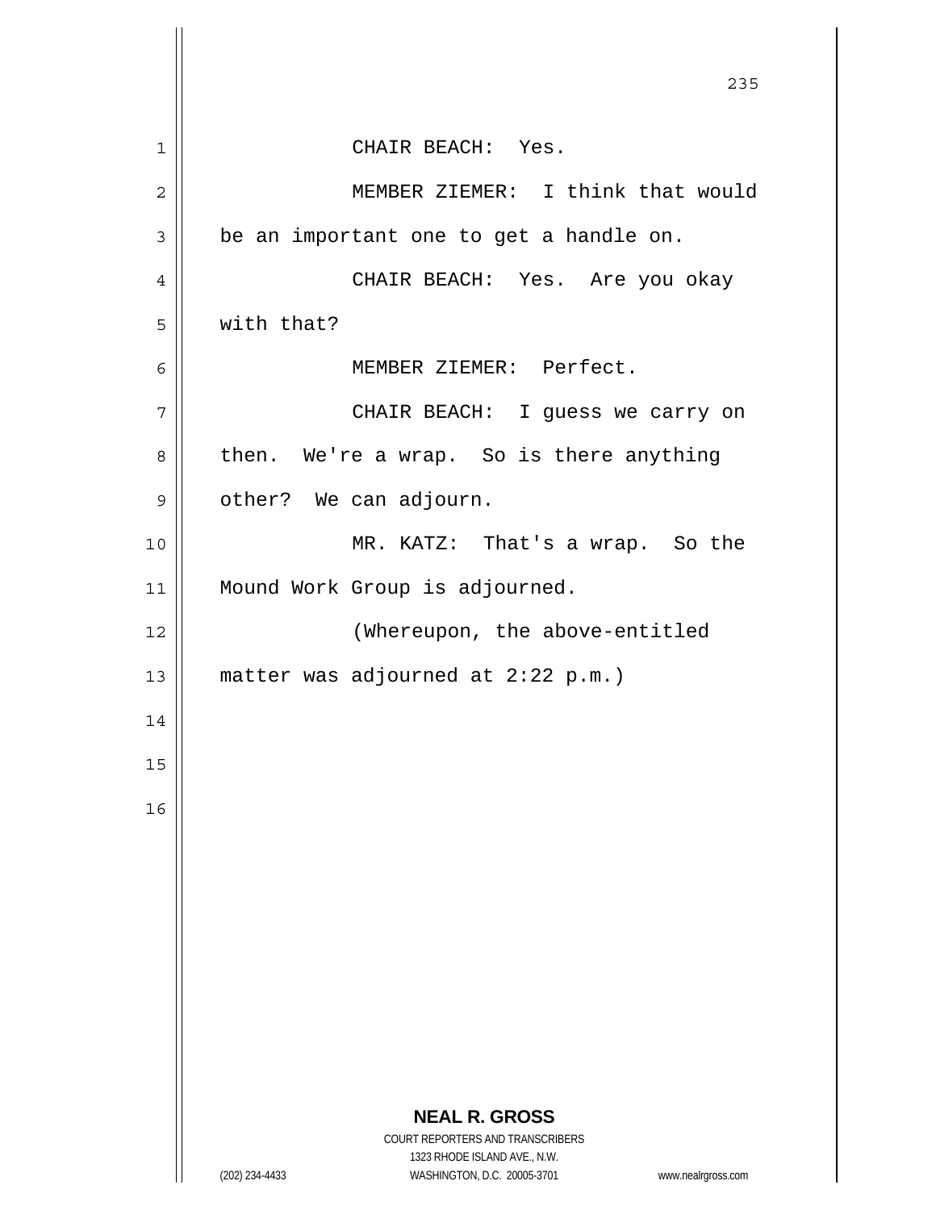CHAIR BEACH: Yes.

MEMBER ZIEMER: I think that would be an important one to get a handle on.

CHAIR BEACH: Yes. Are you okay with that?

MEMBER ZIEMER: Perfect.

CHAIR BEACH: I guess we carry on then. We're a wrap. So is there anything other? We can adjourn.

MR. KATZ: That's a wrap. So the Mound Work Group is adjourned.

(Whereupon, the above-entitled matter was adjourned at 2:22 p.m.)